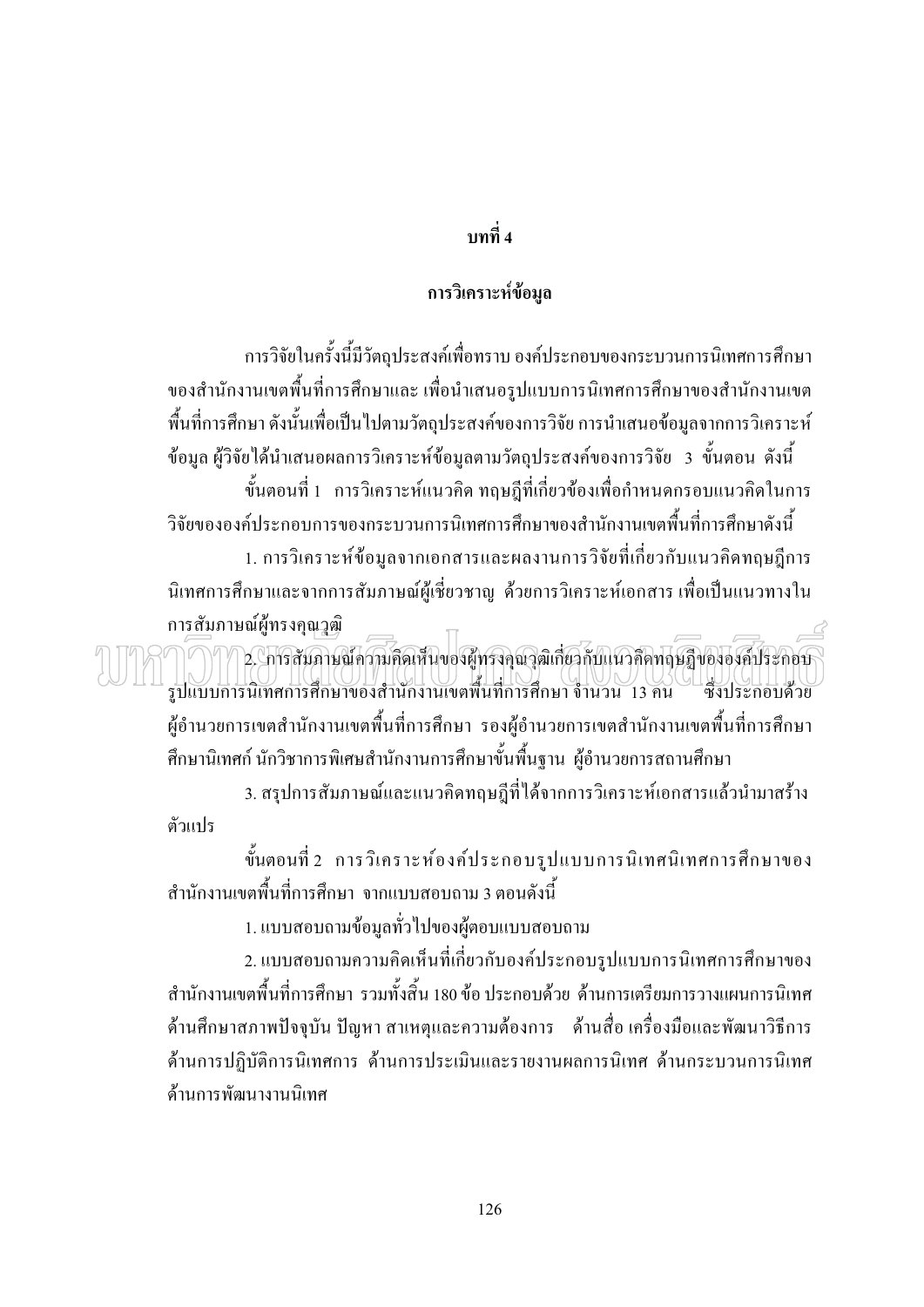# บทที่ 4

## การวิเคราะห์ข้อมูล

การวิจัยในครั้งนี้มีวัตถุประสงค์เพื่อทราบ องค์ประกอบของกระบวนการนิเทศการศึกษาของสำนักงานเขตพื้นที่การศึกษาและ เพื่อนำเสนอรูปแบบการนิเทศการศึกษาของสำนักงานเขตพื้นที่การศึกษา ดังนั้นเพื่อเป็นไปตามวัตถุประสงค์ของการวิจัย การนำเสนอข้อมูลจากการวิเคราะห์ข้อมูล ผู้วิจัยได้นำเสนอผลการวิเคราะห์ข้อมูลตามวัตถุประสงค์ของการวิจัย 3 ขั้นตอน ดังนี้

ขั้นตอนที่ 1 การวิเคราะห์แนวคิด ทฤษฎีที่เกี่ยวข้องเพื่อกำหนดกรอบแนวคิดในการวิจัยขององค์ประกอบการของกระบวนการนิเทศการศึกษาของสำนักงานเขตพื้นที่การศึกษาดังนี้

1. การวิเคราะห์ข้อมูลจากเอกสารและผลงานการวิจัยที่เกี่ยวกับแนวคิดทฤษฎีการนิเทศการศึกษาและจากการสัมภาษณ์ผู้เชี่ยวชาญ ด้วยการวิเคราะห์เอกสาร เพื่อเป็นแนวทางในการสัมภาษณ์ผู้ทรงคุณวุฒิ

2. การสัมภาษณ์ความคิดเห็นของผู้ทรงคุณวุฒิเกี่ยวกับแนวคิดทฤษฎีขององค์ประกอบรูปแบบการนิเทศการศึกษาของสำนักงานเขตพื้นที่การศึกษา จำนวน 13 คน ซึ่งประกอบด้วย ผู้อำนวยการเขตสำนักงานเขตพื้นที่การศึกษา รองผู้อำนวยการเขตสำนักงานเขตพื้นที่การศึกษา ศึกษานิเทศก์ นักวิชาการพิเศษสำนักงานการศึกษาขั้นพื้นฐาน ผู้อำนวยการสถานศึกษา

3. สรุปการสัมภาษณ์และแนวคิดทฤษฎีที่ได้จากการวิเคราะห์เอกสารแล้วนำมาสร้างตัวแปร

ขั้นตอนที่ 2 การวิเคราะห์องค์ประกอบรูปแบบการนิเทศนิเทศการศึกษาของสำนักงานเขตพื้นที่การศึกษา จากแบบสอบถาม 3 ตอนดังนี้

1. แบบสอบถามข้อมูลทั่วไปของผู้ตอบแบบสอบถาม

2. แบบสอบถามความคิดเห็นที่เกี่ยวกับองค์ประกอบรูปแบบการนิเทศการศึกษาของสำนักงานเขตพื้นที่การศึกษา รวมทั้งสิ้น 180 ข้อ ประกอบด้วย ด้านการเตรียมการวางแผนการนิเทศ ด้านศึกษาสภาพปัจจุบัน ปัญหา สาเหตุและความต้องการ ด้านสื่อ เครื่องมือและพัฒนาวิธีการ ด้านการปฏิบัติการนิเทศการ ด้านการประเมินและรายงานผลการนิเทศ ด้านกระบวนการนิเทศ ด้านการพัฒนางานนิเทศ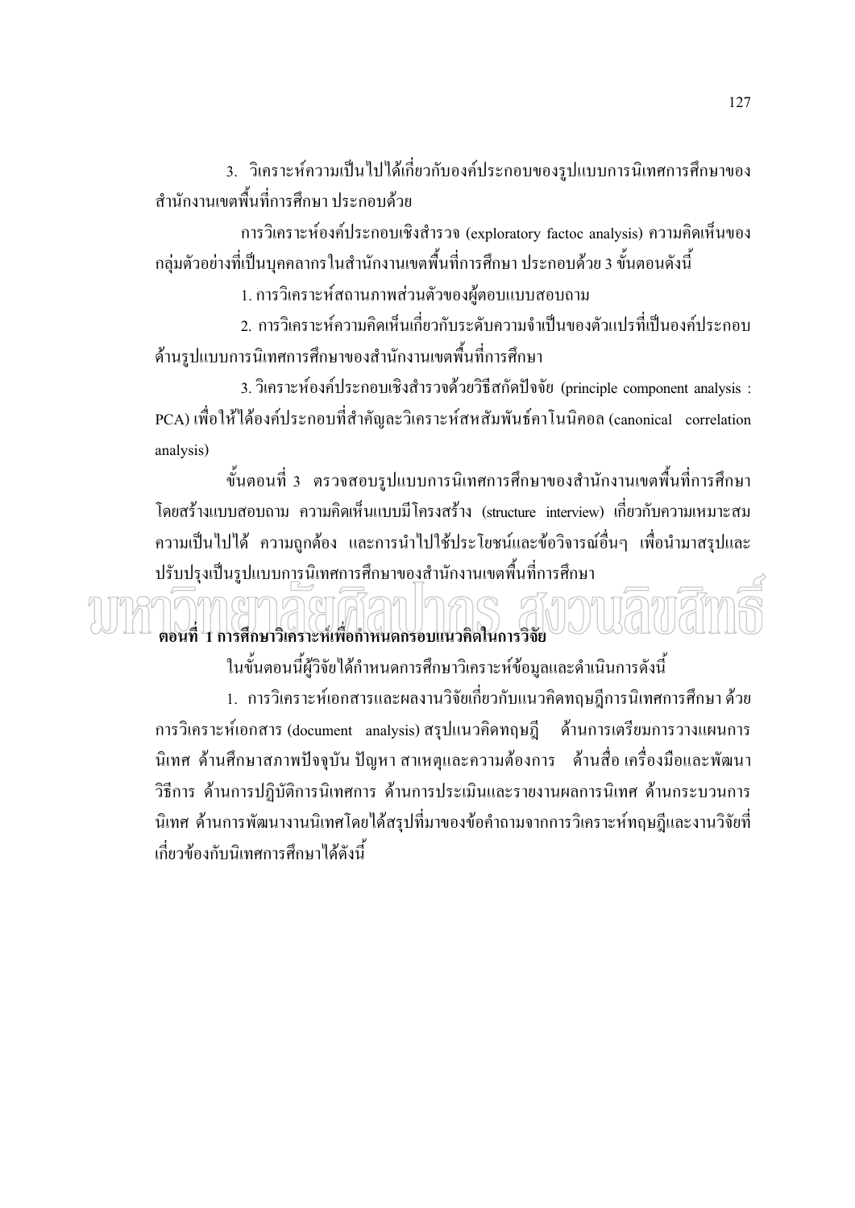3. วิเคราะห์ความเป็นไปได้เกี่ยวกับองค์ประกอบของรูปแบบการนิเทศการศึกษาของสำนักงานเขตพื้นที่การศึกษา ประกอบด้วย

การวิเคราะห์องค์ประกอบเชิงสำรวจ (exploratory factoc analysis) ความคิดเห็นของกลุ่มตัวอย่างที่เป็นบุคคลากรในสำนักงานเขตพื้นที่การศึกษา ประกอบด้วย 3 ขั้นตอนดังนี้

1. การวิเคราะห์สถานภาพส่วนตัวของผู้ตอบแบบสอบถาม

2. การวิเคราะห์ความคิดเห็นเกี่ยวกับระดับความจำเป็นของตัวแปรที่เป็นองค์ประกอบด้านรูปแบบการนิเทศการศึกษาของสำนักงานเขตพื้นที่การศึกษา

3. วิเคราะห์องค์ประกอบเชิงสำรวจด้วยวิธีสกัดปัจจัย (principle component analysis : PCA) เพื่อให้ได้องค์ประกอบที่สำคัญละวิเคราะห์สหสัมพันธ์คาโนนิคอล (canonical correlation analysis)

ขั้นตอนที่ 3 ตรวจสอบรูปแบบการนิเทศการศึกษาของสำนักงานเขตพื้นที่การศึกษา โดยสร้างแบบสอบถาม ความคิดเห็นแบบมีโครงสร้าง (structure interview) เกี่ยวกับความเหมาะสม ความเป็นไปได้ ความถูกต้อง และการนำไปใช้ประโยชน์และข้อวิจารณ์อื่นๆ เพื่อนำมาสรุปและปรับปรุงเป็นรูปแบบการนิเทศการศึกษาของสำนักงานเขตพื้นที่การศึกษา

**ตอนที่ 1 การศึกษาวิเคราะห์เพื่อกำหนดกรอบแนวคิดในการวิจัย**

ในขั้นตอนนี้ผู้วิจัยได้กำหนดการศึกษาวิเคราะห์ข้อมูลและดำเนินการดังนี้

1. การวิเคราะห์เอกสารและผลงานวิจัยเกี่ยวกับแนวคิดทฤษฎีการนิเทศการศึกษา ด้วยการวิเคราะห์เอกสาร (document analysis) สรุปแนวคิดทฤษฎี ด้านการเตรียมการวางแผนการนิเทศ ด้านศึกษาสภาพปัจจุบัน ปัญหา สาเหตุและความต้องการ ด้านสื่อ เครื่องมือและพัฒนาวิธีการ ด้านการปฏิบัติการนิเทศการ ด้านการประเมินและรายงานผลการนิเทศ ด้านกระบวนการนิเทศ ด้านการพัฒนางานนิเทศโดยได้สรุปที่มาของข้อคำถามจากการวิเคราะห์ทฤษฎีและงานวิจัยที่เกี่ยวข้องกับนิเทศการศึกษาได้ดังนี้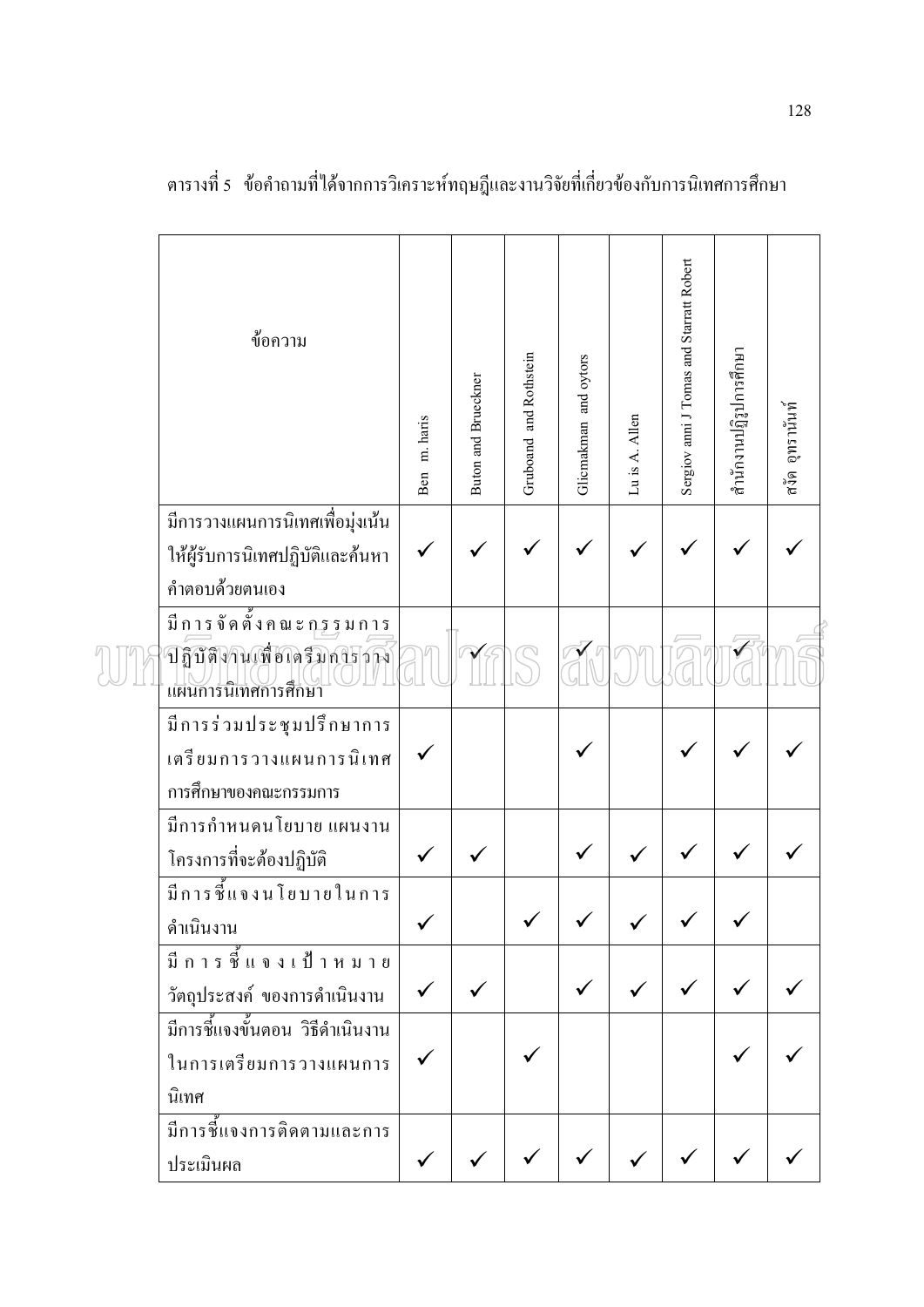ตารางที่ 5 ข้อคำถามที่ได้จากการวิเคราะห์ทฤษฎีและงานวิจัยที่เกี่ยวข้องกับการนิเทศการศึกษา

| ข้อความ | Ben m. haris | Buton and Brueckner | Gruboand and Rothstein | Glicmakman and oytors | Lu is A. Allen | Sergiov anni J Tomas and Starratt Robert | สำนักงานปฏิรูปการศึกษา | สงัด อุทรานันท์ |
|---|---|---|---|---|---|---|---|---|
| มีการวางแผนการนิเทศเพื่อมุ่งเน้นให้ผู้รับการนิเทศปฏิบัติและค้นหาคำตอบด้วยตนเอง | ✓ | ✓ | ✓ | ✓ | ✓ | ✓ | ✓ | ✓ |
| มีการจัดตั้งคณะกรรมการปฏิบัติงานเพื่อเตรียมการวางแผนการนิเทศการศึกษา | | ✓ | | ✓ | | | ✓ | |
| มีการร่วมประชุมปรึกษาการเตรียมการวางแผนการนิเทศการศึกษาของคณะกรรมการ | ✓ | | | ✓ | | ✓ | ✓ | ✓ |
| มีการกำหนดนโยบาย แผนงาน โครงการที่จะต้องปฏิบัติ | ✓ | ✓ | | ✓ | ✓ | ✓ | ✓ | ✓ |
| มีการชี้แจงนโยบายในการดำเนินงาน | ✓ | | ✓ | ✓ | ✓ | ✓ | ✓ | |
| มีการชี้แจงเป้าหมาย วัตถุประสงค์ ของการดำเนินงาน | ✓ | ✓ | | ✓ | ✓ | ✓ | ✓ | ✓ |
| มีการชี้แจงขั้นตอน วิธีดำเนินงานในการเตรียมการวางแผนการนิเทศ | ✓ | | ✓ | | | | ✓ | ✓ |
| มีการชี้แจงการติดตามและการประเมินผล | ✓ | ✓ | ✓ | ✓ | ✓ | ✓ | ✓ | ✓ |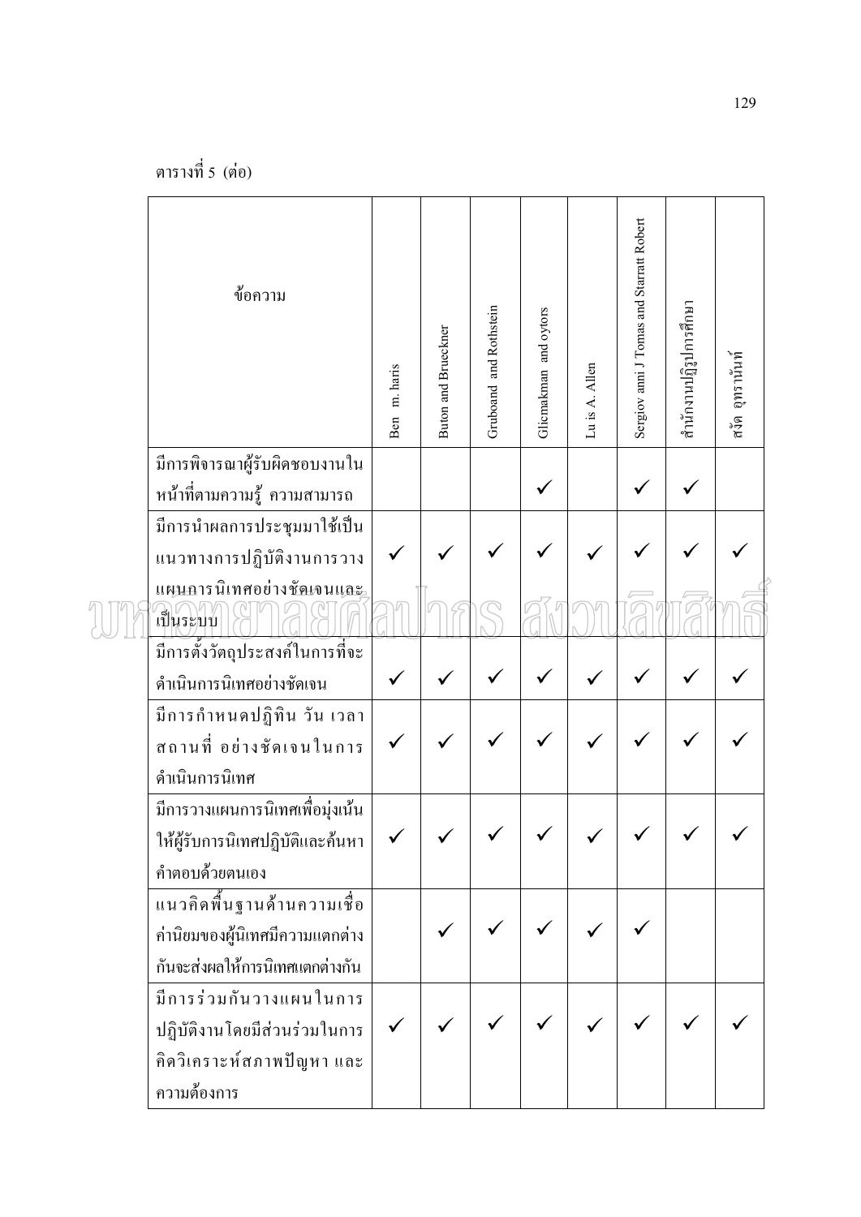ตารางที่ 5 (ต่อ)

| ข้อความ | Ben m. haris | Buton and Brueckner | Gruboand and Rothstein | Glicmakman and oytors | Lu is A. Allen | Sergiov anni J Tomas and Starratt Robert | สำนักงานปฏิรูปการศึกษา | สงัด อุทรานันท์ |
|---|---|---|---|---|---|---|---|---|
| มีการพิจารณาผู้รับผิดชอบงานในหน้าที่ตามความรู้ ความสามารถ | | | | ✓ | | ✓ | ✓ | |
| มีการนำผลการประชุมมาใช้เป็นแนวทางการปฏิบัติงานการวางแผนการนิเทศอย่างชัดเจนและเป็นระบบ | ✓ | ✓ | ✓ | ✓ | ✓ | ✓ | ✓ | ✓ |
| มีการตั้งวัตถุประสงค์ในการที่จะดำเนินการนิเทศอย่างชัดเจน | ✓ | ✓ | ✓ | ✓ | ✓ | ✓ | ✓ | ✓ |
| มีการกำหนดปฏิทิน วัน เวลา สถานที่ อย่างชัดเจนในการดำเนินการนิเทศ | ✓ | ✓ | ✓ | ✓ | ✓ | ✓ | ✓ | ✓ |
| มีการวางแผนการนิเทศเพื่อมุ่งเน้นให้ผู้รับการนิเทศปฏิบัติและค้นหาคำตอบด้วยตนเอง | ✓ | ✓ | ✓ | ✓ | ✓ | ✓ | ✓ | ✓ |
| แนวคิดพื้นฐานด้านความเชื่อค่านิยมของผู้นิเทศมีความแตกต่างกันจะส่งผลให้การนิเทศแตกต่างกัน | | ✓ | ✓ | ✓ | ✓ | ✓ | | |
| มีการร่วมกันวางแผนในการปฏิบัติงานโดยมีส่วนร่วมในการคิดวิเคราะห์สภาพปัญหา และความต้องการ | ✓ | ✓ | ✓ | ✓ | ✓ | ✓ | ✓ | ✓ |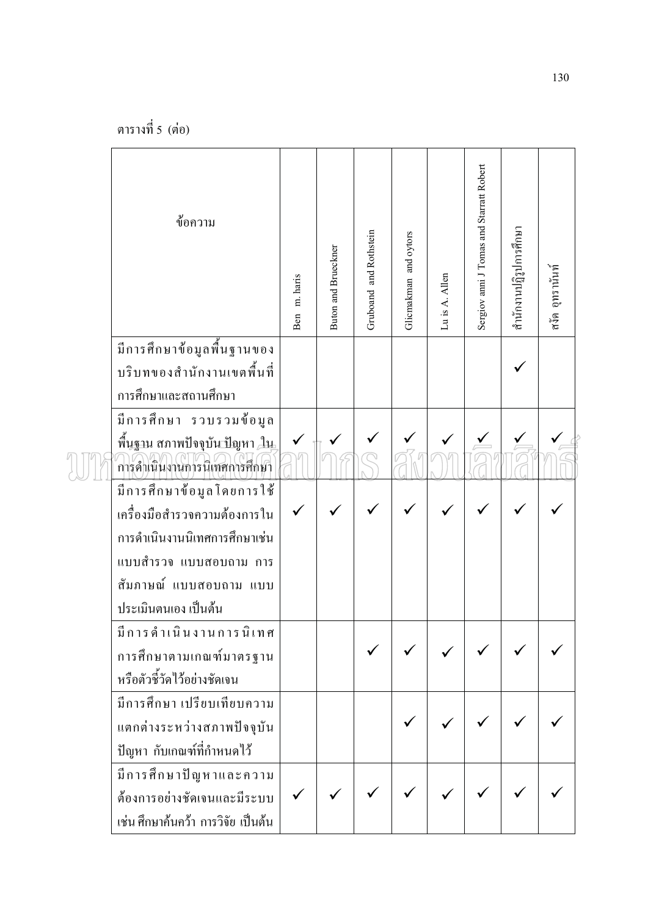ตารางที่ 5 (ต่อ)

| ข้อความ | Ben m. haris | Buton and Brueckner | Gruboand and Rothstein | Glicmakman and oytors | Lu is A. Allen | Sergiov anni J Tomas and Starratt Robert | สำนักงานปฏิรูปการศึกษา | สงัด อุทรานันท์ |
|---|---|---|---|---|---|---|---|---|
| มีการศึกษาข้อมูลพื้นฐานของบริบทของสำนักงานเขตพื้นที่การศึกษาและสถานศึกษา | | | | | | | ✓ | |
| มีการศึกษา รวบรวมข้อมูลพื้นฐาน สภาพปัจจุบัน ปัญหา ในการดำเนินงานการนิเทศการศึกษา | ✓ | ✓ | ✓ | ✓ | ✓ | ✓ | ✓ | ✓ |
| มีการศึกษาข้อมูลโดยการใช้เครื่องมือสำรวจความต้องการในการดำเนินงานนิเทศการศึกษาเช่น แบบสำรวจ แบบสอบถาม การสัมภาษณ์ แบบสอบถาม แบบประเมินตนเอง เป็นต้น | ✓ | ✓ | ✓ | ✓ | ✓ | ✓ | ✓ | ✓ |
| มีการดำเนินงานการนิเทศการศึกษาตามเกณฑ์มาตรฐานหรือตัวชี้วัดไว้อย่างชัดเจน | | | ✓ | ✓ | ✓ | ✓ | ✓ | ✓ |
| มีการศึกษา เปรียบเทียบความแตกต่างระหว่างสภาพปัจจุบัน ปัญหา กับเกณฑ์ที่กำหนดไว้ | | | | ✓ | ✓ | ✓ | ✓ | ✓ |
| มีการศึกษาปัญหาและความต้องการอย่างชัดเจนและมีระบบ เช่น ศึกษาค้นคว้า การวิจัย เป็นต้น | ✓ | ✓ | ✓ | ✓ | ✓ | ✓ | ✓ | ✓ |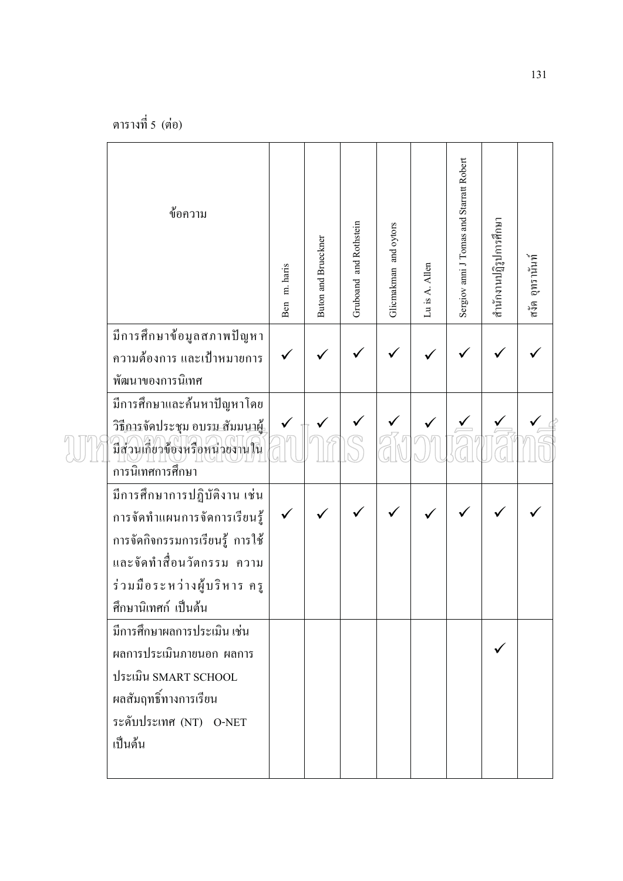ตารางที่ 5 (ต่อ)

| ข้อความ | Ben m. haris | Buton and Brueckner | Gruboand and Rothstein | Glicmakman and oytors | Lu is A. Allen | Sergiov anni J Tomas and Starratt Robert | สำนักงานปฏิรูปการศึกษา | สงัด อุทรานันท์ |
|---|---|---|---|---|---|---|---|---|
| มีการศึกษาข้อมูลสภาพปัญหา ความต้องการ และเป้าหมายการพัฒนาของการนิเทศ | ✓ | ✓ | ✓ | ✓ | ✓ | ✓ | ✓ | ✓ |
| มีการศึกษาและค้นหาปัญหาโดยวิธีการจัดประชุม อบรม สัมมนาผู้มีส่วนเกี่ยวข้องหรือหน่วยงานในการนิเทศการศึกษา | ✓ | ✓ | ✓ | ✓ | ✓ | ✓ | ✓ | ✓ |
| มีการศึกษาการปฏิบัติงาน เช่น การจัดทำแผนการจัดการเรียนรู้ การจัดกิจกรรมการเรียนรู้ การใช้และจัดทำสื่อนวัตกรรม ความร่วมมือระหว่างผู้บริหาร ครู ศึกษานิเทศก์ เป็นต้น | ✓ | ✓ | ✓ | ✓ | ✓ | ✓ | ✓ | ✓ |
| มีการศึกษาผลการประเมิน เช่น ผลการประเมินภายนอก ผลการประเมิน SMART SCHOOL ผลสัมฤทธิ์ทางการเรียนระดับประเทศ (NT) O-NET เป็นต้น | | | | | | | ✓ | |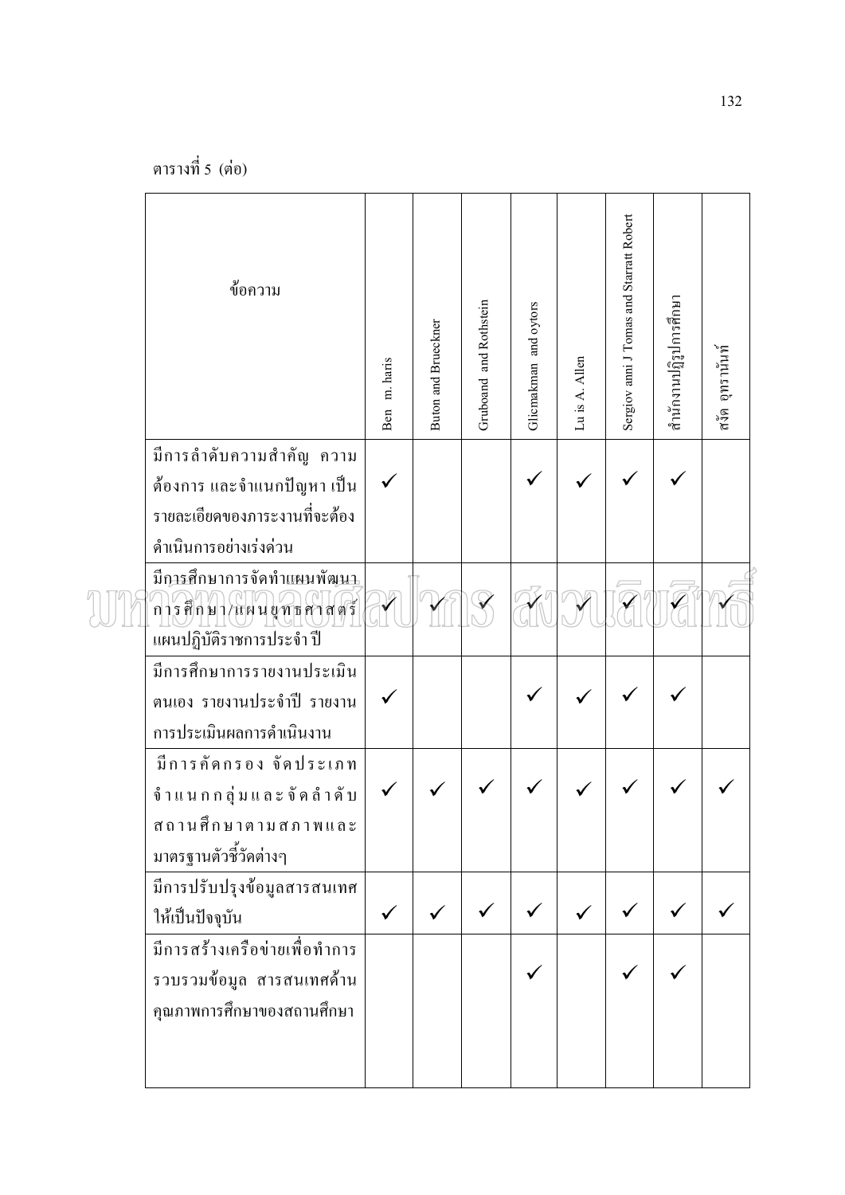ตารางที่ 5 (ต่อ)

| ข้อความ | Ben m. haris | Buton and Brueckner | Gruboand and Rothstein | Glicmakman and oytors | Lu is A. Allen | Sergiov anni J Tomas and Starratt Robert | สำนักงานปฏิรูปการศึกษา | สงัด อุทรานันท์ |
|---|---|---|---|---|---|---|---|---|
| มีการลำดับความสำคัญ ความต้องการ และจำแนกปัญหา เป็นรายละเอียดของภาระงานที่จะต้องดำเนินการอย่างเร่งด่วน | ✓ | | | ✓ | ✓ | ✓ | ✓ | |
| มีการศึกษาการจัดทำแผนพัฒนาการศึกษา/แผนยุทธศาสตร์แผนปฏิบัติราชการประจำปี | ✓ | ✓ | ✓ | ✓ | ✓ | ✓ | ✓ | ✓ |
| มีการศึกษาการรายงานประเมินตนเอง รายงานประจำปี รายงานการประเมินผลการดำเนินงาน | ✓ | | | ✓ | ✓ | ✓ | ✓ | |
| มีการคัดกรอง จัดประเภท จำแนกกลุ่มและจัดลำดับสถานศึกษาตามสภาพและมาตรฐานตัวชี้วัดต่างๆ | ✓ | ✓ | ✓ | ✓ | ✓ | ✓ | ✓ | ✓ |
| มีการปรับปรุงข้อมูลสารสนเทศให้เป็นปัจจุบัน | ✓ | ✓ | ✓ | ✓ | ✓ | ✓ | ✓ | ✓ |
| มีการสร้างเครือข่ายเพื่อทำการรวบรวมข้อมูล สารสนเทศด้านคุณภาพการศึกษาของสถานศึกษา | | | | ✓ | | ✓ | ✓ | |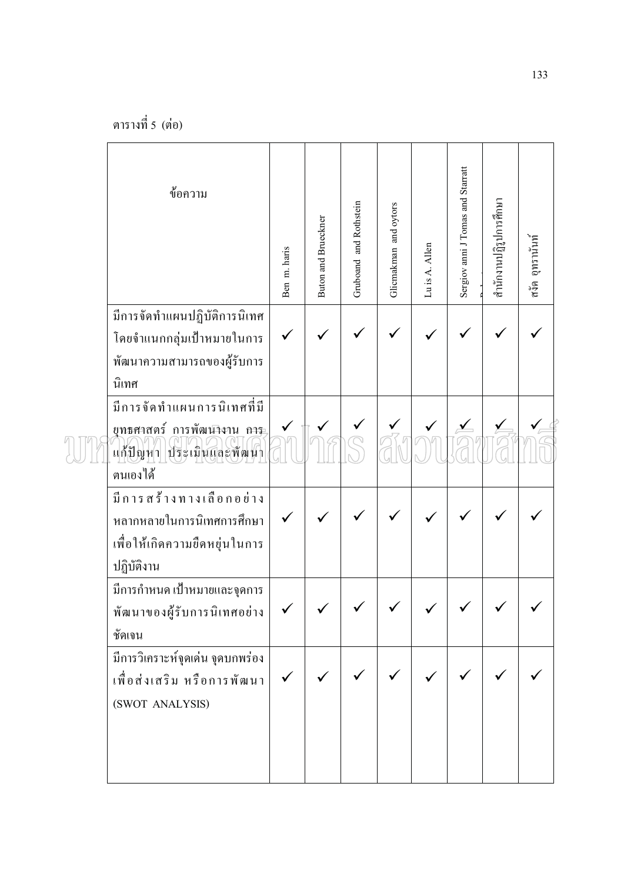ตารางที่ 5 (ต่อ)

| ข้อความ | Ben m. haris | Buton and Brueckner | Gruboand and Rothstein | Glicmakman and oytors | Lu is A. Allen | Sergiov anni J Tomas and Starratt | สำนักงานปฏิรูปการศึกษา | สงัด อุทรานันท์ |
|---|---|---|---|---|---|---|---|---|
| มีการจัดทำแผนปฏิบัติการนิเทศโดยจำแนกกลุ่มเป้าหมายในการพัฒนาความสามารถของผู้รับการนิเทศ | ✓ | ✓ | ✓ | ✓ | ✓ | ✓ | ✓ | ✓ |
| มีการจัดทำแผนการนิเทศที่มียุทธศาสตร์ การพัฒนางาน การแก้ปัญหา ประเมินและพัฒนาตนเองได้ | ✓ | ✓ | ✓ | ✓ | ✓ | ✓ | ✓ | ✓ |
| มีการสร้างทางเลือกอย่างหลากหลายในการนิเทศการศึกษาเพื่อให้เกิดความยืดหยุ่นในการปฏิบัติงาน | ✓ | ✓ | ✓ | ✓ | ✓ | ✓ | ✓ | ✓ |
| มีการกำหนดเป้าหมายและจุดการพัฒนาของผู้รับการนิเทศอย่างชัดเจน | ✓ | ✓ | ✓ | ✓ | ✓ | ✓ | ✓ | ✓ |
| มีการวิเคราะห์จุดเด่น จุดบกพร่องเพื่อส่งเสริม หรือการพัฒนา (SWOT ANALYSIS) | ✓ | ✓ | ✓ | ✓ | ✓ | ✓ | ✓ | ✓ |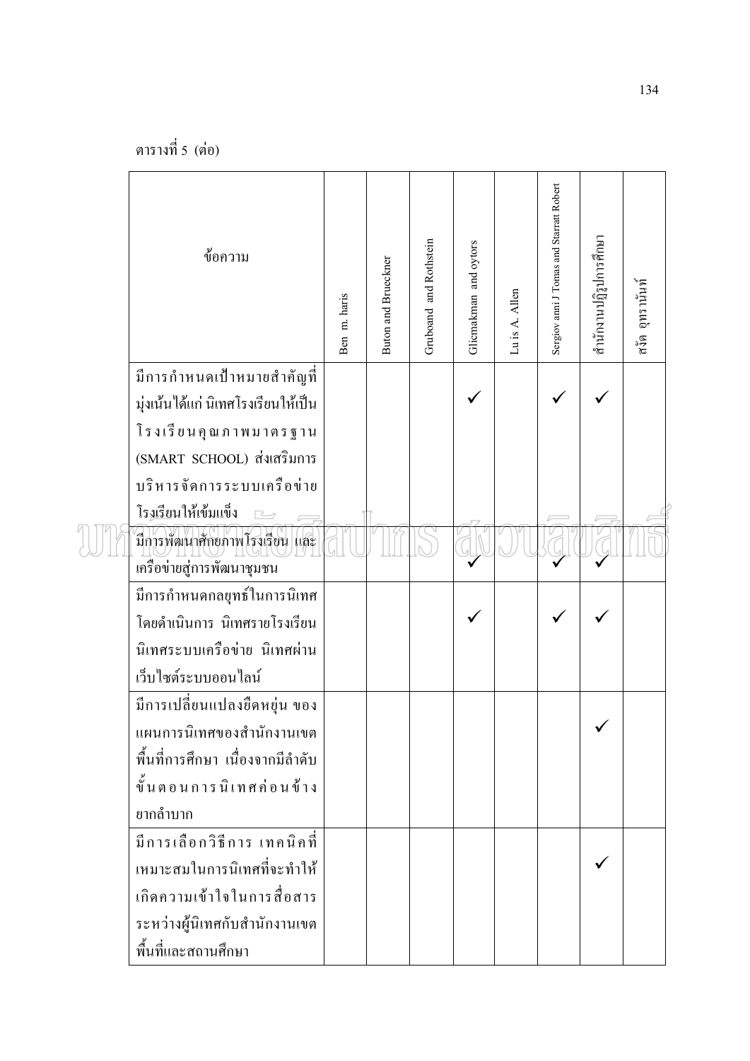ตารางที่ 5 (ต่อ)

| ข้อความ | Ben m. haris | Buton and Brueckner | Gruboand and Rothstein | Glicmakman and oytors | Lu is A. Allen | Sergiov anni J Tomas and Starratt Robert | สำนักงานปฏิรูปการศึกษา | สงัด อุทรานันท์ |
|---|---|---|---|---|---|---|---|---|
| มีการกำหนดเป้าหมายสำคัญที่มุ่งเน้นได้แก่ นิเทศโรงเรียนให้เป็นโรงเรียนคุณภาพมาตรฐาน (SMART SCHOOL) ส่งเสริมการบริหารจัดการระบบเครือข่ายโรงเรียนให้เข้มแข็ง | | | | ✓ | | ✓ | ✓ | |
| มีการพัฒนาศักยภาพโรงเรียน และเครือข่ายสู่การพัฒนาชุมชน | | | | ✓ | | ✓ | ✓ | |
| มีการกำหนดกลยุทธ์ในการนิเทศ โดยดำเนินการ นิเทศรายโรงเรียน นิเทศระบบเครือข่าย นิเทศผ่านเว็บไซต์ระบบออนไลน์ | | | | ✓ | | ✓ | ✓ | |
| มีการเปลี่ยนแปลงยืดหยุ่น ของแผนการนิเทศของสำนักงานเขตพื้นที่การศึกษา เนื่องจากมีลำดับขั้นตอนการนิเทศค่อนข้างยากลำบาก | | | | | | | ✓ | |
| มีการเลือกวิธีการ เทคนิคที่เหมาะสมในการนิเทศที่จะทำให้เกิดความเข้าใจในการสื่อสารระหว่างผู้นิเทศกับสำนักงานเขตพื้นที่และสถานศึกษา | | | | | | | ✓ | |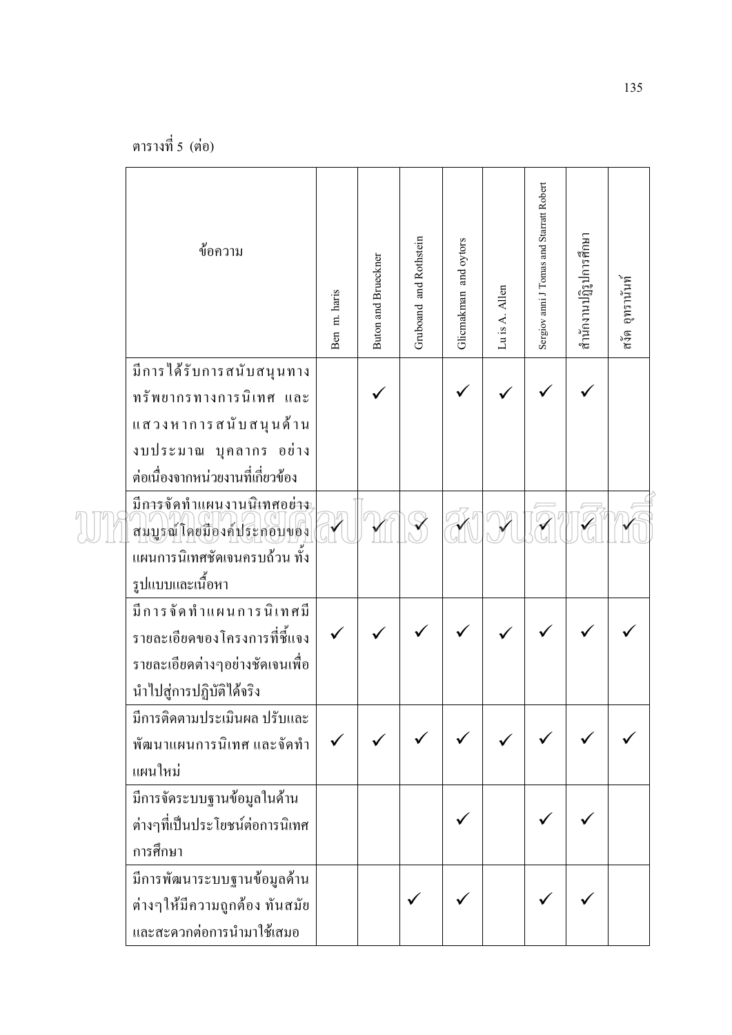ตารางที่ 5 (ต่อ)

| ข้อความ | Ben m. haris | Buton and Brueckner | Gruboand and Rothstein | Glicmakman and oytors | Lu is A. Allen | Sergiov anni J Tomas and Starratt Robert | สำนักงานปฏิรูปการศึกษา | สงัด อุทรานันท์ |
|---|---|---|---|---|---|---|---|---|
| มีการได้รับการสนับสนุนทางทรัพยากรทางการนิเทศ และแสวงหาการสนับสนุนด้านงบประมาณ บุคลากร อย่างต่อเนื่องจากหน่วยงานที่เกี่ยวข้อง | | ✓ | | ✓ | ✓ | ✓ | ✓ | |
| มีการจัดทำแผนงานนิเทศอย่างสมบูรณ์โดยมีองค์ประกอบของแผนการนิเทศชัดเจนครบถ้วน ทั้งรูปแบบและเนื้อหา | ✓ | ✓ | ✓ | ✓ | ✓ | ✓ | ✓ | ✓ |
| มีการจัดทำแผนการนิเทศมีรายละเอียดของโครงการที่ชี้แจงรายละเอียดต่างๆอย่างชัดเจนเพื่อนำไปสู่การปฏิบัติได้จริง | ✓ | ✓ | ✓ | ✓ | ✓ | ✓ | ✓ | ✓ |
| มีการติดตามประเมินผล ปรับและพัฒนาแผนการนิเทศ และจัดทำแผนใหม่ | ✓ | ✓ | ✓ | ✓ | ✓ | ✓ | ✓ | ✓ |
| มีการจัดระบบฐานข้อมูลในด้านต่างๆที่เป็นประโยชน์ต่อการนิเทศการศึกษา | | | | ✓ | | ✓ | ✓ | |
| มีการพัฒนาระบบฐานข้อมูลด้านต่างๆให้มีความถูกต้อง ทันสมัย และสะดวกต่อการนำมาใช้เสมอ | | | ✓ | ✓ | | ✓ | ✓ | |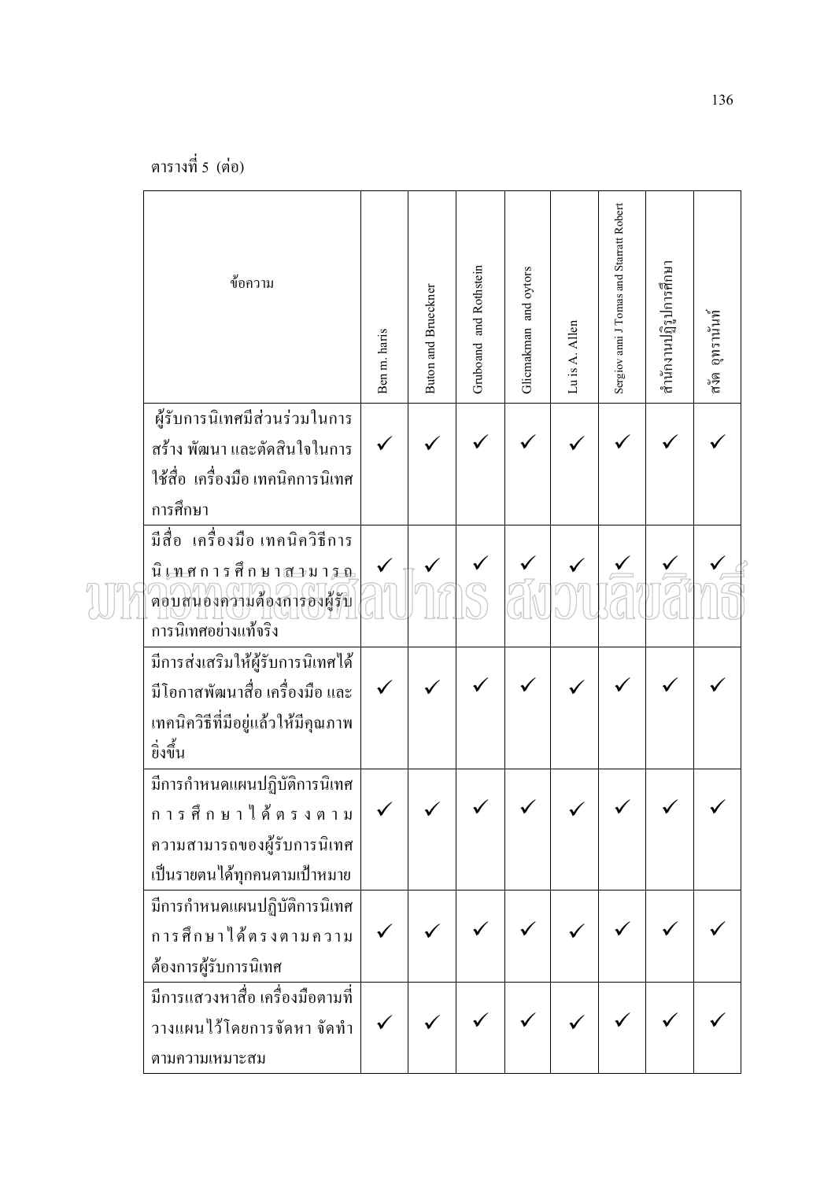ตารางที่ 5 (ต่อ)

| ข้อความ | Ben m. haris | Buton and Brueckner | Gruboand and Rothstein | Glicmakman and oytors | Lu is A. Allen | Sergiov anni J Tomas and Starratt Robert | สำนักงานปฏิรูปการศึกษา | สงัด อุทรานันท์ |
|---|---|---|---|---|---|---|---|---|
| ผู้รับการนิเทศมีส่วนร่วมในการสร้าง พัฒนา และตัดสินใจในการใช้สื่อ เครื่องมือ เทคนิคการนิเทศการศึกษา | ✓ | ✓ | ✓ | ✓ | ✓ | ✓ | ✓ | ✓ |
| มีสื่อ เครื่องมือ เทคนิควิธีการนิเทศการศึกษาสามารถตอบสนองความต้องการองผู้รับการนิเทศอย่างแท้จริง | ✓ | ✓ | ✓ | ✓ | ✓ | ✓ | ✓ | ✓ |
| มีการส่งเสริมให้ผู้รับการนิเทศได้มีโอกาสพัฒนาสื่อ เครื่องมือ และเทคนิควิธีที่มีอยู่แล้วให้มีคุณภาพยิ่งขึ้น | ✓ | ✓ | ✓ | ✓ | ✓ | ✓ | ✓ | ✓ |
| มีการกำหนดแผนปฏิบัติการนิเทศการศึกษาได้ตรงตามความสามารถของผู้รับการนิเทศเป็นรายตนได้ทุกคนตามเป้าหมาย | ✓ | ✓ | ✓ | ✓ | ✓ | ✓ | ✓ | ✓ |
| มีการกำหนดแผนปฏิบัติการนิเทศการศึกษาได้ตรงตามความต้องการผู้รับการนิเทศ | ✓ | ✓ | ✓ | ✓ | ✓ | ✓ | ✓ | ✓ |
| มีการแสวงหาสื่อ เครื่องมือตามที่วางแผนไว้โดยการจัดหา จัดทำตามความเหมาะสม | ✓ | ✓ | ✓ | ✓ | ✓ | ✓ | ✓ | ✓ |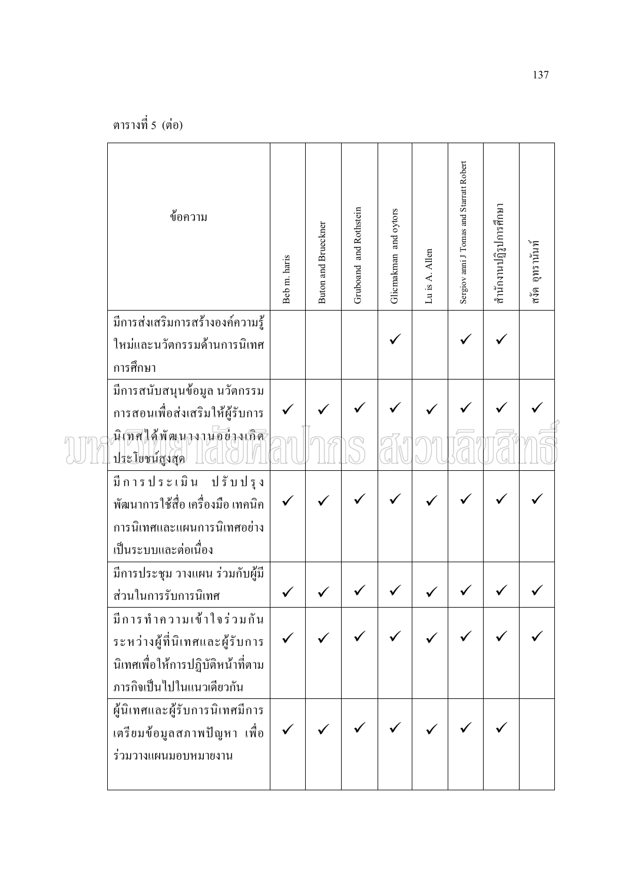ตารางที่ 5 (ต่อ)

| ข้อความ | Beb m. haris | Buton and Brueckner | Gruboand and Rothstein | Glicmakman and oytors | Lu is A. Allen | Sergiov anni J Tomas and Starratt Robert | สำนักงานปฏิรูปการศึกษา | สงัด อุทรานันท์ |
|---|---|---|---|---|---|---|---|---|
| มีการส่งเสริมการสร้างองค์ความรู้ใหม่และนวัตกรรมด้านการนิเทศการศึกษา | | | | ✓ | | ✓ | ✓ | |
| มีการสนับสนุนข้อมูล นวัตกรรมการสอนเพื่อส่งเสริมให้ผู้รับการนิเทศได้พัฒนางานอย่างเกิดประโยชน์สูงสุด | ✓ | ✓ | ✓ | ✓ | ✓ | ✓ | ✓ | ✓ |
| มีการประเมิน ปรับปรุง พัฒนาการใช้สื่อ เครื่องมือ เทคนิคการนิเทศและแผนการนิเทศอย่างเป็นระบบและต่อเนื่อง | ✓ | ✓ | ✓ | ✓ | ✓ | ✓ | ✓ | ✓ |
| มีการประชุม วางแผน ร่วมกับผู้มีส่วนในการรับการนิเทศ | ✓ | ✓ | ✓ | ✓ | ✓ | ✓ | ✓ | ✓ |
| มีการทำความเข้าใจร่วมกันระหว่างผู้ที่นิเทศและผู้รับการนิเทศเพื่อให้การปฏิบัติหน้าที่ตามภารกิจเป็นไปในแนวเดียวกัน | ✓ | ✓ | ✓ | ✓ | ✓ | ✓ | ✓ | ✓ |
| ผู้นิเทศและผู้รับการนิเทศมีการเตรียมข้อมูลสภาพปัญหา เพื่อร่วมวางแผนมอบหมายงาน | ✓ | ✓ | ✓ | ✓ | ✓ | ✓ | ✓ | |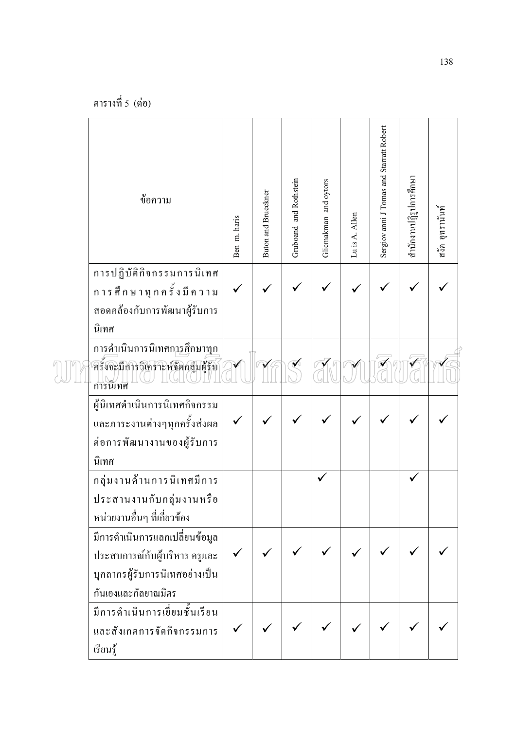ตารางที่ 5 (ต่อ)

| ข้อความ | Ben m. haris | Buton and Brueckner | Gruboand and Rothstein | Glicmakman and oytors | Lu is A. Allen | Sergiov anni J Tomas and Starratt Robert | สำนักงานปฏิรูปการศึกษา | สงัด อุทรานันท์ |
|---|---|---|---|---|---|---|---|---|
| การปฏิบัติกิจกรรมการนิเทศการศึกษาทุกครั้งมีความสอดคล้องกับการพัฒนาผู้รับการนิเทศ | ✓ | ✓ | ✓ | ✓ | ✓ | ✓ | ✓ | ✓ |
| การดำเนินการนิเทศการศึกษาทุกครั้งจะมีการวิเคราะห์จัดกลุ่มผู้รับการนิเทศ | ✓ | ✓ | ✓ | ✓ | ✓ | ✓ | ✓ | ✓ |
| ผู้นิเทศดำเนินการนิเทศกิจกรรมและภาระงานต่างๆทุกครั้งส่งผลต่อการพัฒนางานของผู้รับการนิเทศ | ✓ | ✓ | ✓ | ✓ | ✓ | ✓ | ✓ | ✓ |
| กลุ่มงานด้านการนิเทศมีการประสานงานกับกลุ่มงานหรือหน่วยงานอื่นๆ ที่เกี่ยวข้อง | | | | ✓ | | | ✓ | |
| มีการดำเนินการแลกเปลี่ยนข้อมูลประสบการณ์กับผู้บริหาร ครูและบุคลากรผู้รับการนิเทศอย่างเป็นกันเองและกัลยาณมิตร | ✓ | ✓ | ✓ | ✓ | ✓ | ✓ | ✓ | ✓ |
| มีการดำเนินการเยี่ยมชั้นเรียนและสังเกตการจัดกิจกรรมการเรียนรู้ | ✓ | ✓ | ✓ | ✓ | ✓ | ✓ | ✓ | ✓ |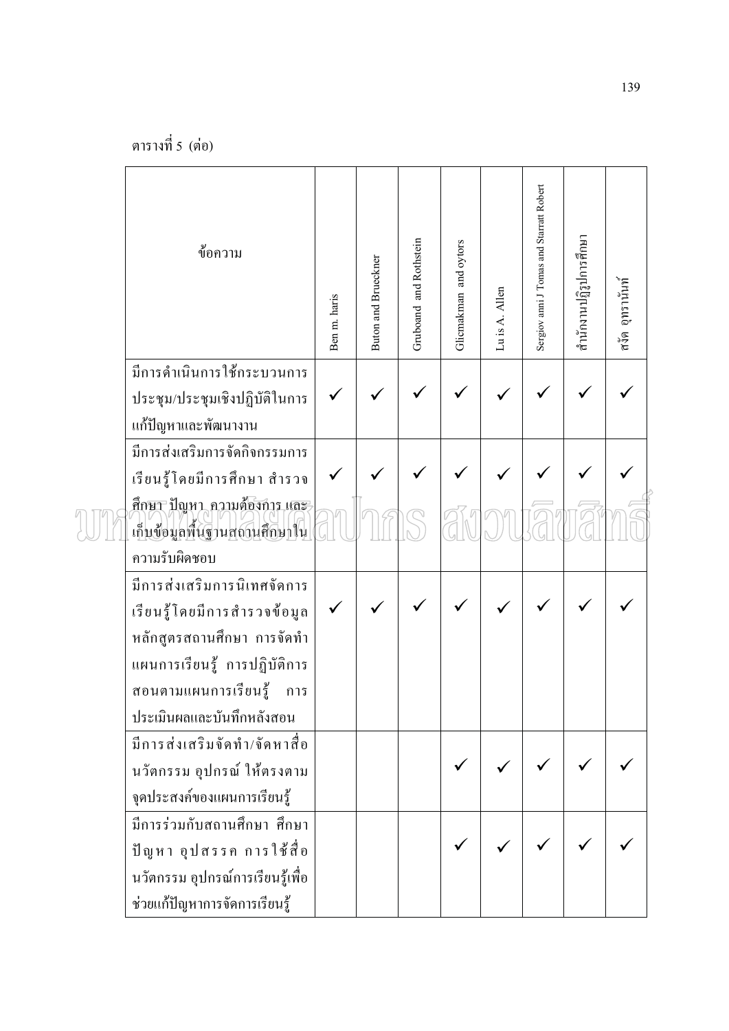ตารางที่ 5 (ต่อ)

| ข้อความ | Ben m. haris | Buton and Brueckner | Gruboand and Rothstein | Glicmakman and oytors | Lu is A. Allen | Sergiov anni J Tomas and Starratt Robert | สำนักงานปฏิรูปการศึกษา | สงัด อุทรานันท์ |
|---|---|---|---|---|---|---|---|---|
| มีการดำเนินการใช้กระบวนการประชุม/ประชุมเชิงปฏิบัติในการแก้ปัญหาและพัฒนางาน | ✓ | ✓ | ✓ | ✓ | ✓ | ✓ | ✓ | ✓ |
| มีการส่งเสริมการจัดกิจกรรมการเรียนรู้โดยมีการศึกษา สำรวจศึกษา ปัญหา ความต้องการ และเก็บข้อมูลพื้นฐานสถานศึกษาในความรับผิดชอบ | ✓ | ✓ | ✓ | ✓ | ✓ | ✓ | ✓ | ✓ |
| มีการส่งเสริมการนิเทศจัดการเรียนรู้โดยมีการสำรวจข้อมูลหลักสูตรสถานศึกษา การจัดทำแผนการเรียนรู้ การปฏิบัติการสอนตามแผนการเรียนรู้ การประเมินผลและบันทึกหลังสอน | ✓ | ✓ | ✓ | ✓ | ✓ | ✓ | ✓ | ✓ |
| มีการส่งเสริมจัดทำ/จัดหาสื่อนวัตกรรม อุปกรณ์ ให้ตรงตามจุดประสงค์ของแผนการเรียนรู้ | | | | ✓ | ✓ | ✓ | ✓ | ✓ |
| มีการร่วมกับสถานศึกษา ศึกษาปัญหา อุปสรรค การใช้สื่อนวัตกรรม อุปกรณ์การเรียนรู้เพื่อช่วยแก้ปัญหาการจัดการเรียนรู้ | | | | ✓ | ✓ | ✓ | ✓ | ✓ |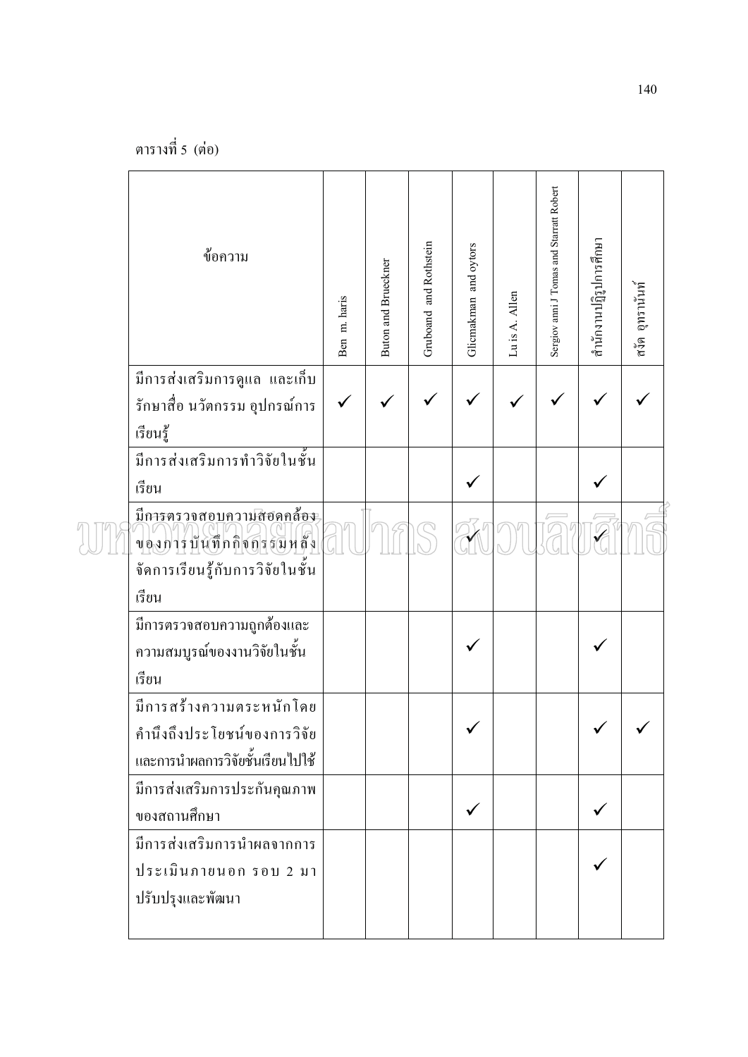ตารางที่ 5 (ต่อ)

| ข้อความ | Ben m. haris | Buton and Brueckner | Gruboand and Rothstein | Glicmakman and oytors | Lu is A. Allen | Sergiov anni J Tomas and Starratt Robert | สำนักงานปฏิรูปการศึกษา | สงัด อุทรานันท์ |
|---|---|---|---|---|---|---|---|---|
| มีการส่งเสริมการดูแล และเก็บรักษาสื่อ นวัตกรรม อุปกรณ์การเรียนรู้ | ✓ | ✓ | ✓ | ✓ | ✓ | ✓ | ✓ | ✓ |
| มีการส่งเสริมการทำวิจัยในชั้นเรียน | | | | ✓ | | | ✓ | |
| มีการตรวจสอบความสอดคล้องของการบันทึกกิจกรรมหลังจัดการเรียนรู้กับการวิจัยในชั้นเรียน | | | | ✓ | | | ✓ | |
| มีการตรวจสอบความถูกต้องและความสมบูรณ์ของงานวิจัยในชั้นเรียน | | | | ✓ | | | ✓ | |
| มีการสร้างความตระหนักโดยคำนึงถึงประโยชน์ของการวิจัยและการนำผลการวิจัยชั้นเรียนไปใช้ | | | | ✓ | | | ✓ | ✓ |
| มีการส่งเสริมการประกันคุณภาพของสถานศึกษา | | | | ✓ | | | ✓ | |
| มีการส่งเสริมการนำผลจากการประเมินภายนอก รอบ 2 มาปรับปรุงและพัฒนา | | | | | | | ✓ | |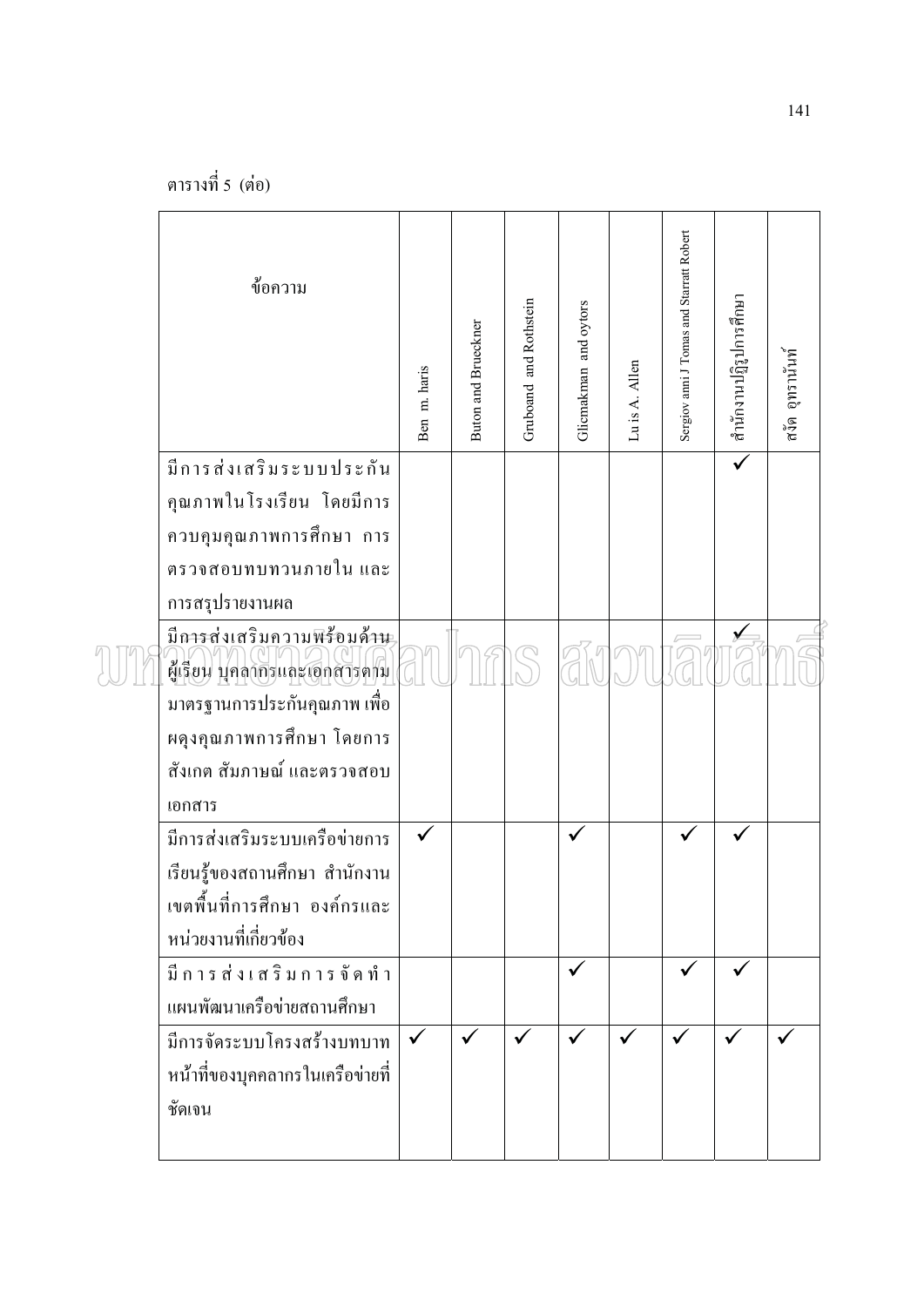ตารางที่ 5 (ต่อ)

| ข้อความ | Ben m. haris | Buton and Brueckner | Gruboand and Rothstein | Glicmakman and oytors | Lu is A. Allen | Sergiov anni J Tomas and Starratt Robert | สำนักงานปฏิรูปการศึกษา | สงัด อุทรานันท์ |
|---|---|---|---|---|---|---|---|---|
| มีการส่งเสริมระบบประกันคุณภาพในโรงเรียน โดยมีการควบคุมคุณภาพการศึกษา การตรวจสอบทบทวนภายใน และการสรุปรายงานผล | | | | | | | ✓ | |
| มีการส่งเสริมความพร้อมด้านผู้เรียน บุคลากรและเอกสารตามมาตรฐานการประกันคุณภาพ เพื่อผดุงคุณภาพการศึกษา โดยการสังเกต สัมภาษณ์ และตรวจสอบเอกสาร | | | | | | | ✓ | |
| มีการส่งเสริมระบบเครือข่ายการเรียนรู้ของสถานศึกษา สำนักงานเขตพื้นที่การศึกษา องค์กรและหน่วยงานที่เกี่ยวข้อง | ✓ | | | ✓ | | ✓ | ✓ | |
| มีการส่งเสริมการจัดทำแผนพัฒนาเครือข่ายสถานศึกษา | | | | ✓ | | ✓ | ✓ | |
| มีการจัดระบบโครงสร้างบทบาทหน้าที่ของบุคคลากรในเครือข่ายที่ชัดเจน | ✓ | ✓ | ✓ | ✓ | ✓ | ✓ | ✓ | ✓ |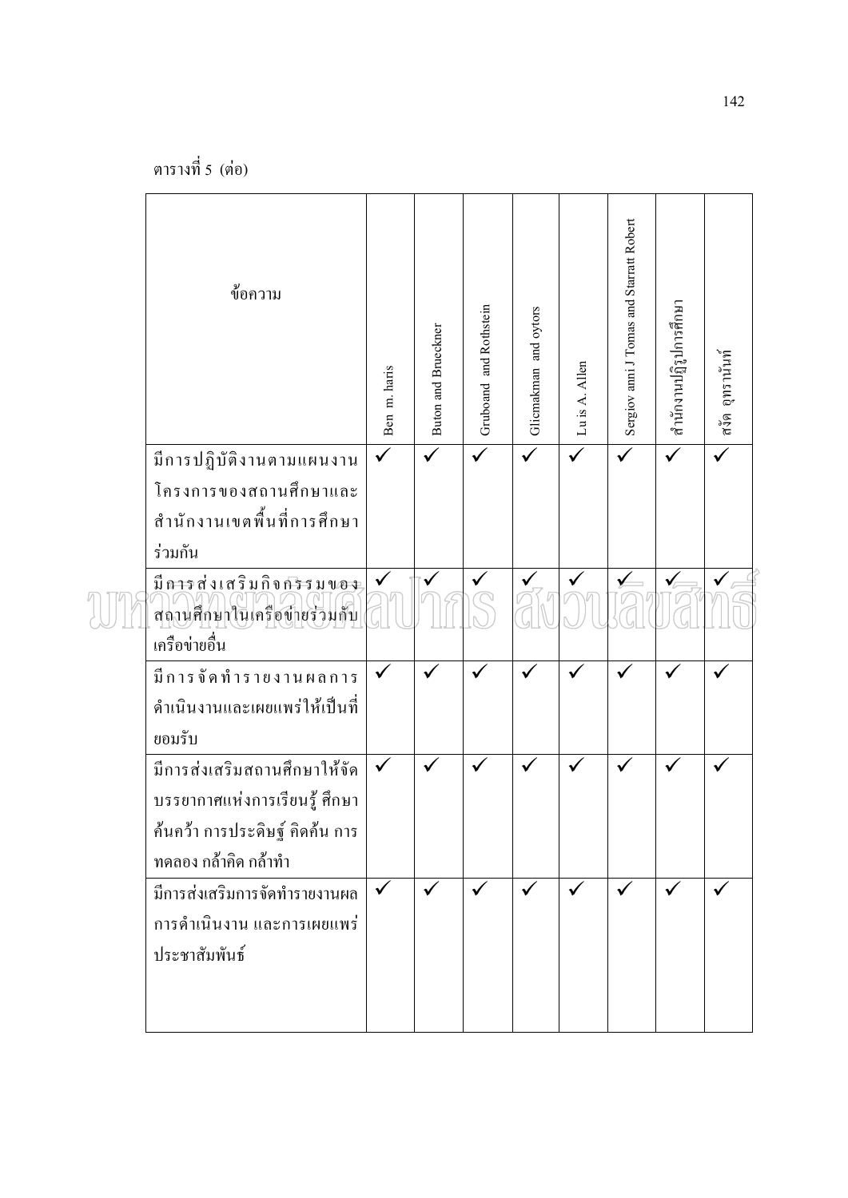ตารางที่ 5 (ต่อ)

| ข้อความ | Ben m. haris | Buton and Brueckner | Gruboand and Rothstein | Glicmakman and oytors | Lu is A. Allen | Sergiov anni J Tomas and Starratt Robert | สำนักงานปฏิรูปการศึกษา | สงัด อุทรานันท์ |
|---|---|---|---|---|---|---|---|---|
| มีการปฏิบัติงานตามแผนงานโครงการของสถานศึกษาและสำนักงานเขตพื้นที่การศึกษาร่วมกัน | ✓ | ✓ | ✓ | ✓ | ✓ | ✓ | ✓ | ✓ |
| มีการส่งเสริมกิจกรรมของสถานศึกษาในเครือข่ายร่วมกับเครือข่ายอื่น | ✓ | ✓ | ✓ | ✓ | ✓ | ✓ | ✓ | ✓ |
| มีการจัดทำรายงานผลการดำเนินงานและเผยแพร่ให้เป็นที่ยอมรับ | ✓ | ✓ | ✓ | ✓ | ✓ | ✓ | ✓ | ✓ |
| มีการส่งเสริมสถานศึกษาให้จัดบรรยากาศแห่งการเรียนรู้ ศึกษาค้นคว้า การประดิษฐ์ คิดค้น การทดลอง กล้าคิด กล้าทำ | ✓ | ✓ | ✓ | ✓ | ✓ | ✓ | ✓ | ✓ |
| มีการส่งเสริมการจัดทำรายงานผลการดำเนินงาน และการเผยแพร่ประชาสัมพันธ์ | ✓ | ✓ | ✓ | ✓ | ✓ | ✓ | ✓ | ✓ |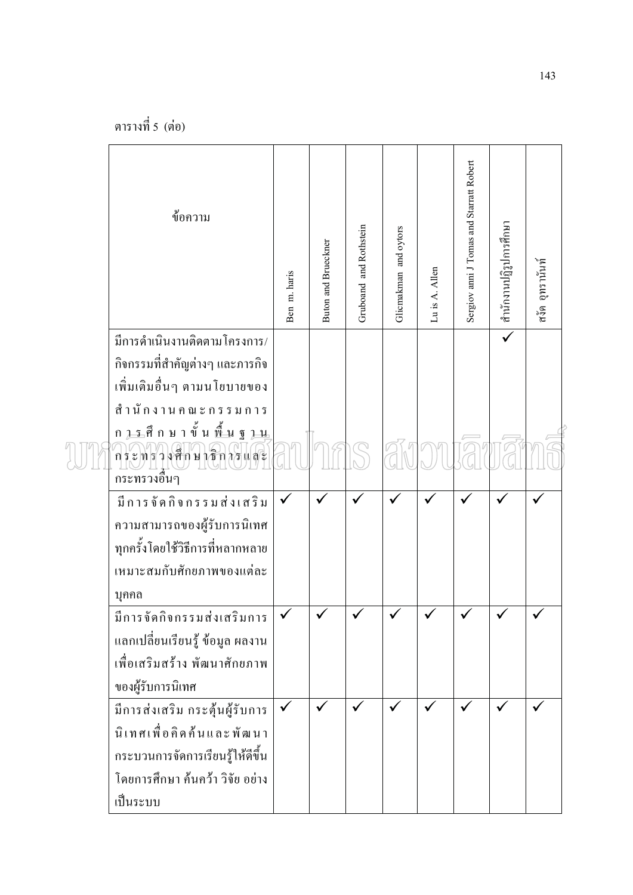ตารางที่ 5 (ต่อ)

| ข้อความ | Ben m. haris | Buton and Brueckner | Gruboand and Rothstein | Glicmakman and oytors | Lu is A. Allen | Sergiov anni J Tomas and Starratt Robert | สำนักงานปฏิรูปการศึกษา | สงัด อุทรานันท์ |
|---|---|---|---|---|---|---|---|---|
| มีการดำเนินงานติดตามโครงการ/กิจกรรมที่สำคัญต่างๆ และภารกิจเพิ่มเติมอื่นๆ ตามนโยบายของสำนักงานคณะกรรมการการศึกษาขั้นพื้นฐาน กระทรวงศึกษาธิการและกระทรวงอื่นๆ | | | | | | | ✓ | |
| มีการจัดกิจกรรมส่งเสริมความสามารถของผู้รับการนิเทศทุกครั้งโดยใช้วิธีการที่หลากหลายเหมาะสมกับศักยภาพของแต่ละบุคคล | ✓ | ✓ | ✓ | ✓ | ✓ | ✓ | ✓ | ✓ |
| มีการจัดกิจกรรมส่งเสริมการแลกเปลี่ยนเรียนรู้ ข้อมูล ผลงาน เพื่อเสริมสร้าง พัฒนาศักยภาพของผู้รับการนิเทศ | ✓ | ✓ | ✓ | ✓ | ✓ | ✓ | ✓ | ✓ |
| มีการส่งเสริม กระตุ้นผู้รับการนิเทศเพื่อคิดค้นและพัฒนากระบวนการจัดการเรียนรู้ให้ดีขึ้น โดยการศึกษา ค้นคว้า วิจัย อย่างเป็นระบบ | ✓ | ✓ | ✓ | ✓ | ✓ | ✓ | ✓ | ✓ |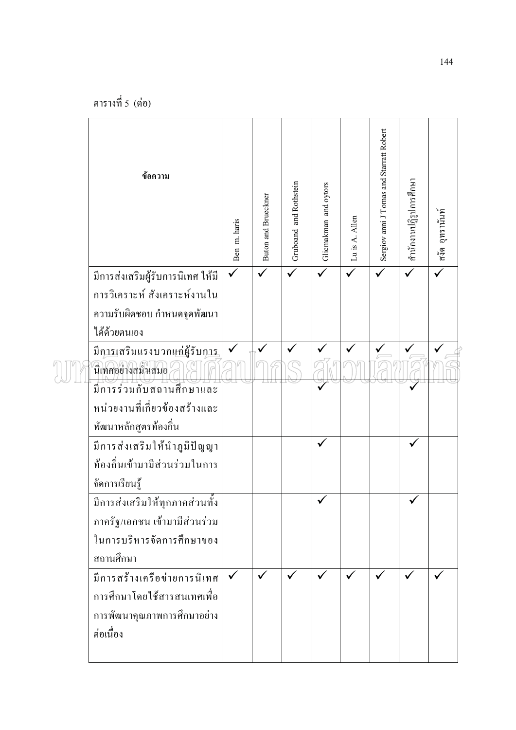ตารางที่ 5 (ต่อ)

| ข้อความ | Ben m. haris | Buton and Brueckner | Gruboand and Rothstein | Glicmakman and oytors | Lu is A. Allen | Sergiov anni J Tomas and Starratt Robert | สำนักงานปฏิรูปการศึกษา | สงัด อุทรานันท์ |
|---|---|---|---|---|---|---|---|---|
| มีการส่งเสริมผู้รับการนิเทศ ให้มีการวิเคราะห์ สังเคราะห์งานในความรับผิดชอบ กำหนดจุดพัฒนาได้ด้วยตนเอง | ✓ | ✓ | ✓ | ✓ | ✓ | ✓ | ✓ | ✓ |
| มีการเสริมแรงบวกแก่ผู้รับการนิเทศอย่างสม่ำเสมอ | ✓ | ✓ | ✓ | ✓ | ✓ | ✓ | ✓ | ✓ |
| มีการร่วมกับสถานศึกษาและหน่วยงานที่เกี่ยวข้องสร้างและพัฒนาหลักสูตรท้องถิ่น | | | | ✓ | | | ✓ | |
| มีการส่งเสริมให้นำภูมิปัญญาท้องถิ่นเข้ามามีส่วนร่วมในการจัดการเรียนรู้ | | | | ✓ | | | ✓ | |
| มีการส่งเสริมให้ทุกภาคส่วนทั้งภาครัฐ/เอกชน เข้ามามีส่วนร่วมในการบริหารจัดการศึกษาของสถานศึกษา | | | | ✓ | | | ✓ | |
| มีการสร้างเครือข่ายการนิเทศการศึกษาโดยใช้สารสนเทศเพื่อการพัฒนาคุณภาพการศึกษาอย่างต่อเนื่อง | ✓ | ✓ | ✓ | ✓ | ✓ | ✓ | ✓ | ✓ |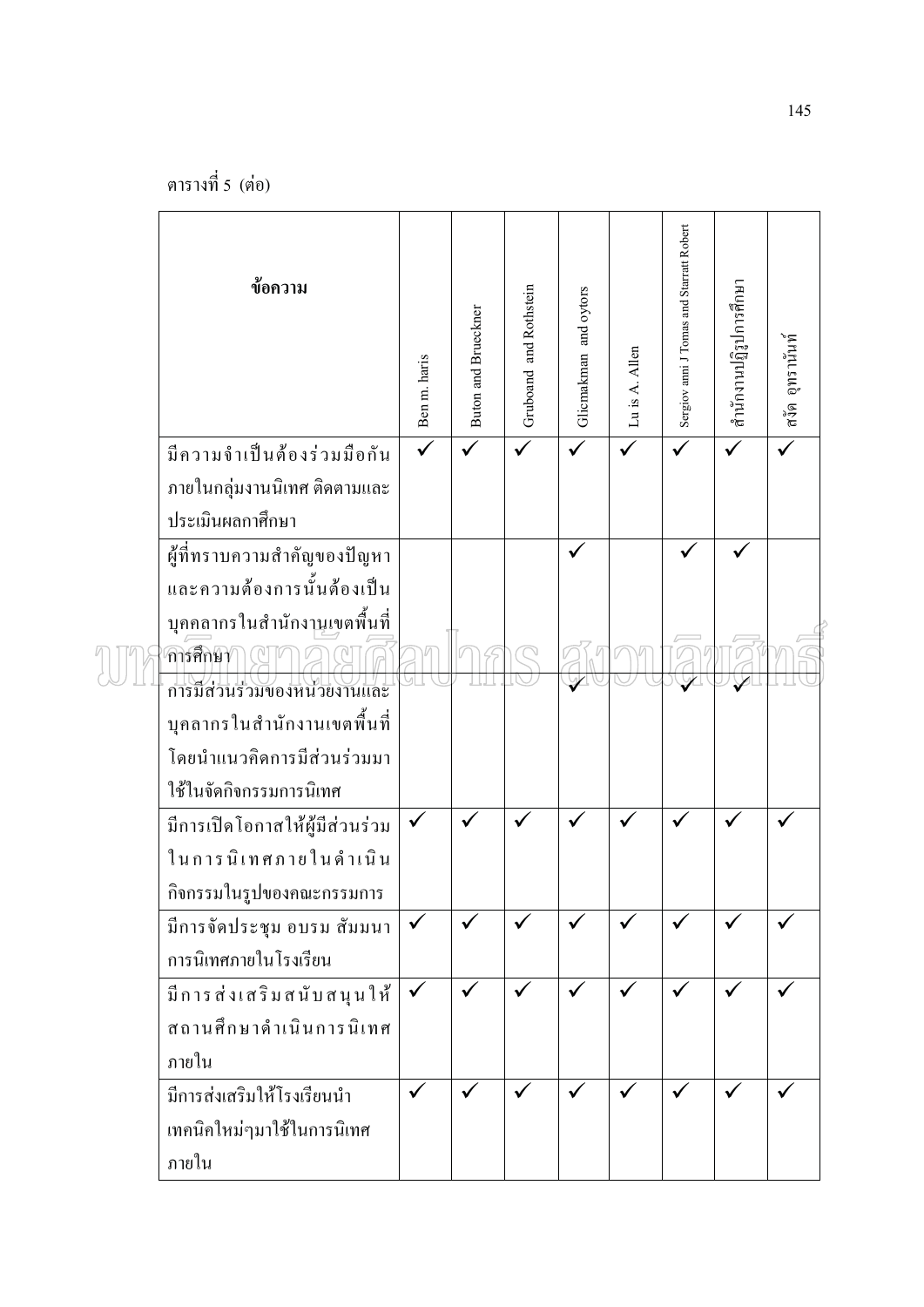ตารางที่ 5 (ต่อ)

| ข้อความ | Ben m. haris | Buton and Brueckner | Gruboand and Rothstein | Glicmakman and oytors | Lu is A. Allen | Sergiov anni J Tomas and Starratt Robert | สำนักงานปฏิรูปการศึกษา | สงัด อุทรานันท์ |
|---|---|---|---|---|---|---|---|---|
| มีความจำเป็นต้องร่วมมือกันภายในกลุ่มงานนิเทศ ติดตามและประเมินผลกาศึกษา | ✓ | ✓ | ✓ | ✓ | ✓ | ✓ | ✓ | ✓ |
| ผู้ที่ทราบความสำคัญของปัญหาและความต้องการนั้นต้องเป็นบุคคลากรในสำนักงานเขตพื้นที่การศึกษา | | | | ✓ | | ✓ | ✓ | |
| การมีส่วนร่วมของหน่วยงานและบุคลากรในสำนักงานเขตพื้นที่โดยนำแนวคิดการมีส่วนร่วมมาใช้ในจัดกิจกรรมการนิเทศ | | | | ✓ | | ✓ | ✓ | |
| มีการเปิดโอกาสให้ผู้มีส่วนร่วมในการนิเทศภายในดำเนินกิจกรรมในรูปของคณะกรรมการ | ✓ | ✓ | ✓ | ✓ | ✓ | ✓ | ✓ | ✓ |
| มีการจัดประชุม อบรม สัมมนาการนิเทศภายในโรงเรียน | ✓ | ✓ | ✓ | ✓ | ✓ | ✓ | ✓ | ✓ |
| มีการส่งเสริมสนับสนุนให้สถานศึกษาดำเนินการนิเทศภายใน | ✓ | ✓ | ✓ | ✓ | ✓ | ✓ | ✓ | ✓ |
| มีการส่งเสริมให้โรงเรียนนำเทคนิคใหม่ๆมาใช้ในการนิเทศภายใน | ✓ | ✓ | ✓ | ✓ | ✓ | ✓ | ✓ | ✓ |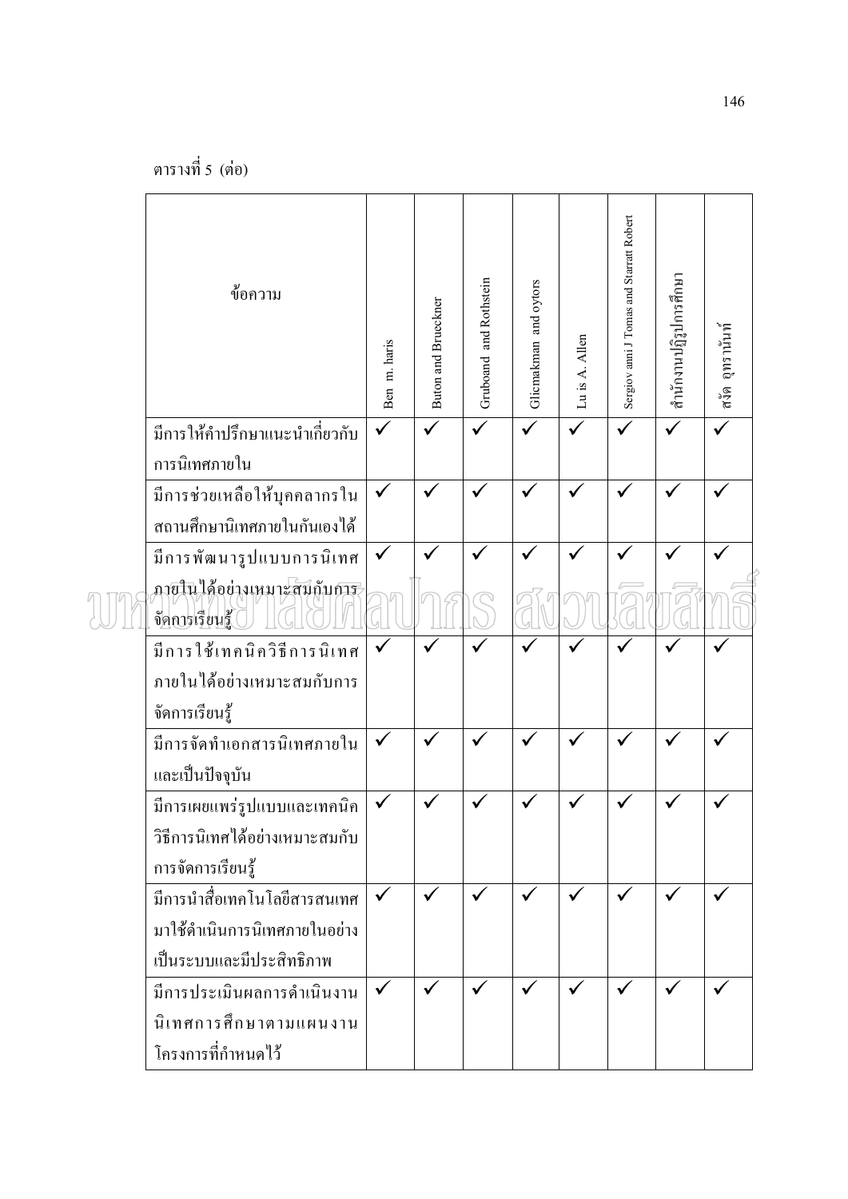ตารางที่ 5 (ต่อ)

| ข้อความ | Ben m. haris | Buton and Brueckner | Gruboand and Rothstein | Glicmakman and oytors | Lu is A. Allen | Sergiov amn J Tomas and Starratt Robert | สำนักงานปฏิรูปการศึกษา | สงัด อุทรานันท์ |
|---|---|---|---|---|---|---|---|---|
| มีการให้คำปรึกษาแนะนำเกี่ยวกับการนิเทศภายใน | ✓ | ✓ | ✓ | ✓ | ✓ | ✓ | ✓ | ✓ |
| มีการช่วยเหลือให้บุคคลากรในสถานศึกษานิเทศภายในกันเองได้ | ✓ | ✓ | ✓ | ✓ | ✓ | ✓ | ✓ | ✓ |
| มีการพัฒนารูปแบบการนิเทศภายในได้อย่างเหมาะสมกับการจัดการเรียนรู้ | ✓ | ✓ | ✓ | ✓ | ✓ | ✓ | ✓ | ✓ |
| มีการใช้เทคนิควิธีการนิเทศภายในได้อย่างเหมาะสมกับการจัดการเรียนรู้ | ✓ | ✓ | ✓ | ✓ | ✓ | ✓ | ✓ | ✓ |
| มีการจัดทำเอกสารนิเทศภายในและเป็นปัจจุบัน | ✓ | ✓ | ✓ | ✓ | ✓ | ✓ | ✓ | ✓ |
| มีการเผยแพร่รูปแบบและเทคนิควิธีการนิเทศได้อย่างเหมาะสมกับการจัดการเรียนรู้ | ✓ | ✓ | ✓ | ✓ | ✓ | ✓ | ✓ | ✓ |
| มีการนำสื่อเทคโนโลยีสารสนเทศมาใช้ดำเนินการนิเทศภายในอย่างเป็นระบบและมีประสิทธิภาพ | ✓ | ✓ | ✓ | ✓ | ✓ | ✓ | ✓ | ✓ |
| มีการประเมินผลการดำเนินงานนิเทศการศึกษาตามแผนงานโครงการที่กำหนดไว้ | ✓ | ✓ | ✓ | ✓ | ✓ | ✓ | ✓ | ✓ |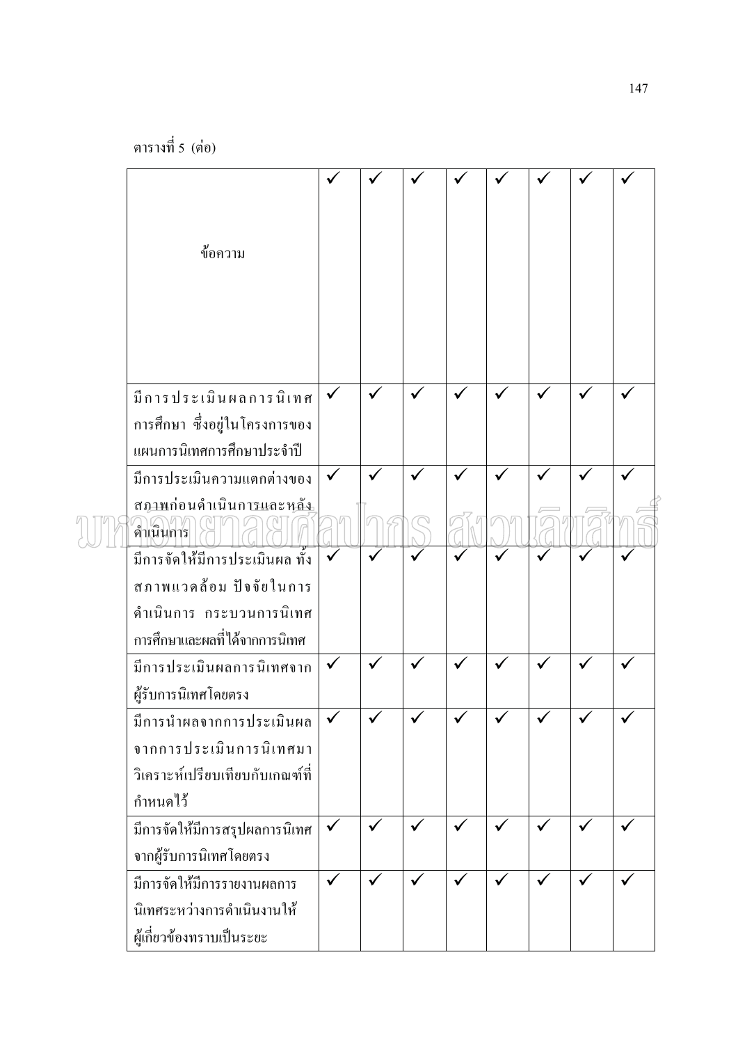ตารางที่ 5 (ต่อ)

| ข้อความ | ✓ | ✓ | ✓ | ✓ | ✓ | ✓ | ✓ | ✓ |
|---|---|---|---|---|---|---|---|---|
| มีการประเมินผลการนิเทศการศึกษา ซึ่งอยู่ในโครงการของแผนการนิเทศการศึกษาประจำปี | ✓ | ✓ | ✓ | ✓ | ✓ | ✓ | ✓ | ✓ |
| มีการประเมินความแตกต่างของสภาพก่อนดำเนินการและหลังดำเนินการ | ✓ | ✓ | ✓ | ✓ | ✓ | ✓ | ✓ | ✓ |
| มีการจัดให้มีการประเมินผล ทั้งสภาพแวดล้อม ปัจจัยในการดำเนินการ กระบวนการนิเทศการศึกษาและผลที่ได้จากการนิเทศ | ✓ | ✓ | ✓ | ✓ | ✓ | ✓ | ✓ | ✓ |
| มีการประเมินผลการนิเทศจากผู้รับการนิเทศโดยตรง | ✓ | ✓ | ✓ | ✓ | ✓ | ✓ | ✓ | ✓ |
| มีการนำผลจากการประเมินผลจากการประเมินการนิเทศมาวิเคราะห์เปรียบเทียบกับเกณฑ์ที่กำหนดไว้ | ✓ | ✓ | ✓ | ✓ | ✓ | ✓ | ✓ | ✓ |
| มีการจัดให้มีการสรุปผลการนิเทศจากผู้รับการนิเทศโดยตรง | ✓ | ✓ | ✓ | ✓ | ✓ | ✓ | ✓ | ✓ |
| มีการจัดให้มีการรายงานผลการนิเทศระหว่างการดำเนินงานให้ผู้เกี่ยวข้องทราบเป็นระยะ | ✓ | ✓ | ✓ | ✓ | ✓ | ✓ | ✓ | ✓ |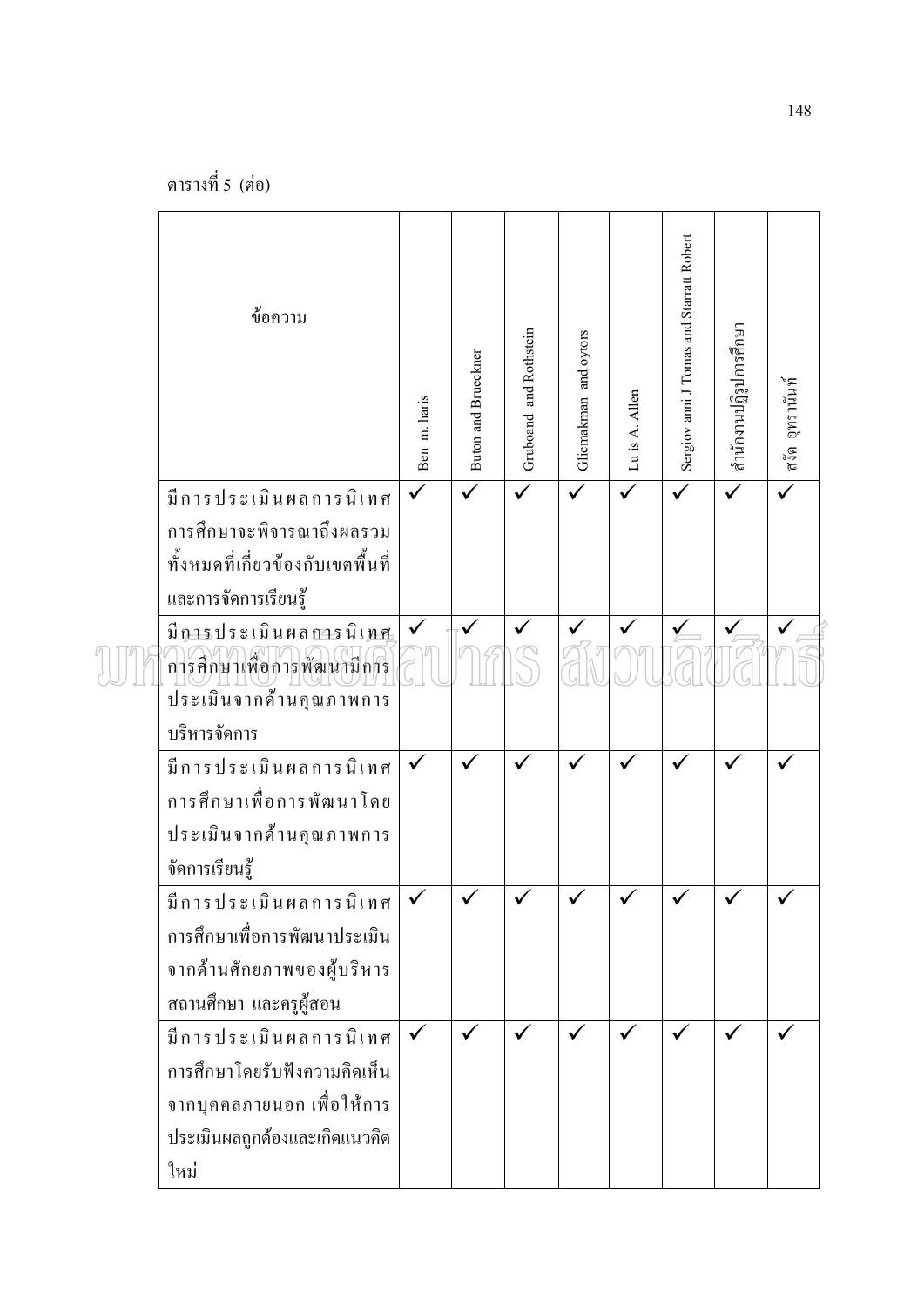ตารางที่ 5 (ต่อ)

| ข้อความ | Ben m. haris | Buton and Brueckner | Gruboand and Rothstein | Glicmakman and oytors | Lu is A. Allen | Sergiov anni J Tomas and Starratt Robert | สำนักงานปฏิรูปการศึกษา | สงัด อุทรานันท์ |
|---|---|---|---|---|---|---|---|---|
| มีการประเมินผลการนิเทศการศึกษาจะพิจารณาถึงผลรวมทั้งหมดที่เกี่ยวข้องกับเขตพื้นที่และการจัดการเรียนรู้ | ✓ | ✓ | ✓ | ✓ | ✓ | ✓ | ✓ | ✓ |
| มีการประเมินผลการนิเทศการศึกษาเพื่อการพัฒนามีการประเมินจากด้านคุณภาพการบริหารจัดการ | ✓ | ✓ | ✓ | ✓ | ✓ | ✓ | ✓ | ✓ |
| มีการประเมินผลการนิเทศการศึกษาเพื่อการพัฒนาโดยประเมินจากด้านคุณภาพการจัดการเรียนรู้ | ✓ | ✓ | ✓ | ✓ | ✓ | ✓ | ✓ | ✓ |
| มีการประเมินผลการนิเทศการศึกษาเพื่อการพัฒนาประเมินจากด้านศักยภาพของผู้บริหารสถานศึกษา และครูผู้สอน | ✓ | ✓ | ✓ | ✓ | ✓ | ✓ | ✓ | ✓ |
| มีการประเมินผลการนิเทศการศึกษาโดยรับฟังความคิดเห็นจากบุคคลภายนอก เพื่อให้การประเมินผลถูกต้องและเกิดแนวคิดใหม่ | ✓ | ✓ | ✓ | ✓ | ✓ | ✓ | ✓ | ✓ |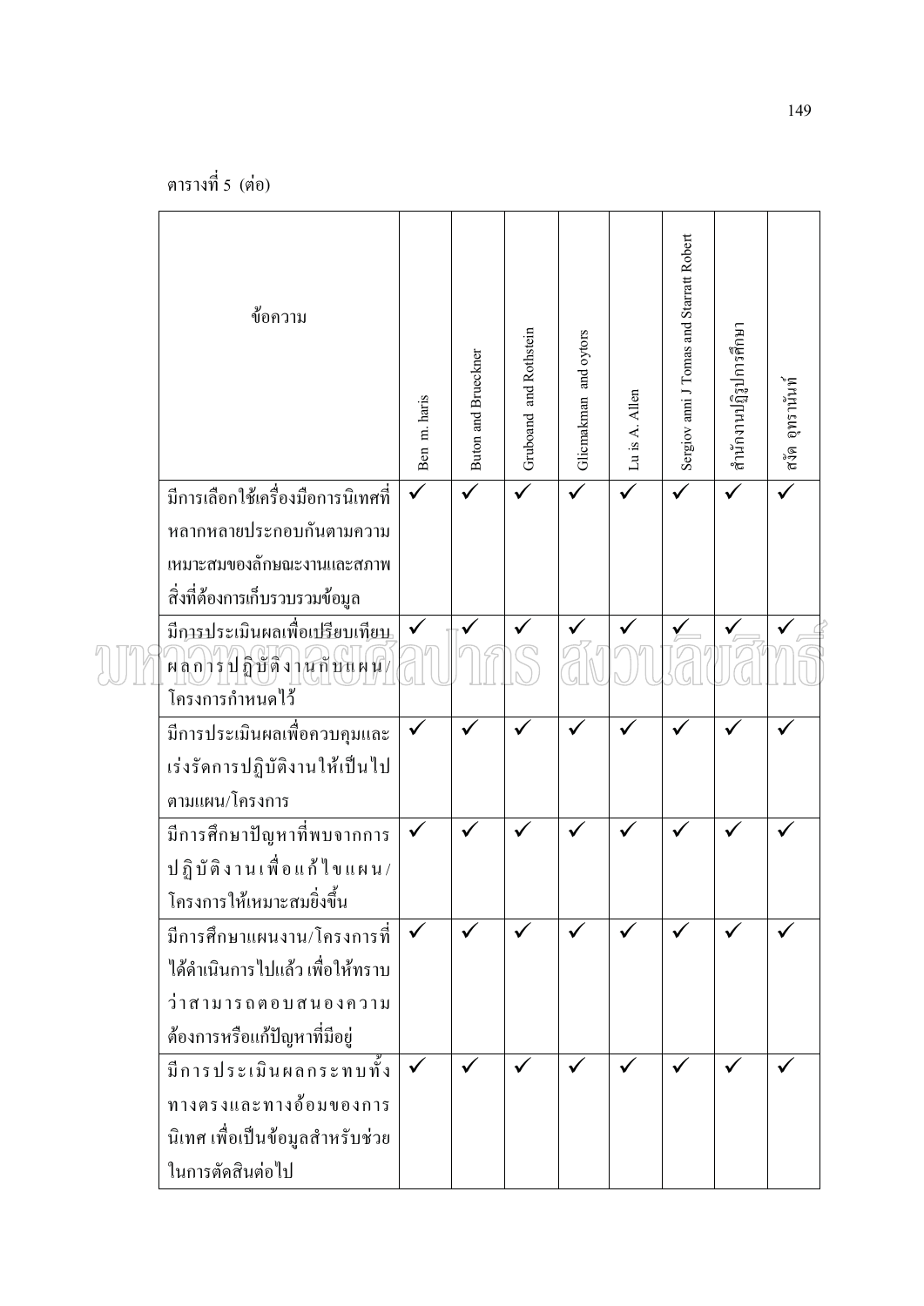ตารางที่ 5 (ต่อ)

| ข้อความ | Ben m. haris | Buton and Brueckner | Gruboand and Rothstein | Glicmakman and oytors | Lu is A. Allen | Sergiov anni J Tomas and Starratt Robert | สำนักงานปฏิรูปการศึกษา | สงัด อุทรานันท์ |
|---|---|---|---|---|---|---|---|---|
| มีการเลือกใช้เครื่องมือการนิเทศที่หลากหลายประกอบกันตามความเหมาะสมของลักษณะงานและสภาพสิ่งที่ต้องการเก็บรวบรวมข้อมูล | ✓ | ✓ | ✓ | ✓ | ✓ | ✓ | ✓ | ✓ |
| มีการประเมินผลเพื่อเปรียบเทียบผลการปฏิบัติงานกับแผน/โครงการกำหนดไว้ | ✓ | ✓ | ✓ | ✓ | ✓ | ✓ | ✓ | ✓ |
| มีการประเมินผลเพื่อควบคุมและเร่งรัดการปฏิบัติงานให้เป็นไปตามแผน/โครงการ | ✓ | ✓ | ✓ | ✓ | ✓ | ✓ | ✓ | ✓ |
| มีการศึกษาปัญหาที่พบจากการปฏิบัติงานเพื่อแก้ไขแผน/โครงการให้เหมาะสมยิ่งขึ้น | ✓ | ✓ | ✓ | ✓ | ✓ | ✓ | ✓ | ✓ |
| มีการศึกษาแผนงาน/โครงการที่ได้ดำเนินการไปแล้ว เพื่อให้ทราบว่าสามารถตอบสนองความต้องการหรือแก้ปัญหาที่มีอยู่ | ✓ | ✓ | ✓ | ✓ | ✓ | ✓ | ✓ | ✓ |
| มีการประเมินผลกระทบทั้งทางตรงและทางอ้อมของการนิเทศ เพื่อเป็นข้อมูลสำหรับช่วยในการตัดสินต่อไป | ✓ | ✓ | ✓ | ✓ | ✓ | ✓ | ✓ | ✓ |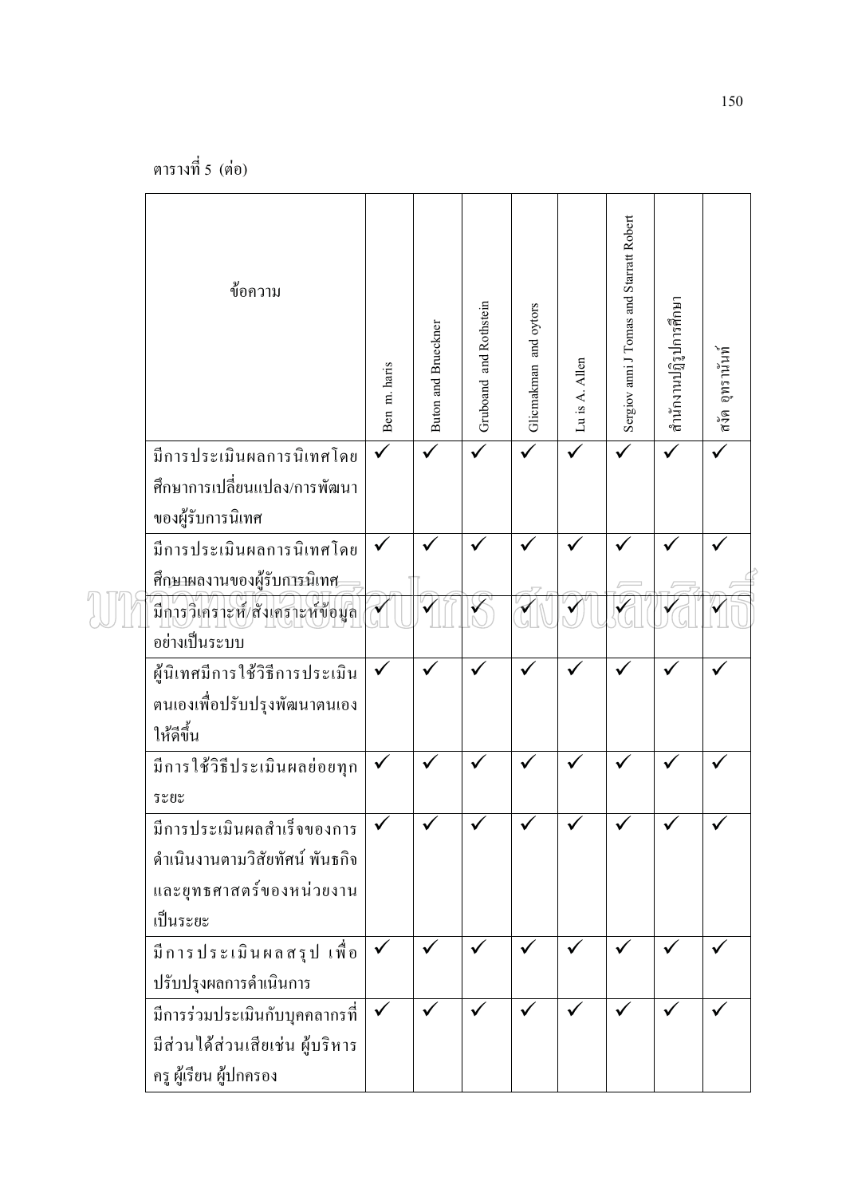ตารางที่ 5 (ต่อ)

| ข้อความ | Ben m. haris | Buton and Brueckner | Gruboand and Rothstein | Glicmakman and oytors | Lu is A. Allen | Sergiov anni J Tomas and Starratt Robert | สำนักงานปฏิรูปการศึกษา | สงัด อุทรานันท์ |
|---|---|---|---|---|---|---|---|---|
| มีการประเมินผลการนิเทศโดยศึกษาการเปลี่ยนแปลง/การพัฒนาของผู้รับการนิเทศ | ✓ | ✓ | ✓ | ✓ | ✓ | ✓ | ✓ | ✓ |
| มีการประเมินผลการนิเทศโดยศึกษาผลงานของผู้รับการนิเทศ | ✓ | ✓ | ✓ | ✓ | ✓ | ✓ | ✓ | ✓ |
| มีการวิเคราะห์/สังเคราะห์ข้อมูลอย่างเป็นระบบ | ✓ | ✓ | ✓ | ✓ | ✓ | ✓ | ✓ | ✓ |
| ผู้นิเทศมีการใช้วิธีการประเมินตนเองเพื่อปรับปรุงพัฒนาตนเองให้ดีขึ้น | ✓ | ✓ | ✓ | ✓ | ✓ | ✓ | ✓ | ✓ |
| มีการใช้วิธีประเมินผลย่อยทุกระยะ | ✓ | ✓ | ✓ | ✓ | ✓ | ✓ | ✓ | ✓ |
| มีการประเมินผลสำเร็จของการดำเนินงานตามวิสัยทัศน์ พันธกิจ และยุทธศาสตร์ของหน่วยงานเป็นระยะ | ✓ | ✓ | ✓ | ✓ | ✓ | ✓ | ✓ | ✓ |
| มีการประเมินผลสรุป เพื่อปรับปรุงผลการดำเนินการ | ✓ | ✓ | ✓ | ✓ | ✓ | ✓ | ✓ | ✓ |
| มีการร่วมประเมินกับบุคคลากรที่มีส่วนได้ส่วนเสียเช่น ผู้บริหาร ครู ผู้เรียน ผู้ปกครอง | ✓ | ✓ | ✓ | ✓ | ✓ | ✓ | ✓ | ✓ |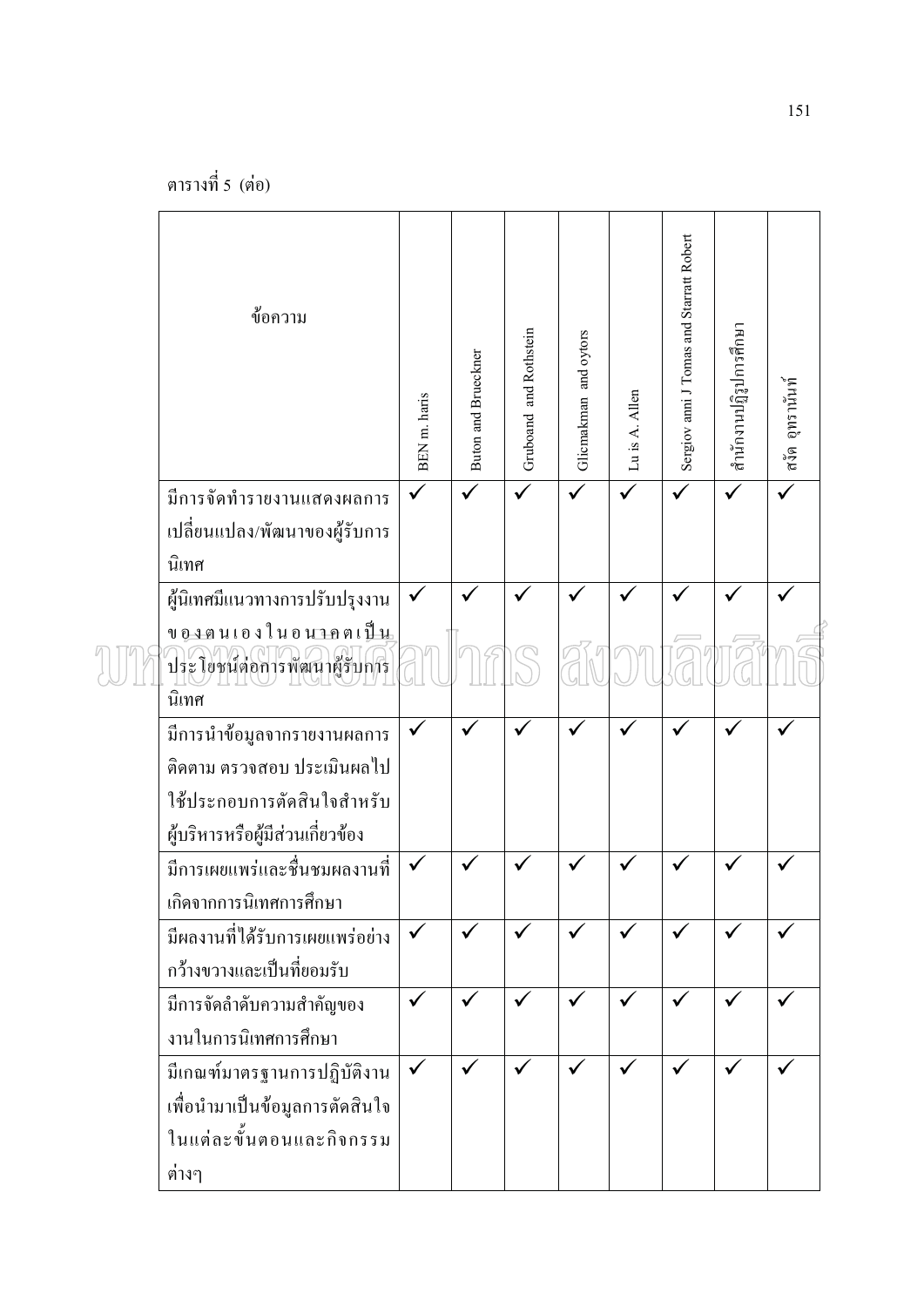ตารางที่ 5 (ต่อ)

| ข้อความ | BEN m. haris | Buton and Brueckner | Gruboand and Rothstein | Glicmakman and oytors | Lu is A. Allen | Sergiov anni J Tomas and Starratt Robert | สำนักงานปฏิรูปการศึกษา | สงัด อุทรานันท์ |
|---|---|---|---|---|---|---|---|---|
| มีการจัดทำรายงานแสดงผลการเปลี่ยนแปลง/พัฒนาของผู้รับการนิเทศ | ✓ | ✓ | ✓ | ✓ | ✓ | ✓ | ✓ | ✓ |
| ผู้นิเทศมีแนวทางการปรับปรุงงานของตนเองในอนาคตเป็นประโยชน์ต่อการพัฒนาผู้รับการนิเทศ | ✓ | ✓ | ✓ | ✓ | ✓ | ✓ | ✓ | ✓ |
| มีการนำข้อมูลจากรายงานผลการติดตาม ตรวจสอบ ประเมินผลไปใช้ประกอบการตัดสินใจสำหรับผู้บริหารหรือผู้มีส่วนเกี่ยวข้อง | ✓ | ✓ | ✓ | ✓ | ✓ | ✓ | ✓ | ✓ |
| มีการเผยแพร่และชื่นชมผลงานที่เกิดจากการนิเทศการศึกษา | ✓ | ✓ | ✓ | ✓ | ✓ | ✓ | ✓ | ✓ |
| มีผลงานที่ได้รับการเผยแพร่อย่างกว้างขวางและเป็นที่ยอมรับ | ✓ | ✓ | ✓ | ✓ | ✓ | ✓ | ✓ | ✓ |
| มีการจัดลำดับความสำคัญของงานในการนิเทศการศึกษา | ✓ | ✓ | ✓ | ✓ | ✓ | ✓ | ✓ | ✓ |
| มีเกณฑ์มาตรฐานการปฏิบัติงานเพื่อนำมาเป็นข้อมูลการตัดสินใจในแต่ละขั้นตอนและกิจกรรมต่างๆ | ✓ | ✓ | ✓ | ✓ | ✓ | ✓ | ✓ | ✓ |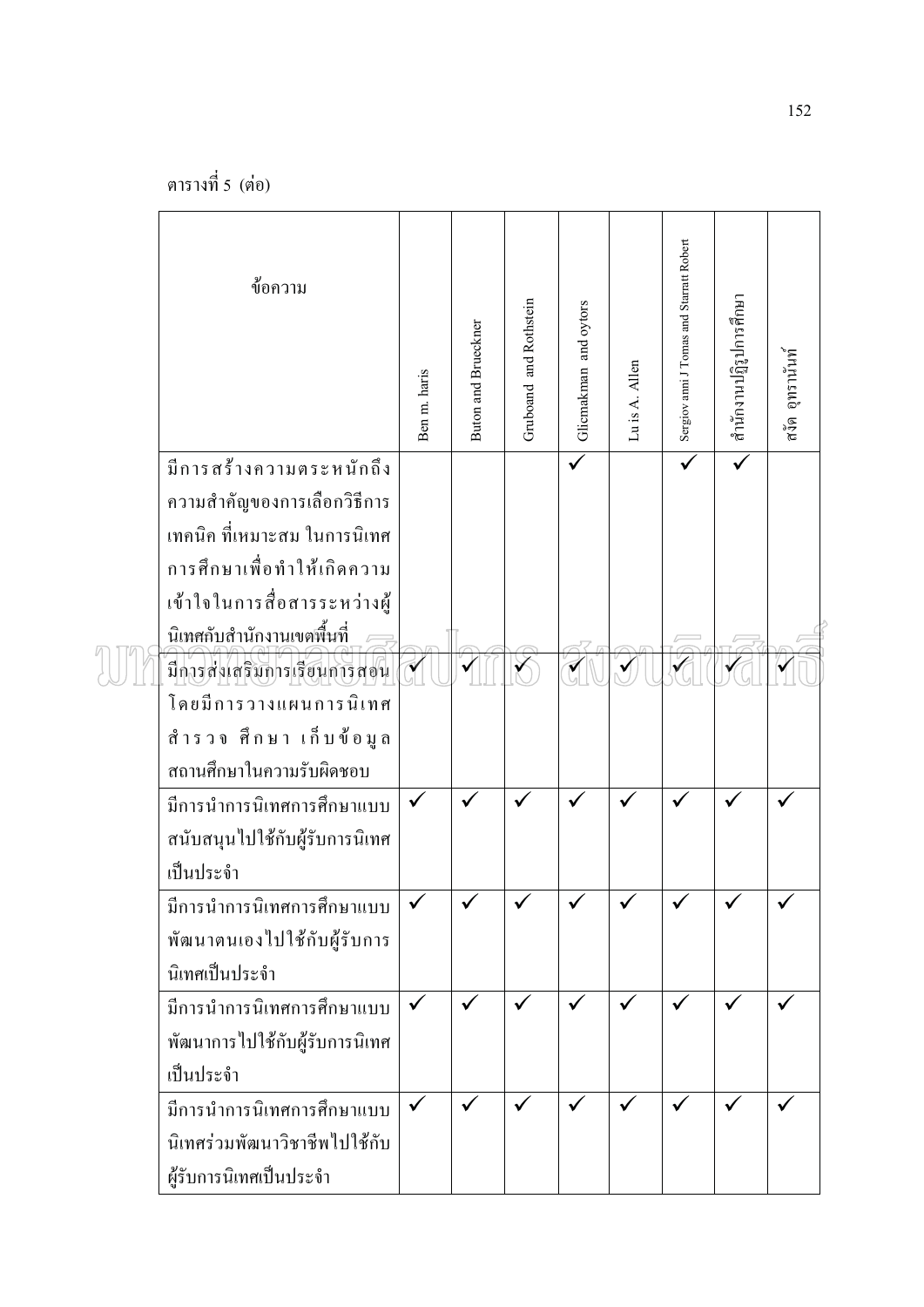ตารางที่ 5 (ต่อ)

| ข้อความ | Ben m. haris | Buton and Brueckner | Gruboand and Rothstein | Glicmakman and oytors | Lu is A. Allen | Sergiov anni J Tomas and Starratt Robert | สำนักงานปฏิรูปการศึกษา | สงัด อุทรานันท์ |
|---|---|---|---|---|---|---|---|---|
| มีการสร้างความตระหนักถึงความสำคัญของการเลือกวิธีการ เทคนิค ที่เหมาะสม ในการนิเทศการศึกษาเพื่อทำให้เกิดความเข้าใจในการสื่อสารระหว่างผู้นิเทศกับสำนักงานเขตพื้นที่ | | | | ✓ | | ✓ | ✓ | |
| มีการส่งเสริมการเรียนการสอน โดยมีการวางแผนการนิเทศ สำรวจ ศึกษา เก็บข้อมูลสถานศึกษาในความรับผิดชอบ | ✓ | ✓ | ✓ | ✓ | ✓ | ✓ | ✓ | ✓ |
| มีการนำการนิเทศการศึกษาแบบสนับสนุนไปใช้กับผู้รับการนิเทศเป็นประจำ | ✓ | ✓ | ✓ | ✓ | ✓ | ✓ | ✓ | ✓ |
| มีการนำการนิเทศการศึกษาแบบพัฒนาตนเองไปใช้กับผู้รับการนิเทศเป็นประจำ | ✓ | ✓ | ✓ | ✓ | ✓ | ✓ | ✓ | ✓ |
| มีการนำการนิเทศการศึกษาแบบพัฒนาการไปใช้กับผู้รับการนิเทศเป็นประจำ | ✓ | ✓ | ✓ | ✓ | ✓ | ✓ | ✓ | ✓ |
| มีการนำการนิเทศการศึกษาแบบนิเทศร่วมพัฒนาวิชาชีพไปใช้กับผู้รับการนิเทศเป็นประจำ | ✓ | ✓ | ✓ | ✓ | ✓ | ✓ | ✓ | ✓ |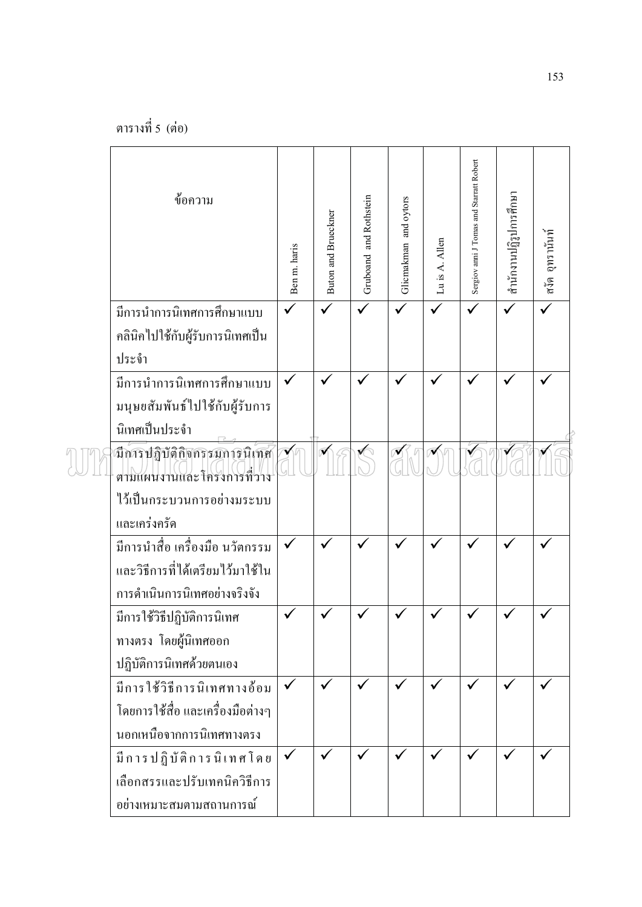ตารางที่ 5 (ต่อ)

| ข้อความ | Ben m. haris | Buton and Brueckner | Gruboand and Rothstein | Glicmakman and oytors | Lu is A. Allen | Sergiov anni J Tomas and Starratt Robert | สำนักงานปฏิรูปการศึกษา | สงัด อุทรานันท์ |
|---|---|---|---|---|---|---|---|---|
| มีการนำการนิเทศการศึกษาแบบคลินิคไปใช้กับผู้รับการนิเทศเป็นประจำ | ✓ | ✓ | ✓ | ✓ | ✓ | ✓ | ✓ | ✓ |
| มีการนำการนิเทศการศึกษาแบบมนุษยสัมพันธ์ไปใช้กับผู้รับการนิเทศเป็นประจำ | ✓ | ✓ | ✓ | ✓ | ✓ | ✓ | ✓ | ✓ |
| มีการปฏิบัติกิจกรรมการนิเทศตามแผนงานและโครงการที่วางไว้เป็นกระบวนการอย่างมระบบและเคร่งครัด | ✓ | ✓ | ✓ | ✓ | ✓ | ✓ | ✓ | ✓ |
| มีการนำสื่อ เครื่องมือ นวัตกรรม และวิธีการที่ได้เตรียมไว้มาใช้ในการดำเนินการนิเทศอย่างจริงจัง | ✓ | ✓ | ✓ | ✓ | ✓ | ✓ | ✓ | ✓ |
| มีการใช้วิธีปฏิบัติการนิเทศทางตรง โดยผู้นิเทศออกปฏิบัติการนิเทศด้วยตนเอง | ✓ | ✓ | ✓ | ✓ | ✓ | ✓ | ✓ | ✓ |
| มีการใช้วิธีการนิเทศทางอ้อม โดยการใช้สื่อ และเครื่องมือต่างๆ นอกเหนือจากการนิเทศทางตรง | ✓ | ✓ | ✓ | ✓ | ✓ | ✓ | ✓ | ✓ |
| มีการปฏิบัติการนิเทศโดยเลือกสรรและปรับเทคนิควิธีการอย่างเหมาะสมตามสถานการณ์ | ✓ | ✓ | ✓ | ✓ | ✓ | ✓ | ✓ | ✓ |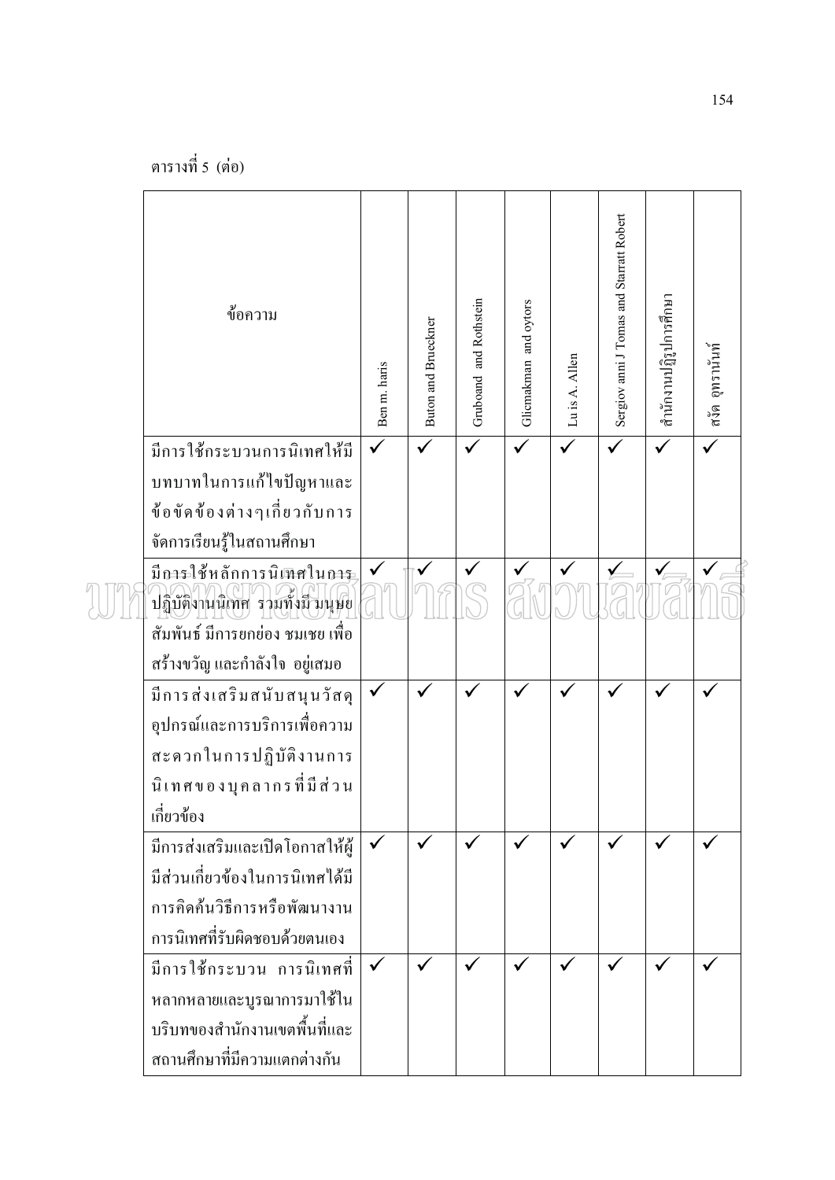ตารางที่ 5 (ต่อ)

| ข้อความ | Ben m. haris | Buton and Brueckner | Gruboand and Rothstein | Glicmakman and oytors | Lu is A. Allen | Sergiov anni J Tomas and Starratt Robert | สำนักงานปฏิรูปการศึกษา | สงัด อุทรานันท์ |
|---|---|---|---|---|---|---|---|---|
| มีการใช้กระบวนการนิเทศให้มีบทบาทในการแก้ไขปัญหาและข้อขัดข้องต่างๆเกี่ยวกับการจัดการเรียนรู้ในสถานศึกษา | ✓ | ✓ | ✓ | ✓ | ✓ | ✓ | ✓ | ✓ |
| มีการใช้หลักการนิเทศในการปฏิบัติงานนิเทศ รวมทั้งมีมนุษยสัมพันธ์ มีการยกย่อง ชมเชย เพื่อสร้างขวัญ และกำลังใจ อยู่เสมอ | ✓ | ✓ | ✓ | ✓ | ✓ | ✓ | ✓ | ✓ |
| มีการส่งเสริมสนับสนุนวัสดุอุปกรณ์และการบริการเพื่อความสะดวกในการปฏิบัติงานการนิเทศของบุคลากรที่มีส่วนเกี่ยวข้อง | ✓ | ✓ | ✓ | ✓ | ✓ | ✓ | ✓ | ✓ |
| มีการส่งเสริมและเปิดโอกาสให้ผู้มีส่วนเกี่ยวข้องในการนิเทศได้มีการคิดค้นวิธีการหรือพัฒนางานการนิเทศที่รับผิดชอบด้วยตนเอง | ✓ | ✓ | ✓ | ✓ | ✓ | ✓ | ✓ | ✓ |
| มีการใช้กระบวน การนิเทศที่หลากหลายและบูรณาการมาใช้ในบริบทของสำนักงานเขตพื้นที่และสถานศึกษาที่มีความแตกต่างกัน | ✓ | ✓ | ✓ | ✓ | ✓ | ✓ | ✓ | ✓ |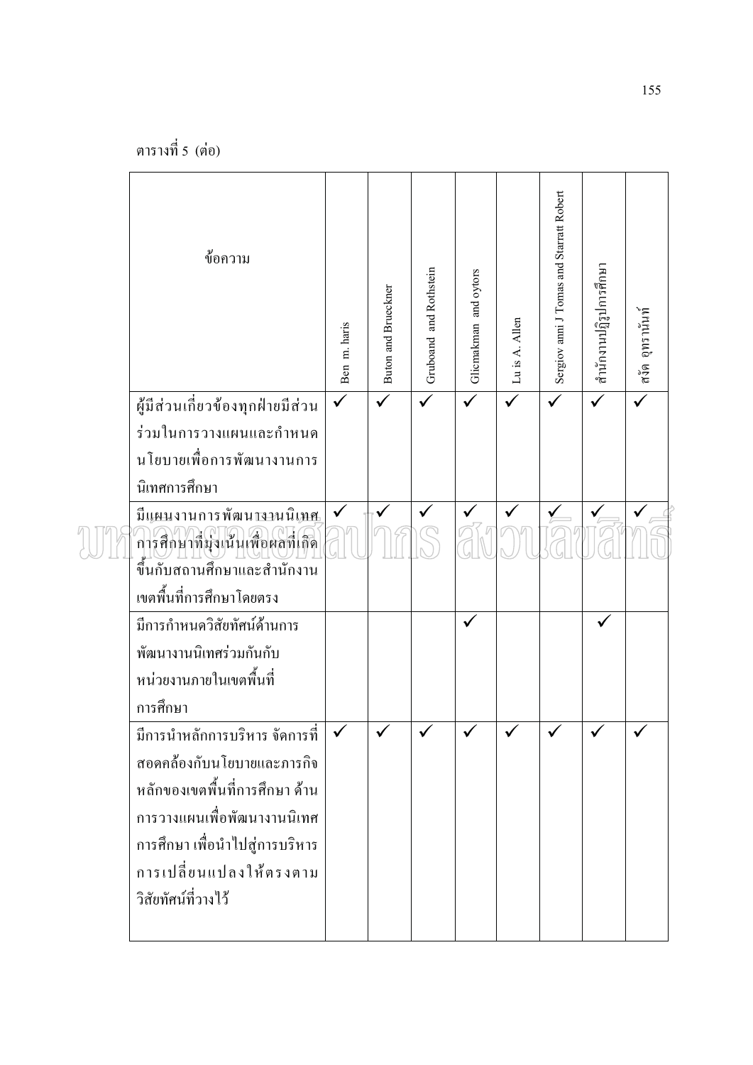ตารางที่ 5 (ต่อ)

| ข้อความ | Ben m. haris | Buton and Brueckner | Gruboand and Rothstein | Glicmakman and oytors | Lu is A. Allen | Sergiov anni J Tomas and Starratt Robert | สำนักงานปฏิรูปการศึกษา | สงัด อุทรานันท์ |
|---|---|---|---|---|---|---|---|---|
| ผู้มีส่วนเกี่ยวข้องทุกฝ่ายมีส่วนร่วมในการวางแผนและกำหนดนโยบายเพื่อการพัฒนางานการนิเทศการศึกษา | ✓ | ✓ | ✓ | ✓ | ✓ | ✓ | ✓ | ✓ |
| มีแผนงานการพัฒนางานนิเทศการศึกษาที่มุ่งเน้นเพื่อผลที่เกิดขึ้นกับสถานศึกษาและสำนักงานเขตพื้นที่การศึกษาโดยตรง | ✓ | ✓ | ✓ | ✓ | ✓ | ✓ | ✓ | ✓ |
| มีการกำหนดวิสัยทัศน์ด้านการพัฒนางานนิเทศร่วมกันกับหน่วยงานภายในเขตพื้นที่การศึกษา | | | | ✓ | | | ✓ | |
| มีการนำหลักการบริหาร จัดการที่สอดคล้องกับนโยบายและภารกิจหลักของเขตพื้นที่การศึกษา ด้านการวางแผนเพื่อพัฒนางานนิเทศการศึกษา เพื่อนำไปสู่การบริหารการเปลี่ยนแปลงให้ตรงตามวิสัยทัศน์ที่วางไว้ | ✓ | ✓ | ✓ | ✓ | ✓ | ✓ | ✓ | ✓ |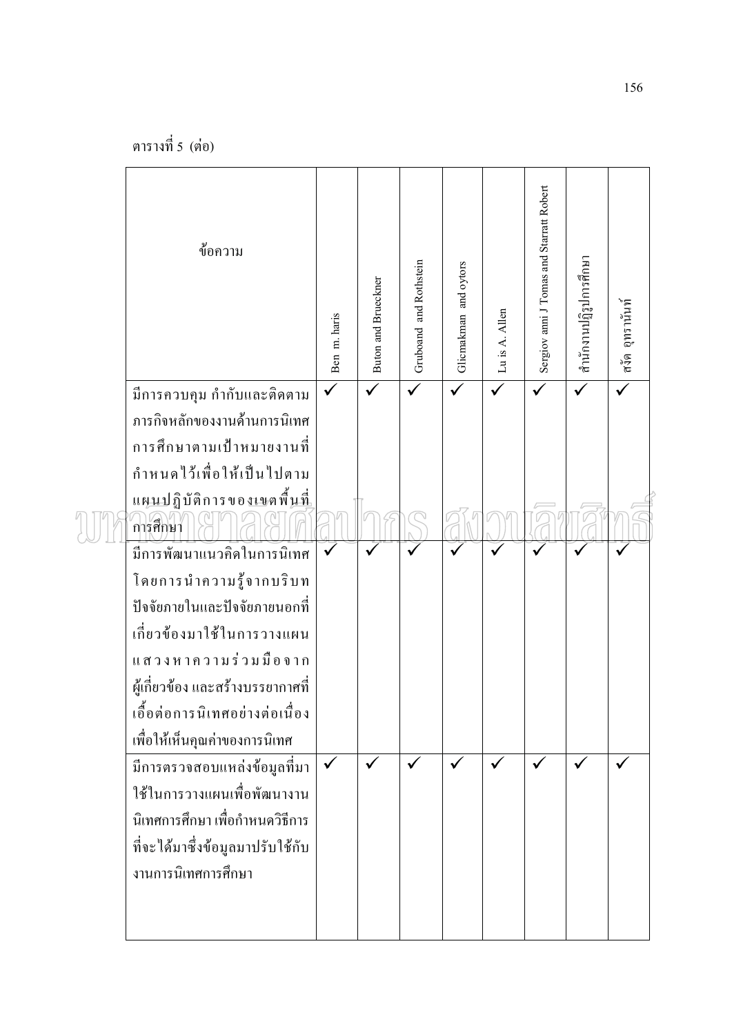ตารางที่ 5 (ต่อ)

| ข้อความ | Ben m. haris | Buton and Brueckner | Gruboand and Rothstein | Glicmakman and oytors | Lu is A. Allen | Sergiov anni J Tomas and Starratt Robert | สำนักงานปฏิรูปการศึกษา | สงัด อุทรานันท์ |
|---|---|---|---|---|---|---|---|---|
| มีการควบคุม กำกับและติดตามภารกิจหลักของงานด้านการนิเทศการศึกษาตามเป้าหมายงานที่กำหนดไว้เพื่อให้เป็นไปตามแผนปฏิบัติการของเขตพื้นที่การศึกษา | ✓ | ✓ | ✓ | ✓ | ✓ | ✓ | ✓ | ✓ |
| มีการพัฒนาแนวคิดในการนิเทศโดยการนำความรู้จากบริบทปัจจัยภายในและปัจจัยภายนอกที่เกี่ยวข้องมาใช้ในการวางแผนแสวงหาความร่วมมือจากผู้เกี่ยวข้อง และสร้างบรรยากาศที่เอื้อต่อการนิเทศอย่างต่อเนื่องเพื่อให้เห็นคุณค่าของการนิเทศ | ✓ | ✓ | ✓ | ✓ | ✓ | ✓ | ✓ | ✓ |
| มีการตรวจสอบแหล่งข้อมูลที่มาใช้ในการวางแผนเพื่อพัฒนางานนิเทศการศึกษา เพื่อกำหนดวิธีการที่จะได้มาซึ่งข้อมูลมาปรับใช้กับงานการนิเทศการศึกษา | ✓ | ✓ | ✓ | ✓ | ✓ | ✓ | ✓ | ✓ |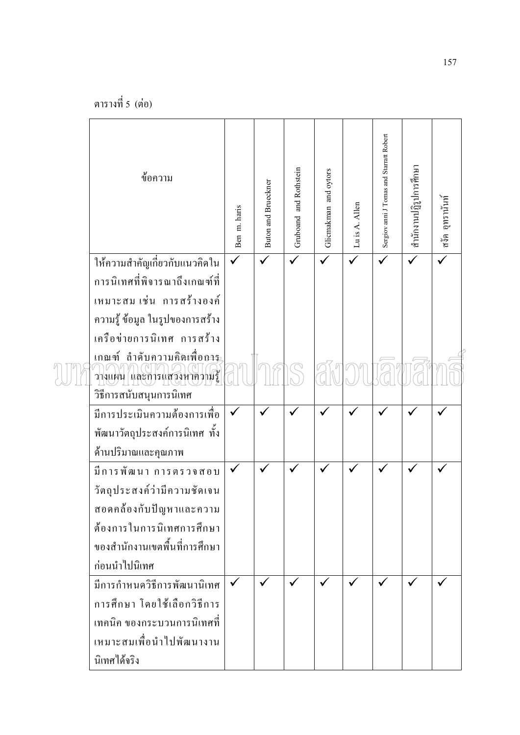ตารางที่ 5 (ต่อ)

| ข้อความ | Ben m. haris | Buton and Brueckner | Gruboand and Rothstein | Glicmakman and oytors | Lu is A. Allen | Sergiov anni J Tomas and Starratt Robert | สำนักงานปฏิรูปการศึกษา | สงัด อุทรานันท์ |
|---|---|---|---|---|---|---|---|---|
| ให้ความสำคัญเกี่ยวกับแนวคิดในการนิเทศที่พิจารณาถึงเกณฑ์ที่เหมาะสม เช่น การสร้างองค์ความรู้ ข้อมูล ในรูปของการสร้างเครือข่ายการนิเทศ การสร้างเกณฑ์ ลำดับความคิดเพื่อการวางแผน และการแสวงหาความรู้วิธีการสนับสนุนการนิเทศ | ✓ | ✓ | ✓ | ✓ | ✓ | ✓ | ✓ | ✓ |
| มีการประเมินความต้องการเพื่อพัฒนาวัตถุประสงค์การนิเทศ ทั้งด้านปริมาณและคุณภาพ | ✓ | ✓ | ✓ | ✓ | ✓ | ✓ | ✓ | ✓ |
| มีการพัฒนา การตรวจสอบวัตถุประสงค์ว่ามีความชัดเจนสอดคล้องกับปัญหาและความต้องการในการนิเทศการศึกษาของสำนักงานเขตพื้นที่การศึกษาก่อนนำไปนิเทศ | ✓ | ✓ | ✓ | ✓ | ✓ | ✓ | ✓ | ✓ |
| มีการกำหนดวิธีการพัฒนานิเทศการศึกษา โดยใช้เลือกวิธีการเทคนิค ของกระบวนการนิเทศที่เหมาะสมเพื่อนำไปพัฒนางานนิเทศได้จริง | ✓ | ✓ | ✓ | ✓ | ✓ | ✓ | ✓ | ✓ |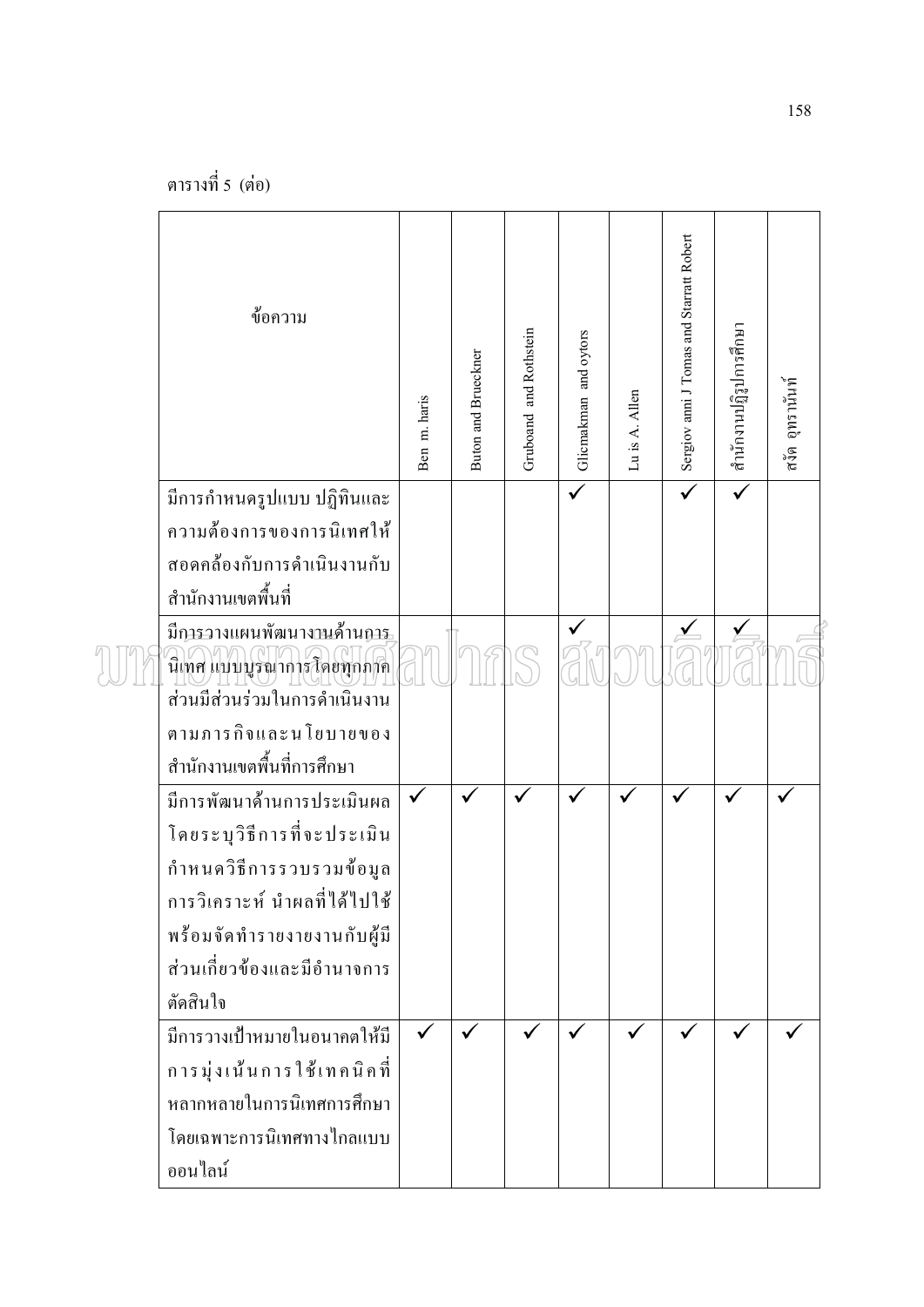ตารางที่ 5 (ต่อ)

| ข้อความ | Ben m. haris | Buton and Brueckner | Gruboand and Rothstein | Glicmakman and oytors | Lu is A. Allen | Sergiov anni J Tomas and Starratt Robert | สำนักงานปฏิรูปการศึกษา | สงัด อุทรานันท์ |
|---|---|---|---|---|---|---|---|---|
| มีการกำหนดรูปแบบ ปฏิทินและความต้องการของการนิเทศให้สอดคล้องกับการดำเนินงานกับสำนักงานเขตพื้นที่ | | | | ✓ | | ✓ | ✓ | |
| มีการวางแผนพัฒนางานด้านการนิเทศ แบบบูรณาการโดยทุกภาคส่วนมีส่วนร่วมในการดำเนินงานตามภารกิจและนโยบายของสำนักงานเขตพื้นที่การศึกษา | | | | ✓ | | ✓ | ✓ | |
| มีการพัฒนาด้านการประเมินผล โดยระบุวิธีการที่จะประเมิน กำหนดวิธีการรวบรวมข้อมูล การวิเคราะห์ นำผลที่ได้ไปใช้ พร้อมจัดทำรายงายงานกับผู้มีส่วนเกี่ยวข้องและมีอำนาจการตัดสินใจ | ✓ | ✓ | ✓ | ✓ | ✓ | ✓ | ✓ | ✓ |
| มีการวางเป้าหมายในอนาคตให้มีการมุ่งเน้นการใช้เทคนิคที่หลากหลายในการนิเทศการศึกษา โดยเฉพาะการนิเทศทางไกลแบบออนไลน์ | ✓ | ✓ | ✓ | ✓ | ✓ | ✓ | ✓ | ✓ |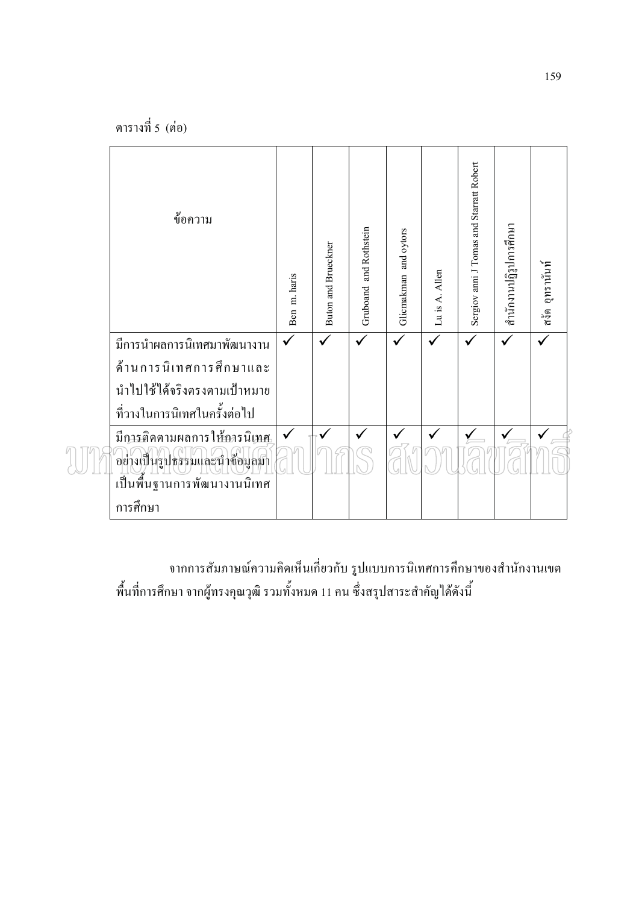ตารางที่ 5 (ต่อ)

| ข้อความ | Ben m. haris | Buton and Brueckner | Gruboand and Rothstein | Glicmakman and oytors | Lu is A. Allen | Sergiov anni J Tomas and Starratt Robert | สำนักงานปฏิรูปการศึกษา | สงัด อุทรานันท์ |
|---|---|---|---|---|---|---|---|---|
| มีการนำผลการนิเทศมาพัฒนางานด้านการนิเทศการศึกษาและนำไปใช้ได้จริงตรงตามเป้าหมายที่วางในการนิเทศในครั้งต่อไป | ✓ | ✓ | ✓ | ✓ | ✓ | ✓ | ✓ | ✓ |
| มีการติดตามผลการให้การนิเทศอย่างเป็นรูปธรรมและนำข้อมูลมาเป็นพื้นฐานการพัฒนางานนิเทศการศึกษา | ✓ | ✓ | ✓ | ✓ | ✓ | ✓ | ✓ | ✓ |

จากการสัมภาษณ์ความคิดเห็นเกี่ยวกับ รูปแบบการนิเทศการศึกษาของสำนักงานเขตพื้นที่การศึกษา จากผู้ทรงคุณวุฒิ รวมทั้งหมด 11 คน ซึ่งสรุปสาระสำคัญได้ดังนี้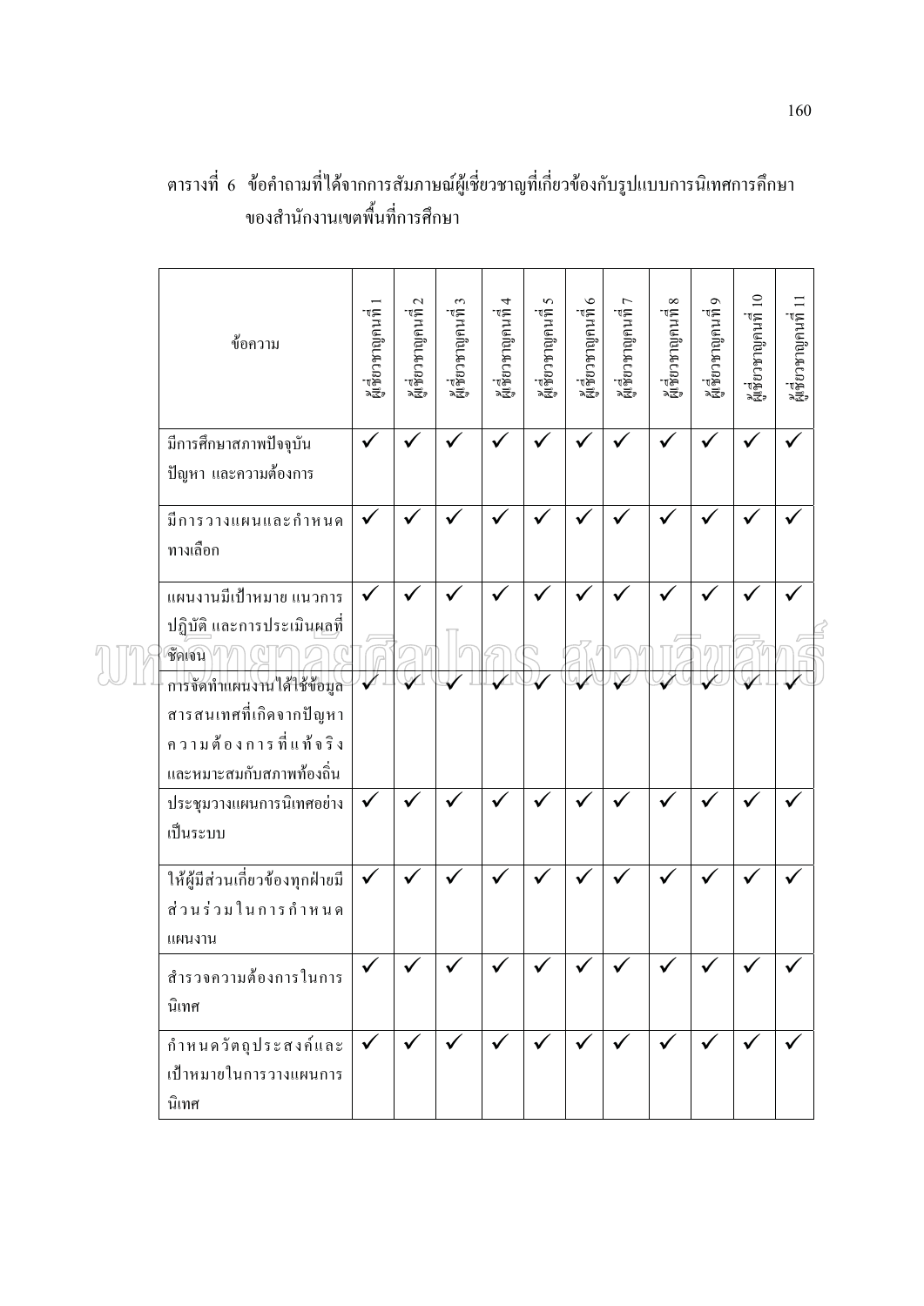ตารางที่ 6 ข้อคำถามที่ได้จากการสัมภาษณ์ผู้เชี่ยวชาญที่เกี่ยวข้องกับรูปแบบการนิเทศการศึกษาของสำนักงานเขตพื้นที่การศึกษา

| ข้อความ | ผู้เชี่ยวชาญคนที่ 1 | ผู้เชี่ยวชาญคนที่ 2 | ผู้เชี่ยวชาญคนที่ 3 | ผู้เชี่ยวชาญคนที่ 4 | ผู้เชี่ยวชาญคนที่ 5 | ผู้เชี่ยวชาญคนที่ 6 | ผู้เชี่ยวชาญคนที่ 7 | ผู้เชี่ยวชาญคนที่ 8 | ผู้เชี่ยวชาญคนที่ 9 | ผู้เชี่ยวชาญคนที่ 10 | ผู้เชี่ยวชาญคนที่ 11 |
|---|---|---|---|---|---|---|---|---|---|---|---|
| มีการศึกษาสภาพปัจจุบัน ปัญหา และความต้องการ | ✓ | ✓ | ✓ | ✓ | ✓ | ✓ | ✓ | ✓ | ✓ | ✓ | ✓ |
| มีการวางแผนและกำหนดทางเลือก | ✓ | ✓ | ✓ | ✓ | ✓ | ✓ | ✓ | ✓ | ✓ | ✓ | ✓ |
| แผนงานมีเป้าหมาย แนวการปฏิบัติ และการประเมินผลที่ชัดเจน | ✓ | ✓ | ✓ | ✓ | ✓ | ✓ | ✓ | ✓ | ✓ | ✓ | ✓ |
| การจัดทำแผนงานได้ใช้ข้อมูลสารสนเทศที่เกิดจากปัญหาความต้องการที่แท้จริง และหมาะสมกับสภาพท้องถิ่น | ✓ | ✓ | ✓ | ✓ | ✓ | ✓ | ✓ | ✓ | ✓ | ✓ | ✓ |
| ประชุมวางแผนการนิเทศอย่างเป็นระบบ | ✓ | ✓ | ✓ | ✓ | ✓ | ✓ | ✓ | ✓ | ✓ | ✓ | ✓ |
| ให้ผู้มีส่วนเกี่ยวข้องทุกฝ่ายมีส่วนร่วมในการกำหนดแผนงาน | ✓ | ✓ | ✓ | ✓ | ✓ | ✓ | ✓ | ✓ | ✓ | ✓ | ✓ |
| สำรวจความต้องการในการนิเทศ | ✓ | ✓ | ✓ | ✓ | ✓ | ✓ | ✓ | ✓ | ✓ | ✓ | ✓ |
| กำหนดวัตถุประสงค์และเป้าหมายในการวางแผนการนิเทศ | ✓ | ✓ | ✓ | ✓ | ✓ | ✓ | ✓ | ✓ | ✓ | ✓ | ✓ |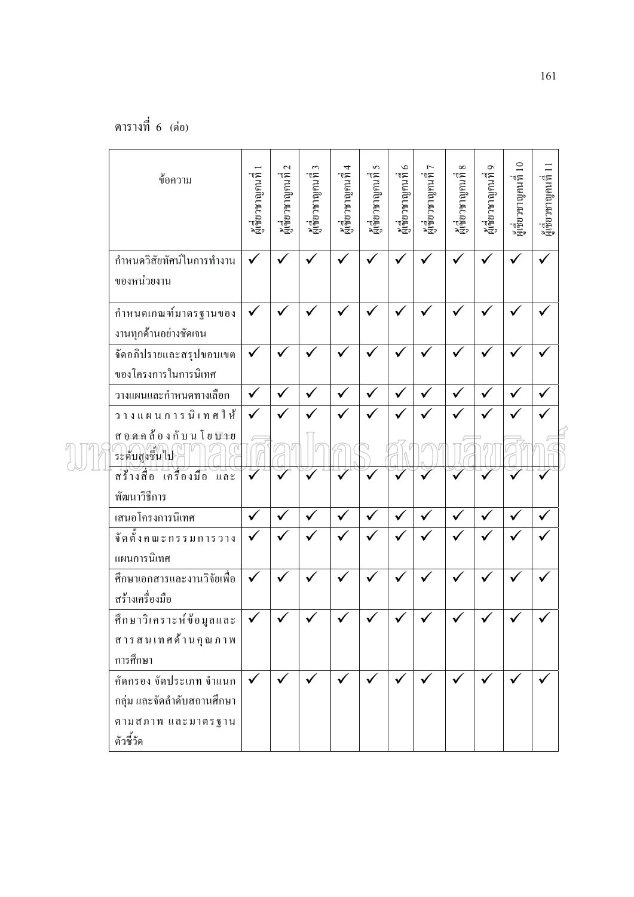ตารางที่ 6 (ต่อ)

| ข้อความ | ผู้เชี่ยวชาญคนที่ 1 | ผู้เชี่ยวชาญคนที่ 2 | ผู้เชี่ยวชาญคนที่ 3 | ผู้เชี่ยวชาญคนที่ 4 | ผู้เชี่ยวชาญคนที่ 5 | ผู้เชี่ยวชาญคนที่ 6 | ผู้เชี่ยวชาญคนที่ 7 | ผู้เชี่ยวชาญคนที่ 8 | ผู้เชี่ยวชาญคนที่ 9 | ผู้เชี่ยวชาญคนที่ 10 | ผู้เชี่ยวชาญคนที่ 11 |
|---|---|---|---|---|---|---|---|---|---|---|---|
| กำหนดวิสัยทัศน์ในการทำงานของหน่วยงาน | ✓ | ✓ | ✓ | ✓ | ✓ | ✓ | ✓ | ✓ | ✓ | ✓ | ✓ |
| กำหนดเกณฑ์มาตรฐานของงานทุกด้านอย่างชัดเจน | ✓ | ✓ | ✓ | ✓ | ✓ | ✓ | ✓ | ✓ | ✓ | ✓ | ✓ |
| จัดอภิปรายและสรุปขอบเขตของโครงการในการนิเทศ | ✓ | ✓ | ✓ | ✓ | ✓ | ✓ | ✓ | ✓ | ✓ | ✓ | ✓ |
| วางแผนและกำหนดทางเลือก | ✓ | ✓ | ✓ | ✓ | ✓ | ✓ | ✓ | ✓ | ✓ | ✓ | ✓ |
| วางแผนการนิเทศให้สอดคล้องกับนโยบายระดับสูงขึ้นไป | ✓ | ✓ | ✓ | ✓ | ✓ | ✓ | ✓ | ✓ | ✓ | ✓ | ✓ |
| สร้างสื่อ เครื่องมือ และพัฒนาวิธีการ | ✓ | ✓ | ✓ | ✓ | ✓ | ✓ | ✓ | ✓ | ✓ | ✓ | ✓ |
| เสนอโครงการนิเทศ | ✓ | ✓ | ✓ | ✓ | ✓ | ✓ | ✓ | ✓ | ✓ | ✓ | ✓ |
| จัดตั้งคณะกรรมการวางแผนการนิเทศ | ✓ | ✓ | ✓ | ✓ | ✓ | ✓ | ✓ | ✓ | ✓ | ✓ | ✓ |
| ศึกษาเอกสารและงานวิจัยเพื่อสร้างเครื่องมือ | ✓ | ✓ | ✓ | ✓ | ✓ | ✓ | ✓ | ✓ | ✓ | ✓ | ✓ |
| ศึกษาวิเคราะห์ข้อมูลและสารสนเทศด้านคุณภาพการศึกษา | ✓ | ✓ | ✓ | ✓ | ✓ | ✓ | ✓ | ✓ | ✓ | ✓ | ✓ |
| คัดกรอง จัดประเภท จำแนกกลุ่ม และจัดลำดับสถานศึกษาตามสภาพ และมาตรฐานตัวชี้วัด | ✓ | ✓ | ✓ | ✓ | ✓ | ✓ | ✓ | ✓ | ✓ | ✓ | ✓ |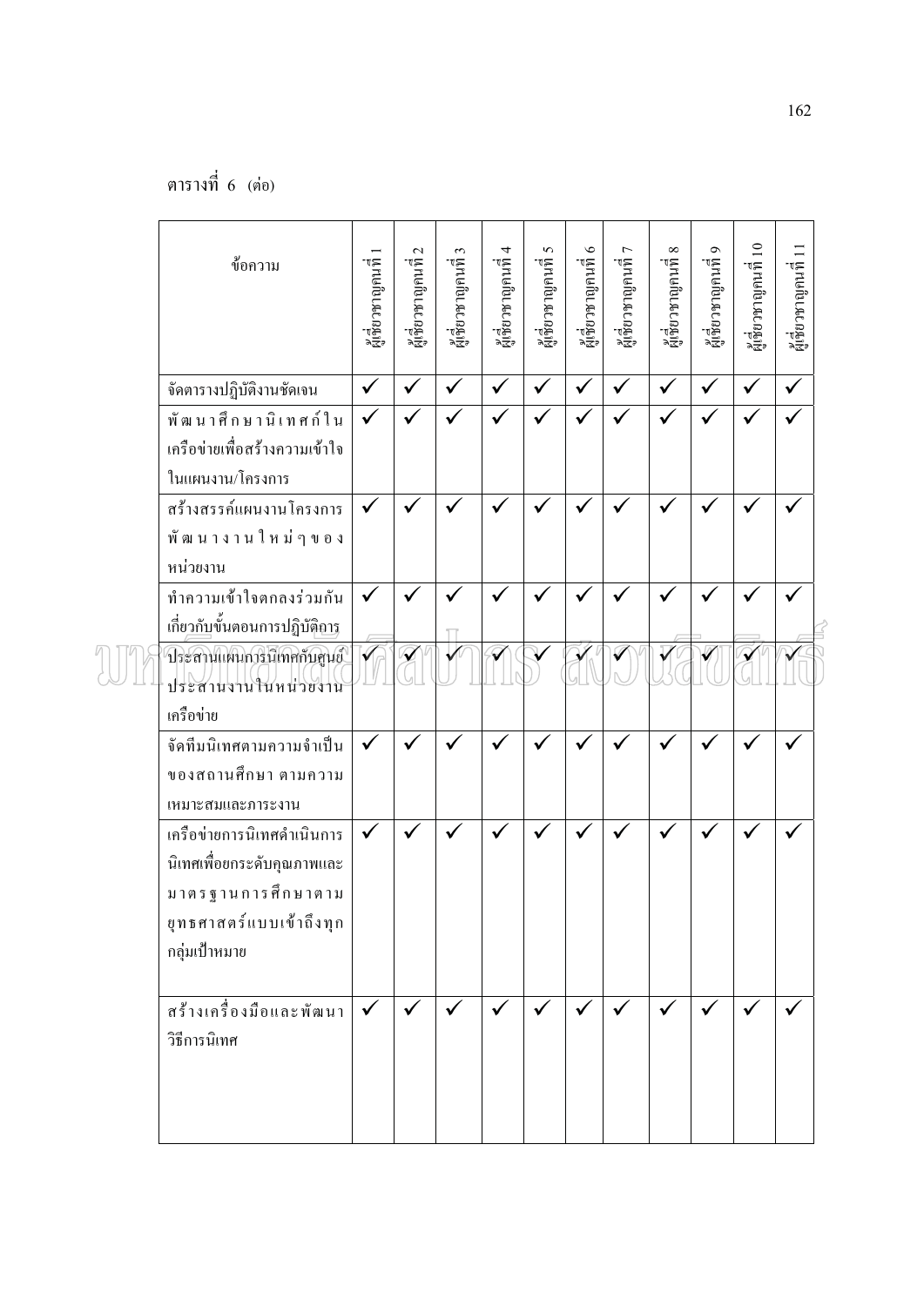ตารางที่ 6 (ต่อ)

| ข้อความ | ผู้เชี่ยวชาญคนที่ 1 | ผู้เชี่ยวชาญคนที่ 2 | ผู้เชี่ยวชาญคนที่ 3 | ผู้เชี่ยวชาญคนที่ 4 | ผู้เชี่ยวชาญคนที่ 5 | ผู้เชี่ยวชาญคนที่ 6 | ผู้เชี่ยวชาญคนที่ 7 | ผู้เชี่ยวชาญคนที่ 8 | ผู้เชี่ยวชาญคนที่ 9 | ผู้เชี่ยวชาญคนที่ 10 | ผู้เชี่ยวชาญคนที่ 11 |
|---|---|---|---|---|---|---|---|---|---|---|---|
| จัดตารางปฏิบัติงานชัดเจน | ✓ | ✓ | ✓ | ✓ | ✓ | ✓ | ✓ | ✓ | ✓ | ✓ | ✓ |
| พัฒนาศึกษานิเทศก์ในเครือข่ายเพื่อสร้างความเข้าใจในแผนงาน/โครงการ | ✓ | ✓ | ✓ | ✓ | ✓ | ✓ | ✓ | ✓ | ✓ | ✓ | ✓ |
| สร้างสรรค์แผนงานโครงการพัฒนางานใหม่ๆของหน่วยงาน | ✓ | ✓ | ✓ | ✓ | ✓ | ✓ | ✓ | ✓ | ✓ | ✓ | ✓ |
| ทำความเข้าใจตกลงร่วมกันเกี่ยวกับขั้นตอนการปฏิบัติการ | ✓ | ✓ | ✓ | ✓ | ✓ | ✓ | ✓ | ✓ | ✓ | ✓ | ✓ |
| ประสานแผนการนิเทศกับศูนย์ประสานงานในหน่วยงานเครือข่าย | ✓ | ✓ | ✓ | ✓ | ✓ | ✓ | ✓ | ✓ | ✓ | ✓ | ✓ |
| จัดทีมนิเทศตามความจำเป็นของสถานศึกษา ตามความเหมาะสมและภาระงาน | ✓ | ✓ | ✓ | ✓ | ✓ | ✓ | ✓ | ✓ | ✓ | ✓ | ✓ |
| เครือข่ายการนิเทศดำเนินการนิเทศเพื่อยกระดับคุณภาพและมาตรฐานการศึกษาตามยุทธศาสตร์แบบเข้าถึงทุกกลุ่มเป้าหมาย | ✓ | ✓ | ✓ | ✓ | ✓ | ✓ | ✓ | ✓ | ✓ | ✓ | ✓ |
| สร้างเครื่องมือและพัฒนาวิธีการนิเทศ | ✓ | ✓ | ✓ | ✓ | ✓ | ✓ | ✓ | ✓ | ✓ | ✓ | ✓ |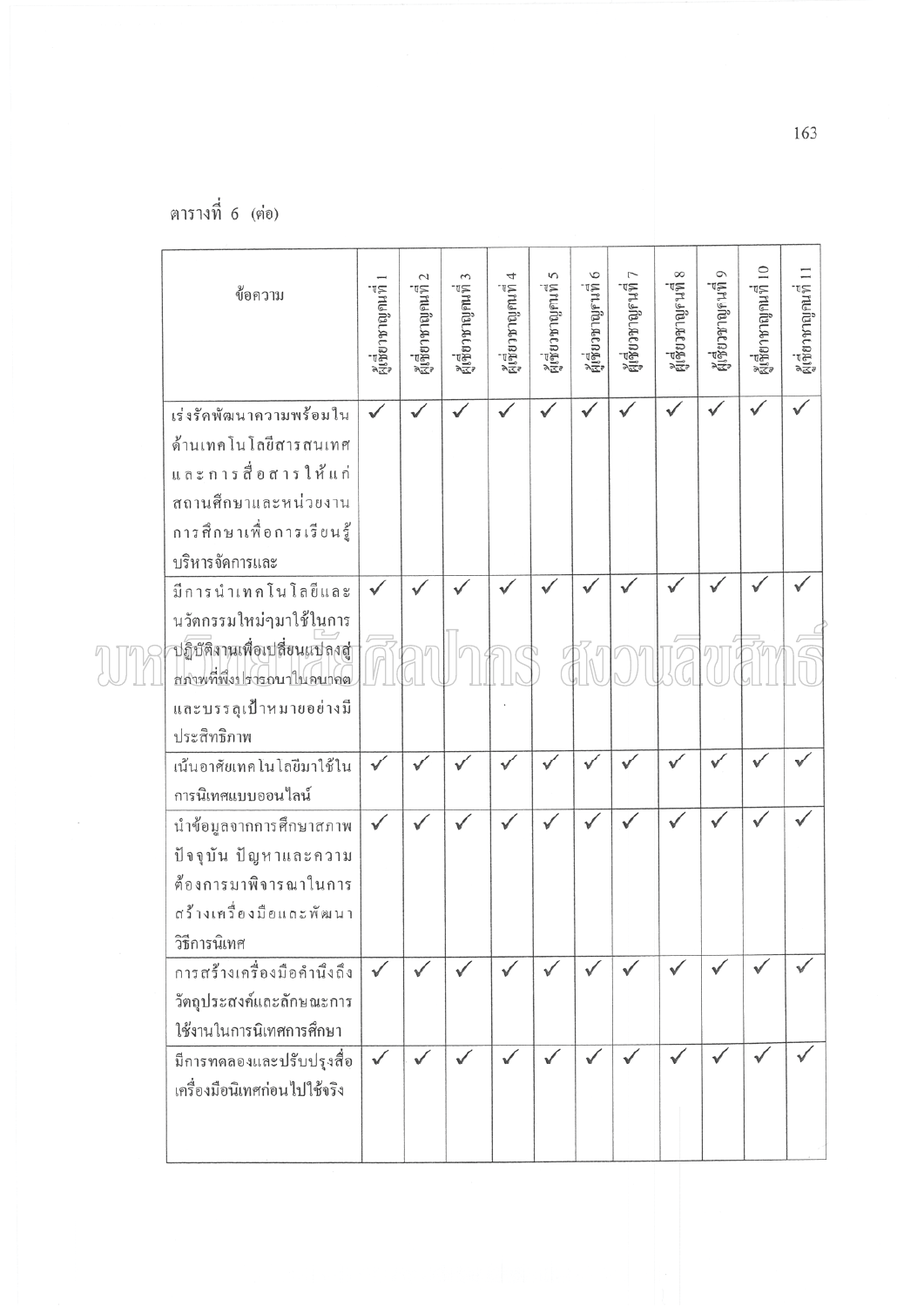ตารางที่ 6 (ต่อ)

| ข้อความ | ผู้เชี่ยวชาญคนที่ 1 | ผู้เชี่ยวชาญคนที่ 2 | ผู้เชี่ยวชาญคนที่ 3 | ผู้เชี่ยวชาญคนที่ 4 | ผู้เชี่ยวชาญคนที่ 5 | ผู้เชี่ยวชาญคนที่ 6 | ผู้เชี่ยวชาญคนที่ 7 | ผู้เชี่ยวชาญคนที่ 8 | ผู้เชี่ยวชาญคนที่ 9 | ผู้เชี่ยวชาญคนที่ 10 | ผู้เชี่ยวชาญคนที่ 11 |
|---|---|---|---|---|---|---|---|---|---|---|---|
| เร่งรัดพัฒนาความพร้อมในด้านเทคโนโลยีสารสนเทศและการสื่อสารให้แก่สถานศึกษาและหน่วยงานการศึกษาเพื่อการเรียนรู้บริหารจัดการและ | ✓ | ✓ | ✓ | ✓ | ✓ | ✓ | ✓ | ✓ | ✓ | ✓ | ✓ |
| มีการนำเทคโนโลยีและนวัตกรรมใหม่ๆมาใช้ในการปฏิบัติงานเพื่อเปลี่ยนแปลงสู่สภาพที่พึงปรารถนาในอนาคตและบรรลุเป้าหมายอย่างมีประสิทธิภาพ | ✓ | ✓ | ✓ | ✓ | ✓ | ✓ | ✓ | ✓ | ✓ | ✓ | ✓ |
| เน้นอาศัยเทคโนโลยีมาใช้ในการนิเทศแบบออนไลน์ | ✓ | ✓ | ✓ | ✓ | ✓ | ✓ | ✓ | ✓ | ✓ | ✓ | ✓ |
| นำข้อมูลจากการศึกษาสภาพปัจจุบัน ปัญหาและความต้องการมาพิจารณาในการสร้างเครื่องมือและพัฒนาวิธีการนิเทศ | ✓ | ✓ | ✓ | ✓ | ✓ | ✓ | ✓ | ✓ | ✓ | ✓ | ✓ |
| การสร้างเครื่องมือคำนึงถึงวัตถุประสงค์และลักษณะการใช้งานในการนิเทศการศึกษา | ✓ | ✓ | ✓ | ✓ | ✓ | ✓ | ✓ | ✓ | ✓ | ✓ | ✓ |
| มีการทดลองและปรับปรุงสื่อเครื่องมือนิเทศก่อนไปใช้จริง | ✓ | ✓ | ✓ | ✓ | ✓ | ✓ | ✓ | ✓ | ✓ | ✓ | ✓ |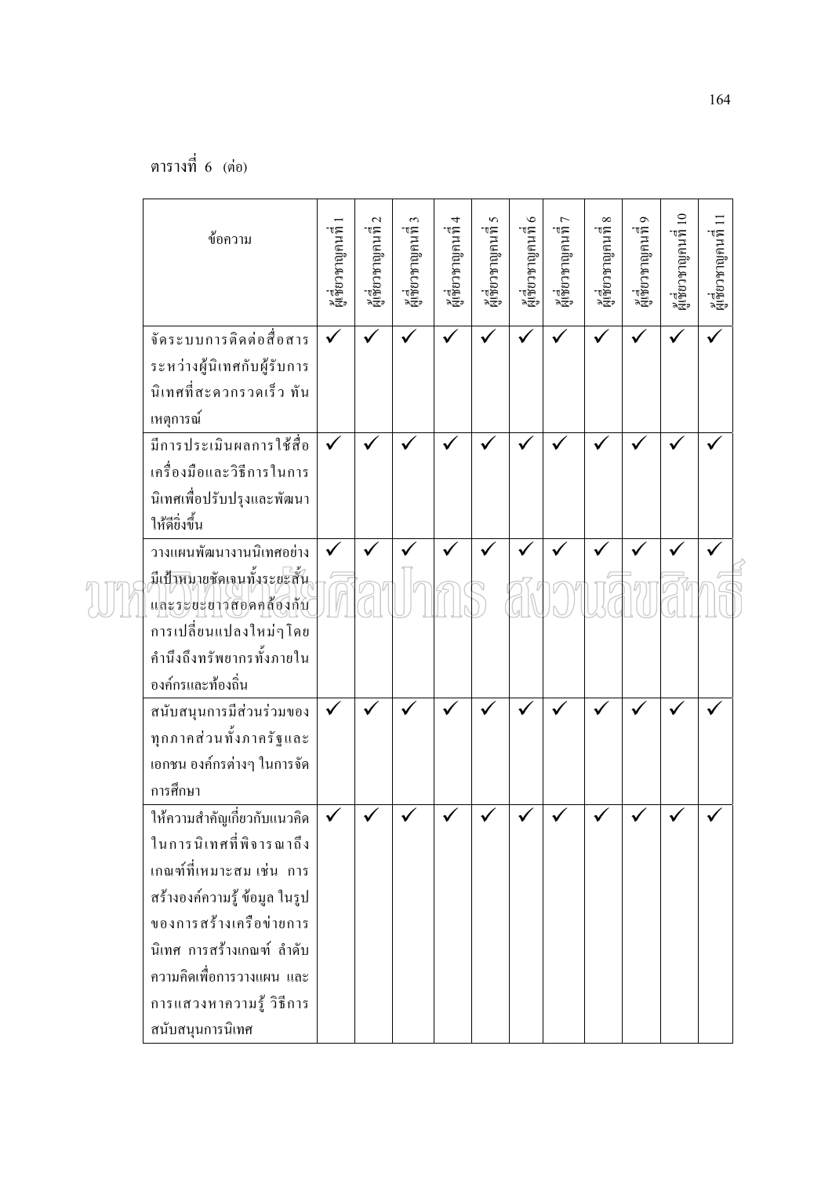ตารางที่ 6 (ต่อ)

| ข้อความ | ผู้เชี่ยวชาญคนที่ 1 | ผู้เชี่ยวชาญคนที่ 2 | ผู้เชี่ยวชาญคนที่ 3 | ผู้เชี่ยวชาญคนที่ 4 | ผู้เชี่ยวชาญคนที่ 5 | ผู้เชี่ยวชาญคนที่ 6 | ผู้เชี่ยวชาญคนที่ 7 | ผู้เชี่ยวชาญคนที่ 8 | ผู้เชี่ยวชาญคนที่ 9 | ผู้เชี่ยวชาญคนที่ 10 | ผู้เชี่ยวชาญคนที่ 11 |
|---|---|---|---|---|---|---|---|---|---|---|---|
| จัดระบบการติดต่อสื่อสารระหว่างผู้นิเทศกับผู้รับการนิเทศที่สะดวกรวดเร็ว ทันเหตุการณ์ | ✓ | ✓ | ✓ | ✓ | ✓ | ✓ | ✓ | ✓ | ✓ | ✓ | ✓ |
| มีการประเมินผลการใช้สื่อ เครื่องมือและวิธีการในการนิเทศเพื่อปรับปรุงและพัฒนาให้ดียิ่งขึ้น | ✓ | ✓ | ✓ | ✓ | ✓ | ✓ | ✓ | ✓ | ✓ | ✓ | ✓ |
| วางแผนพัฒนางานนิเทศอย่างมีเป้าหมายชัดเจนทั้งระยะสั้นและระยะยาวสอดคล้องกับการเปลี่ยนแปลงใหม่ๆโดยคำนึงถึงทรัพยากรทั้งภายในองค์กรและท้องถิ่น | ✓ | ✓ | ✓ | ✓ | ✓ | ✓ | ✓ | ✓ | ✓ | ✓ | ✓ |
| สนับสนุนการมีส่วนร่วมของทุกภาคส่วนทั้งภาครัฐและเอกชน องค์กรต่างๆ ในการจัดการศึกษา | ✓ | ✓ | ✓ | ✓ | ✓ | ✓ | ✓ | ✓ | ✓ | ✓ | ✓ |
| ให้ความสำคัญเกี่ยวกับแนวคิดในการนิเทศที่พิจารณาถึงเกณฑ์ที่เหมาะสม เช่น การสร้างองค์ความรู้ ข้อมูล ในรูปของการสร้างเครือข่ายการนิเทศ การสร้างเกณฑ์ ลำดับความคิดเพื่อการวางแผน และการแสวงหาความรู้ วิธีการสนับสนุนการนิเทศ | ✓ | ✓ | ✓ | ✓ | ✓ | ✓ | ✓ | ✓ | ✓ | ✓ | ✓ |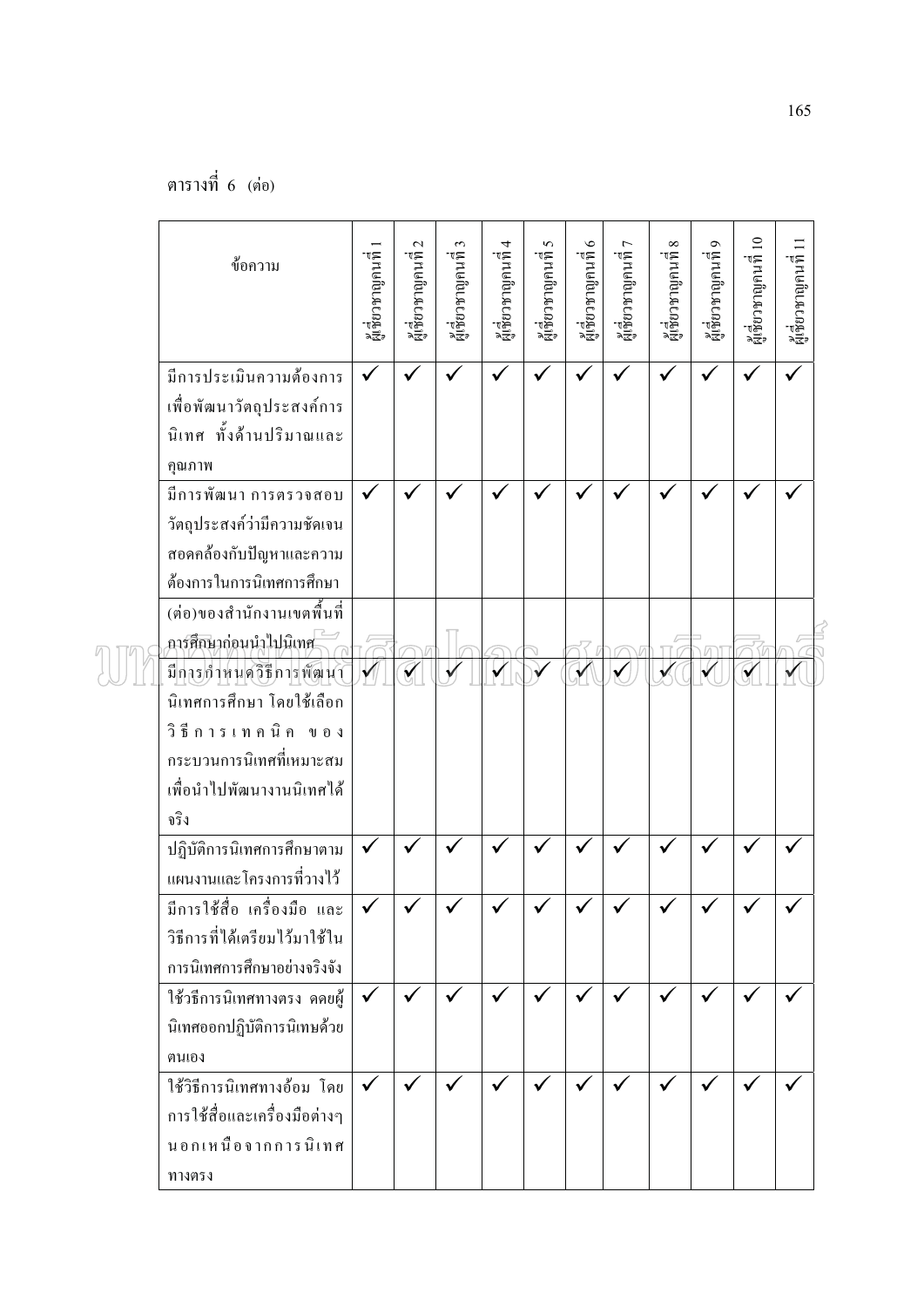ตารางที่ 6 (ต่อ)

| ข้อความ | ผู้เชี่ยวชาญคนที่ 1 | ผู้เชี่ยวชาญคนที่ 2 | ผู้เชี่ยวชาญคนที่ 3 | ผู้เชี่ยวชาญคนที่ 4 | ผู้เชี่ยวชาญคนที่ 5 | ผู้เชี่ยวชาญคนที่ 6 | ผู้เชี่ยวชาญคนที่ 7 | ผู้เชี่ยวชาญคนที่ 8 | ผู้เชี่ยวชาญคนที่ 9 | ผู้เชี่ยวชาญคนที่ 10 | ผู้เชี่ยวชาญคนที่ 11 |
|---|---|---|---|---|---|---|---|---|---|---|---|
| มีการประเมินความต้องการเพื่อพัฒนาวัตถุประสงค์การนิเทศ ทั้งด้านปริมาณและคุณภาพ | ✓ | ✓ | ✓ | ✓ | ✓ | ✓ | ✓ | ✓ | ✓ | ✓ | ✓ |
| มีการพัฒนา การตรวจสอบวัตถุประสงค์ว่ามีความชัดเจนสอดคล้องกับปัญหาและความต้องการในการนิเทศการศึกษา | ✓ | ✓ | ✓ | ✓ | ✓ | ✓ | ✓ | ✓ | ✓ | ✓ | ✓ |
| (ต่อ)ของสำนักงานเขตพื้นที่การศึกษาก่อนนำไปนิเทศ | | | | | | | | | | | |
| มีการกำหนดวิธีการพัฒนานิเทศการศึกษา โดยใช้เลือกวิธีการเทคนิค ของกระบวนการนิเทศที่เหมาะสมเพื่อนำไปพัฒนางานนิเทศได้จริง | ✓ | ✓ | ✓ | ✓ | ✓ | ✓ | ✓ | ✓ | ✓ | ✓ | ✓ |
| ปฏิบัติการนิเทศการศึกษาตามแผนงานและโครงการที่วางไว้ | ✓ | ✓ | ✓ | ✓ | ✓ | ✓ | ✓ | ✓ | ✓ | ✓ | ✓ |
| มีการใช้สื่อ เครื่องมือ และวิธีการที่ได้เตรียมไว้มาใช้ในการนิเทศการศึกษาอย่างจริงจัง | ✓ | ✓ | ✓ | ✓ | ✓ | ✓ | ✓ | ✓ | ✓ | ✓ | ✓ |
| ใช้วธีการนิเทศทางตรง คดยผู้นิเทศออกปฏิบัติการนิเทษด้วยตนเอง | ✓ | ✓ | ✓ | ✓ | ✓ | ✓ | ✓ | ✓ | ✓ | ✓ | ✓ |
| ใช้วิธีการนิเทศทางอ้อม โดยการใช้สื่อและเครื่องมือต่างๆ นอกเหนือจากการนิเทศทางตรง | ✓ | ✓ | ✓ | ✓ | ✓ | ✓ | ✓ | ✓ | ✓ | ✓ | ✓ |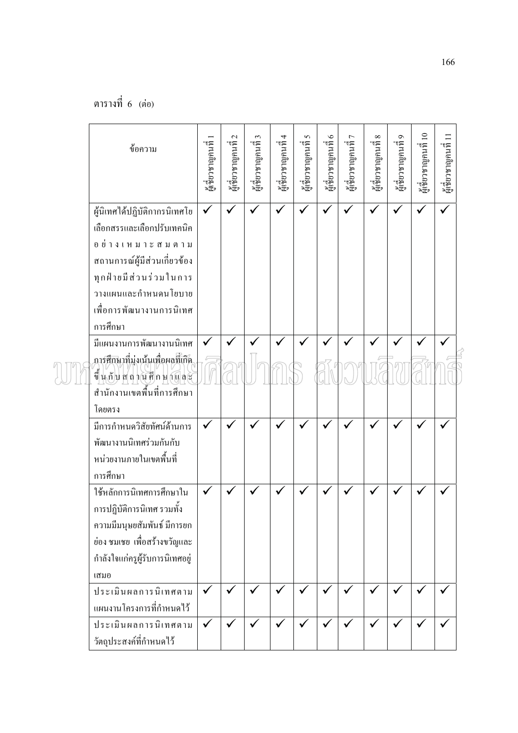ตารางที่ 6 (ต่อ)

| ข้อความ | ผู้เชี่ยวชาญคนที่ 1 | ผู้เชี่ยวชาญคนที่ 2 | ผู้เชี่ยวชาญคนที่ 3 | ผู้เชี่ยวชาญคนที่ 4 | ผู้เชี่ยวชาญคนที่ 5 | ผู้เชี่ยวชาญคนที่ 6 | ผู้เชี่ยวชาญคนที่ 7 | ผู้เชี่ยวชาญคนที่ 8 | ผู้เชี่ยวชาญคนที่ 9 | ผู้เชี่ยวชาญคนที่ 10 | ผู้เชี่ยวชาญคนที่ 11 |
|---|---|---|---|---|---|---|---|---|---|---|---|
| ผู้นิเทศได้ปฏิบัติการนิเทศโยเลือกสรรและเลือกปรับเทคนิคอย่างเหมาะสมตามสถานการณ์ผู้มีส่วนเกี่ยวข้องทุกฝ่ายมีส่วนร่วมในการวางแผนและกำหนดนโยบายเพื่อการพัฒนางานการนิเทศการศึกษา | ✓ | ✓ | ✓ | ✓ | ✓ | ✓ | ✓ | ✓ | ✓ | ✓ | ✓ |
| มีแผนงานการพัฒนางานนิเทศการศึกษาที่มุ่งเน้นเพื่อผลที่เกิดขึ้นกับสถานศึกษาและสำนักงานเขตพื้นที่การศึกษาโดยตรง | ✓ | ✓ | ✓ | ✓ | ✓ | ✓ | ✓ | ✓ | ✓ | ✓ | ✓ |
| มีการกำหนดวิสัยทัศน์ด้านการพัฒนางานนิเทศร่วมกันกับหน่วยงานภายในเขตพื้นที่การศึกษา | ✓ | ✓ | ✓ | ✓ | ✓ | ✓ | ✓ | ✓ | ✓ | ✓ | ✓ |
| ใช้หลักการนิเทศการศึกษาในการปฏิบัติการนิเทศ รวมทั้งความมีมนุษยสัมพันธ์ มีการยกย่อง ชมเชย เพื่อสร้างขวัญและกำลังใจแก่ครูผู้รับการนิเทศอยู่เสมอ | ✓ | ✓ | ✓ | ✓ | ✓ | ✓ | ✓ | ✓ | ✓ | ✓ | ✓ |
| ประเมินผลการนิเทศตามแผนงานโครงการที่กำหนดไว้ | ✓ | ✓ | ✓ | ✓ | ✓ | ✓ | ✓ | ✓ | ✓ | ✓ | ✓ |
| ประเมินผลการนิเทศตามวัตถุประสงค์ที่กำหนดไว้ | ✓ | ✓ | ✓ | ✓ | ✓ | ✓ | ✓ | ✓ | ✓ | ✓ | ✓ |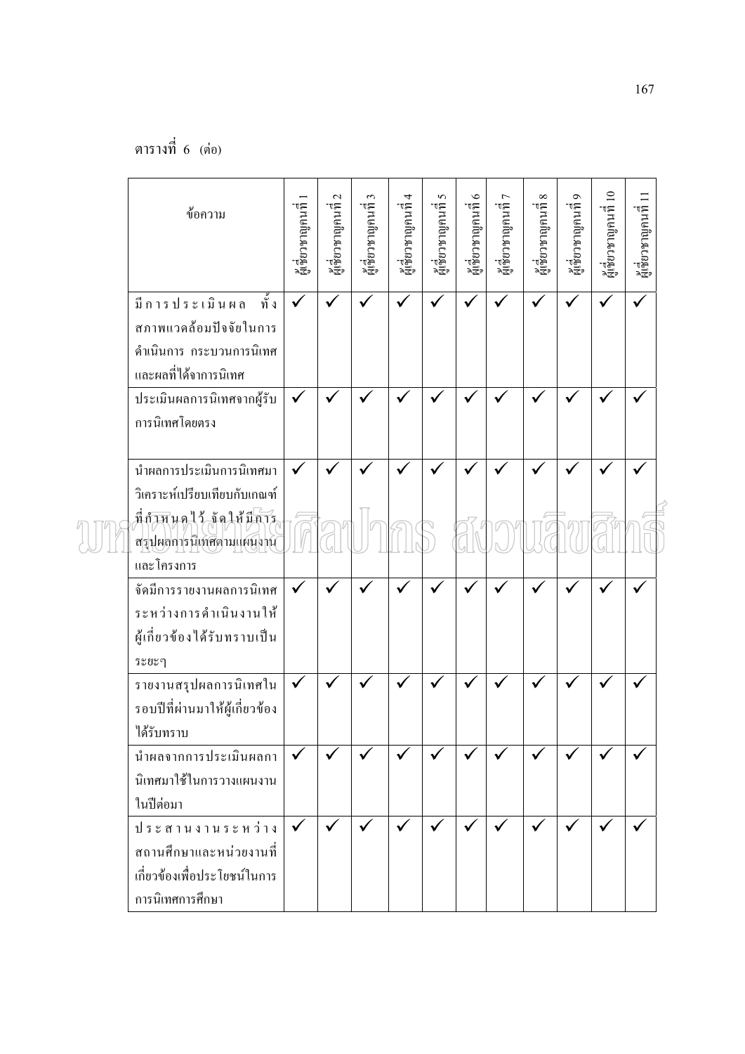ตารางที่ 6 (ต่อ)

| ข้อความ | ผู้เชี่ยวชาญคนที่ 1 | ผู้เชี่ยวชาญคนที่ 2 | ผู้เชี่ยวชาญคนที่ 3 | ผู้เชี่ยวชาญคนที่ 4 | ผู้เชี่ยวชาญคนที่ 5 | ผู้เชี่ยวชาญคนที่ 6 | ผู้เชี่ยวชาญคนที่ 7 | ผู้เชี่ยวชาญคนที่ 8 | ผู้เชี่ยวชาญคนที่ 9 | ผู้เชี่ยวชาญคนที่ 10 | ผู้เชี่ยวชาญคนที่ 11 |
|---|---|---|---|---|---|---|---|---|---|---|---|
| มีการประเมินผล ทั้งสภาพแวดล้อมปัจจัยในการดำเนินการ กระบวนการนิเทศ และผลที่ได้จากการนิเทศ | ✓ | ✓ | ✓ | ✓ | ✓ | ✓ | ✓ | ✓ | ✓ | ✓ | ✓ |
| ประเมินผลการนิเทศจากผู้รับการนิเทศโดยตรง | ✓ | ✓ | ✓ | ✓ | ✓ | ✓ | ✓ | ✓ | ✓ | ✓ | ✓ |
| นำผลการประเมินการนิเทศมาวิเคราะห์เปรียบเทียบกับเกณฑ์ที่กำหนดไว้ จัดให้มีการสรุปผลการนิเทศตามแผนงานและโครงการ | ✓ | ✓ | ✓ | ✓ | ✓ | ✓ | ✓ | ✓ | ✓ | ✓ | ✓ |
| จัดมีการรายงานผลการนิเทศระหว่างการดำเนินงานให้ผู้เกี่ยวข้องได้รับทราบเป็นระยะๆ | ✓ | ✓ | ✓ | ✓ | ✓ | ✓ | ✓ | ✓ | ✓ | ✓ | ✓ |
| รายงานสรุปผลการนิเทศในรอบปีที่ผ่านมาให้ผู้เกี่ยวข้องได้รับทราบ | ✓ | ✓ | ✓ | ✓ | ✓ | ✓ | ✓ | ✓ | ✓ | ✓ | ✓ |
| นำผลจากการประเมินผลกานิเทศมาใช้ในการวางแผนงานในปีต่อมา | ✓ | ✓ | ✓ | ✓ | ✓ | ✓ | ✓ | ✓ | ✓ | ✓ | ✓ |
| ประสานงานระหว่างสถานศึกษาและหน่วยงานที่เกี่ยวข้องเพื่อประโยชน์ในการการนิเทศการศึกษา | ✓ | ✓ | ✓ | ✓ | ✓ | ✓ | ✓ | ✓ | ✓ | ✓ | ✓ |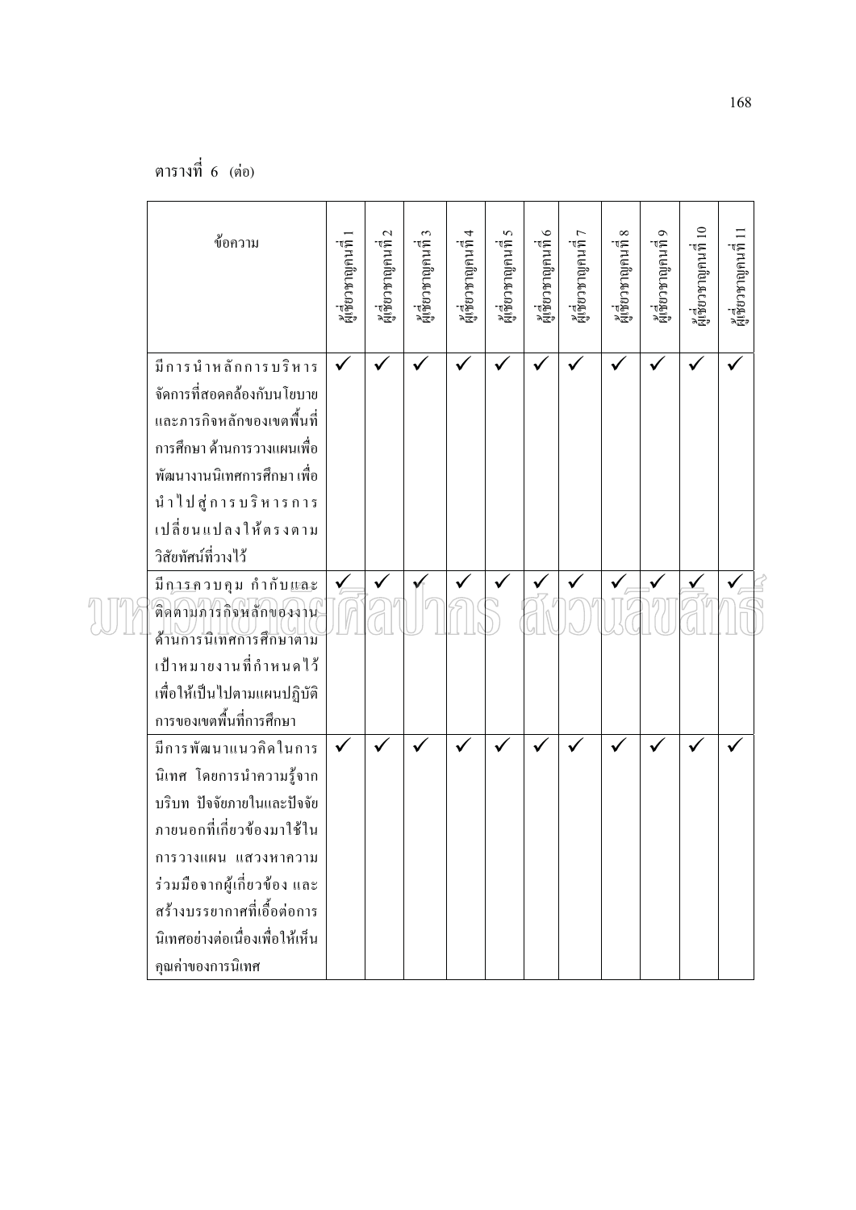ตารางที่ 6 (ต่อ)

| ข้อความ | ผู้เชี่ยวชาญคนที่ 1 | ผู้เชี่ยวชาญคนที่ 2 | ผู้เชี่ยวชาญคนที่ 3 | ผู้เชี่ยวชาญคนที่ 4 | ผู้เชี่ยวชาญคนที่ 5 | ผู้เชี่ยวชาญคนที่ 6 | ผู้เชี่ยวชาญคนที่ 7 | ผู้เชี่ยวชาญคนที่ 8 | ผู้เชี่ยวชาญคนที่ 9 | ผู้เชี่ยวชาญคนที่ 10 | ผู้เชี่ยวชาญคนที่ 11 |
|---|---|---|---|---|---|---|---|---|---|---|---|
| มีการนำหลักการบริหารจัดการที่สอดคล้องกับนโยบายและภารกิจหลักของเขตพื้นที่การศึกษา ด้านการวางแผนเพื่อพัฒนางานนิเทศการศึกษา เพื่อนำไปสู่การบริหารการเปลี่ยนแปลงให้ตรงตามวิสัยทัศน์ที่วางไว้ | ✓ | ✓ | ✓ | ✓ | ✓ | ✓ | ✓ | ✓ | ✓ | ✓ | ✓ |
| มีการควบคุม กำกับและติดตามภารกิจหลักของงานด้านการนิเทศการศึกษาตามเป้าหมายงานที่กำหนดไว้ เพื่อให้เป็นไปตามแผนปฏิบัติการของเขตพื้นที่การศึกษา | ✓ | ✓ | ✓ | ✓ | ✓ | ✓ | ✓ | ✓ | ✓ | ✓ | ✓ |
| มีการพัฒนาแนวคิดในการนิเทศ โดยการนำความรู้จากบริบท ปัจจัยภายในและปัจจัยภายนอกที่เกี่ยวข้องมาใช้ในการวางแผน แสวงหาความร่วมมือจากผู้เกี่ยวข้อง และสร้างบรรยากาศที่เอื้อต่อการนิเทศอย่างต่อเนื่องเพื่อให้เห็นคุณค่าของการนิเทศ | ✓ | ✓ | ✓ | ✓ | ✓ | ✓ | ✓ | ✓ | ✓ | ✓ | ✓ |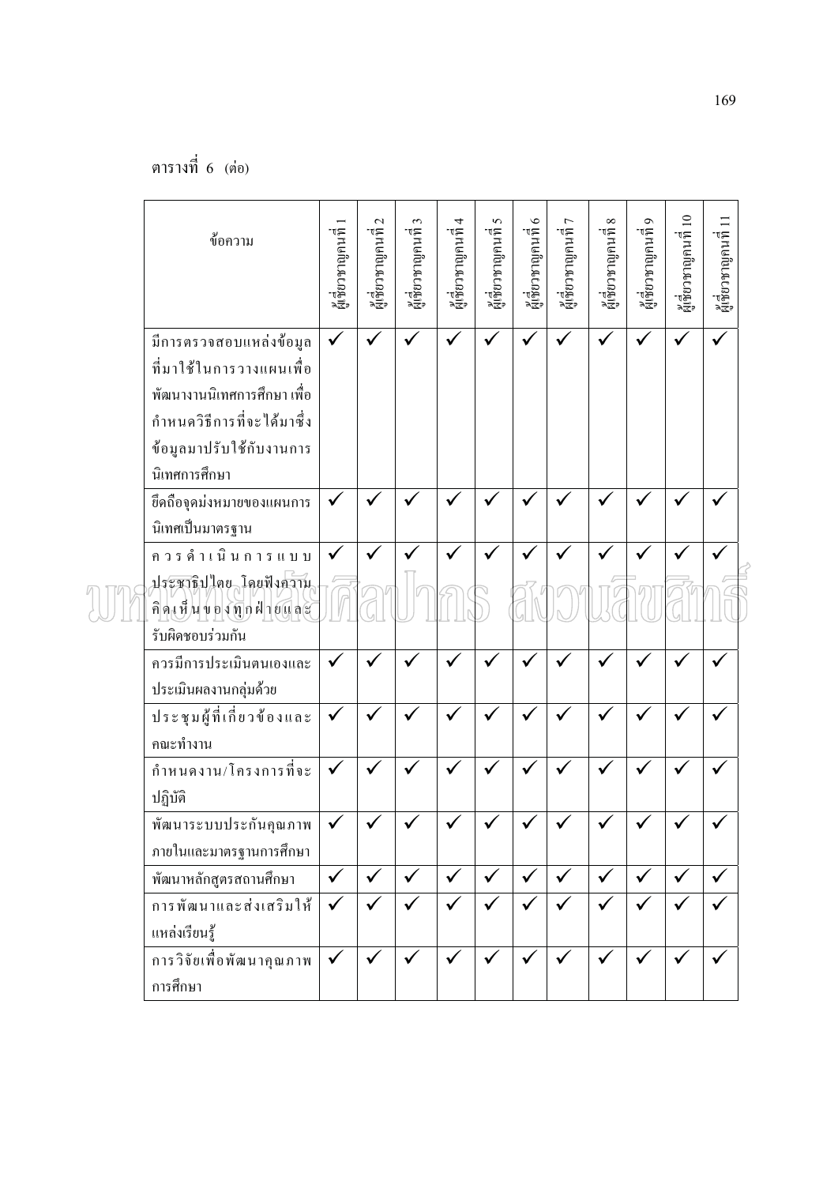ตารางที่ 6 (ต่อ)

| ข้อความ | ผู้เชี่ยวชาญคนที่ 1 | ผู้เชี่ยวชาญคนที่ 2 | ผู้เชี่ยวชาญคนที่ 3 | ผู้เชี่ยวชาญคนที่ 4 | ผู้เชี่ยวชาญคนที่ 5 | ผู้เชี่ยวชาญคนที่ 6 | ผู้เชี่ยวชาญคนที่ 7 | ผู้เชี่ยวชาญคนที่ 8 | ผู้เชี่ยวชาญคนที่ 9 | ผู้เชี่ยวชาญคนที่ 10 | ผู้เชี่ยวชาญคนที่ 11 |
|---|---|---|---|---|---|---|---|---|---|---|---|
| มีการตรวจสอบแหล่งข้อมูลที่มาใช้ในการวางแผนเพื่อพัฒนางานนิเทศการศึกษา เพื่อกำหนดวิธีการที่จะได้มาซึ่งข้อมูลมาปรับใช้กับงานการนิเทศการศึกษา | ✓ | ✓ | ✓ | ✓ | ✓ | ✓ | ✓ | ✓ | ✓ | ✓ | ✓ |
| ยึดถือจุดมุ่งหมายของแผนการนิเทศเป็นมาตรฐาน | ✓ | ✓ | ✓ | ✓ | ✓ | ✓ | ✓ | ✓ | ✓ | ✓ | ✓ |
| ควรดำเนินการแบบประชาธิปไตย โดยฟังความคิดเห็นของทุกฝ่ายและรับผิดชอบร่วมกัน | ✓ | ✓ | ✓ | ✓ | ✓ | ✓ | ✓ | ✓ | ✓ | ✓ | ✓ |
| ควรมีการประเมินตนเองและประเมินผลงานกลุ่มด้วย | ✓ | ✓ | ✓ | ✓ | ✓ | ✓ | ✓ | ✓ | ✓ | ✓ | ✓ |
| ประชุมผู้ที่เกี่ยวข้องและคณะทำงาน | ✓ | ✓ | ✓ | ✓ | ✓ | ✓ | ✓ | ✓ | ✓ | ✓ | ✓ |
| กำหนดงาน/โครงการที่จะปฏิบัติ | ✓ | ✓ | ✓ | ✓ | ✓ | ✓ | ✓ | ✓ | ✓ | ✓ | ✓ |
| พัฒนาระบบประกันคุณภาพภายในและมาตรฐานการศึกษา | ✓ | ✓ | ✓ | ✓ | ✓ | ✓ | ✓ | ✓ | ✓ | ✓ | ✓ |
| พัฒนาหลักสูตรสถานศึกษา | ✓ | ✓ | ✓ | ✓ | ✓ | ✓ | ✓ | ✓ | ✓ | ✓ | ✓ |
| การพัฒนาและส่งเสริมให้แหล่งเรียนรู้ | ✓ | ✓ | ✓ | ✓ | ✓ | ✓ | ✓ | ✓ | ✓ | ✓ | ✓ |
| การวิจัยเพื่อพัฒนาคุณภาพการศึกษา | ✓ | ✓ | ✓ | ✓ | ✓ | ✓ | ✓ | ✓ | ✓ | ✓ | ✓ |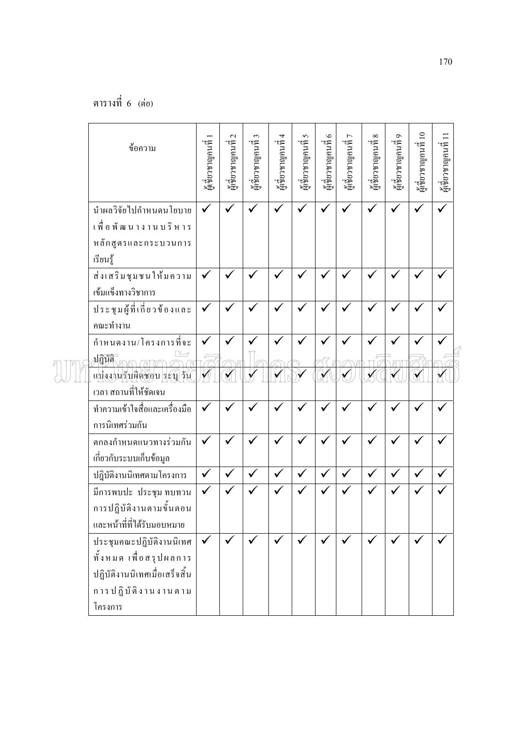ตารางที่ 6 (ต่อ)

| ข้อความ | ผู้เชี่ยวชาญคนที่ 1 | ผู้เชี่ยวชาญคนที่ 2 | ผู้เชี่ยวชาญคนที่ 3 | ผู้เชี่ยวชาญคนที่ 4 | ผู้เชี่ยวชาญคนที่ 5 | ผู้เชี่ยวชาญคนที่ 6 | ผู้เชี่ยวชาญคนที่ 7 | ผู้เชี่ยวชาญคนที่ 8 | ผู้เชี่ยวชาญคนที่ 9 | ผู้เชี่ยวชาญคนที่ 10 | ผู้เชี่ยวชาญคนที่ 11 |
|---|---|---|---|---|---|---|---|---|---|---|---|
| นำผลวิจัยไปกำหนดนโยบายเพื่อพัฒนางานบริหารหลักสูตรและกระบวนการเรียนรู้ | ✓ | ✓ | ✓ | ✓ | ✓ | ✓ | ✓ | ✓ | ✓ | ✓ | ✓ |
| ส่งเสริมชุมชนให้มความเข้มแข็งทางวิชาการ | ✓ | ✓ | ✓ | ✓ | ✓ | ✓ | ✓ | ✓ | ✓ | ✓ | ✓ |
| ประชุมผู้ที่เกี่ยวข้องและคณะทำงาน | ✓ | ✓ | ✓ | ✓ | ✓ | ✓ | ✓ | ✓ | ✓ | ✓ | ✓ |
| กำหนดงาน/โครงการที่จะปฏิบัติ | ✓ | ✓ | ✓ | ✓ | ✓ | ✓ | ✓ | ✓ | ✓ | ✓ | ✓ |
| แบ่งงานรับผิดชอบ ระบุ วัน เวลา สถานที่ให้ชัดเจน | ✓ | ✓ | ✓ | ✓ | ✓ | ✓ | ✓ | ✓ | ✓ | ✓ | ✓ |
| ทำความเข้าใจสื่อและเครื่องมือการนิเทศร่วมกัน | ✓ | ✓ | ✓ | ✓ | ✓ | ✓ | ✓ | ✓ | ✓ | ✓ | ✓ |
| ตกลงกำหนดแนวทางร่วมกันเกี่ยวกับระบบเก็บข้อมูล | ✓ | ✓ | ✓ | ✓ | ✓ | ✓ | ✓ | ✓ | ✓ | ✓ | ✓ |
| ปฏิบัติงานนิเทศตามโครงการ | ✓ | ✓ | ✓ | ✓ | ✓ | ✓ | ✓ | ✓ | ✓ | ✓ | ✓ |
| มีการพบปะ ประชุม ทบทวนการปฏิบัติงานตามขั้นตอนและหน้าที่ที่ได้รับมอบหมาย | ✓ | ✓ | ✓ | ✓ | ✓ | ✓ | ✓ | ✓ | ✓ | ✓ | ✓ |
| ประชุมคณะปฏิบัติงานนิเทศทั้งหมด เพื่อสรุปผลการปฏิบัติงานนิเทศเมื่อเสร็จสิ้นการปฏิบัติงานงานตามโครงการ | ✓ | ✓ | ✓ | ✓ | ✓ | ✓ | ✓ | ✓ | ✓ | ✓ | ✓ |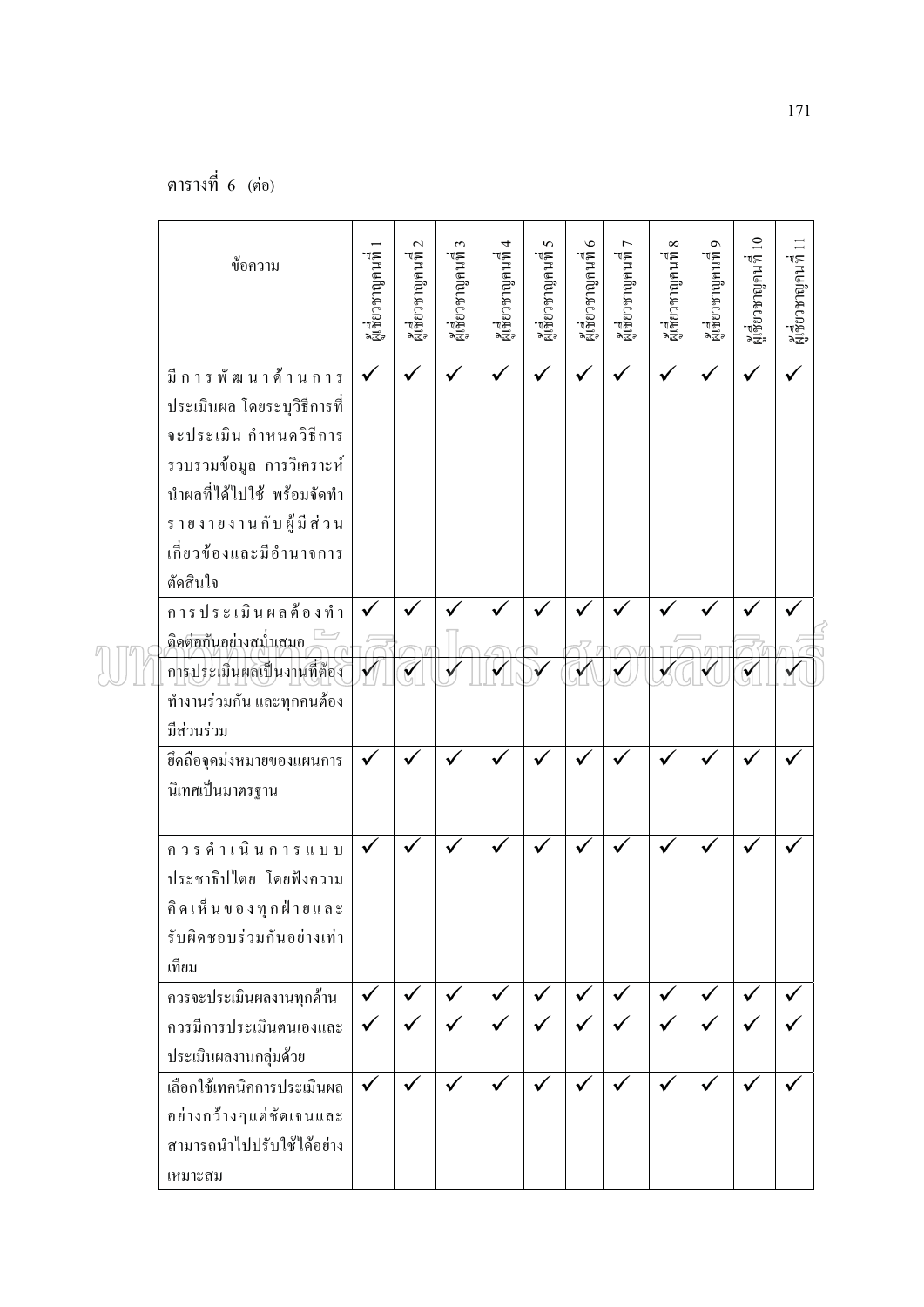ตารางที่ 6 (ต่อ)

| ข้อความ | ผู้เชี่ยวชาญคนที่ 1 | ผู้เชี่ยวชาญคนที่ 2 | ผู้เชี่ยวชาญคนที่ 3 | ผู้เชี่ยวชาญคนที่ 4 | ผู้เชี่ยวชาญคนที่ 5 | ผู้เชี่ยวชาญคนที่ 6 | ผู้เชี่ยวชาญคนที่ 7 | ผู้เชี่ยวชาญคนที่ 8 | ผู้เชี่ยวชาญคนที่ 9 | ผู้เชี่ยวชาญคนที่ 10 | ผู้เชี่ยวชาญคนที่ 11 |
|---|---|---|---|---|---|---|---|---|---|---|---|
| มีการพัฒนาด้านการประเมินผล โดยระบุวิธีการที่จะประเมิน กำหนดวิธีการรวบรวมข้อมูล การวิเคราะห์ นำผลที่ได้ไปใช้ พร้อมจัดทำรายงานกับผู้มีส่วนเกี่ยวข้องและมีอำนาจการตัดสินใจ | ✓ | ✓ | ✓ | ✓ | ✓ | ✓ | ✓ | ✓ | ✓ | ✓ | ✓ |
| การประเมินผลต้องทำติดต่อกันอย่างสม่ำเสมอ | ✓ | ✓ | ✓ | ✓ | ✓ | ✓ | ✓ | ✓ | ✓ | ✓ | ✓ |
| การประเมินผลเป็นงานที่ต้องทำงานร่วมกัน และทุกคนต้องมีส่วนร่วม | ✓ | ✓ | ✓ | ✓ | ✓ | ✓ | ✓ | ✓ | ✓ | ✓ | ✓ |
| ยึดถือจุดมุ่งหมายของแผนการนิเทศเป็นมาตรฐาน | ✓ | ✓ | ✓ | ✓ | ✓ | ✓ | ✓ | ✓ | ✓ | ✓ | ✓ |
| ควรดำเนินการแบบประชาธิปไตย โดยฟังความคิดเห็นของทุกฝ่ายและรับผิดชอบร่วมกันอย่างเท่าเทียม | ✓ | ✓ | ✓ | ✓ | ✓ | ✓ | ✓ | ✓ | ✓ | ✓ | ✓ |
| ควรจะประเมินผลงานทุกด้าน | ✓ | ✓ | ✓ | ✓ | ✓ | ✓ | ✓ | ✓ | ✓ | ✓ | ✓ |
| ควรมีการประเมินตนเองและประเมินผลงานกลุ่มด้วย | ✓ | ✓ | ✓ | ✓ | ✓ | ✓ | ✓ | ✓ | ✓ | ✓ | ✓ |
| เลือกใช้เทคนิคการประเมินผลอย่างกว้างๆแต่ชัดเจนและสามารถนำไปปรับใช้ได้อย่างเหมาะสม | ✓ | ✓ | ✓ | ✓ | ✓ | ✓ | ✓ | ✓ | ✓ | ✓ | ✓ |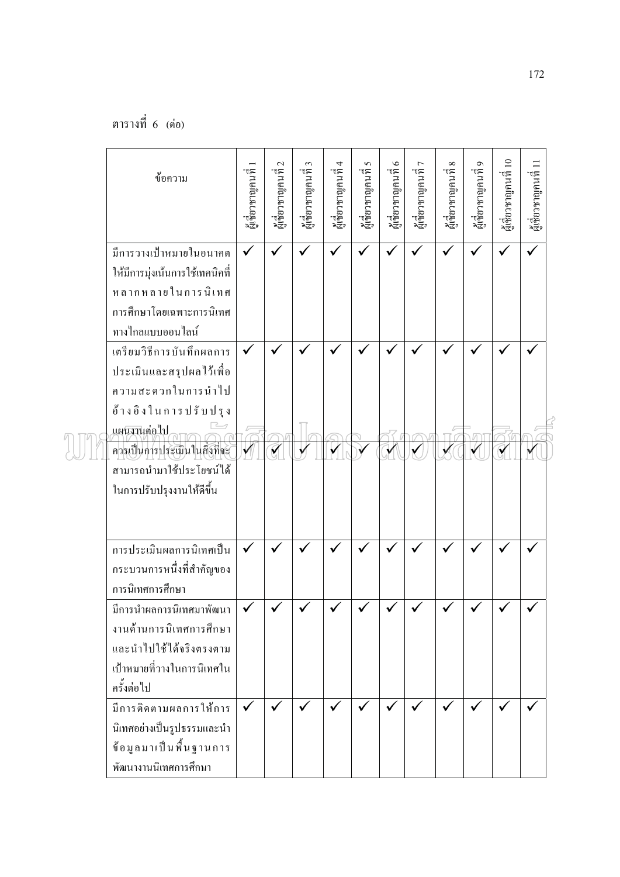ตารางที่ 6 (ต่อ)

| ข้อความ | ผู้เชี่ยวชาญคนที่ 1 | ผู้เชี่ยวชาญคนที่ 2 | ผู้เชี่ยวชาญคนที่ 3 | ผู้เชี่ยวชาญคนที่ 4 | ผู้เชี่ยวชาญคนที่ 5 | ผู้เชี่ยวชาญคนที่ 6 | ผู้เชี่ยวชาญคนที่ 7 | ผู้เชี่ยวชาญคนที่ 8 | ผู้เชี่ยวชาญคนที่ 9 | ผู้เชี่ยวชาญคนที่ 10 | ผู้เชี่ยวชาญคนที่ 11 |
|---|---|---|---|---|---|---|---|---|---|---|---|
| มีการวางเป้าหมายในอนาคตให้มีการมุ่งเน้นการใช้เทคนิคที่หลากหลายในการนิเทศการศึกษาโดยเฉพาะการนิเทศทางไกลแบบออนไลน์ | ✓ | ✓ | ✓ | ✓ | ✓ | ✓ | ✓ | ✓ | ✓ | ✓ | ✓ |
| เตรียมวิธีการบันทึกผลการประเมินและสรุปผลไว้เพื่อความสะดวกในการนำไปอ้างอิงในการปรับปรุงแผนงานต่อไป | ✓ | ✓ | ✓ | ✓ | ✓ | ✓ | ✓ | ✓ | ✓ | ✓ | ✓ |
| ควรเป็นการประเมินในสิ่งที่จะสามารถนำมาใช้ประโยชน์ได้ในการปรับปรุงงานให้ดีขึ้น | ✓ | ✓ | ✓ | ✓ | ✓ | ✓ | ✓ | ✓ | ✓ | ✓ | ✓ |
| การประเมินผลการนิเทศเป็นกระบวนการหนึ่งที่สำคัญของการนิเทศการศึกษา | ✓ | ✓ | ✓ | ✓ | ✓ | ✓ | ✓ | ✓ | ✓ | ✓ | ✓ |
| มีการนำผลการนิเทศมาพัฒนางานด้านการนิเทศการศึกษาและนำไปใช้ได้จริงตรงตามเป้าหมายที่วางในการนิเทศในครั้งต่อไป | ✓ | ✓ | ✓ | ✓ | ✓ | ✓ | ✓ | ✓ | ✓ | ✓ | ✓ |
| มีการติดตามผลการให้การนิเทศอย่างเป็นรูปธรรมและนำข้อมูลมาเป็นพื้นฐานการพัฒนางานนิเทศการศึกษา | ✓ | ✓ | ✓ | ✓ | ✓ | ✓ | ✓ | ✓ | ✓ | ✓ | ✓ |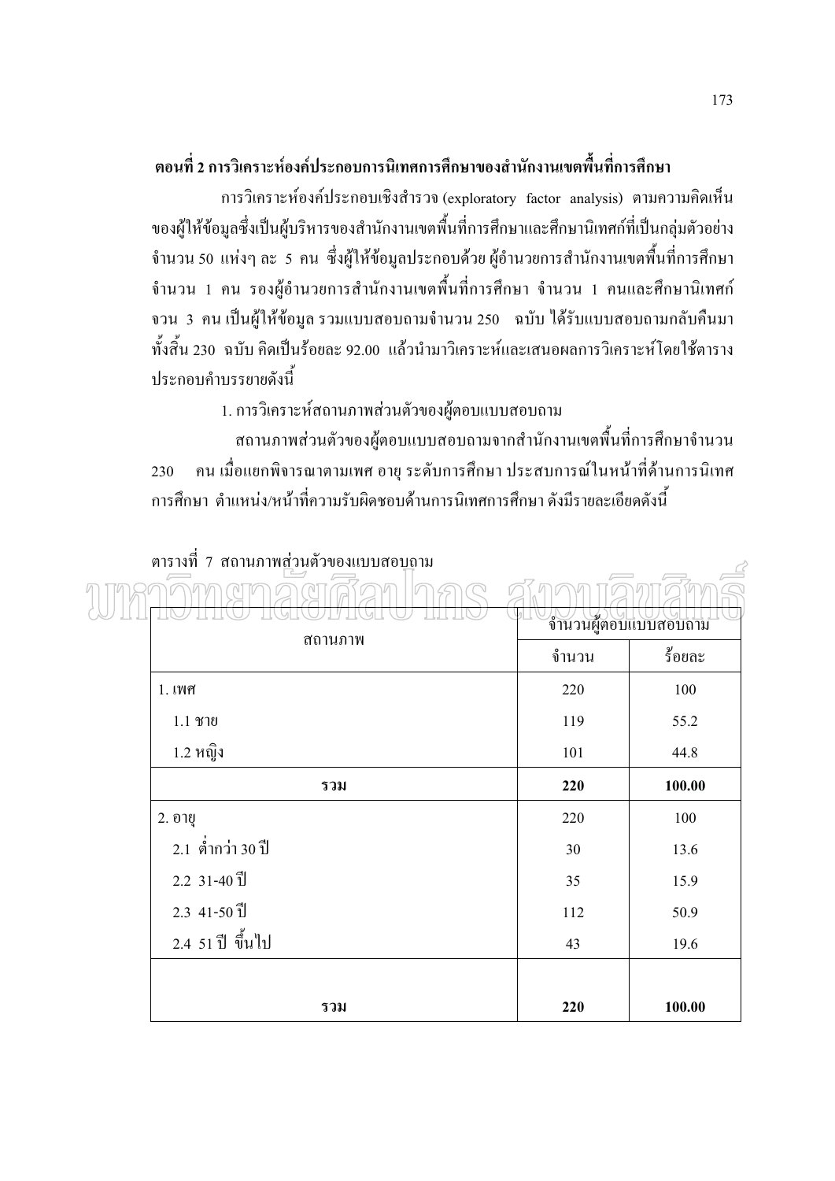**ตอนที่ 2 การวิเคราะห์องค์ประกอบการนิเทศการศึกษาของสำนักงานเขตพื้นที่การศึกษา**

การวิเคราะห์องค์ประกอบเชิงสำรวจ (exploratory factor analysis) ตามความคิดเห็นของผู้ให้ข้อมูลซึ่งเป็นผู้บริหารของสำนักงานเขตพื้นที่การศึกษาและศึกษานิเทศก์ที่เป็นกลุ่มตัวอย่าง จำนวน 50 แห่งๆ ละ 5 คน ซึ่งผู้ให้ข้อมูลประกอบด้วย ผู้อำนวยการสำนักงานเขตพื้นที่การศึกษา จำนวน 1 คน รองผู้อำนวยการสำนักงานเขตพื้นที่การศึกษา จำนวน 1 คนและศึกษานิเทศก์ จวน 3 คน เป็นผู้ให้ข้อมูล รวมแบบสอบถามจำนวน 250 ฉบับ ได้รับแบบสอบถามกลับคืนมาทั้งสิ้น 230 ฉบับ คิดเป็นร้อยละ 92.00 แล้วนำมาวิเคราะห์และเสนอผลการวิเคราะห์โดยใช้ตารางประกอบคำบรรยายดังนี้

1. การวิเคราะห์สถานภาพส่วนตัวของผู้ตอบแบบสอบถาม

สถานภาพส่วนตัวของผู้ตอบแบบสอบถามจากสำนักงานเขตพื้นที่การศึกษาจำนวน 230 คน เมื่อแยกพิจารณาตามเพศ อายุ ระดับการศึกษา ประสบการณ์ในหน้าที่ด้านการนิเทศการศึกษา ตำแหน่ง/หน้าที่ความรับผิดชอบด้านการนิเทศการศึกษา ดังมีรายละเอียดดังนี้

ตารางที่ 7 สถานภาพส่วนตัวของแบบสอบถาม

| สถานภาพ | จำนวนผู้ตอบแบบสอบถาม | |
|---|---|---|
| | จำนวน | ร้อยละ |
| 1. เพศ | 220 | 100 |
| 1.1 ชาย | 119 | 55.2 |
| 1.2 หญิง | 101 | 44.8 |
| **รวม** | **220** | **100.00** |
| 2. อายุ | 220 | 100 |
| 2.1 ต่ำกว่า 30 ปี | 30 | 13.6 |
| 2.2 31-40 ปี | 35 | 15.9 |
| 2.3 41-50 ปี | 112 | 50.9 |
| 2.4 51 ปี ขึ้นไป | 43 | 19.6 |
| **รวม** | **220** | **100.00** |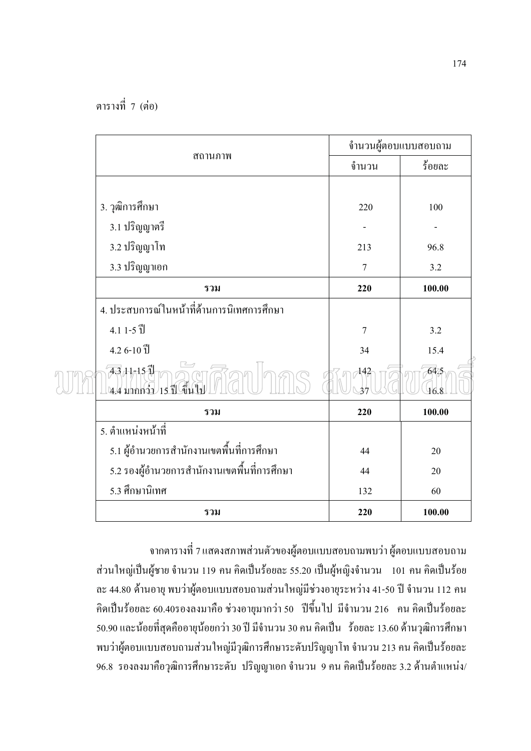ตารางที่ 7 (ต่อ)

| สถานภาพ | จำนวนผู้ตอบแบบสอบถาม | |
|---|---|---|
| | จำนวน | ร้อยละ |
| 3. วุฒิการศึกษา | 220 | 100 |
| 3.1 ปริญญาตรี | - | - |
| 3.2 ปริญญาโท | 213 | 96.8 |
| 3.3 ปริญญาเอก | 7 | 3.2 |
| **รวม** | **220** | **100.00** |
| 4. ประสบการณ์ในหน้าที่ด้านการนิเทศการศึกษา | | |
| 4.1 1-5 ปี | 7 | 3.2 |
| 4.2 6-10 ปี | 34 | 15.4 |
| 4.3 11-15 ปี | 142 | 64.5 |
| 4.4 มากกว่า 15 ปี ขึ้นไป | 37 | 16.8 |
| **รวม** | **220** | **100.00** |
| 5. ตำแหน่งหน้าที่ | | |
| 5.1 ผู้อำนวยการสำนักงานเขตพื้นที่การศึกษา | 44 | 20 |
| 5.2 รองผู้อำนวยการสำนักงานเขตพื้นที่การศึกษา | 44 | 20 |
| 5.3 ศึกษานิเทศ | 132 | 60 |
| **รวม** | **220** | **100.00** |

จากตารางที่ 7 แสดงสภาพส่วนตัวของผู้ตอบแบบสอบถามพบว่า ผู้ตอบแบบสอบถามส่วนใหญ่เป็นผู้ชาย จำนวน 119 คน คิดเป็นร้อยละ 55.20 เป็นผู้หญิงจำนวน 101 คน คิดเป็นร้อยละ 44.80 ด้านอายุ พบว่าผู้ตอบแบบสอบถามส่วนใหญ่มีช่วงอายุระหว่าง 41-50 ปี จำนวน 112 คน คิดเป็นร้อยละ 60.40รองลงมาคือ ช่วงอายุมากกว่า 50 ปีขึ้นไป มีจำนวน 216 คน คิดเป็นร้อยละ 50.90 และน้อยที่สุดคืออายุน้อยกว่า 30 ปี มีจำนวน 30 คน คิดเป็น ร้อยละ 13.60 ด้านวุฒิการศึกษา พบว่าผู้ตอบแบบสอบถามส่วนใหญ่มีวุฒิการศึกษาระดับปริญญาโท จำนวน 213 คน คิดเป็นร้อยละ 96.8 รองลงมาคือวุฒิการศึกษาระดับ ปริญญาเอก จำนวน 9 คน คิดเป็นร้อยละ 3.2 ด้านตำแหน่ง/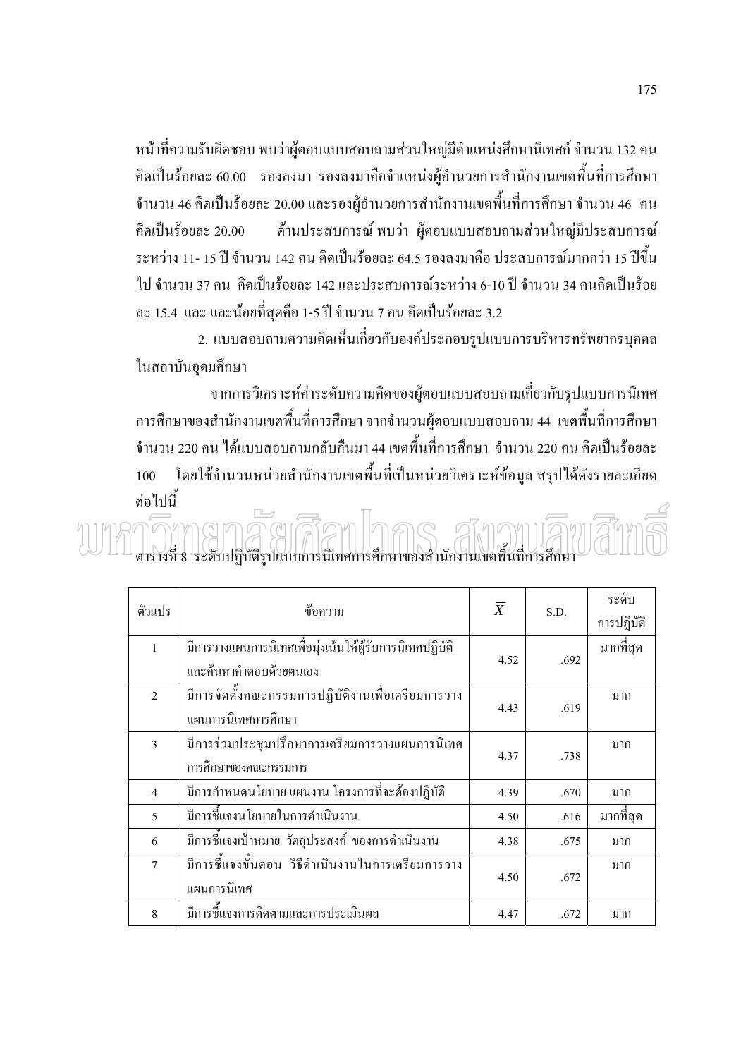หน้าที่ความรับผิดชอบ พบว่าผู้ตอบแบบสอบถามส่วนใหญ่มีตำแหน่งศึกษานิเทศก์ จำนวน 132 คน คิดเป็นร้อยละ 60.00 รองลงมา รองลงมาคือจำแหน่งผู้อำนวยการสำนักงานเขตพื้นที่การศึกษา จำนวน 46 คิดเป็นร้อยละ 20.00 และรองผู้อำนวยการสำนักงานเขตพื้นที่การศึกษา จำนวน 46 คน คิดเป็นร้อยละ 20.00 ด้านประสบการณ์ พบว่า ผู้ตอบแบบสอบถามส่วนใหญ่มีประสบการณ์ระหว่าง 11- 15 ปี จำนวน 142 คน คิดเป็นร้อยละ 64.5 รองลงมาคือ ประสบการณ์มากกว่า 15 ปีขึ้นไป จำนวน 37 คน คิดเป็นร้อยละ 142 และประสบการณ์ระหว่าง 6-10 ปี จำนวน 34 คนคิดเป็นร้อยละ 15.4 และ และน้อยที่สุดคือ 1-5 ปี จำนวน 7 คน คิดเป็นร้อยละ 3.2

2. แบบสอบถามความคิดเห็นเกี่ยวกับองค์ประกอบรูปแบบการบริหารทรัพยากรบุคคลในสถาบันอุดมศึกษา

จากการวิเคราะห์ค่าระดับความคิดของผู้ตอบแบบสอบถามเกี่ยวกับรูปแบบการนิเทศการศึกษาของสำนักงานเขตพื้นที่การศึกษา จากจำนวนผู้ตอบแบบสอบถาม 44 เขตพื้นที่การศึกษา จำนวน 220 คน ได้แบบสอบถามกลับคืนมา 44 เขตพื้นที่การศึกษา จำนวน 220 คน คิดเป็นร้อยละ 100 โดยใช้จำนวนหน่วยสำนักงานเขตพื้นที่เป็นหน่วยวิเคราะห์ข้อมูล สรุปได้ดังรายละเอียดต่อไปนี้

ตารางที่ 8 ระดับปฏิบัติรูปแบบการนิเทศการศึกษาของสำนักงานเขตพื้นที่การศึกษา

| ตัวแปร | ข้อความ | $\overline{X}$ | S.D. | ระดับการปฏิบัติ |
|---|---|---|---|---|
| 1 | มีการวางแผนการนิเทศเพื่อมุ่งเน้นให้ผู้รับการนิเทศปฏิบัติและค้นหาคำตอบด้วยตนเอง | 4.52 | .692 | มากที่สุด |
| 2 | มีการจัดตั้งคณะกรรมการปฏิบัติงานเพื่อเตรียมการวางแผนการนิเทศการศึกษา | 4.43 | .619 | มาก |
| 3 | มีการร่วมประชุมปรึกษาการเตรียมการวางแผนการนิเทศการศึกษาของคณะกรรมการ | 4.37 | .738 | มาก |
| 4 | มีการกำหนดนโยบาย แผนงาน โครงการที่จะต้องปฏิบัติ | 4.39 | .670 | มาก |
| 5 | มีการชี้แจงนโยบายในการดำเนินงาน | 4.50 | .616 | มากที่สุด |
| 6 | มีการชี้แจงเป้าหมาย วัตถุประสงค์ ของการดำเนินงาน | 4.38 | .675 | มาก |
| 7 | มีการชี้แจงขั้นตอน วิธีดำเนินงานในการเตรียมการวางแผนการนิเทศ | 4.50 | .672 | มาก |
| 8 | มีการชี้แจงการติดตามและการประเมินผล | 4.47 | .672 | มาก |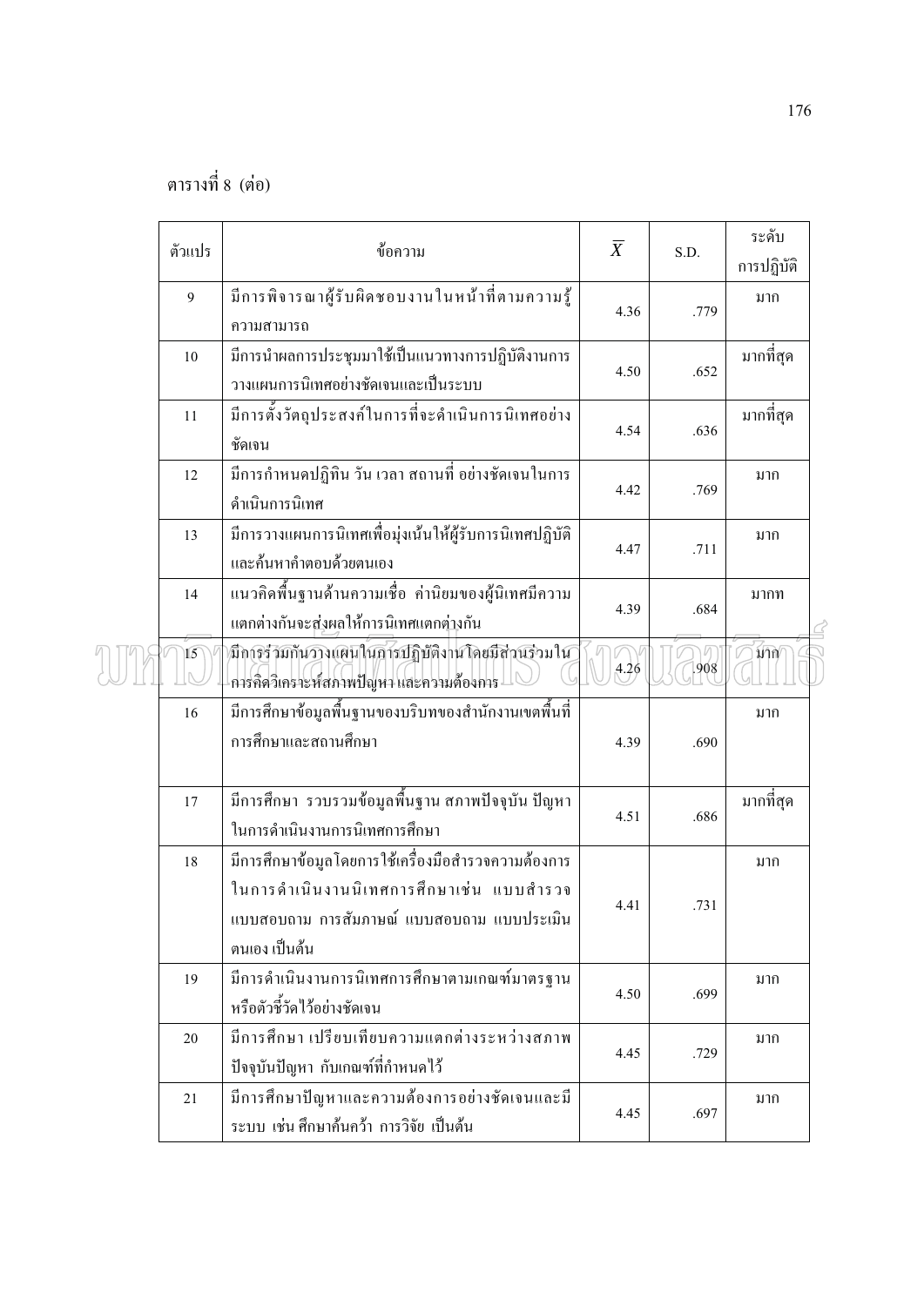ตารางที่ 8 (ต่อ)

| ตัวแปร | ข้อความ | $\overline{X}$ | S.D. | ระดับการปฏิบัติ |
|---|---|---|---|---|
| 9 | มีการพิจารณาผู้รับผิดชอบงานในหน้าที่ตามความรู้ความสามารถ | 4.36 | .779 | มาก |
| 10 | มีการนำผลการประชุมมาใช้เป็นแนวทางการปฏิบัติงานการวางแผนการนิเทศอย่างชัดเจนและเป็นระบบ | 4.50 | .652 | มากที่สุด |
| 11 | มีการตั้งวัตถุประสงค์ในการที่จะดำเนินการนิเทศอย่างชัดเจน | 4.54 | .636 | มากที่สุด |
| 12 | มีการกำหนดปฏิทิน วัน เวลา สถานที่ อย่างชัดเจนในการดำเนินการนิเทศ | 4.42 | .769 | มาก |
| 13 | มีการวางแผนการนิเทศเพื่อมุ่งเน้นให้ผู้รับการนิเทศปฏิบัติและค้นหาคำตอบด้วยตนเอง | 4.47 | .711 | มาก |
| 14 | แนวคิดพื้นฐานด้านความเชื่อ ค่านิยมของผู้นิเทศมีความแตกต่างกันจะส่งผลให้การนิเทศแตกต่างกัน | 4.39 | .684 | มากท |
| 15 | มีการร่วมกันวางแผนในการปฏิบัติงานโดยมีส่วนร่วมในการคิดวิเคราะห์สภาพปัญหา และความต้องการ | 4.26 | .908 | มาก |
| 16 | มีการศึกษาข้อมูลพื้นฐานของบริบทของสำนักงานเขตพื้นที่การศึกษาและสถานศึกษา | 4.39 | .690 | มาก |
| 17 | มีการศึกษา รวบรวมข้อมูลพื้นฐาน สภาพปัจจุบัน ปัญหาในการดำเนินงานการนิเทศการศึกษา | 4.51 | .686 | มากที่สุด |
| 18 | มีการศึกษาข้อมูลโดยการใช้เครื่องมือสำรวจความต้องการในการดำเนินงานนิเทศการศึกษาเช่น แบบสำรวจ แบบสอบถาม การสัมภาษณ์ แบบสอบถาม แบบประเมินตนเอง เป็นต้น | 4.41 | .731 | มาก |
| 19 | มีการดำเนินงานการนิเทศการศึกษาตามเกณฑ์มาตรฐานหรือตัวชี้วัดไว้อย่างชัดเจน | 4.50 | .699 | มาก |
| 20 | มีการศึกษา เปรียบเทียบความแตกต่างระหว่างสภาพปัจจุบันปัญหา กับเกณฑ์ที่กำหนดไว้ | 4.45 | .729 | มาก |
| 21 | มีการศึกษาปัญหาและความต้องการอย่างชัดเจนและมีระบบ เช่น ศึกษาค้นคว้า การวิจัย เป็นต้น | 4.45 | .697 | มาก |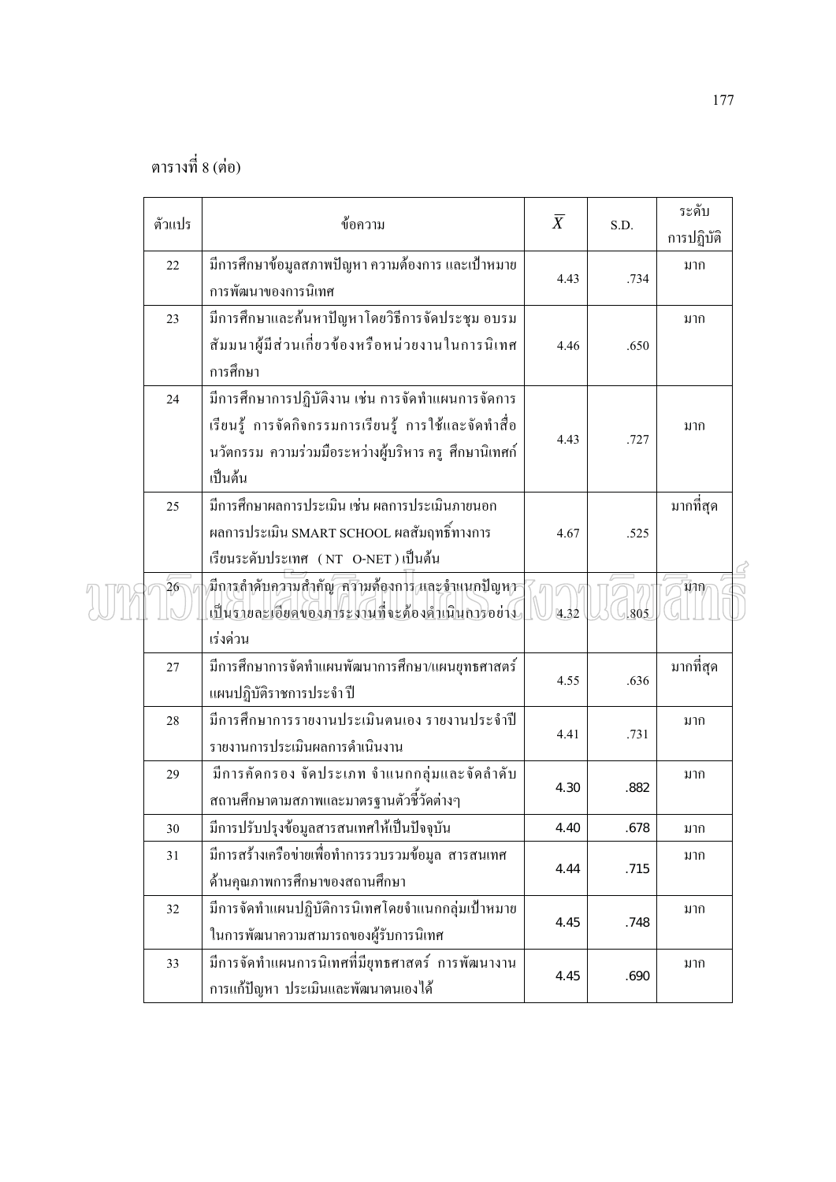ตารางที่ 8 (ต่อ)

| ตัวแปร | ข้อความ | $\overline{X}$ | S.D. | ระดับการปฏิบัติ |
|---|---|---|---|---|
| 22 | มีการศึกษาข้อมูลสภาพปัญหา ความต้องการ และเป้าหมายการพัฒนาของการนิเทศ | 4.43 | .734 | มาก |
| 23 | มีการศึกษาและค้นหาปัญหาโดยวิธีการจัดประชุม อบรม สัมมนาผู้มีส่วนเกี่ยวข้องหรือหน่วยงานในการนิเทศการศึกษา | 4.46 | .650 | มาก |
| 24 | มีการศึกษาการปฏิบัติงาน เช่น การจัดทำแผนการจัดการเรียนรู้ การจัดกิจกรรมการเรียนรู้ การใช้และจัดทำสื่อนวัตกรรม ความร่วมมือระหว่างผู้บริหาร ครู ศึกษานิเทศก์ เป็นต้น | 4.43 | .727 | มาก |
| 25 | มีการศึกษาผลการประเมิน เช่น ผลการประเมินภายนอก ผลการประเมิน SMART SCHOOL ผลสัมฤทธิ์ทางการเรียนระดับประเทศ ( NT O-NET ) เป็นต้น | 4.67 | .525 | มากที่สุด |
| 26 | มีการลำดับความสำคัญ ความต้องการ และจำแนกปัญหาเป็นรายละเอียดของภาระงานที่จะต้องดำเนินการอย่างเร่งด่วน | 4.32 | .805 | มาก |
| 27 | มีการศึกษาการจัดทำแผนพัฒนาการศึกษา/แผนยุทธศาสตร์ แผนปฏิบัติราชการประจำปี | 4.55 | .636 | มากที่สุด |
| 28 | มีการศึกษาการรายงานประเมินตนเอง รายงานประจำปี รายงานการประเมินผลการดำเนินงาน | 4.41 | .731 | มาก |
| 29 | มีการคัดกรอง จัดประเภท จำแนกกลุ่มและจัดลำดับสถานศึกษาตามสภาพและมาตรฐานตัวชี้วัดต่างๆ | 4.30 | .882 | มาก |
| 30 | มีการปรับปรุงข้อมูลสารสนเทศให้เป็นปัจจุบัน | 4.40 | .678 | มาก |
| 31 | มีการสร้างเครือข่ายเพื่อทำการรวบรวมข้อมูล สารสนเทศด้านคุณภาพการศึกษาของสถานศึกษา | 4.44 | .715 | มาก |
| 32 | มีการจัดทำแผนปฏิบัติการนิเทศโดยจำแนกกลุ่มเป้าหมายในการพัฒนาความสามารถของผู้รับการนิเทศ | 4.45 | .748 | มาก |
| 33 | มีการจัดทำแผนการนิเทศที่มียุทธศาสตร์ การพัฒนางาน การแก้ปัญหา ประเมินและพัฒนาตนเองได้ | 4.45 | .690 | มาก |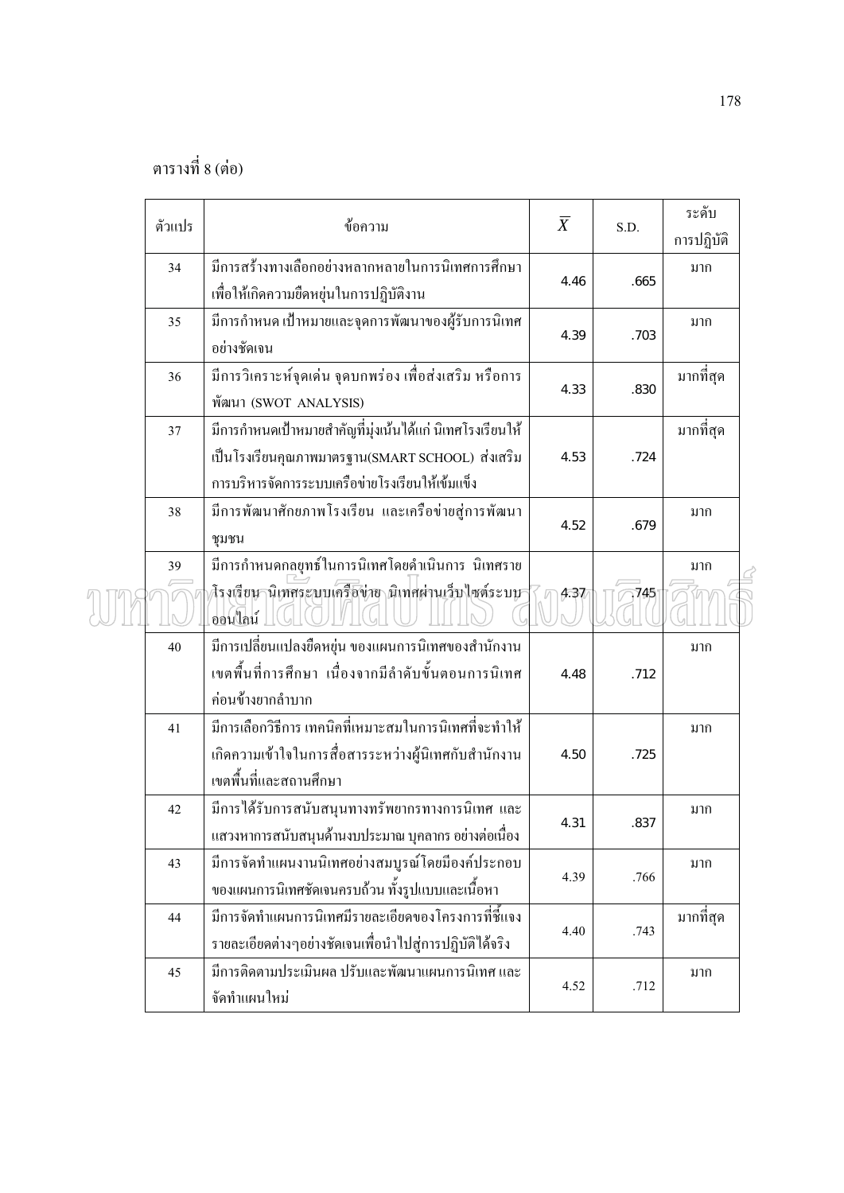ตารางที่ 8 (ต่อ)

| ตัวแปร | ข้อความ | $\overline{X}$ | S.D. | ระดับการปฏิบัติ |
|---|---|---|---|---|
| 34 | มีการสร้างทางเลือกอย่างหลากหลายในการนิเทศการศึกษา เพื่อให้เกิดความยืดหยุ่นในการปฏิบัติงาน | 4.46 | .665 | มาก |
| 35 | มีการกำหนด เป้าหมายและจุดการพัฒนาของผู้รับการนิเทศอย่างชัดเจน | 4.39 | .703 | มาก |
| 36 | มีการวิเคราะห์จุดเด่น จุดบกพร่อง เพื่อส่งเสริม หรือการพัฒนา (SWOT ANALYSIS) | 4.33 | .830 | มากที่สุด |
| 37 | มีการกำหนดเป้าหมายสำคัญที่มุ่งเน้นได้แก่ นิเทศโรงเรียนให้เป็นโรงเรียนคุณภาพมาตรฐาน(SMART SCHOOL) ส่งเสริมการบริหารจัดการระบบเครือข่ายโรงเรียนให้เข้มแข็ง | 4.53 | .724 | มากที่สุด |
| 38 | มีการพัฒนาศักยภาพโรงเรียน และเครือข่ายสู่การพัฒนาชุมชน | 4.52 | .679 | มาก |
| 39 | มีการกำหนดกลยุทธ์ในการนิเทศโดยดำเนินการ นิเทศรายโรงเรียน นิเทศระบบเครือข่าย นิเทศผ่านเว็บไซต์ระบบออนไลน์ | 4.37 | .745 | มาก |
| 40 | มีการเปลี่ยนแปลงยืดหยุ่น ของแผนการนิเทศของสำนักงานเขตพื้นที่การศึกษา เนื่องจากมีลำดับขั้นตอนการนิเทศค่อนข้างยากลำบาก | 4.48 | .712 | มาก |
| 41 | มีการเลือกวิธีการ เทคนิคที่เหมาะสมในการนิเทศที่จะทำให้เกิดความเข้าใจในการสื่อสารระหว่างผู้นิเทศกับสำนักงานเขตพื้นที่และสถานศึกษา | 4.50 | .725 | มาก |
| 42 | มีการได้รับการสนับสนุนทางทรัพยากรทางการนิเทศ และแสวงหาการสนับสนุนด้านงบประมาณ บุคลากร อย่างต่อเนื่อง | 4.31 | .837 | มาก |
| 43 | มีการจัดทำแผนงานนิเทศอย่างสมบูรณ์โดยมีองค์ประกอบของแผนการนิเทศชัดเจนครบถ้วน ทั้งรูปแบบและเนื้อหา | 4.39 | .766 | มาก |
| 44 | มีการจัดทำแผนการนิเทศมีรายละเอียดของโครงการที่ชี้แจงรายละเอียดต่างๆอย่างชัดเจนเพื่อนำไปสู่การปฏิบัติได้จริง | 4.40 | .743 | มากที่สุด |
| 45 | มีการติดตามประเมินผล ปรับและพัฒนาแผนการนิเทศ และจัดทำแผนใหม่ | 4.52 | .712 | มาก |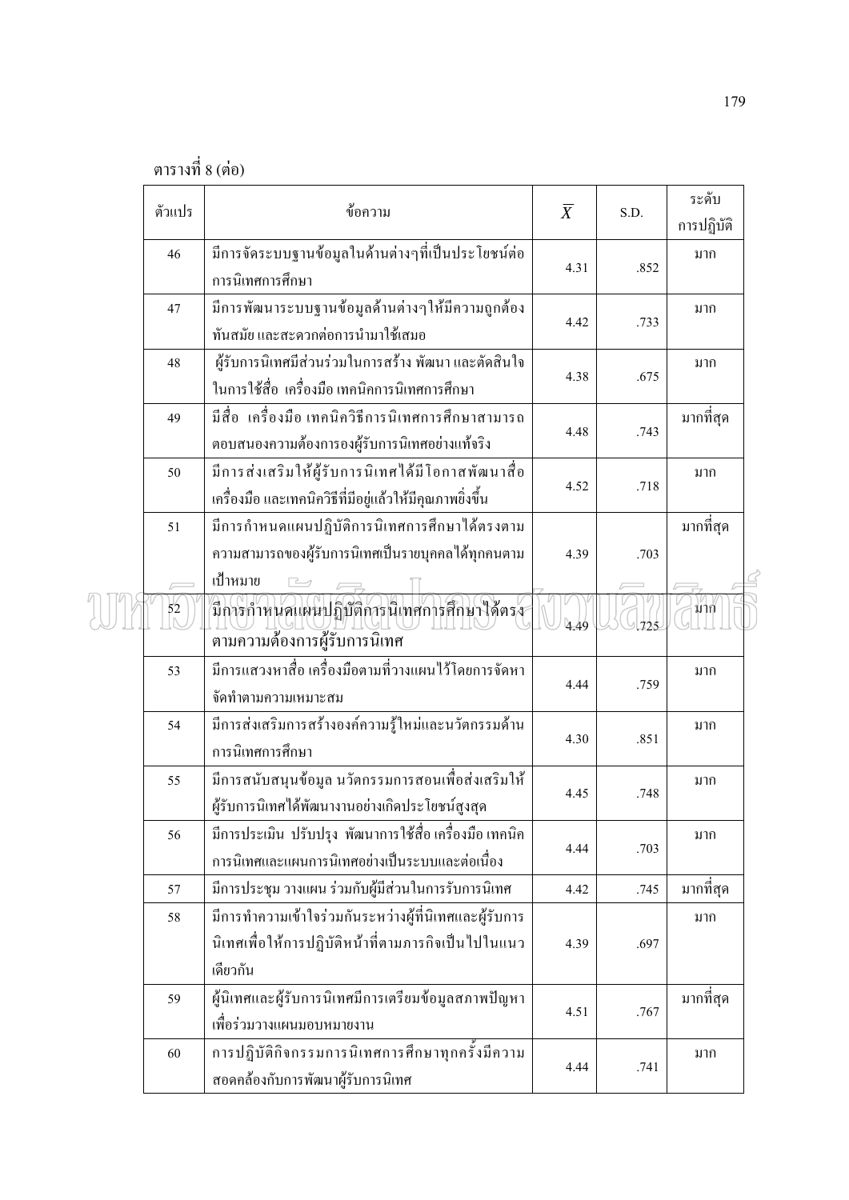ตารางที่ 8 (ต่อ)

| ตัวแปร | ข้อความ | $\overline{X}$ | S.D. | ระดับการปฏิบัติ |
|---|---|---|---|---|
| 46 | มีการจัดระบบฐานข้อมูลในด้านต่างๆที่เป็นประโยชน์ต่อการนิเทศการศึกษา | 4.31 | .852 | มาก |
| 47 | มีการพัฒนาระบบฐานข้อมูลด้านต่างๆให้มีความถูกต้อง ทันสมัย และสะดวกต่อการนำมาใช้เสมอ | 4.42 | .733 | มาก |
| 48 | ผู้รับการนิเทศมีส่วนร่วมในการสร้าง พัฒนา และตัดสินใจในการใช้สื่อ เครื่องมือ เทคนิคการนิเทศการศึกษา | 4.38 | .675 | มาก |
| 49 | มีสื่อ เครื่องมือ เทคนิควิธีการนิเทศการศึกษาสามารถตอบสนองความต้องการองผู้รับการนิเทศอย่างแท้จริง | 4.48 | .743 | มากที่สุด |
| 50 | มีการส่งเสริมให้ผู้รับการนิเทศได้มีโอกาสพัฒนาสื่อ เครื่องมือ และเทคนิควิธีที่มีอยู่แล้วให้มีคุณภาพยิ่งขึ้น | 4.52 | .718 | มาก |
| 51 | มีการกำหนดแผนปฏิบัติการนิเทศการศึกษาได้ตรงตามความสามารถของผู้รับการนิเทศเป็นรายบุคคลได้ทุกคนตามเป้าหมาย | 4.39 | .703 | มากที่สุด |
| 52 | มีการกำหนดแผนปฏิบัติการนิเทศการศึกษาได้ตรงตามความต้องการผู้รับการนิเทศ | 4.49 | .725 | มาก |
| 53 | มีการแสวงหาสื่อ เครื่องมือตามที่วางแผนไว้โดยการจัดหาจัดทำตามความเหมาะสม | 4.44 | .759 | มาก |
| 54 | มีการส่งเสริมการสร้างองค์ความรู้ใหม่และนวัตกรรมด้านการนิเทศการศึกษา | 4.30 | .851 | มาก |
| 55 | มีการสนับสนุนข้อมูล นวัตกรรมการสอนเพื่อส่งเสริมให้ผู้รับการนิเทศได้พัฒนางานอย่างเกิดประโยชน์สูงสุด | 4.45 | .748 | มาก |
| 56 | มีการประเมิน ปรับปรุง พัฒนาการใช้สื่อ เครื่องมือ เทคนิคการนิเทศและแผนการนิเทศอย่างเป็นระบบและต่อเนื่อง | 4.44 | .703 | มาก |
| 57 | มีการประชุม วางแผน ร่วมกับผู้มีส่วนในการรับการนิเทศ | 4.42 | .745 | มากที่สุด |
| 58 | มีการทำความเข้าใจร่วมกันระหว่างผู้ที่นิเทศและผู้รับการนิเทศเพื่อให้การปฏิบัติหน้าที่ตามภารกิจเป็นไปในแนวเดียวกัน | 4.39 | .697 | มาก |
| 59 | ผู้นิเทศและผู้รับการนิเทศมีการเตรียมข้อมูลสภาพปัญหาเพื่อร่วมวางแผนมอบหมายงาน | 4.51 | .767 | มากที่สุด |
| 60 | การปฏิบัติกิจกรรมการนิเทศการศึกษาทุกครั้งมีความสอดคล้องกับการพัฒนาผู้รับการนิเทศ | 4.44 | .741 | มาก |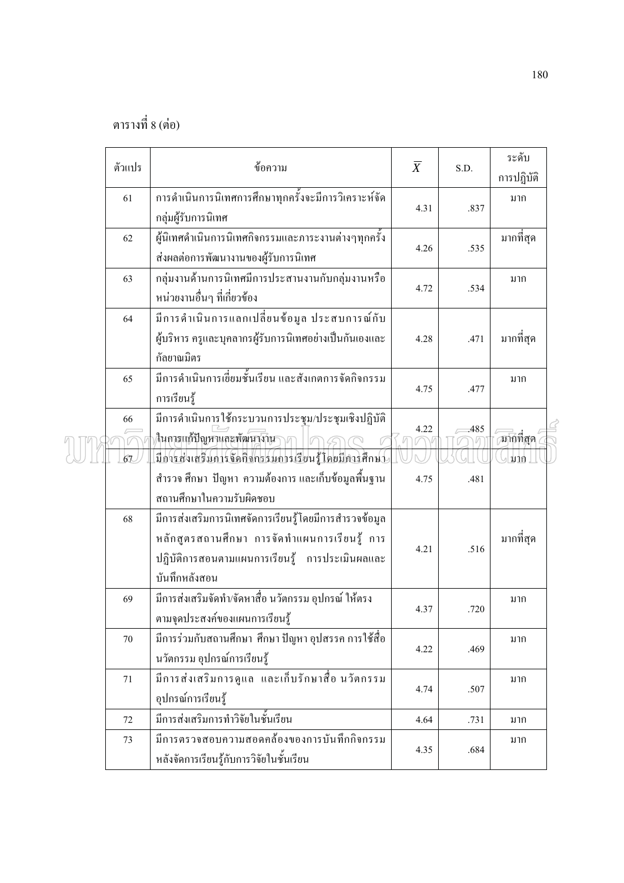ตารางที่ 8 (ต่อ)

| ตัวแปร | ข้อความ | $\overline{X}$ | S.D. | ระดับการปฏิบัติ |
|---|---|---|---|---|
| 61 | การดำเนินการนิเทศการศึกษาทุกครั้งจะมีการวิเคราะห์จัดกลุ่มผู้รับการนิเทศ | 4.31 | .837 | มาก |
| 62 | ผู้นิเทศดำเนินการนิเทศกิจกรรมและภาระงานต่างๆทุกครั้งส่งผลต่อการพัฒนางานของผู้รับการนิเทศ | 4.26 | .535 | มากที่สุด |
| 63 | กลุ่มงานด้านการนิเทศมีการประสานงานกับกลุ่มงานหรือหน่วยงานอื่นๆ ที่เกี่ยวข้อง | 4.72 | .534 | มาก |
| 64 | มีการดำเนินการแลกเปลี่ยนข้อมูล ประสบการณ์กับผู้บริหาร ครูและบุคลากรผู้รับการนิเทศอย่างเป็นกันเองและกัลยาณมิตร | 4.28 | .471 | มากที่สุด |
| 65 | มีการดำเนินการเยี่ยมชั้นเรียน และสังเกตการจัดกิจกรรมการเรียนรู้ | 4.75 | .477 | มาก |
| 66 | มีการดำเนินการใช้กระบวนการประชุม/ประชุมเชิงปฏิบัติในการแก้ปัญหาและพัฒนางาน | 4.22 | .485 | มากที่สุด |
| 67 | มีการส่งเสริมการจัดกิจกรรมการเรียนรู้โดยมีการศึกษาสำรวจ ศึกษา ปัญหา ความต้องการ และเก็บข้อมูลพื้นฐานสถานศึกษาในความรับผิดชอบ | 4.75 | .481 | มาก |
| 68 | มีการส่งเสริมการนิเทศจัดการเรียนรู้โดยมีการสำรวจข้อมูลหลักสูตรสถานศึกษา การจัดทำแผนการเรียนรู้ การปฏิบัติการสอนตามแผนการเรียนรู้ การประเมินผลและบันทึกหลังสอน | 4.21 | .516 | มากที่สุด |
| 69 | มีการส่งเสริมจัดทำ/จัดหาสื่อ นวัตกรรม อุปกรณ์ ให้ตรงตามจุดประสงค์ของแผนการเรียนรู้ | 4.37 | .720 | มาก |
| 70 | มีการร่วมกับสถานศึกษา ศึกษา ปัญหา อุปสรรค การใช้สื่อนวัตกรรม อุปกรณ์การเรียนรู้ | 4.22 | .469 | มาก |
| 71 | มีการส่งเสริมการดูแล และเก็บรักษาสื่อ นวัตกรรมอุปกรณ์การเรียนรู้ | 4.74 | .507 | มาก |
| 72 | มีการส่งเสริมการทำวิจัยในชั้นเรียน | 4.64 | .731 | มาก |
| 73 | มีการตรวจสอบความสอดคล้องของการบันทึกกิจกรรมหลังจัดการเรียนรู้กับการวิจัยในชั้นเรียน | 4.35 | .684 | มาก |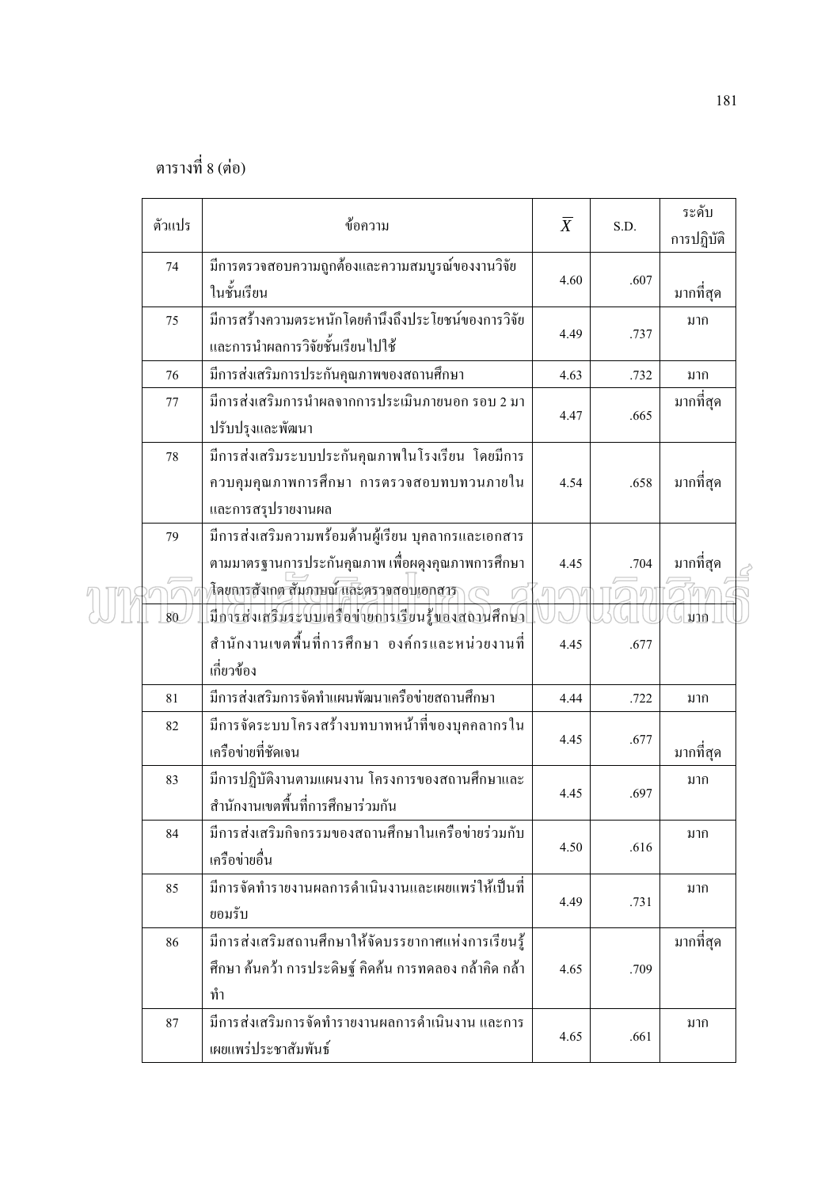ตารางที่ 8 (ต่อ)

| ตัวแปร | ข้อความ | $\overline{X}$ | S.D. | ระดับการปฏิบัติ |
|---|---|---|---|---|
| 74 | มีการตรวจสอบความถูกต้องและความสมบูรณ์ของงานวิจัยในชั้นเรียน | 4.60 | .607 | มากที่สุด |
| 75 | มีการสร้างความตระหนักโดยคำนึงถึงประโยชน์ของการวิจัยและการนำผลการวิจัยชั้นเรียนไปใช้ | 4.49 | .737 | มาก |
| 76 | มีการส่งเสริมการประกันคุณภาพของสถานศึกษา | 4.63 | .732 | มาก |
| 77 | มีการส่งเสริมการนำผลจากการประเมินภายนอก รอบ 2 มาปรับปรุงและพัฒนา | 4.47 | .665 | มากที่สุด |
| 78 | มีการส่งเสริมระบบประกันคุณภาพในโรงเรียน โดยมีการควบคุมคุณภาพการศึกษา การตรวจสอบทบทวนภายในและการสรุปรายงานผล | 4.54 | .658 | มากที่สุด |
| 79 | มีการส่งเสริมความพร้อมด้านผู้เรียน บุคลากรและเอกสารตามมาตรฐานการประกันคุณภาพ เพื่อผดุงคุณภาพการศึกษาโดยการสังเกต สัมภาษณ์ และตรวจสอบเอกสาร | 4.45 | .704 | มากที่สุด |
| 80 | มีการส่งเสริมระบบเครือข่ายการเรียนรู้ของสถานศึกษา สำนักงานเขตพื้นที่การศึกษา องค์กรและหน่วยงานที่เกี่ยวข้อง | 4.45 | .677 | มาก |
| 81 | มีการส่งเสริมการจัดทำแผนพัฒนาเครือข่ายสถานศึกษา | 4.44 | .722 | มาก |
| 82 | มีการจัดระบบโครงสร้างบทบาทหน้าที่ของบุคคลากรในเครือข่ายที่ชัดเจน | 4.45 | .677 | มากที่สุด |
| 83 | มีการปฏิบัติงานตามแผนงาน โครงการของสถานศึกษาและสำนักงานเขตพื้นที่การศึกษาร่วมกัน | 4.45 | .697 | มาก |
| 84 | มีการส่งเสริมกิจกรรมของสถานศึกษาในเครือข่ายร่วมกับเครือข่ายอื่น | 4.50 | .616 | มาก |
| 85 | มีการจัดทำรายงานผลการดำเนินงานและเผยแพร่ให้เป็นที่ยอมรับ | 4.49 | .731 | มาก |
| 86 | มีการส่งเสริมสถานศึกษาให้จัดบรรยากาศแห่งการเรียนรู้ ศึกษา ค้นคว้า การประดิษฐ์ คิดค้น การทดลอง กล้าคิด กล้าทำ | 4.65 | .709 | มากที่สุด |
| 87 | มีการส่งเสริมการจัดทำรายงานผลการดำเนินงาน และการเผยแพร่ประชาสัมพันธ์ | 4.65 | .661 | มาก |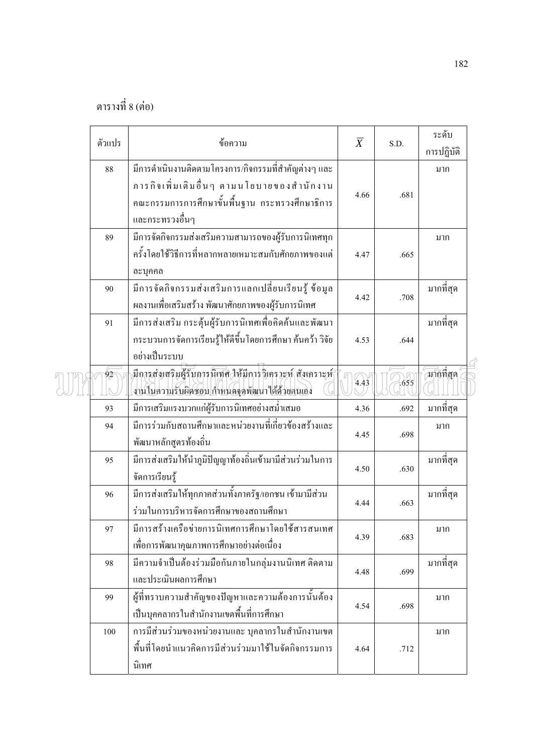ตารางที่ 8 (ต่อ)

| ตัวแปร | ข้อความ | $\overline{X}$ | S.D. | ระดับการปฏิบัติ |
|---|---|---|---|---|
| 88 | มีการดำเนินงานติดตามโครงการ/กิจกรรมที่สำคัญต่างๆ และภารกิจเพิ่มเติมอื่นๆ ตามนโยบายของสำนักงานคณะกรรมการการศึกษาขั้นพื้นฐาน กระทรวงศึกษาธิการ และกระทรวงอื่นๆ | 4.66 | .681 | มาก |
| 89 | มีการจัดกิจกรรมส่งเสริมความสามารถของผู้รับการนิเทศทุกครั้งโดยใช้วิธีการที่หลากหลายเหมาะสมกับศักยภาพของแต่ละบุคคล | 4.47 | .665 | มาก |
| 90 | มีการจัดกิจกรรมส่งเสริมการแลกเปลี่ยนเรียนรู้ ข้อมูล ผลงานเพื่อเสริมสร้าง พัฒนาศักยภาพของผู้รับการนิเทศ | 4.42 | .708 | มากที่สุด |
| 91 | มีการส่งเสริม กระตุ้นผู้รับการนิเทศเพื่อคิดค้นและพัฒนากระบวนการจัดการเรียนรู้ให้ดีขึ้น โดยการศึกษา ค้นคว้า วิจัยอย่างเป็นระบบ | 4.53 | .644 | มากที่สุด |
| 92 | มีการส่งเสริมผู้รับการนิเทศ ให้มีการวิเคราะห์ สังเคราะห์งานในความรับผิดชอบ กำหนดจุดพัฒนาได้ด้วยตนเอง | 4.43 | .655 | มากที่สุด |
| 93 | มีการเสริมแรงบวกแก่ผู้รับการนิเทศอย่างสม่ำเสมอ | 4.36 | .692 | มากที่สุด |
| 94 | มีการร่วมกับสถานศึกษาและหน่วยงานที่เกี่ยวข้องสร้างและพัฒนาหลักสูตรท้องถิ่น | 4.45 | .698 | มาก |
| 95 | มีการส่งเสริมให้นำภูมิปัญญาท้องถิ่นเข้ามามีส่วนร่วมในการจัดการเรียนรู้ | 4.50 | .630 | มากที่สุด |
| 96 | มีการส่งเสริมให้ทุกภาคส่วนทั้งภาครัฐ/เอกชน เข้ามามีส่วนร่วมในการบริหารจัดการศึกษาของสถานศึกษา | 4.44 | .663 | มากที่สุด |
| 97 | มีการสร้างเครือข่ายการนิเทศการศึกษาโดยใช้สารสนเทศเพื่อการพัฒนาคุณภาพการศึกษาอย่างต่อเนื่อง | 4.39 | .683 | มาก |
| 98 | มีความจำเป็นต้องร่วมมือกันภายในกลุ่มงานนิเทศ ติดตาม และประเมินผลการศึกษา | 4.48 | .699 | มากที่สุด |
| 99 | ผู้ที่ทราบความสำคัญของปัญหาและความต้องการนั้นต้องเป็นบุคคลากรในสำนักงานเขตพื้นที่การศึกษา | 4.54 | .698 | มาก |
| 100 | การมีส่วนร่วมของหน่วยงานและ บุคลากรในสำนักงานเขตพื้นที่โดยนำแนวคิดการมีส่วนร่วมมาใช้ในจัดกิจกรรมการนิเทศ | 4.64 | .712 | มาก |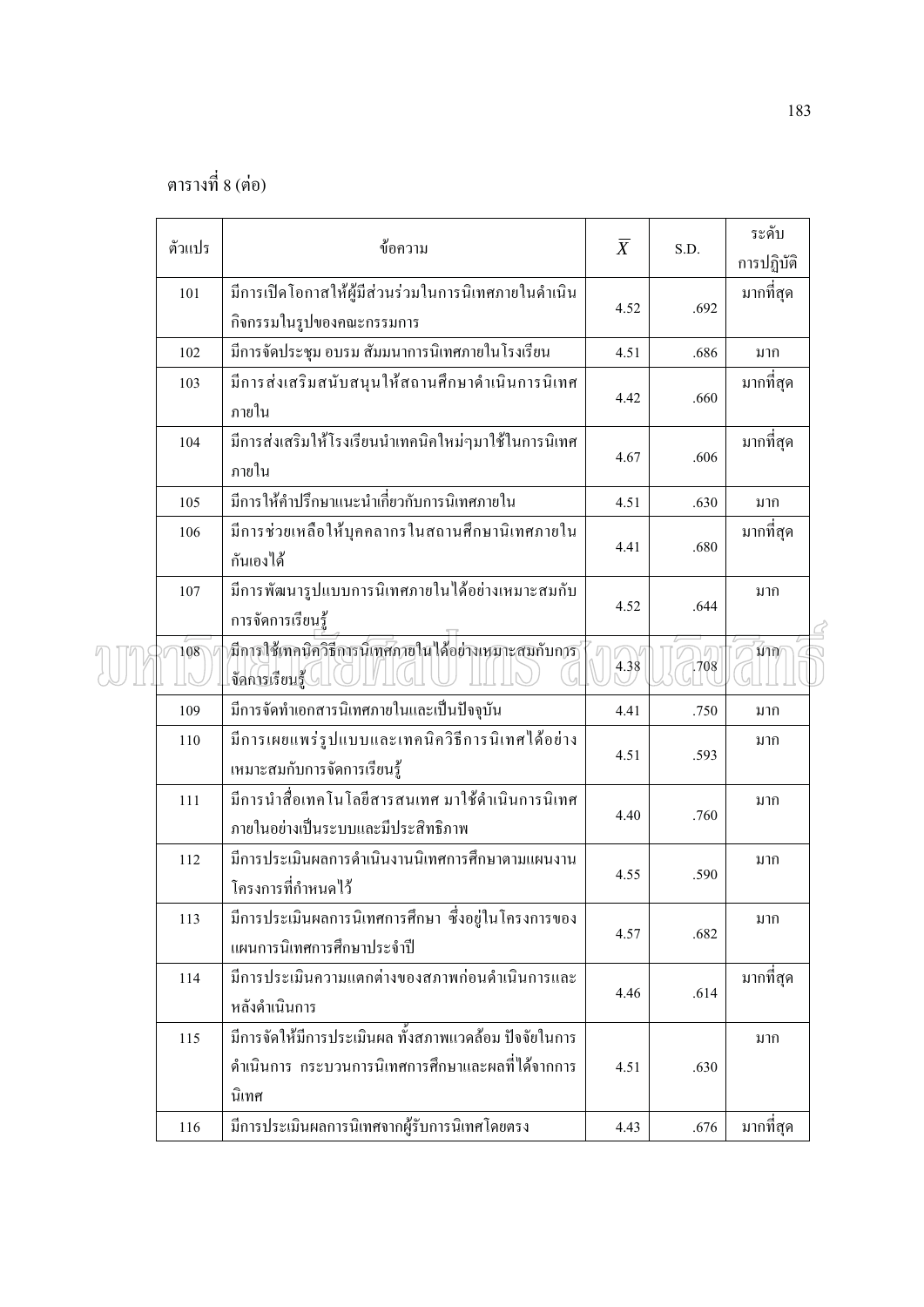ตารางที่ 8 (ต่อ)

| ตัวแปร | ข้อความ | $\overline{X}$ | S.D. | ระดับการปฏิบัติ |
|---|---|---|---|---|
| 101 | มีการเปิดโอกาสให้ผู้มีส่วนร่วมในการนิเทศภายในดำเนินกิจกรรมในรูปของคณะกรรมการ | 4.52 | .692 | มากที่สุด |
| 102 | มีการจัดประชุม อบรม สัมมนาการนิเทศภายในโรงเรียน | 4.51 | .686 | มาก |
| 103 | มีการส่งเสริมสนับสนุนให้สถานศึกษาดำเนินการนิเทศภายใน | 4.42 | .660 | มากที่สุด |
| 104 | มีการส่งเสริมให้โรงเรียนนำเทคนิคใหม่ๆมาใช้ในการนิเทศภายใน | 4.67 | .606 | มากที่สุด |
| 105 | มีการให้คำปรึกษาแนะนำเกี่ยวกับการนิเทศภายใน | 4.51 | .630 | มาก |
| 106 | มีการช่วยเหลือให้บุคคลากรในสถานศึกษานิเทศภายในกันเองได้ | 4.41 | .680 | มากที่สุด |
| 107 | มีการพัฒนารูปแบบการนิเทศภายในได้อย่างเหมาะสมกับการจัดการเรียนรู้ | 4.52 | .644 | มาก |
| 108 | มีการใช้เทคนิควิธีการนิเทศภายในได้อย่างเหมาะสมกับการจัดการเรียนรู้ | 4.38 | .708 | มาก |
| 109 | มีการจัดทำเอกสารนิเทศภายในและเป็นปัจจุบัน | 4.41 | .750 | มาก |
| 110 | มีการเผยแพร่รูปแบบและเทคนิควิธีการนิเทศได้อย่างเหมาะสมกับการจัดการเรียนรู้ | 4.51 | .593 | มาก |
| 111 | มีการนำสื่อเทคโนโลยีสารสนเทศ มาใช้ดำเนินการนิเทศภายในอย่างเป็นระบบและมีประสิทธิภาพ | 4.40 | .760 | มาก |
| 112 | มีการประเมินผลการดำเนินงานนิเทศการศึกษาตามแผนงานโครงการที่กำหนดไว้ | 4.55 | .590 | มาก |
| 113 | มีการประเมินผลการนิเทศการศึกษา ซึ่งอยู่ในโครงการของแผนการนิเทศการศึกษาประจำปี | 4.57 | .682 | มาก |
| 114 | มีการประเมินความแตกต่างของสภาพก่อนดำเนินการและหลังดำเนินการ | 4.46 | .614 | มากที่สุด |
| 115 | มีการจัดให้มีการประเมินผล ทั้งสภาพแวดล้อม ปัจจัยในการดำเนินการ กระบวนการนิเทศการศึกษาและผลที่ได้จากการนิเทศ | 4.51 | .630 | มาก |
| 116 | มีการประเมินผลการนิเทศจากผู้รับการนิเทศโดยตรง | 4.43 | .676 | มากที่สุด |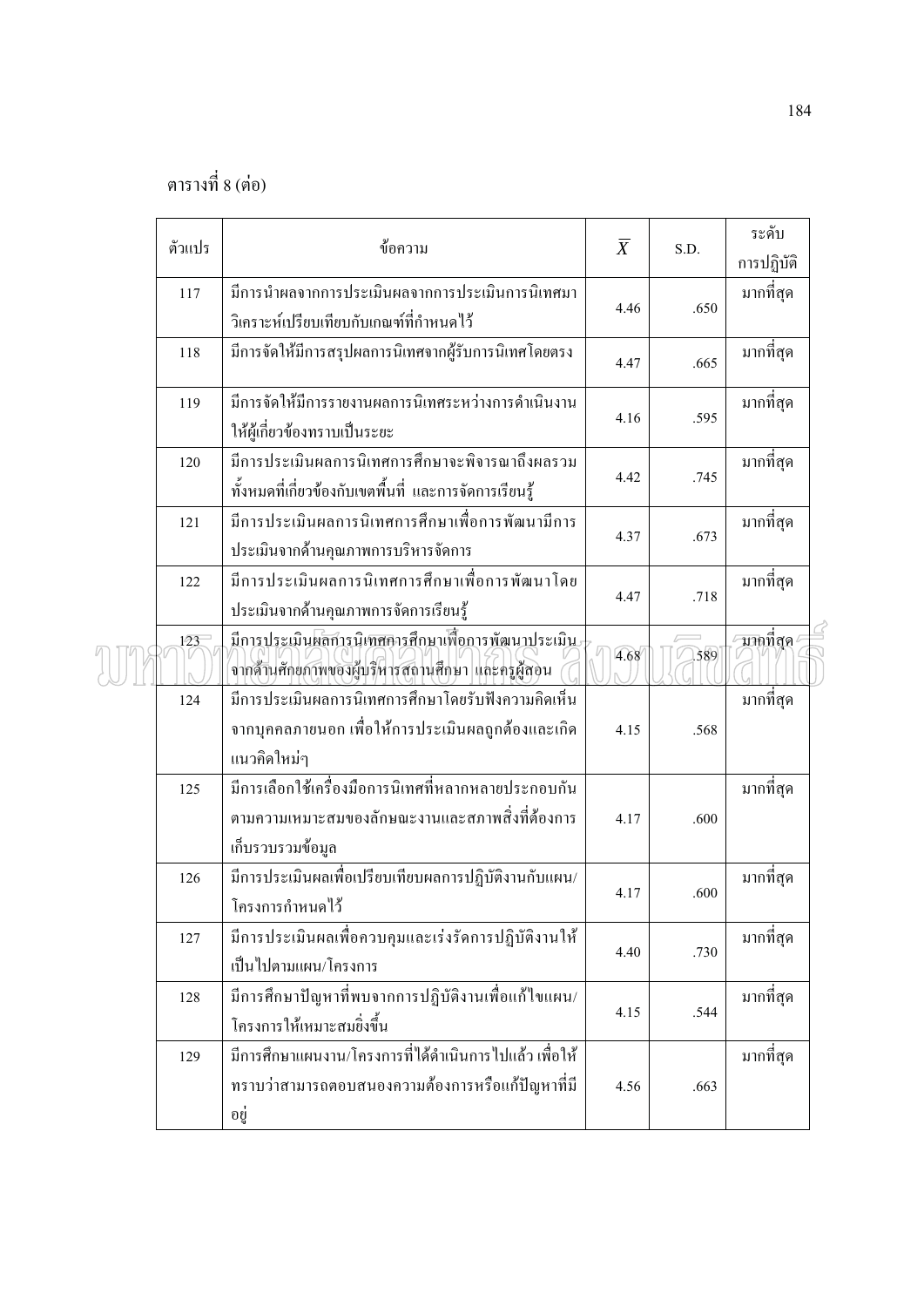ตารางที่ 8 (ต่อ)

| ตัวแปร | ข้อความ | $\overline{X}$ | S.D. | ระดับการปฏิบัติ |
|---|---|---|---|---|
| 117 | มีการนำผลจากการประเมินผลจากการประเมินการนิเทศมาวิเคราะห์เปรียบเทียบกับเกณฑ์ที่กำหนดไว้ | 4.46 | .650 | มากที่สุด |
| 118 | มีการจัดให้มีการสรุปผลการนิเทศจากผู้รับการนิเทศโดยตรง | 4.47 | .665 | มากที่สุด |
| 119 | มีการจัดให้มีการรายงานผลการนิเทศระหว่างการดำเนินงานให้ผู้เกี่ยวข้องทราบเป็นระยะ | 4.16 | .595 | มากที่สุด |
| 120 | มีการประเมินผลการนิเทศการศึกษาจะพิจารณาถึงผลรวมทั้งหมดที่เกี่ยวข้องกับเขตพื้นที่ และการจัดการเรียนรู้ | 4.42 | .745 | มากที่สุด |
| 121 | มีการประเมินผลการนิเทศการศึกษาเพื่อการพัฒนามีการประเมินจากด้านคุณภาพการบริหารจัดการ | 4.37 | .673 | มากที่สุด |
| 122 | มีการประเมินผลการนิเทศการศึกษาเพื่อการพัฒนาโดยประเมินจากด้านคุณภาพการจัดการเรียนรู้ | 4.47 | .718 | มากที่สุด |
| 123 | มีการประเมินผลการนิเทศการศึกษาเพื่อการพัฒนาประเมินจากด้านศักยภาพของผู้บริหารสถานศึกษา และครูผู้สอน | 4.68 | .589 | มากที่สุด |
| 124 | มีการประเมินผลการนิเทศการศึกษาโดยรับฟังความคิดเห็นจากบุคคลภายนอก เพื่อให้การประเมินผลถูกต้องและเกิดแนวคิดใหม่ๆ | 4.15 | .568 | มากที่สุด |
| 125 | มีการเลือกใช้เครื่องมือการนิเทศที่หลากหลายประกอบกันตามความเหมาะสมของลักษณะงานและสภาพสิ่งที่ต้องการเก็บรวบรวมข้อมูล | 4.17 | .600 | มากที่สุด |
| 126 | มีการประเมินผลเพื่อเปรียบเทียบผลการปฏิบัติงานกับแผน/โครงการกำหนดไว้ | 4.17 | .600 | มากที่สุด |
| 127 | มีการประเมินผลเพื่อควบคุมและเร่งรัดการปฏิบัติงานให้เป็นไปตามแผน/โครงการ | 4.40 | .730 | มากที่สุด |
| 128 | มีการศึกษาปัญหาที่พบจากการปฏิบัติงานเพื่อแก้ไขแผน/โครงการให้เหมาะสมยิ่งขึ้น | 4.15 | .544 | มากที่สุด |
| 129 | มีการศึกษาแผนงาน/โครงการที่ได้ดำเนินการไปแล้ว เพื่อให้ทราบว่าสามารถตอบสนองความต้องการหรือแก้ปัญหาที่มีอยู่ | 4.56 | .663 | มากที่สุด |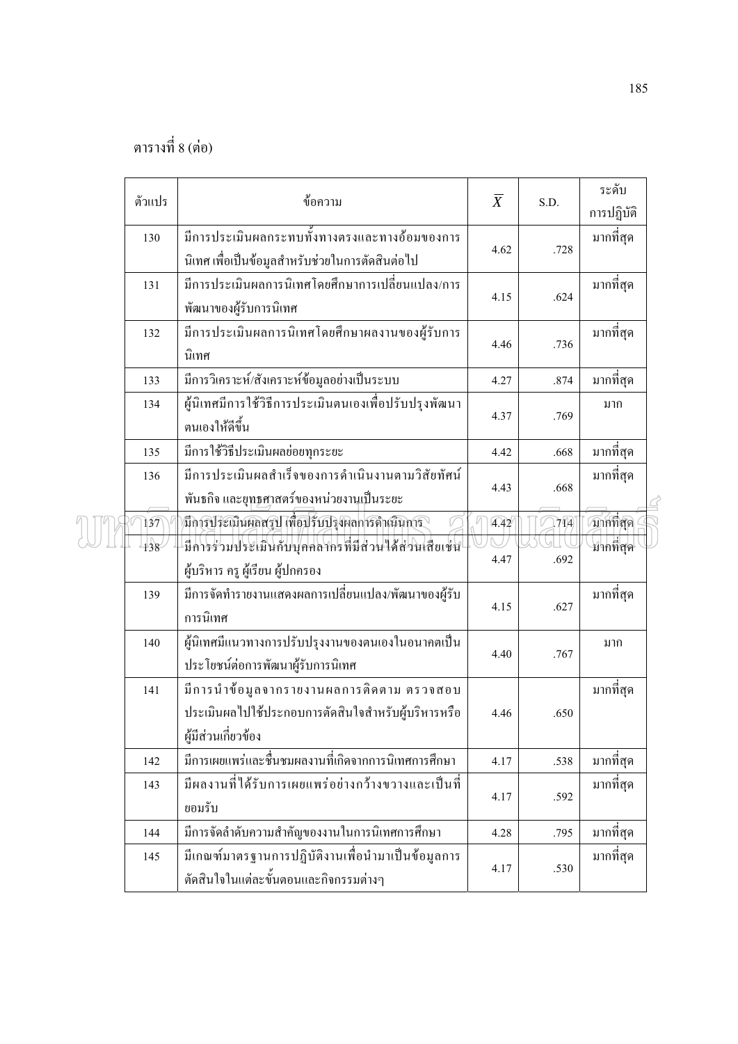ตารางที่ 8 (ต่อ)

| ตัวแปร | ข้อความ | $\overline{X}$ | S.D. | ระดับการปฏิบัติ |
|---|---|---|---|---|
| 130 | มีการประเมินผลกระทบทั้งทางตรงและทางอ้อมของการนิเทศ เพื่อเป็นข้อมูลสำหรับช่วยในการตัดสินต่อไป | 4.62 | .728 | มากที่สุด |
| 131 | มีการประเมินผลการนิเทศโดยศึกษาการเปลี่ยนแปลง/การพัฒนาของผู้รับการนิเทศ | 4.15 | .624 | มากที่สุด |
| 132 | มีการประเมินผลการนิเทศโดยศึกษาผลงานของผู้รับการนิเทศ | 4.46 | .736 | มากที่สุด |
| 133 | มีการวิเคราะห์/สังเคราะห์ข้อมูลอย่างเป็นระบบ | 4.27 | .874 | มากที่สุด |
| 134 | ผู้นิเทศมีการใช้วิธีการประเมินตนเองเพื่อปรับปรุงพัฒนาตนเองให้ดีขึ้น | 4.37 | .769 | มาก |
| 135 | มีการใช้วิธีประเมินผลย่อยทุกระยะ | 4.42 | .668 | มากที่สุด |
| 136 | มีการประเมินผลสำเร็จของการดำเนินงานตามวิสัยทัศน์ พันธกิจ และยุทธศาสตร์ของหน่วยงานเป็นระยะ | 4.43 | .668 | มากที่สุด |
| 137 | มีการประเมินผลสรุป เพื่อปรับปรุงผลการดำเนินการ | 4.42 | .714 | มากที่สุด |
| 138 | มีการร่วมประเมินกับบุคคลากรที่มีส่วนได้ส่วนเสียเช่น ผู้บริหาร ครู ผู้เรียน ผู้ปกครอง | 4.47 | .692 | มากที่สุด |
| 139 | มีการจัดทำรายงานแสดงผลการเปลี่ยนแปลง/พัฒนาของผู้รับการนิเทศ | 4.15 | .627 | มากที่สุด |
| 140 | ผู้นิเทศมีแนวทางการปรับปรุงงานของตนเองในอนาคตเป็นประโยชน์ต่อการพัฒนาผู้รับการนิเทศ | 4.40 | .767 | มาก |
| 141 | มีการนำข้อมูลจากรายงานผลการติดตาม ตรวจสอบ ประเมินผลไปใช้ประกอบการตัดสินใจสำหรับผู้บริหารหรือผู้มีส่วนเกี่ยวข้อง | 4.46 | .650 | มากที่สุด |
| 142 | มีการเผยแพร่และชื่นชมผลงานที่เกิดจากการนิเทศการศึกษา | 4.17 | .538 | มากที่สุด |
| 143 | มีผลงานที่ได้รับการเผยแพร่อย่างกว้างขวางและเป็นที่ยอมรับ | 4.17 | .592 | มากที่สุด |
| 144 | มีการจัดลำดับความสำคัญของงานในการนิเทศการศึกษา | 4.28 | .795 | มากที่สุด |
| 145 | มีเกณฑ์มาตรฐานการปฏิบัติงานเพื่อนำมาเป็นข้อมูลการตัดสินใจในแต่ละขั้นตอนและกิจกรรมต่างๆ | 4.17 | .530 | มากที่สุด |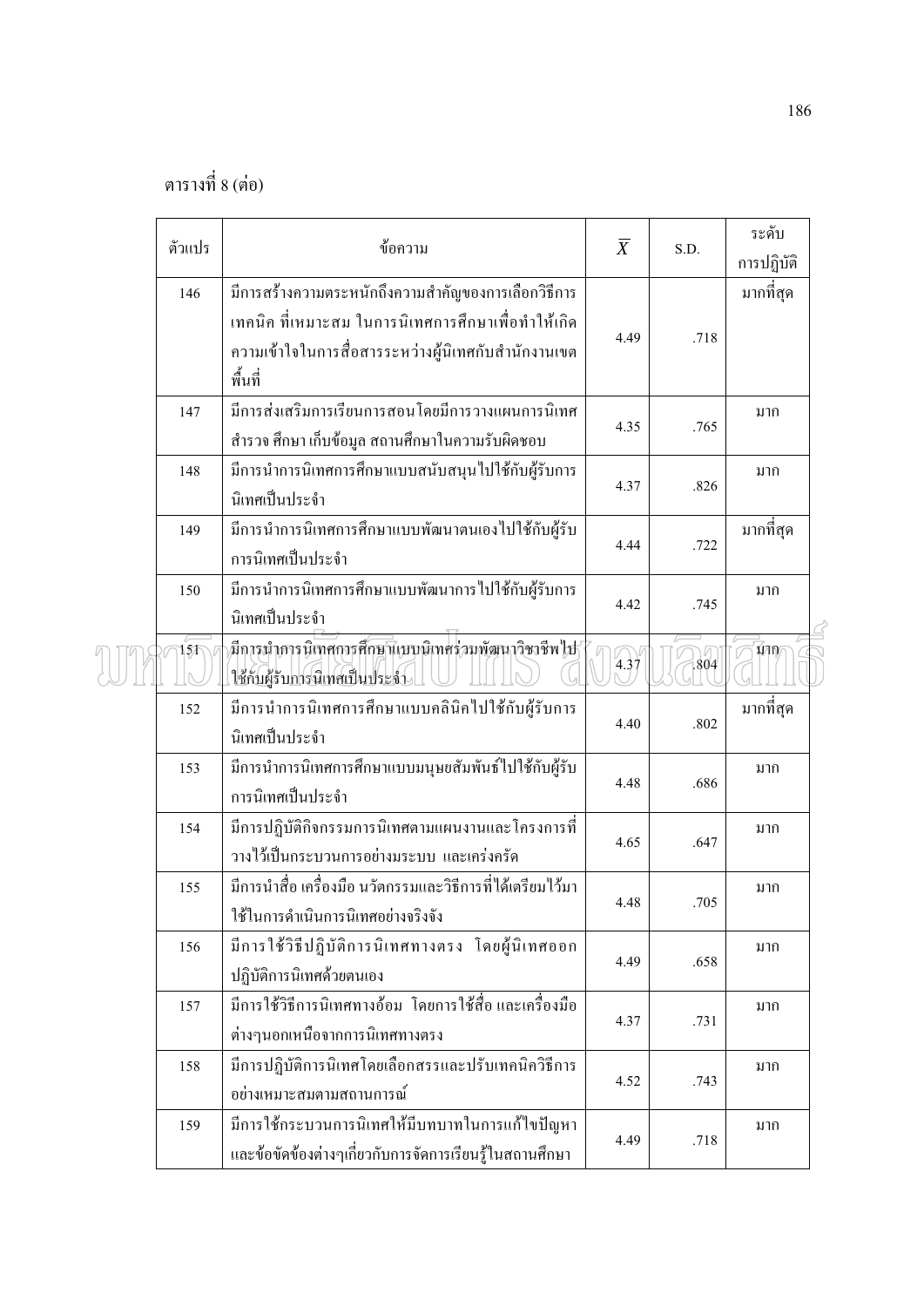ตารางที่ 8 (ต่อ)

| ตัวแปร | ข้อความ | $\overline{X}$ | S.D. | ระดับการปฏิบัติ |
|---|---|---|---|---|
| 146 | มีการสร้างความตระหนักถึงความสำคัญของการเลือกวิธีการ เทคนิค ที่เหมาะสม ในการนิเทศการศึกษาเพื่อทำให้เกิดความเข้าใจในการสื่อสารระหว่างผู้นิเทศกับสำนักงานเขตพื้นที่ | 4.49 | .718 | มากที่สุด |
| 147 | มีการส่งเสริมการเรียนการสอนโดยมีการวางแผนการนิเทศ สำรวจ ศึกษา เก็บข้อมูล สถานศึกษาในความรับผิดชอบ | 4.35 | .765 | มาก |
| 148 | มีการนำการนิเทศการศึกษาแบบสนับสนุนไปใช้กับผู้รับการนิเทศเป็นประจำ | 4.37 | .826 | มาก |
| 149 | มีการนำการนิเทศการศึกษาแบบพัฒนาตนเองไปใช้กับผู้รับการนิเทศเป็นประจำ | 4.44 | .722 | มากที่สุด |
| 150 | มีการนำการนิเทศการศึกษาแบบพัฒนาการไปใช้กับผู้รับการนิเทศเป็นประจำ | 4.42 | .745 | มาก |
| 151 | มีการนำการนิเทศการศึกษาแบบนิเทศร่วมพัฒนาวิชาชีพไปใช้กับผู้รับการนิเทศเป็นประจำ | 4.37 | .804 | มาก |
| 152 | มีการนำการนิเทศการศึกษาแบบคลินิคไปใช้กับผู้รับการนิเทศเป็นประจำ | 4.40 | .802 | มากที่สุด |
| 153 | มีการนำการนิเทศการศึกษาแบบมนุษยสัมพันธ์ไปใช้กับผู้รับการนิเทศเป็นประจำ | 4.48 | .686 | มาก |
| 154 | มีการปฏิบัติกิจกรรมการนิเทศตามแผนงานและโครงการที่วางไว้เป็นกระบวนการอย่างมระบบ และเคร่งครัด | 4.65 | .647 | มาก |
| 155 | มีการนำสื่อ เครื่องมือ นวัตกรรมและวิธีการที่ได้เตรียมไว้มาใช้ในการดำเนินการนิเทศอย่างจริงจัง | 4.48 | .705 | มาก |
| 156 | มีการใช้วิธีปฏิบัติการนิเทศทางตรง โดยผู้นิเทศออกปฏิบัติการนิเทศด้วยตนเอง | 4.49 | .658 | มาก |
| 157 | มีการใช้วิธีการนิเทศทางอ้อม โดยการใช้สื่อ และเครื่องมือต่างๆนอกเหนือจากการนิเทศทางตรง | 4.37 | .731 | มาก |
| 158 | มีการปฏิบัติการนิเทศโดยเลือกสรรและปรับเทคนิควิธีการอย่างเหมาะสมตามสถานการณ์ | 4.52 | .743 | มาก |
| 159 | มีการใช้กระบวนการนิเทศให้มีบทบาทในการแก้ไขปัญหาและข้อขัดข้องต่างๆเกี่ยวกับการจัดการเรียนรู้ในสถานศึกษา | 4.49 | .718 | มาก |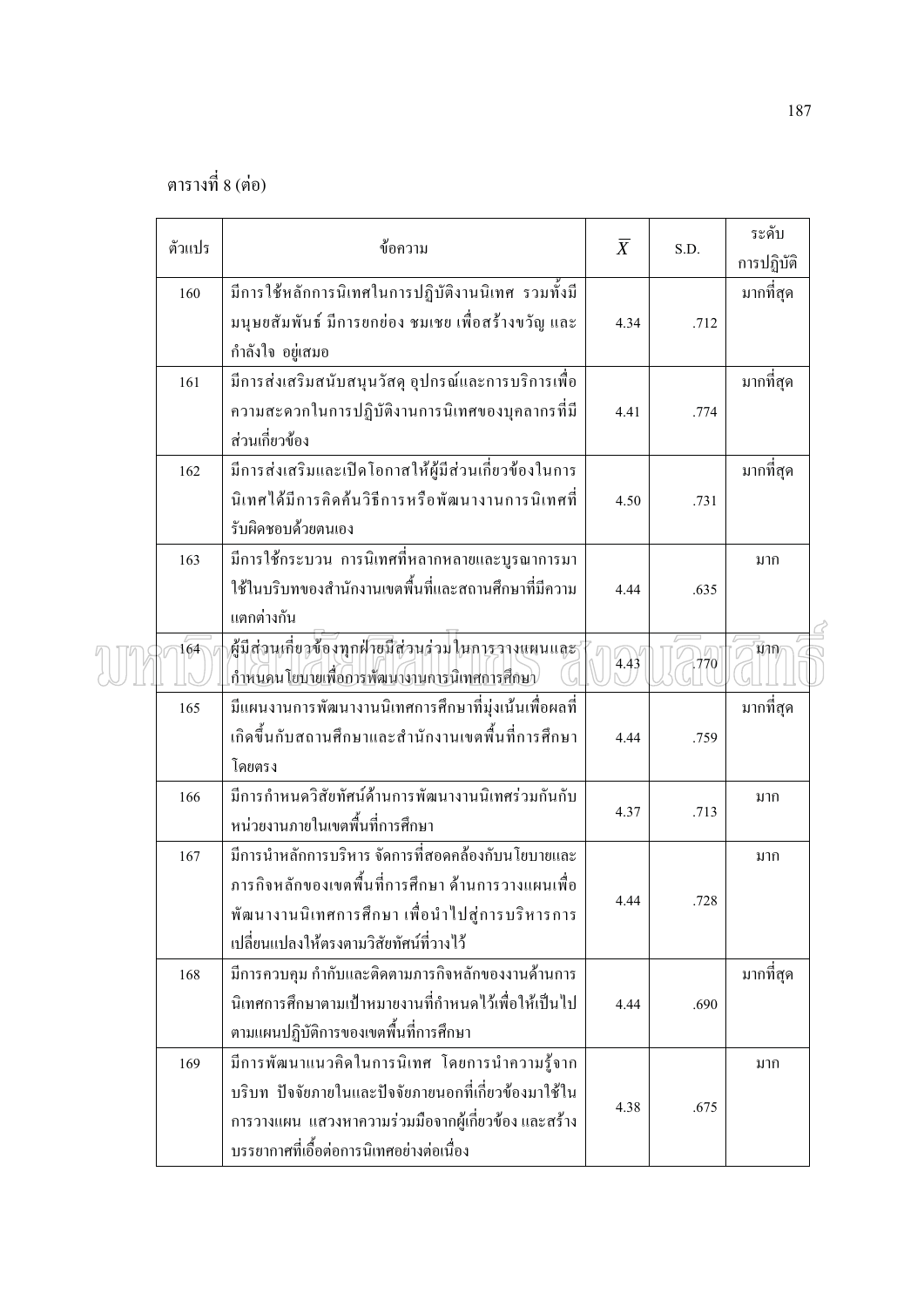ตารางที่ 8 (ต่อ)

| ตัวแปร | ข้อความ | $\overline{X}$ | S.D. | ระดับการปฏิบัติ |
|---|---|---|---|---|
| 160 | มีการใช้หลักการนิเทศในการปฏิบัติงานนิเทศ รวมทั้งมีมนุษยสัมพันธ์ มีการยกย่อง ชมเชย เพื่อสร้างขวัญ และกำลังใจ อยู่เสมอ | 4.34 | .712 | มากที่สุด |
| 161 | มีการส่งเสริมสนับสนุนวัสดุ อุปกรณ์และการบริการเพื่อความสะดวกในการปฏิบัติงานการนิเทศของบุคลากรที่มีส่วนเกี่ยวข้อง | 4.41 | .774 | มากที่สุด |
| 162 | มีการส่งเสริมและเปิดโอกาสให้ผู้มีส่วนเกี่ยวข้องในการนิเทศได้มีการคิดค้นวิธีการหรือพัฒนางานการนิเทศที่รับผิดชอบด้วยตนเอง | 4.50 | .731 | มากที่สุด |
| 163 | มีการใช้กระบวน การนิเทศที่หลากหลายและบูรณาการมาใช้ในบริบทของสำนักงานเขตพื้นที่และสถานศึกษาที่มีความแตกต่างกัน | 4.44 | .635 | มาก |
| 164 | ผู้มีส่วนเกี่ยวข้องทุกฝ่ายมีส่วนร่วม ในการวางแผนและกำหนดนโยบายเพื่อการพัฒนางานการนิเทศการศึกษา | 4.43 | .770 | มาก |
| 165 | มีแผนงานการพัฒนางานนิเทศการศึกษาที่มุ่งเน้นเพื่อผลที่เกิดขึ้นกับสถานศึกษาและสำนักงานเขตพื้นที่การศึกษาโดยตรง | 4.44 | .759 | มากที่สุด |
| 166 | มีการกำหนดวิสัยทัศน์ด้านการพัฒนางานนิเทศร่วมกันกับหน่วยงานภายในเขตพื้นที่การศึกษา | 4.37 | .713 | มาก |
| 167 | มีการนำหลักการบริหาร จัดการที่สอดคล้องกับนโยบายและภารกิจหลักของเขตพื้นที่การศึกษา ด้านการวางแผนเพื่อพัฒนางานนิเทศการศึกษา เพื่อนำไปสู่การบริหารการเปลี่ยนแปลงให้ตรงตามวิสัยทัศน์ที่วางไว้ | 4.44 | .728 | มาก |
| 168 | มีการควบคุม กำกับและติดตามภารกิจหลักของงานด้านการนิเทศการศึกษาตามเป้าหมายงานที่กำหนดไว้เพื่อให้เป็นไปตามแผนปฏิบัติการของเขตพื้นที่การศึกษา | 4.44 | .690 | มากที่สุด |
| 169 | มีการพัฒนาแนวคิดในการนิเทศ โดยการนำความรู้จากบริบท ปัจจัยภายในและปัจจัยภายนอกที่เกี่ยวข้องมาใช้ในการวางแผน แสวงหาความร่วมมือจากผู้เกี่ยวข้อง และสร้างบรรยากาศที่เอื้อต่อการนิเทศอย่างต่อเนื่อง | 4.38 | .675 | มาก |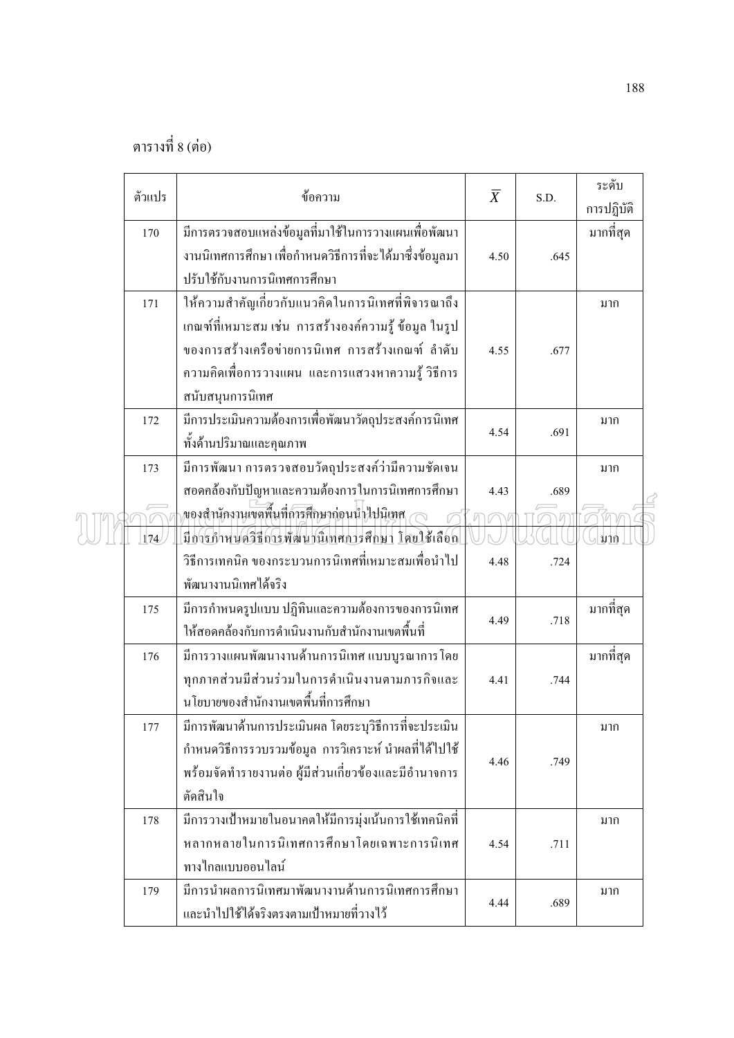ตารางที่ 8 (ต่อ)

| ตัวแปร | ข้อความ | $\overline{X}$ | S.D. | ระดับการปฏิบัติ |
|---|---|---|---|---|
| 170 | มีการตรวจสอบแหล่งข้อมูลที่มาใช้ในการวางแผนเพื่อพัฒนางานนิเทศการศึกษา เพื่อกำหนดวิธีการที่จะได้มาซึ่งข้อมูลมาปรับใช้กับงานการนิเทศการศึกษา | 4.50 | .645 | มากที่สุด |
| 171 | ให้ความสำคัญเกี่ยวกับแนวคิดในการนิเทศที่พิจารณาถึงเกณฑ์ที่เหมาะสม เช่น การสร้างองค์ความรู้ ข้อมูล ในรูปของการสร้างเครือข่ายการนิเทศ การสร้างเกณฑ์ ลำดับความคิดเพื่อการวางแผน และการแสวงหาความรู้ วิธีการสนับสนุนการนิเทศ | 4.55 | .677 | มาก |
| 172 | มีการประเมินความต้องการเพื่อพัฒนาวัตถุประสงค์การนิเทศทั้งด้านปริมาณและคุณภาพ | 4.54 | .691 | มาก |
| 173 | มีการพัฒนา การตรวจสอบวัตถุประสงค์ว่ามีความชัดเจนสอดคล้องกับปัญหาและความต้องการในการนิเทศการศึกษาของสำนักงานเขตพื้นที่การศึกษาก่อนนำไปนิเทศ | 4.43 | .689 | มาก |
| 174 | มีการกำหนดวิธีการพัฒนานิเทศการศึกษา โดยใช้เลือกวิธีการเทคนิค ของกระบวนการนิเทศที่เหมาะสมเพื่อนำไปพัฒนางานนิเทศได้จริง | 4.48 | .724 | มาก |
| 175 | มีการกำหนดรูปแบบ ปฏิทินและความต้องการของการนิเทศให้สอดคล้องกับการดำเนินงานกับสำนักงานเขตพื้นที่ | 4.49 | .718 | มากที่สุด |
| 176 | มีการวางแผนพัฒนางานด้านการนิเทศ แบบบูรณาการ โดยทุกภาคส่วนมีส่วนร่วมในการดำเนินงานตามภารกิจและนโยบายของสำนักงานเขตพื้นที่การศึกษา | 4.41 | .744 | มากที่สุด |
| 177 | มีการพัฒนาด้านการประเมินผล โดยระบุวิธีการที่จะประเมิน กำหนดวิธีการรวบรวมข้อมูล การวิเคราะห์ นำผลที่ได้ไปใช้พร้อมจัดทำรายงานต่อ ผู้มีส่วนเกี่ยวข้องและมีอำนาจการตัดสินใจ | 4.46 | .749 | มาก |
| 178 | มีการวางเป้าหมายในอนาคตให้มีการมุ่งเน้นการใช้เทคนิคที่หลากหลายในการนิเทศการศึกษาโดยเฉพาะการนิเทศทางไกลแบบออนไลน์ | 4.54 | .711 | มาก |
| 179 | มีการนำผลการนิเทศมาพัฒนางานด้านการนิเทศการศึกษาและนำไปใช้ได้จริงตรงตามเป้าหมายที่วางไว้ | 4.44 | .689 | มาก |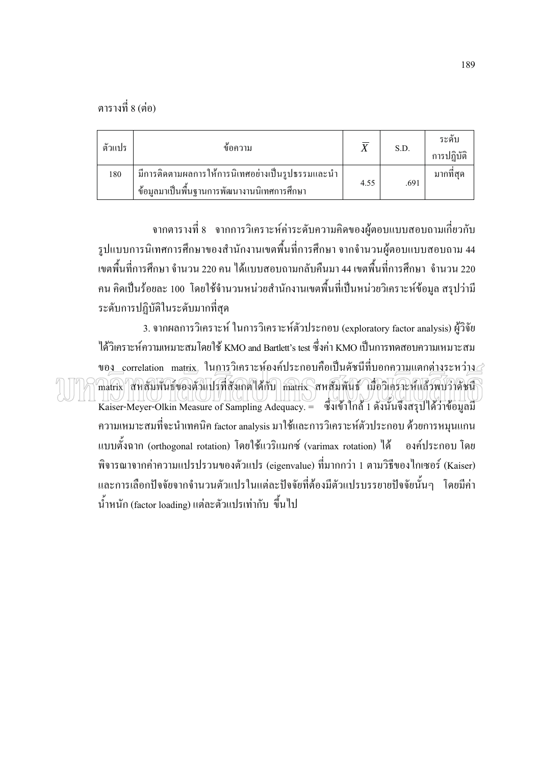ตารางที่ 8 (ต่อ)

| ตัวแปร | ข้อความ | $\overline{X}$ | S.D. | ระดับการปฏิบัติ |
|---|---|---|---|---|
| 180 | มีการติดตามผลการให้การนิเทศอย่างเป็นรูปธรรมและนำข้อมูลมาเป็นพื้นฐานการพัฒนางานนิเทศการศึกษา | 4.55 | .691 | มากที่สุด |

จากตารางที่ 8 จากการวิเคราะห์ค่าระดับความคิดของผู้ตอบแบบสอบถามเกี่ยวกับรูปแบบการนิเทศการศึกษาของสำนักงานเขตพื้นที่การศึกษา จากจำนวนผู้ตอบแบบสอบถาม 44 เขตพื้นที่การศึกษา จำนวน 220 คน ได้แบบสอบถามกลับคืนมา 44 เขตพื้นที่การศึกษา จำนวน 220 คน คิดเป็นร้อยละ 100 โดยใช้จำนวนหน่วยสำนักงานเขตพื้นที่เป็นหน่วยวิเคราะห์ข้อมูล สรุปว่ามีระดับการปฏิบัติในระดับมากที่สุด

3. จากผลการวิเคราะห์ ในการวิเคราะห์ตัวประกอบ (exploratory factor analysis) ผู้วิจัยได้วิเคราะห์ความเหมาะสมโดยใช้ KMO and Bartlett's test ซึ่งค่า KMO เป็นการทดสอบความเหมาะสมของ correlation matrix ในการวิเคราะห์องค์ประกอบคือเป็นดัชนีที่บอกความแตกต่างระหว่าง matrix สหสัมพันธ์ของตัวแปรที่สังเกตได้กับ matrix สหสัมพันธ์ เมื่อวิเคราะห์แล้วพบว่าดัชนี Kaiser-Meyer-Olkin Measure of Sampling Adequacy. = ซึ่งเข้าใกล้ 1 ดังนั้นจึงสรุปได้ว่าข้อมูลมีความเหมาะสมที่จะนำเทคนิค factor analysis มาใช้และการวิเคราะห์ตัวประกอบ ด้วยการหมุนแกนแบบตั้งฉาก (orthogonal rotation) โดยใช้แวริแมกซ์ (varimax rotation) ได้ องค์ประกอบ โดยพิจารณาจากค่าความแปรปรวนของตัวแปร (eigenvalue) ที่มากกว่า 1 ตามวิธีของไกเซอร์ (Kaiser) และการเลือกปัจจัยจากจำนวนตัวแปรในแต่ละปัจจัยที่ต้องมีตัวแปรบรรยายปัจจัยนั้นๆ โดยมีค่าน้ำหนัก (factor loading) แต่ละตัวแปรเท่ากับ ขึ้นไป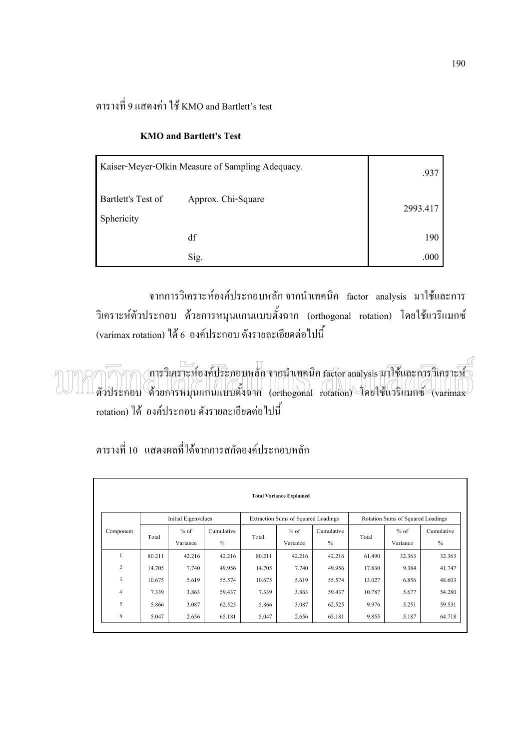ตารางที่ 9 แสดงค่า ใช้ KMO and Bartlett's test

**KMO and Bartlett's Test**

| | | |
|---|---|---|
| Kaiser-Meyer-Olkin Measure of Sampling Adequacy. | | .937 |
| Bartlett's Test of Sphericity | Approx. Chi-Square | 2993.417 |
| | df | 190 |
| | Sig. | .000 |

จากการวิเคราะห์องค์ประกอบหลัก จากนำเทคนิค factor analysis มาใช้และการวิเคราะห์ตัวประกอบ ด้วยการหมุนแกนแบบตั้งฉาก (orthogonal rotation) โดยใช้แวริแมกซ์ (varimax rotation) ได้ 6 องค์ประกอบ ดังรายละเอียดต่อไปนี้

การวิเคราะห์องค์ประกอบหลัก จากนำเทคนิค factor analysis มาใช้และการวิเคราะห์ตัวประกอบ ด้วยการหมุนแกนแบบตั้งฉาก (orthogonal rotation) โดยใช้แวริแมกซ์ (varimax rotation) ได้ องค์ประกอบ ดังรายละเอียดต่อไปนี้

ตารางที่ 10 แสดงผลที่ได้จากการสกัดองค์ประกอบหลัก

**Total Variance Explained**

| Component | Initial Eigenvalues | | | Extraction Sums of Squared Loadings | | | Rotation Sums of Squared Loadings | | |
|---|---|---|---|---|---|---|---|---|---|
| | Total | % of Variance | Cumulative % | Total | % of Variance | Cumulative % | Total | % of Variance | Cumulative % |
| 1 | 80.211 | 42.216 | 42.216 | 80.211 | 42.216 | 42.216 | 61.490 | 32.363 | 32.363 |
| 2 | 14.705 | 7.740 | 49.956 | 14.705 | 7.740 | 49.956 | 17.830 | 9.384 | 41.747 |
| 3 | 10.675 | 5.619 | 55.574 | 10.675 | 5.619 | 55.574 | 13.027 | 6.856 | 48.603 |
| 4 | 7.339 | 3.863 | 59.437 | 7.339 | 3.863 | 59.437 | 10.787 | 5.677 | 54.280 |
| 5 | 5.866 | 3.087 | 62.525 | 5.866 | 3.087 | 62.525 | 9.976 | 5.251 | 59.531 |
| 6 | 5.047 | 2.656 | 65.181 | 5.047 | 2.656 | 65.181 | 9.855 | 5.187 | 64.718 |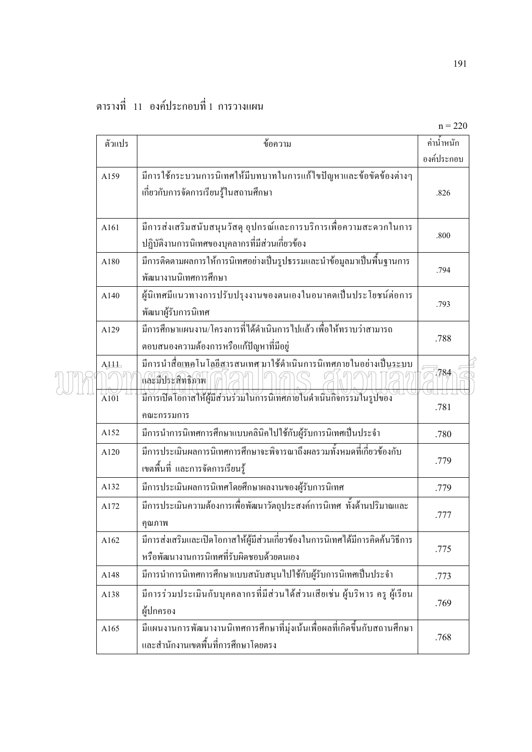ตารางที่ 11 องค์ประกอบที่ 1 การวางแผน

n = 220

| ตัวแปร | ข้อความ | ค่าน้ำหนักองค์ประกอบ |
|---|---|---|
| A159 | มีการใช้กระบวนการนิเทศให้มีบทบาทในการแก้ไขปัญหาและข้อขัดข้องต่างๆ เกี่ยวกับการจัดการเรียนรู้ในสถานศึกษา | .826 |
| A161 | มีการส่งเสริมสนับสนุนวัสดุ อุปกรณ์และการบริการเพื่อความสะดวกในการปฏิบัติงานการนิเทศของบุคลากรที่มีส่วนเกี่ยวข้อง | .800 |
| A180 | มีการติดตามผลการให้การนิเทศอย่างเป็นรูปธรรมและนำข้อมูลมาเป็นพื้นฐานการพัฒนางานนิเทศการศึกษา | .794 |
| A140 | ผู้นิเทศมีแนวทางการปรับปรุงงานของตนเองในอนาคตเป็นประโยชน์ต่อการพัฒนาผู้รับการนิเทศ | .793 |
| A129 | มีการศึกษาแผนงาน/โครงการที่ได้ดำเนินการไปแล้ว เพื่อให้ทราบว่าสามารถตอบสนองความต้องการหรือแก้ปัญหาที่มีอยู่ | .788 |
| A111 | มีการนำสื่อเทคโนโลยีสารสนเทศมาใช้ดำเนินการนิเทศภายในอย่างเป็นระบบและมีประสิทธิภาพ | .784 |
| A101 | มีการเปิดโอกาสให้ผู้มีส่วนร่วมในการนิเทศภายในดำเนินกิจกรรมในรูปของคณะกรรมการ | .781 |
| A152 | มีการนำการนิเทศการศึกษาแบบคลินิคไปใช้กับผู้รับการนิเทศเป็นประจำ | .780 |
| A120 | มีการประเมินผลการนิเทศการศึกษาจะพิจารณาถึงผลรวมทั้งหมดที่เกี่ยวข้องกับเขตพื้นที่ และการจัดการเรียนรู้ | .779 |
| A132 | มีการประเมินผลการนิเทศโดยศึกษาผลงานของผู้รับการนิเทศ | .779 |
| A172 | มีการประเมินความต้องการเพื่อพัฒนาวัตถุประสงค์การนิเทศ ทั้งด้านปริมาณและคุณภาพ | .777 |
| A162 | มีการส่งเสริมและเปิดโอกาสให้ผู้มีส่วนเกี่ยวข้องในการนิเทศได้มีการคิดค้นวิธีการหรือพัฒนางานการนิเทศที่รับผิดชอบด้วยตนเอง | .775 |
| A148 | มีการนำการนิเทศการศึกษาแบบสนับสนุนไปใช้กับผู้รับการนิเทศเป็นประจำ | .773 |
| A138 | มีการร่วมประเมินกับบุคคลากรที่มีส่วนได้ส่วนเสียเช่น ผู้บริหาร ครู ผู้เรียน ผู้ปกครอง | .769 |
| A165 | มีแผนงานการพัฒนางานนิเทศการศึกษาที่มุ่งเน้นเพื่อผลที่เกิดขึ้นกับสถานศึกษาและสำนักงานเขตพื้นที่การศึกษาโดยตรง | .768 |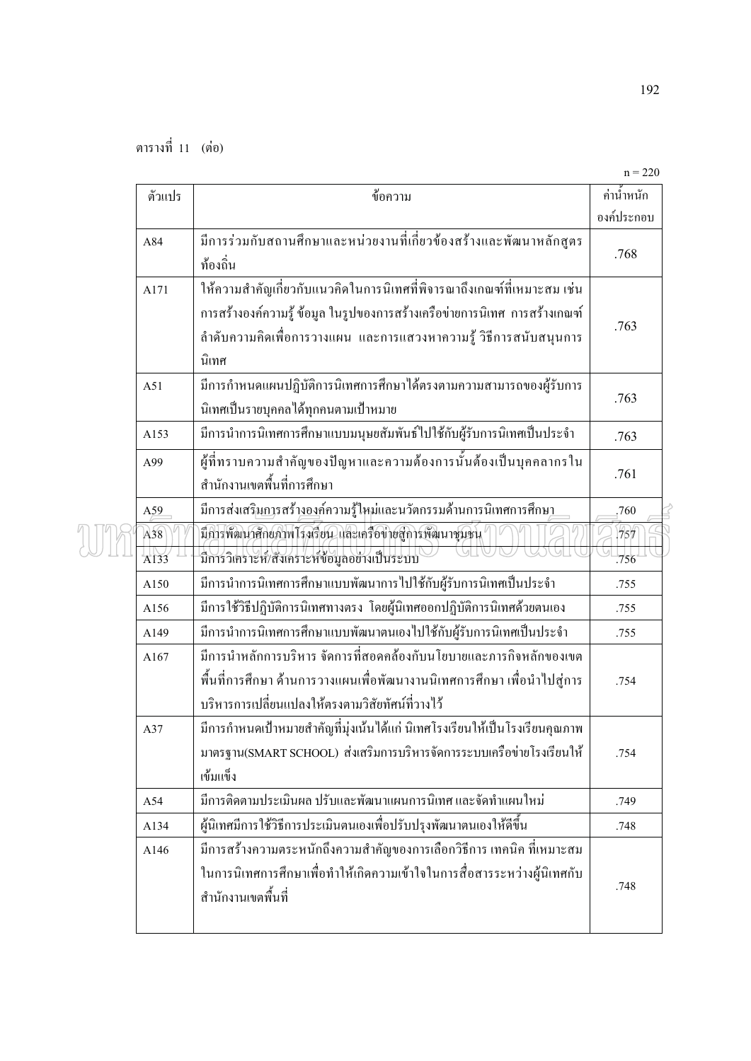ตารางที่ 11 (ต่อ)

n = 220

| ตัวแปร | ข้อความ | ค่าน้ำหนักองค์ประกอบ |
|---|---|---|
| A84 | มีการร่วมกับสถานศึกษาและหน่วยงานที่เกี่ยวข้องสร้างและพัฒนาหลักสูตรท้องถิ่น | .768 |
| A171 | ให้ความสำคัญเกี่ยวกับแนวคิดในการนิเทศที่พิจารณาถึงเกณฑ์ที่เหมาะสม เช่น การสร้างองค์ความรู้ ข้อมูล ในรูปของการสร้างเครือข่ายการนิเทศ การสร้างเกณฑ์ลำดับความคิดเพื่อการวางแผน และการแสวงหาความรู้ วิธีการสนับสนุนการนิเทศ | .763 |
| A51 | มีการกำหนดแผนปฏิบัติการนิเทศการศึกษาได้ตรงตามความสามารถของผู้รับการนิเทศเป็นรายบุคคลได้ทุกคนตามเป้าหมาย | .763 |
| A153 | มีการนำการนิเทศการศึกษาแบบมนุษยสัมพันธ์ไปใช้กับผู้รับการนิเทศเป็นประจำ | .763 |
| A99 | ผู้ที่ทราบความสำคัญของปัญหาและความต้องการนั้นต้องเป็นบุคคลากรในสำนักงานเขตพื้นที่การศึกษา | .761 |
| A59 | มีการส่งเสริมการสร้างองค์ความรู้ใหม่และนวัตกรรมด้านการนิเทศการศึกษา | .760 |
| A38 | มีการพัฒนาศักยภาพโรงเรียน และเครือข่ายสู่การพัฒนาชุมชน | .757 |
| A133 | มีการวิเคราะห์/สังเคราะห์ข้อมูลอย่างเป็นระบบ | .756 |
| A150 | มีการนำการนิเทศการศึกษาแบบพัฒนาการไปใช้กับผู้รับการนิเทศเป็นประจำ | .755 |
| A156 | มีการใช้วิธีปฏิบัติการนิเทศทางตรง โดยผู้นิเทศออกปฏิบัติการนิเทศด้วยตนเอง | .755 |
| A149 | มีการนำการนิเทศการศึกษาแบบพัฒนาตนเองไปใช้กับผู้รับการนิเทศเป็นประจำ | .755 |
| A167 | มีการนำหลักการบริหาร จัดการที่สอดคล้องกับนโยบายและภารกิจหลักของเขตพื้นที่การศึกษา ด้านการวางแผนเพื่อพัฒนางานนิเทศการศึกษา เพื่อนำไปสู่การบริหารการเปลี่ยนแปลงให้ตรงตามวิสัยทัศน์ที่วางไว้ | .754 |
| A37 | มีการกำหนดเป้าหมายสำคัญที่มุ่งเน้นได้แก่ นิเทศโรงเรียนให้เป็นโรงเรียนคุณภาพมาตรฐาน(SMART SCHOOL) ส่งเสริมการบริหารจัดการระบบเครือข่ายโรงเรียนให้เข้มแข็ง | .754 |
| A54 | มีการติดตามประเมินผล ปรับและพัฒนาแผนการนิเทศ และจัดทำแผนใหม่ | .749 |
| A134 | ผู้นิเทศมีการใช้วิธีการประเมินตนเองเพื่อปรับปรุงพัฒนาตนเองให้ดีขึ้น | .748 |
| A146 | มีการสร้างความตระหนักถึงความสำคัญของการเลือกวิธีการ เทคนิค ที่เหมาะสมในการนิเทศการศึกษาเพื่อทำให้เกิดความเข้าใจในการสื่อสารระหว่างผู้นิเทศกับสำนักงานเขตพื้นที่ | .748 |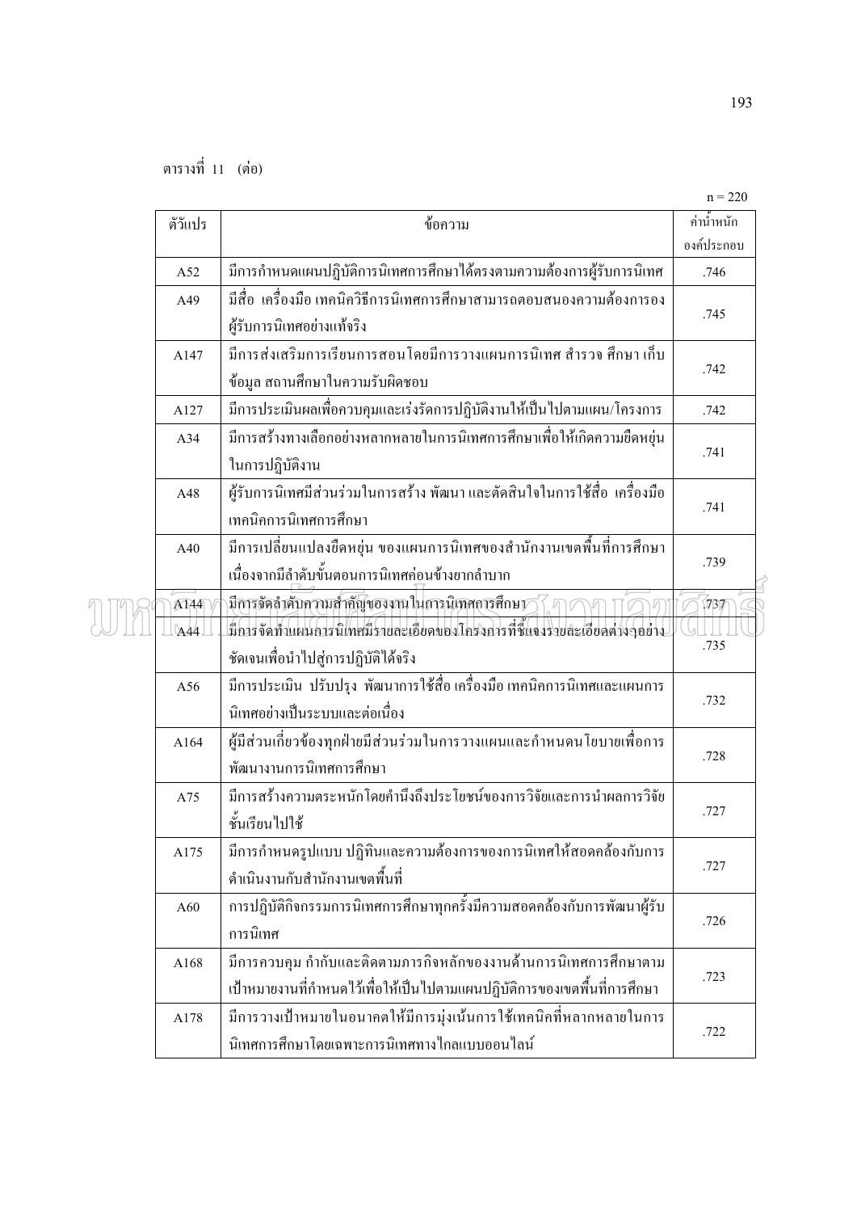ตารางที่ 11 (ต่อ)

n = 220

| ตัวแปร | ข้อความ | ค่าน้ำหนักองค์ประกอบ |
|---|---|---|
| A52 | มีการกำหนดแผนปฏิบัติการนิเทศการศึกษาได้ตรงตามความต้องการผู้รับการนิเทศ | .746 |
| A49 | มีสื่อ เครื่องมือ เทคนิควิธีการนิเทศการศึกษาสามารถตอบสนองความต้องการของผู้รับการนิเทศอย่างแท้จริง | .745 |
| A147 | มีการส่งเสริมการเรียนการสอนโดยมีการวางแผนการนิเทศ สำรวจ ศึกษา เก็บข้อมูล สถานศึกษาในความรับผิดชอบ | .742 |
| A127 | มีการประเมินผลเพื่อควบคุมและเร่งรัดการปฏิบัติงานให้เป็นไปตามแผน/โครงการ | .742 |
| A34 | มีการสร้างทางเลือกอย่างหลากหลายในการนิเทศการศึกษาเพื่อให้เกิดความยืดหยุ่นในการปฏิบัติงาน | .741 |
| A48 | ผู้รับการนิเทศมีส่วนร่วมในการสร้าง พัฒนา และตัดสินใจในการใช้สื่อ เครื่องมือเทคนิคการนิเทศการศึกษา | .741 |
| A40 | มีการเปลี่ยนแปลงยืดหยุ่น ของแผนการนิเทศของสำนักงานเขตพื้นที่การศึกษาเนื่องจากมีลำดับขั้นตอนการนิเทศค่อนข้างยากลำบาก | .739 |
| A144 | มีการจัดลำดับความสำคัญของงานในการนิเทศการศึกษา | .737 |
| A44 | มีการจัดทำแผนการนิเทศมีรายละเอียดของโครงการที่ชี้แจงรายละเอียดต่างๆอย่างชัดเจนเพื่อนำไปสู่การปฏิบัติได้จริง | .735 |
| A56 | มีการประเมิน ปรับปรุง พัฒนาการใช้สื่อ เครื่องมือ เทคนิคการนิเทศและแผนการนิเทศอย่างเป็นระบบและต่อเนื่อง | .732 |
| A164 | ผู้มีส่วนเกี่ยวข้องทุกฝ่ายมีส่วนร่วมในการวางแผนและกำหนดนโยบายเพื่อการพัฒนางานการนิเทศการศึกษา | .728 |
| A75 | มีการสร้างความตระหนักโดยคำนึงถึงประโยชน์ของการวิจัยและการนำผลการวิจัยชั้นเรียนไปใช้ | .727 |
| A175 | มีการกำหนดรูปแบบ ปฏิทินและความต้องการของการนิเทศให้สอดคล้องกับการดำเนินงานกับสำนักงานเขตพื้นที่ | .727 |
| A60 | การปฏิบัติกิจกรรมการนิเทศการศึกษาทุกครั้งมีความสอดคล้องกับการพัฒนาผู้รับการนิเทศ | .726 |
| A168 | มีการควบคุม กำกับและติดตามภารกิจหลักของงานด้านการนิเทศการศึกษาตามเป้าหมายงานที่กำหนดไว้เพื่อให้เป็นไปตามแผนปฏิบัติการของเขตพื้นที่การศึกษา | .723 |
| A178 | มีการวางเป้าหมายในอนาคตให้มีการมุ่งเน้นการใช้เทคนิคที่หลากหลายในการนิเทศการศึกษาโดยเฉพาะการนิเทศทางไกลแบบออนไลน์ | .722 |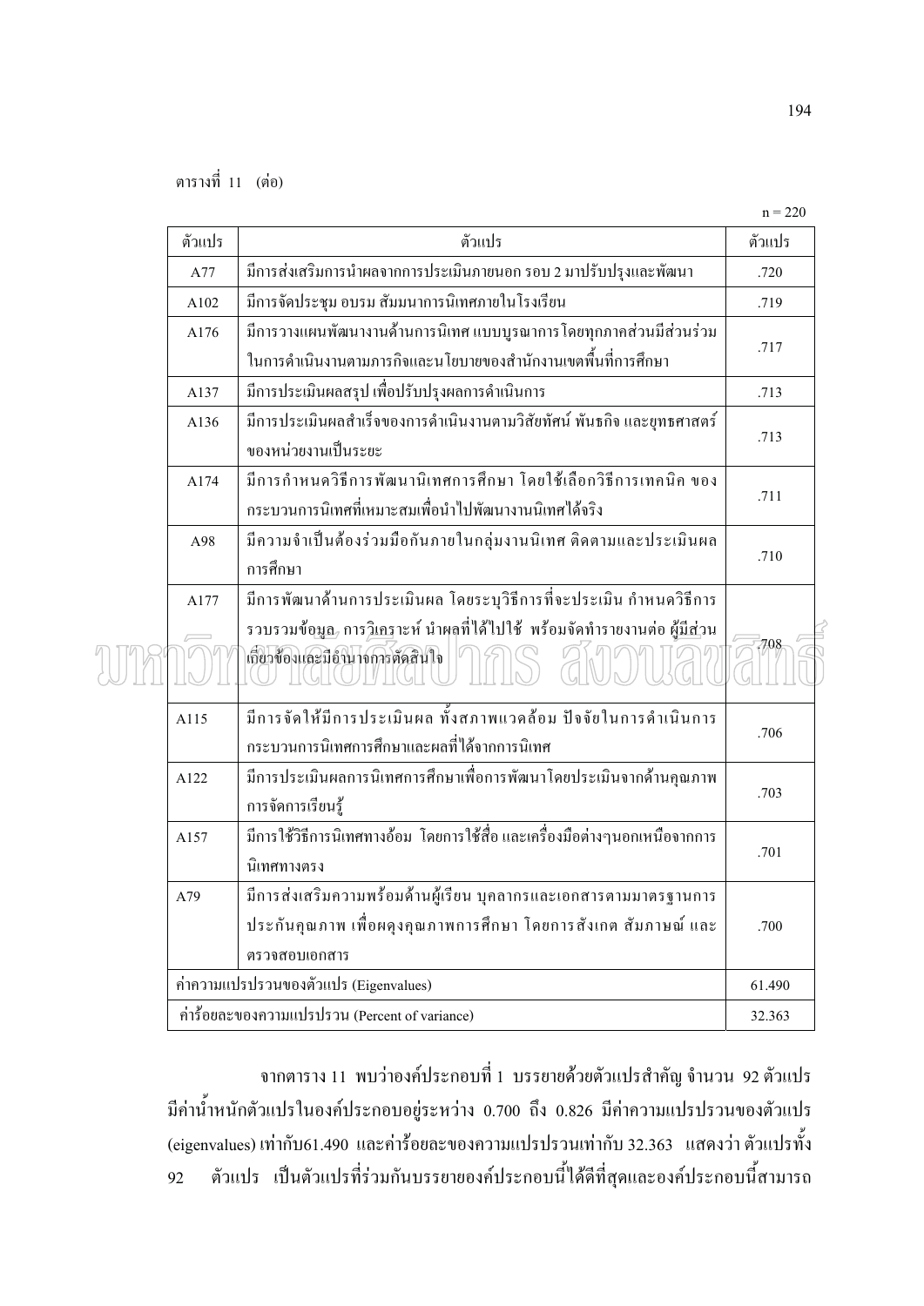ตารางที่ 11 (ต่อ)

n = 220

| ตัวแปร | ตัวแปร | ตัวแปร |
|---|---|---|
| A77 | มีการส่งเสริมการนำผลจากการประเมินภายนอก รอบ 2 มาปรับปรุงและพัฒนา | .720 |
| A102 | มีการจัดประชุม อบรม สัมมนาการนิเทศภายในโรงเรียน | .719 |
| A176 | มีการวางแผนพัฒนางานด้านการนิเทศ แบบบูรณาการโดยทุกภาคส่วนมีส่วนร่วมในการดำเนินงานตามภารกิจและนโยบายของสำนักงานเขตพื้นที่การศึกษา | .717 |
| A137 | มีการประเมินผลสรุป เพื่อปรับปรุงผลการดำเนินการ | .713 |
| A136 | มีการประเมินผลสำเร็จของการดำเนินงานตามวิสัยทัศน์ พันธกิจ และยุทธศาสตร์ของหน่วยงานเป็นระยะ | .713 |
| A174 | มีการกำหนดวิธีการพัฒนานิเทศการศึกษา โดยใช้เลือกวิธีการเทคนิค ของกระบวนการนิเทศที่เหมาะสมเพื่อนำไปพัฒนางานนิเทศได้จริง | .711 |
| A98 | มีความจำเป็นต้องร่วมมือกันภายในกลุ่มงานนิเทศ ติดตามและประเมินผลการศึกษา | .710 |
| A177 | มีการพัฒนาด้านการประเมินผล โดยระบุวิธีการที่จะประเมิน กำหนดวิธีการรวบรวมข้อมูล การวิเคราะห์ นำผลที่ได้ไปใช้ พร้อมจัดทำรายงานต่อ ผู้มีส่วนเกี่ยวข้องและมีอำนาจการตัดสินใจ | .708 |
| A115 | มีการจัดให้มีการประเมินผล ทั้งสภาพแวดล้อม ปัจจัยในการดำเนินการกระบวนการนิเทศการศึกษาและผลที่ได้จากการนิเทศ | .706 |
| A122 | มีการประเมินผลการนิเทศการศึกษาเพื่อการพัฒนาโดยประเมินจากด้านคุณภาพการจัดการเรียนรู้ | .703 |
| A157 | มีการใช้วิธีการนิเทศทางอ้อม โดยการใช้สื่อ และเครื่องมือต่างๆนอกเหนือจากการนิเทศทางตรง | .701 |
| A79 | มีการส่งเสริมความพร้อมด้านผู้เรียน บุคลากรและเอกสารตามมาตรฐานการประกันคุณภาพ เพื่อผดุงคุณภาพการศึกษา โดยการสังเกต สัมภาษณ์ และตรวจสอบเอกสาร | .700 |
| ค่าความแปรปรวนของตัวแปร (Eigenvalues) | | 61.490 |
| ค่าร้อยละของความแปรปรวน (Percent of variance) | | 32.363 |

จากตาราง 11 พบว่าองค์ประกอบที่ 1 บรรยายด้วยตัวแปรสำคัญ จำนวน 92 ตัวแปร มีค่าน้ำหนักตัวแปรในองค์ประกอบอยู่ระหว่าง 0.700 ถึง 0.826 มีค่าความแปรปรวนของตัวแปร (eigenvalues) เท่ากับ61.490 และค่าร้อยละของความแปรปรวนเท่ากับ 32.363 แสดงว่า ตัวแปรทั้ง 92 ตัวแปร เป็นตัวแปรที่ร่วมกันบรรยายองค์ประกอบนี้ได้ดีที่สุดและองค์ประกอบนี้สามารถ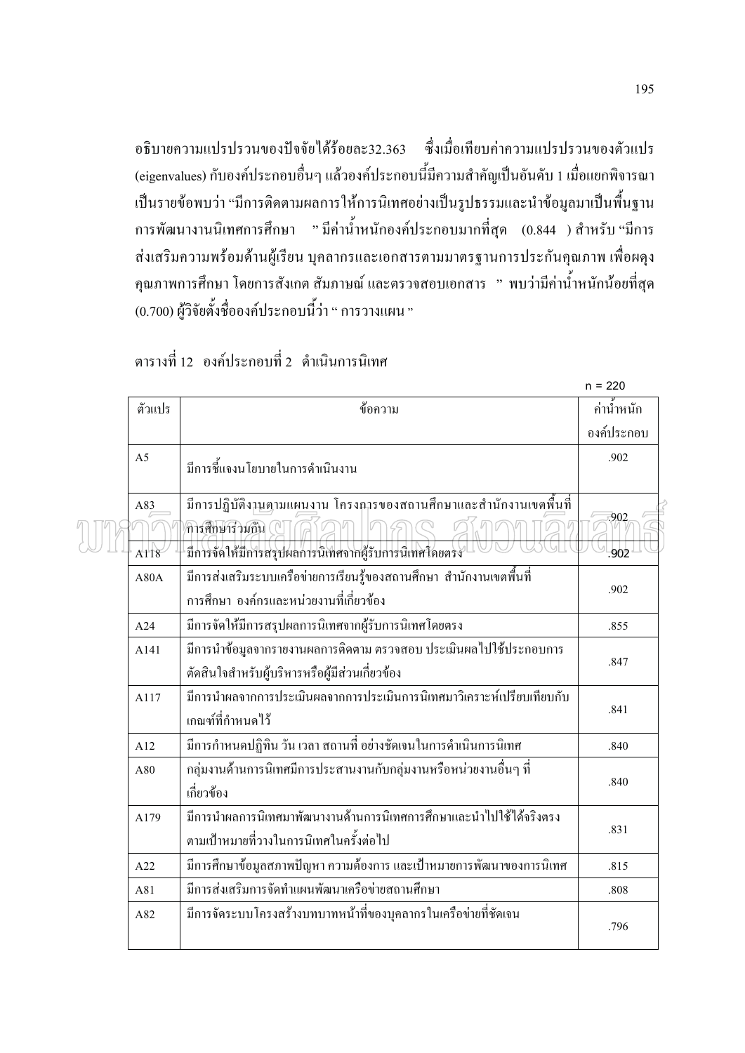อธิบายความแปรปรวนของปัจจัยได้ร้อยละ32.363 ซึ่งเมื่อเทียบค่าความแปรปรวนของตัวแปร (eigenvalues) กับองค์ประกอบอื่นๆ แล้วองค์ประกอบนี้มีความสำคัญเป็นอันดับ 1 เมื่อแยกพิจารณาเป็นรายข้อพบว่า "มีการติดตามผลการให้การนิเทศอย่างเป็นรูปธรรมและนำข้อมูลมาเป็นพื้นฐานการพัฒนางานนิเทศการศึกษา " มีค่าน้ำหนักองค์ประกอบมากที่สุด (0.844 ) สำหรับ "มีการส่งเสริมความพร้อมด้านผู้เรียน บุคลากรและเอกสารตามมาตรฐานการประกันคุณภาพ เพื่อผดุงคุณภาพการศึกษา โดยการสังเกต สัมภาษณ์ และตรวจสอบเอกสาร " พบว่ามีค่าน้ำหนักน้อยที่สุด (0.700) ผู้วิจัยตั้งชื่อองค์ประกอบนี้ว่า " การวางแผน "

ตารางที่ 12 องค์ประกอบที่ 2 ดำเนินการนิเทศ

n = 220

| ตัวแปร | ข้อความ | ค่าน้ำหนักองค์ประกอบ |
|---|---|---|
| A5 | มีการชี้แจงนโยบายในการดำเนินงาน | .902 |
| A83 | มีการปฏิบัติงานตามแผนงาน โครงการของสถานศึกษาและสำนักงานเขตพื้นที่การศึกษาร่วมกัน | .902 |
| A118 | มีการจัดให้มีการสรุปผลการนิเทศจากผู้รับการนิเทศโดยตรง | .902 |
| A80A | มีการส่งเสริมระบบเครือข่ายการเรียนรู้ของสถานศึกษา สำนักงานเขตพื้นที่การศึกษา องค์กรและหน่วยงานที่เกี่ยวข้อง | .902 |
| A24 | มีการจัดให้มีการสรุปผลการนิเทศจากผู้รับการนิเทศโดยตรง | .855 |
| A141 | มีการนำข้อมูลจากรายงานผลการติดตาม ตรวจสอบ ประเมินผลไปใช้ประกอบการตัดสินใจสำหรับผู้บริหารหรือผู้มีส่วนเกี่ยวข้อง | .847 |
| A117 | มีการนำผลจากการประเมินผลจากการประเมินการนิเทศมาวิเคราะห์เปรียบเทียบกับเกณฑ์ที่กำหนดไว้ | .841 |
| A12 | มีการกำหนดปฏิทิน วัน เวลา สถานที่ อย่างชัดเจนในการดำเนินการนิเทศ | .840 |
| A80 | กลุ่มงานด้านการนิเทศมีการประสานงานกับกลุ่มงานหรือหน่วยงานอื่นๆ ที่เกี่ยวข้อง | .840 |
| A179 | มีการนำผลการนิเทศมาพัฒนางานด้านการนิเทศการศึกษาและนำไปใช้ได้จริงตรงตามเป้าหมายที่วางในการนิเทศในครั้งต่อไป | .831 |
| A22 | มีการศึกษาข้อมูลสภาพปัญหา ความต้องการ และเป้าหมายการพัฒนาของการนิเทศ | .815 |
| A81 | มีการส่งเสริมการจัดทำแผนพัฒนาเครือข่ายสถานศึกษา | .808 |
| A82 | มีการจัดระบบโครงสร้างบทบาทหน้าที่ของบุคลากรในเครือข่ายที่ชัดเจน | .796 |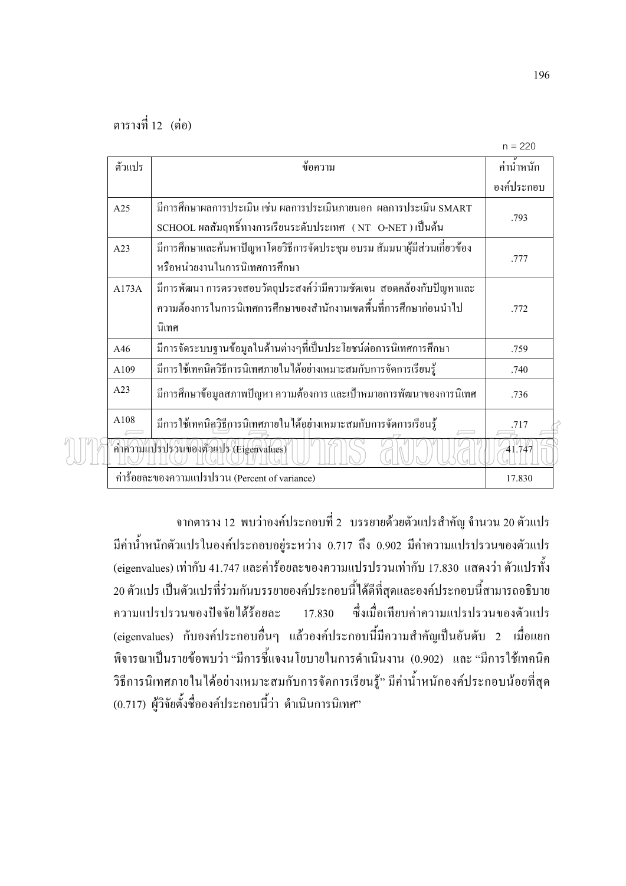ตารางที่ 12 (ต่อ)

n = 220

| ตัวแปร | ข้อความ | ค่าน้ำหนักองค์ประกอบ |
|---|---|---|
| A25 | มีการศึกษาผลการประเมิน เช่น ผลการประเมินภายนอก ผลการประเมิน SMART SCHOOL ผลสัมฤทธิ์ทางการเรียนระดับประเทศ (NT O-NET ) เป็นต้น | .793 |
| A23 | มีการศึกษาและค้นหาปัญหาโดยวิธีการจัดประชุม อบรม สัมมนาผู้มีส่วนเกี่ยวข้องหรือหน่วยงานในการนิเทศการศึกษา | .777 |
| A173A | มีการพัฒนา การตรวจสอบวัตถุประสงค์ว่ามีความชัดเจน สอดคล้องกับปัญหาและความต้องการในการนิเทศการศึกษาของสำนักงานเขตพื้นที่การศึกษาก่อนนำไปนิเทศ | .772 |
| A46 | มีการจัดระบบฐานข้อมูลในด้านต่างๆที่เป็นประโยชน์ต่อการนิเทศการศึกษา | .759 |
| A109 | มีการใช้เทคนิควิธีการนิเทศภายในได้อย่างเหมาะสมกับการจัดการเรียนรู้ | .740 |
| A23 | มีการศึกษาข้อมูลสภาพปัญหา ความต้องการ และเป้าหมายการพัฒนาของการนิเทศ | .736 |
| A108 | มีการใช้เทคนิควิธีการนิเทศภายในได้อย่างเหมาะสมกับการจัดการเรียนรู้ | .717 |
| ค่าความแปรปรวนของตัวแปร (Eigenvalues) | | 41.747 |
| ค่าร้อยละของความแปรปรวน (Percent of variance) | | 17.830 |

จากตาราง 12 พบว่าองค์ประกอบที่ 2 บรรยายด้วยตัวแปรสำคัญ จำนวน 20 ตัวแปร มีค่าน้ำหนักตัวแปรในองค์ประกอบอยู่ระหว่าง 0.717 ถึง 0.902 มีค่าความแปรปรวนของตัวแปร (eigenvalues) เท่ากับ 41.747 และค่าร้อยละของความแปรปรวนเท่ากับ 17.830 แสดงว่า ตัวแปรทั้ง 20 ตัวแปร เป็นตัวแปรที่ร่วมกันบรรยายองค์ประกอบนี้ได้ดีที่สุดและองค์ประกอบนี้สามารถอธิบายความแปรปรวนของปัจจัยได้ร้อยละ 17.830 ซึ่งเมื่อเทียบค่าความแปรปรวนของตัวแปร (eigenvalues) กับองค์ประกอบอื่นๆ แล้วองค์ประกอบนี้มีความสำคัญเป็นอันดับ 2 เมื่อแยกพิจารณาเป็นรายข้อพบว่า "มีการชี้แจงนโยบายในการดำเนินงาน (0.902) และ "มีการใช้เทคนิควิธีการนิเทศภายในได้อย่างเหมาะสมกับการจัดการเรียนรู้" มีค่าน้ำหนักองค์ประกอบน้อยที่สุด (0.717) ผู้วิจัยตั้งชื่อองค์ประกอบนี้ว่า ดำเนินการนิเทศ"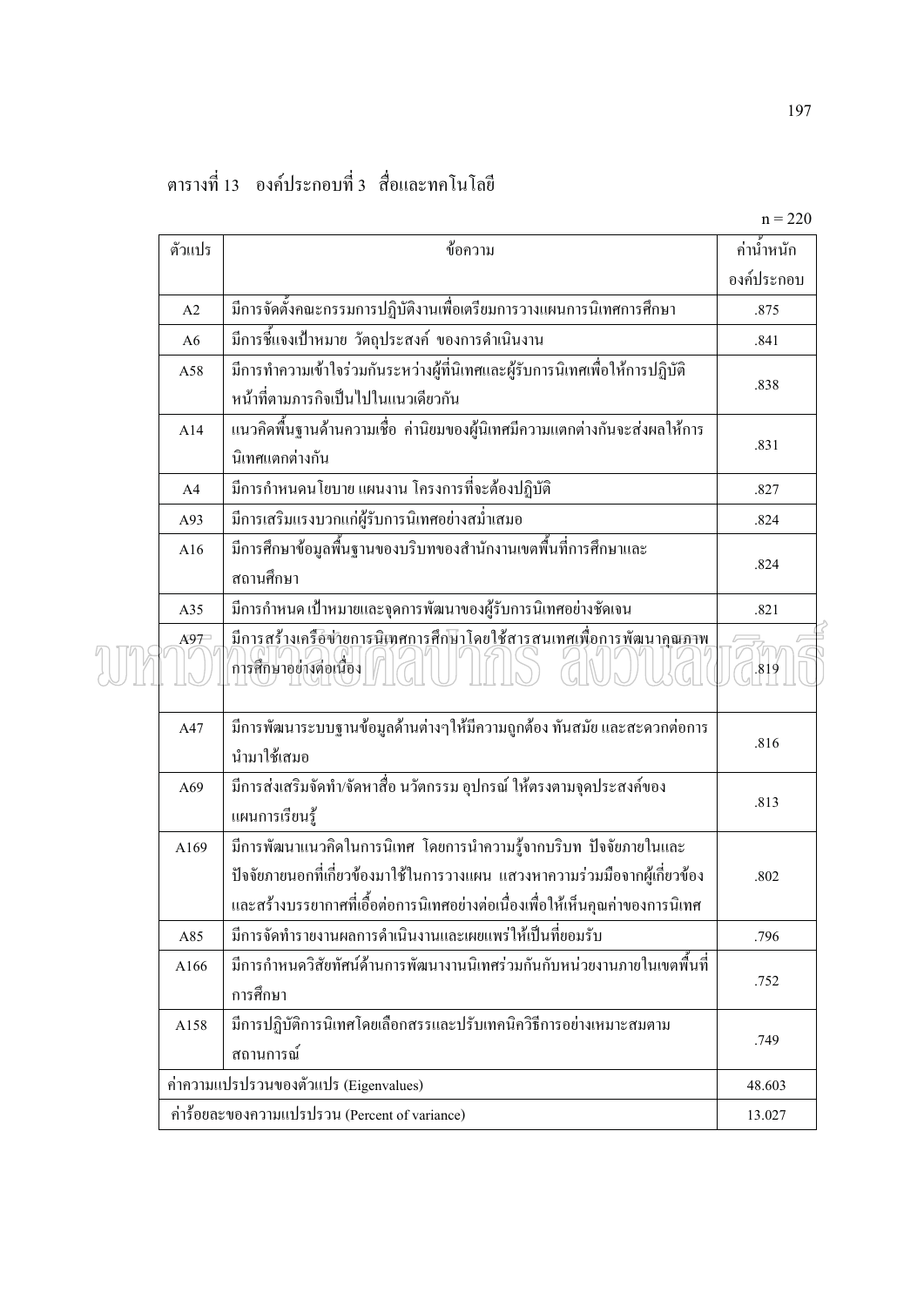ตารางที่ 13 องค์ประกอบที่ 3 สื่อและทคโนโลยี

n = 220

| ตัวแปร | ข้อความ | ค่าน้ำหนักองค์ประกอบ |
|---|---|---|
| A2 | มีการจัดตั้งคณะกรรมการปฏิบัติงานเพื่อเตรียมการวางแผนการนิเทศการศึกษา | .875 |
| A6 | มีการชี้แจงเป้าหมาย วัตถุประสงค์ ของการดำเนินงาน | .841 |
| A58 | มีการทำความเข้าใจร่วมกันระหว่างผู้ที่นิเทศและผู้รับการนิเทศเพื่อให้การปฏิบัติหน้าที่ตามภารกิจเป็นไปในแนวเดียวกัน | .838 |
| A14 | แนวคิดพื้นฐานด้านความเชื่อ ค่านิยมของผู้นิเทศมีความแตกต่างกันจะส่งผลให้การนิเทศแตกต่างกัน | .831 |
| A4 | มีการกำหนดนโยบาย แผนงาน โครงการที่จะต้องปฏิบัติ | .827 |
| A93 | มีการเสริมแรงบวกแก่ผู้รับการนิเทศอย่างสม่ำเสมอ | .824 |
| A16 | มีการศึกษาข้อมูลพื้นฐานของบริบทของสำนักงานเขตพื้นที่การศึกษาและสถานศึกษา | .824 |
| A35 | มีการกำหนด เป้าหมายและจุดการพัฒนาของผู้รับการนิเทศอย่างชัดเจน | .821 |
| A97 | มีการสร้างเครือข่ายการนิเทศการศึกษาโดยใช้สารสนเทศเพื่อการพัฒนาคุณภาพการศึกษาอย่างต่อเนื่อง | .819 |
| A47 | มีการพัฒนาระบบฐานข้อมูลด้านต่างๆให้มีความถูกต้อง ทันสมัย และสะดวกต่อการนำมาใช้เสมอ | .816 |
| A69 | มีการส่งเสริมจัดทำ/จัดหาสื่อ นวัตกรรม อุปกรณ์ ให้ตรงตามจุดประสงค์ของแผนการเรียนรู้ | .813 |
| A169 | มีการพัฒนาแนวคิดในการนิเทศ โดยการนำความรู้จากบริบท ปัจจัยภายในและปัจจัยภายนอกที่เกี่ยวข้องมาใช้ในการวางแผน แสวงหาความร่วมมือจากผู้เกี่ยวข้อง และสร้างบรรยากาศที่เอื้อต่อการนิเทศอย่างต่อเนื่องเพื่อให้เห็นคุณค่าของการนิเทศ | .802 |
| A85 | มีการจัดทำรายงานผลการดำเนินงานและเผยแพร่ให้เป็นที่ยอมรับ | .796 |
| A166 | มีการกำหนดวิสัยทัศน์ด้านการพัฒนางานนิเทศร่วมกันกับหน่วยงานภายในเขตพื้นที่การศึกษา | .752 |
| A158 | มีการปฏิบัติการนิเทศโดยเลือกสรรและปรับเทคนิควิธีการอย่างเหมาะสมตามสถานการณ์ | .749 |
| ค่าความแปรปรวนของตัวแปร (Eigenvalues) | | 48.603 |
| ค่าร้อยละของความแปรปรวน (Percent of variance) | | 13.027 |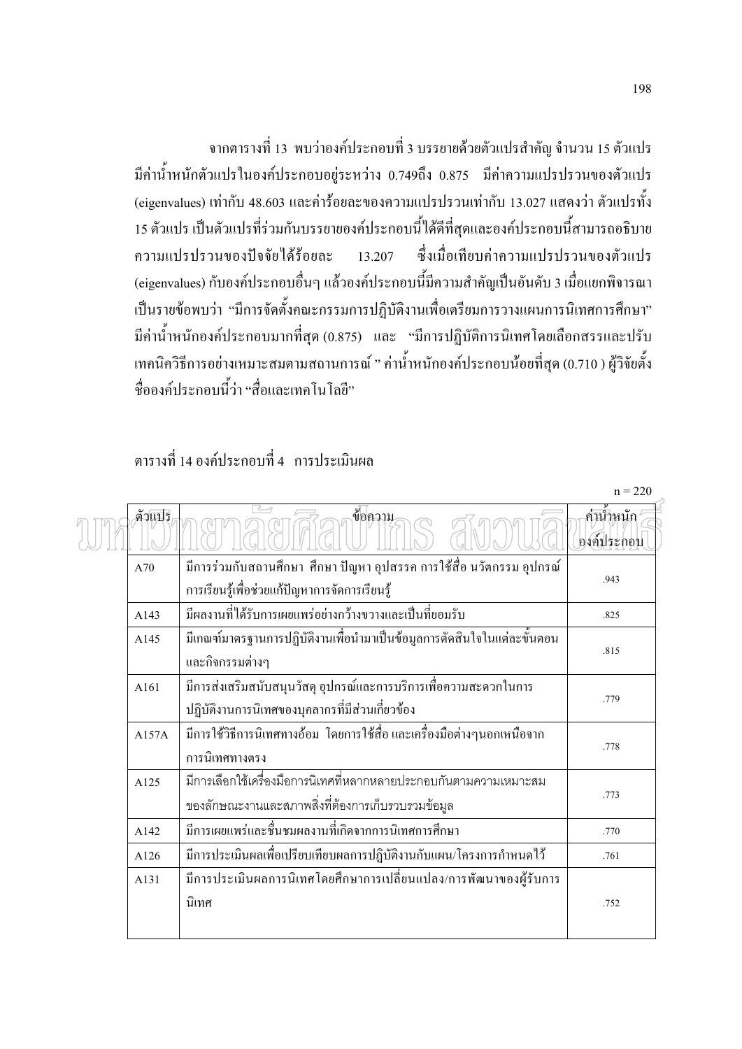จากตารางที่ 13 พบว่าองค์ประกอบที่ 3 บรรยายด้วยตัวแปรสำคัญ จำนวน 15 ตัวแปร มีค่าน้ำหนักตัวแปรในองค์ประกอบอยู่ระหว่าง 0.749ถึง 0.875 มีค่าความแปรปรวนของตัวแปร (eigenvalues) เท่ากับ 48.603 และค่าร้อยละของความแปรปรวนเท่ากับ 13.027 แสดงว่า ตัวแปรทั้ง 15 ตัวแปร เป็นตัวแปรที่ร่วมกันบรรยายองค์ประกอบนี้ได้ดีที่สุดและองค์ประกอบนี้สามารถอธิบายความแปรปรวนของปัจจัยได้ร้อยละ 13.207 ซึ่งเมื่อเทียบค่าความแปรปรวนของตัวแปร (eigenvalues) กับองค์ประกอบอื่นๆ แล้วองค์ประกอบนี้มีความสำคัญเป็นอันดับ 3 เมื่อแยกพิจารณาเป็นรายข้อพบว่า "มีการจัดตั้งคณะกรรมการปฏิบัติงานเพื่อเตรียมการวางแผนการนิเทศการศึกษา" มีค่าน้ำหนักองค์ประกอบมากที่สุด (0.875) และ "มีการปฏิบัติการนิเทศโดยเลือกสรรและปรับเทคนิควิธีการอย่างเหมาะสมตามสถานการณ์ " ค่าน้ำหนักองค์ประกอบน้อยที่สุด (0.710 ) ผู้วิจัยตั้งชื่อองค์ประกอบนี้ว่า "สื่อและเทคโนโลยี"

ตารางที่ 14 องค์ประกอบที่ 4 การประเมินผล

n = 220

| ตัวแปร | ข้อความ | ค่าน้ำหนักองค์ประกอบ |
|---|---|---|
| A70 | มีการร่วมกับสถานศึกษา ศึกษา ปัญหา อุปสรรค การใช้สื่อ นวัตกรรม อุปกรณ์การเรียนรู้เพื่อช่วยแก้ปัญหาการจัดการเรียนรู้ | .943 |
| A143 | มีผลงานที่ได้รับการเผยแพร่อย่างกว้างขวางและเป็นที่ยอมรับ | .825 |
| A145 | มีเกณฑ์มาตรฐานการปฏิบัติงานเพื่อนำมาเป็นข้อมูลการตัดสินใจในแต่ละขั้นตอนและกิจกรรมต่างๆ | .815 |
| A161 | มีการส่งเสริมสนับสนุนวัสดุ อุปกรณ์และการบริการเพื่อความสะดวกในการปฏิบัติงานการนิเทศของบุคลากรที่มีส่วนเกี่ยวข้อง | .779 |
| A157A | มีการใช้วิธีการนิเทศทางอ้อม โดยการใช้สื่อ และเครื่องมือต่างๆนอกเหนือจากการนิเทศทางตรง | .778 |
| A125 | มีการเลือกใช้เครื่องมือการนิเทศที่หลากหลายประกอบกันตามความเหมาะสมของลักษณะงานและสภาพสิ่งที่ต้องการเก็บรวบรวมข้อมูล | .773 |
| A142 | มีการเผยแพร่และชื่นชมผลงานที่เกิดจากการนิเทศการศึกษา | .770 |
| A126 | มีการประเมินผลเพื่อเปรียบเทียบผลการปฏิบัติงานกับแผน/โครงการกำหนดไว้ | .761 |
| A131 | มีการประเมินผลการนิเทศโดยศึกษาการเปลี่ยนแปลง/การพัฒนาของผู้รับการนิเทศ | .752 |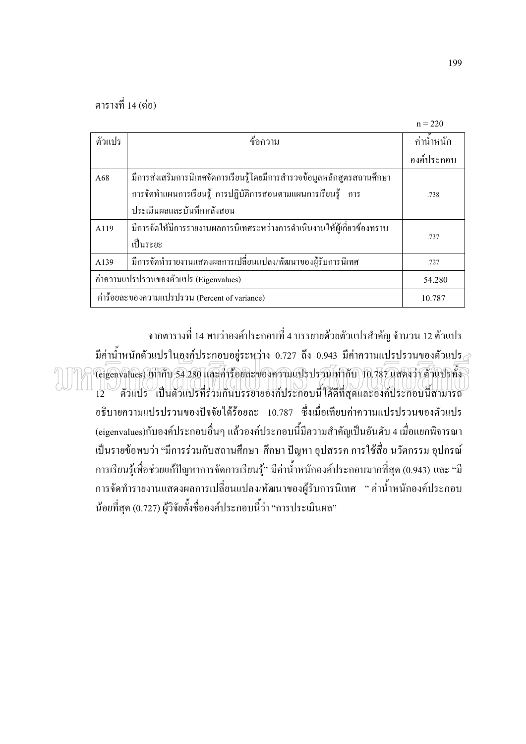ตารางที่ 14 (ต่อ)

n = 220

| ตัวแปร | ข้อความ | ค่าน้ำหนักองค์ประกอบ |
|---|---|---|
| A68 | มีการส่งเสริมการนิเทศจัดการเรียนรู้โดยมีการสำรวจข้อมูลหลักสูตรสถานศึกษา การจัดทำแผนการเรียนรู้ การปฏิบัติการสอนตามแผนการเรียนรู้ การประเมินผลและบันทึกหลังสอน | .738 |
| A119 | มีการจัดให้มีการรายงานผลการนิเทศระหว่างการดำเนินงานให้ผู้เกี่ยวข้องทราบเป็นระยะ | .737 |
| A139 | มีการจัดทำรายงานแสดงผลการเปลี่ยนแปลง/พัฒนาของผู้รับการนิเทศ | .727 |
| ค่าความแปรปรวนของตัวแปร (Eigenvalues) | | 54.280 |
| ค่าร้อยละของความแปรปรวน (Percent of variance) | | 10.787 |

จากตารางที่ 14 พบว่าองค์ประกอบที่ 4 บรรยายด้วยตัวแปรสำคัญ จำนวน 12 ตัวแปร มีค่าน้ำหนักตัวแปรในองค์ประกอบอยู่ระหว่าง 0.727 ถึง 0.943 มีค่าความแปรปรวนของตัวแปร (eigenvalues) เท่ากับ 54.280 และค่าร้อยละของความแปรปรวนเท่ากับ 10.787 แสดงว่า ตัวแปรทั้ง 12 ตัวแปร เป็นตัวแปรที่ร่วมกันบรรยายองค์ประกอบนี้ได้ดีที่สุดและองค์ประกอบนี้สามารถอธิบายความแปรปรวนของปัจจัยได้ร้อยละ 10.787 ซึ่งเมื่อเทียบค่าความแปรปรวนของตัวแปร (eigenvalues)กับองค์ประกอบอื่นๆ แล้วองค์ประกอบนี้มีความสำคัญเป็นอันดับ 4 เมื่อแยกพิจารณาเป็นรายข้อพบว่า "มีการร่วมกับสถานศึกษา ศึกษา ปัญหา อุปสรรค การใช้สื่อ นวัตกรรม อุปกรณ์การเรียนรู้เพื่อช่วยแก้ปัญหาการจัดการเรียนรู้" มีค่าน้ำหนักองค์ประกอบมากที่สุด (0.943) และ "มีการจัดทำรายงานแสดงผลการเปลี่ยนแปลง/พัฒนาของผู้รับการนิเทศ " ค่าน้ำหนักองค์ประกอบน้อยที่สุด (0.727) ผู้วิจัยตั้งชื่อองค์ประกอบนี้ว่า "การประเมินผล"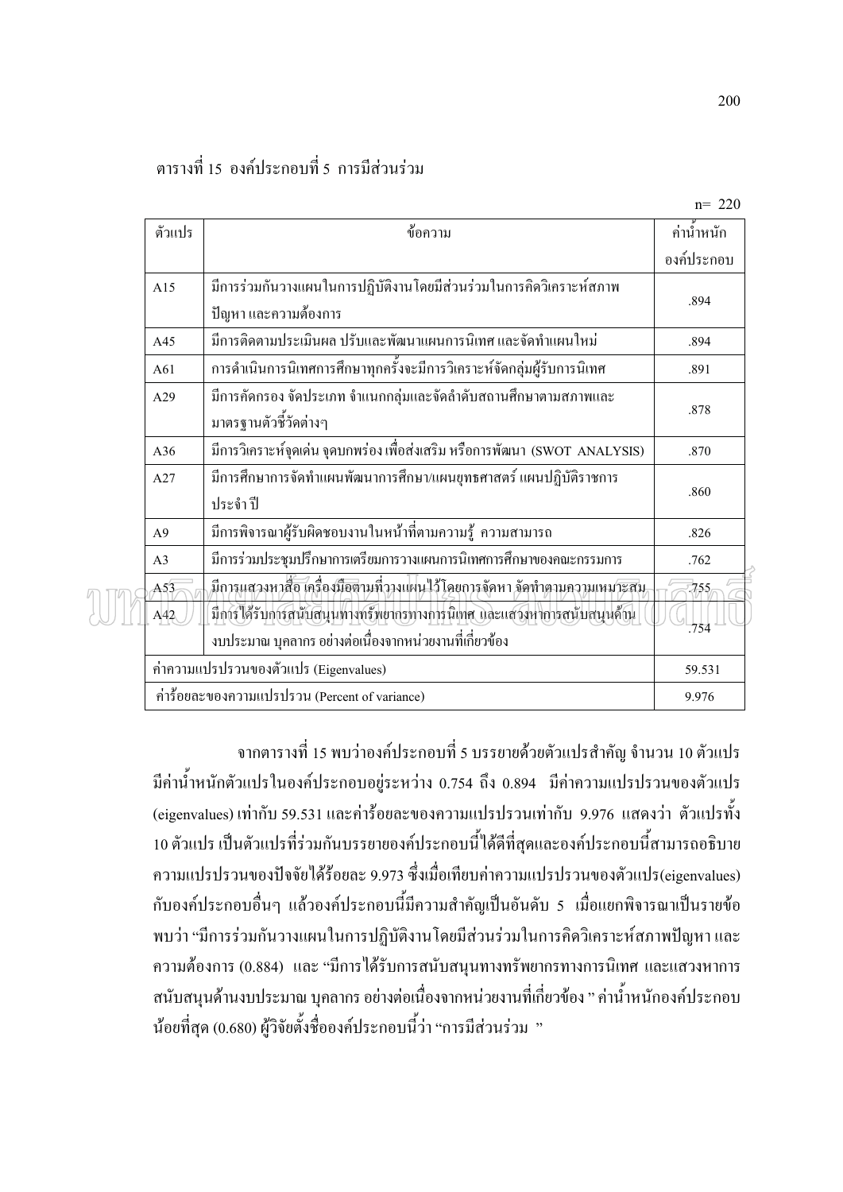ตารางที่ 15 องค์ประกอบที่ 5 การมีส่วนร่วม

n= 220

| ตัวแปร | ข้อความ | ค่าน้ำหนักองค์ประกอบ |
|---|---|---|
| A15 | มีการร่วมกันวางแผนในการปฏิบัติงานโดยมีส่วนร่วมในการคิดวิเคราะห์สภาพปัญหา และความต้องการ | .894 |
| A45 | มีการติดตามประเมินผล ปรับและพัฒนาแผนการนิเทศ และจัดทำแผนใหม่ | .894 |
| A61 | การดำเนินการนิเทศการศึกษาทุกครั้งจะมีการวิเคราะห์จัดกลุ่มผู้รับการนิเทศ | .891 |
| A29 | มีการคัดกรอง จัดประเภท จำแนกกลุ่มและจัดลำดับสถานศึกษาตามสภาพและมาตรฐานตัวชี้วัดต่างๆ | .878 |
| A36 | มีการวิเคราะห์จุดเด่น จุดบกพร่อง เพื่อส่งเสริม หรือการพัฒนา (SWOT ANALYSIS) | .870 |
| A27 | มีการศึกษาการจัดทำแผนพัฒนาการศึกษา/แผนยุทธศาสตร์ แผนปฏิบัติราชการประจำ ปี | .860 |
| A9 | มีการพิจารณาผู้รับผิดชอบงานในหน้าที่ตามความรู้ ความสามารถ | .826 |
| A3 | มีการร่วมประชุมปรึกษาการเตรียมการวางแผนการนิเทศการศึกษาของคณะกรรมการ | .762 |
| A53 | มีการแสวงหาสื่อ เครื่องมือตามที่วางแผนไว้โดยการจัดหา จัดทำตามความเหมาะสม | .755 |
| A42 | มีการได้รับการสนับสนุนทางทรัพยากรทางการนิเทศ และแสวงหาการสนับสนุนด้านงบประมาณ บุคลากร อย่างต่อเนื่องจากหน่วยงานที่เกี่ยวข้อง | .754 |
| ค่าความแปรปรวนของตัวแปร (Eigenvalues) | | 59.531 |
| ค่าร้อยละของความแปรปรวน (Percent of variance) | | 9.976 |

จากตารางที่ 15 พบว่าองค์ประกอบที่ 5 บรรยายด้วยตัวแปรสำคัญ จำนวน 10 ตัวแปร มีค่าน้ำหนักตัวแปรในองค์ประกอบอยู่ระหว่าง 0.754 ถึง 0.894 มีค่าความแปรปรวนของตัวแปร (eigenvalues) เท่ากับ 59.531 และค่าร้อยละของความแปรปรวนเท่ากับ 9.976 แสดงว่า ตัวแปรทั้ง 10 ตัวแปร เป็นตัวแปรที่ร่วมกันบรรยายองค์ประกอบนี้ได้ดีที่สุดและองค์ประกอบนี้สามารถอธิบายความแปรปรวนของปัจจัยได้ร้อยละ 9.973 ซึ่งเมื่อเทียบค่าความแปรปรวนของตัวแปร(eigenvalues) กับองค์ประกอบอื่นๆ แล้วองค์ประกอบนี้มีความสำคัญเป็นอันดับ 5 เมื่อแยกพิจารณาเป็นรายข้อ พบว่า "มีการร่วมกันวางแผนในการปฏิบัติงานโดยมีส่วนร่วมในการคิดวิเคราะห์สภาพปัญหา และความต้องการ (0.884) และ "มีการได้รับการสนับสนุนทางทรัพยากรทางการนิเทศ และแสวงหาการสนับสนุนด้านงบประมาณ บุคลากร อย่างต่อเนื่องจากหน่วยงานที่เกี่ยวข้อง " ค่าน้ำหนักองค์ประกอบน้อยที่สุด (0.680) ผู้วิจัยตั้งชื่อองค์ประกอบนี้ว่า "การมีส่วนร่วม "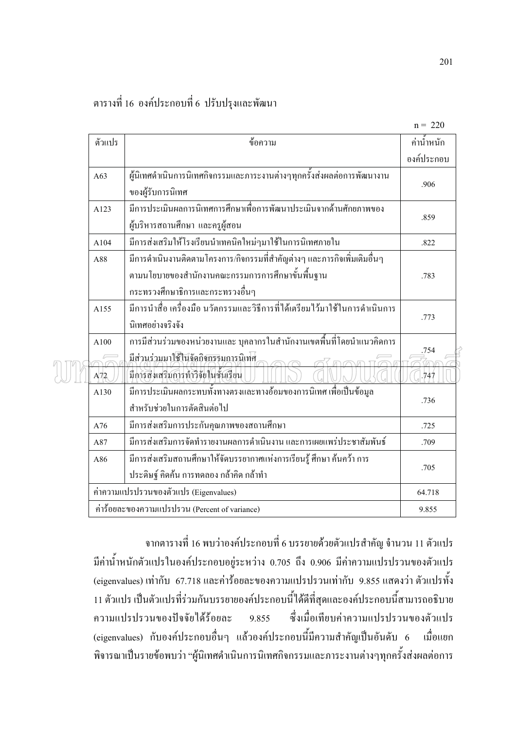ตารางที่ 16 องค์ประกอบที่ 6 ปรับปรุงและพัฒนา

n = 220

| ตัวแปร | ข้อความ | ค่าน้ำหนักองค์ประกอบ |
|---|---|---|
| A63 | ผู้นิเทศดำเนินการนิเทศกิจกรรมและภาระงานต่างๆทุกครั้งส่งผลต่อการพัฒนางานของผู้รับการนิเทศ | .906 |
| A123 | มีการประเมินผลการนิเทศการศึกษาเพื่อการพัฒนาประเมินจากด้านศักยภาพของผู้บริหารสถานศึกษา และครูผู้สอน | .859 |
| A104 | มีการส่งเสริมให้โรงเรียนนำเทคนิคใหม่ๆมาใช้ในการนิเทศภายใน | .822 |
| A88 | มีการดำเนินงานติดตามโครงการ/กิจกรรมที่สำคัญต่างๆ และภารกิจเพิ่มเติมอื่นๆ ตามนโยบายของสำนักงานคณะกรรมการการศึกษาขั้นพื้นฐาน กระทรวงศึกษาธิการและกระทรวงอื่นๆ | .783 |
| A155 | มีการนำสื่อ เครื่องมือ นวัตกรรมและวิธีการที่ได้เตรียมไว้มาใช้ในการดำเนินการนิเทศอย่างจริงจัง | .773 |
| A100 | การมีส่วนร่วมของหน่วยงานและ บุคลากรในสำนักงานเขตพื้นที่โดยนำแนวคิดการมีส่วนร่วมมาใช้ในจัดกิจกรรมการนิเทศ | .754 |
| A72 | มีการส่งเสริมการทำวิจัยในชั้นเรียน | .747 |
| A130 | มีการประเมินผลกระทบทั้งทางตรงและทางอ้อมของการนิเทศ เพื่อเป็นข้อมูลสำหรับช่วยในการตัดสินต่อไป | .736 |
| A76 | มีการส่งเสริมการประกันคุณภาพของสถานศึกษา | .725 |
| A87 | มีการส่งเสริมการจัดทำรายงานผลการดำเนินงาน และการเผยแพร่ประชาสัมพันธ์ | .709 |
| A86 | มีการส่งเสริมสถานศึกษาให้จัดบรรยากาศแห่งการเรียนรู้ ศึกษา ค้นคว้า การประดิษฐ์ คิดค้น การทดลอง กล้าคิด กล้าทำ | .705 |
| ค่าความแปรปรวนของตัวแปร (Eigenvalues) | | 64.718 |
| ค่าร้อยละของความแปรปรวน (Percent of variance) | | 9.855 |

จากตารางที่ 16 พบว่าองค์ประกอบที่ 6 บรรยายด้วยตัวแปรสำคัญ จำนวน 11 ตัวแปร มีค่าน้ำหนักตัวแปรในองค์ประกอบอยู่ระหว่าง 0.705 ถึง 0.906 มีค่าความแปรปรวนของตัวแปร (eigenvalues) เท่ากับ 67.718 และค่าร้อยละของความแปรปรวนเท่ากับ 9.855 แสดงว่า ตัวแปรทั้ง 11 ตัวแปร เป็นตัวแปรที่ร่วมกันบรรยายองค์ประกอบนี้ได้ดีที่สุดและองค์ประกอบนี้สามารถอธิบายความแปรปรวนของปัจจัยได้ร้อยละ 9.855 ซึ่งเมื่อเทียบค่าความแปรปรวนของตัวแปร (eigenvalues) กับองค์ประกอบอื่นๆ แล้วองค์ประกอบนี้มีความสำคัญเป็นอันดับ 6 เมื่อแยกพิจารณาเป็นรายข้อพบว่า "ผู้นิเทศดำเนินการนิเทศกิจกรรมและภาระงานต่างๆทุกครั้งส่งผลต่อการ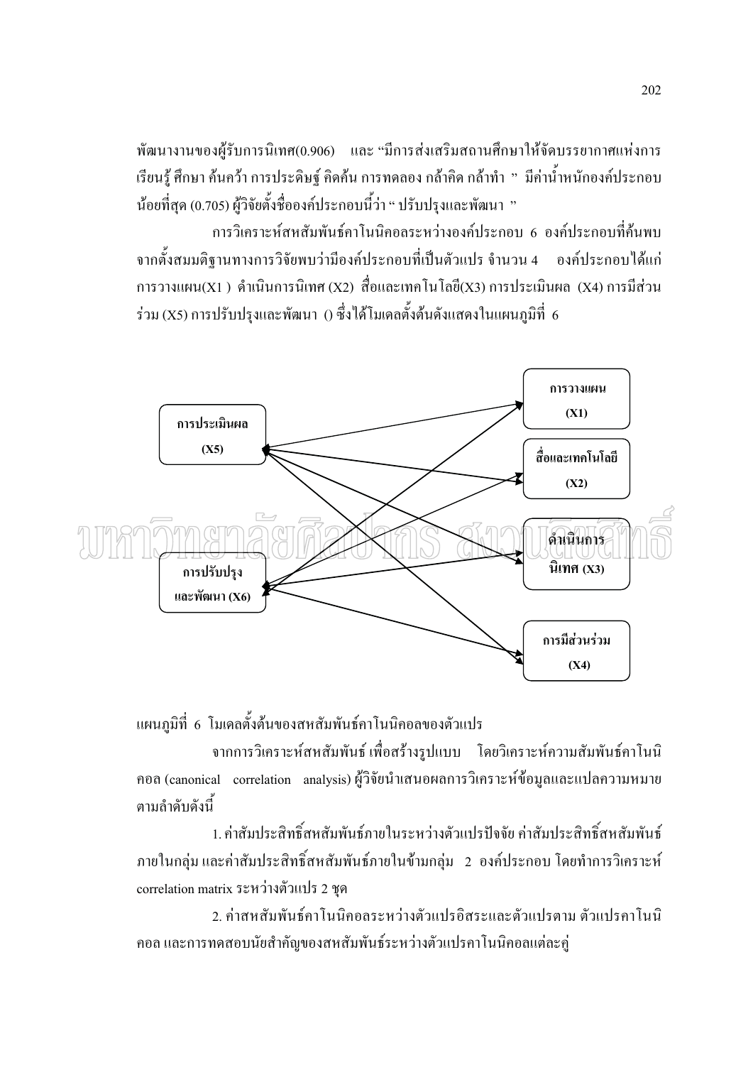พัฒนางานของผู้รับการนิเทศ(0.906) และ "มีการส่งเสริมสถานศึกษาให้จัดบรรยากาศแห่งการเรียนรู้ ศึกษา ค้นคว้า การประดิษฐ์ คิดค้น การทดลอง กล้าคิด กล้าทำ " มีค่าน้ำหนักองค์ประกอบน้อยที่สุด (0.705) ผู้วิจัยตั้งชื่อองค์ประกอบนี้ว่า " ปรับปรุงและพัฒนา "

การวิเคราะห์สหสัมพันธ์คาโนนิคอลระหว่างองค์ประกอบ 6 องค์ประกอบที่ค้นพบจากตั้งสมมติฐานทางการวิจัยพบว่ามีองค์ประกอบที่เป็นตัวแปร จำนวน 4 องค์ประกอบได้แก่ การวางแผน(X1 ) ดำเนินการนิเทศ (X2) สื่อและเทคโนโลยี(X3) การประเมินผล (X4) การมีส่วนร่วม (X5) การปรับปรุงและพัฒนา () ซึ่งได้โมเดลตั้งต้นดังแสดงในแผนภูมิที่ 6

แผนภูมิที่ 6 โมเดลตั้งต้นของสหสัมพันธ์คาโนนิคอลของตัวแปร

จากการวิเคราะห์สหสัมพันธ์ เพื่อสร้างรูปแบบ โดยวิเคราะห์ความสัมพันธ์คาโนนิคอล (canonical correlation analysis) ผู้วิจัยนำเสนอผลการวิเคราะห์ข้อมูลและแปลความหมายตามลำดับดังนี้

1. ค่าสัมประสิทธิ์สหสัมพันธ์ภายในระหว่างตัวแปรปัจจัย ค่าสัมประสิทธิ์สหสัมพันธ์ภายในกลุ่ม และค่าสัมประสิทธิ์สหสัมพันธ์ภายในข้ามกลุ่ม 2 องค์ประกอบ โดยทำการวิเคราะห์ correlation matrix ระหว่างตัวแปร 2 ชุด

2. ค่าสหสัมพันธ์คาโนนิคอลระหว่างตัวแปรอิสระและตัวแปรตาม ตัวแปรคาโนนิคอล และการทดสอบนัยสำคัญของสหสัมพันธ์ระหว่างตัวแปรคาโนนิคอลแต่ละคู่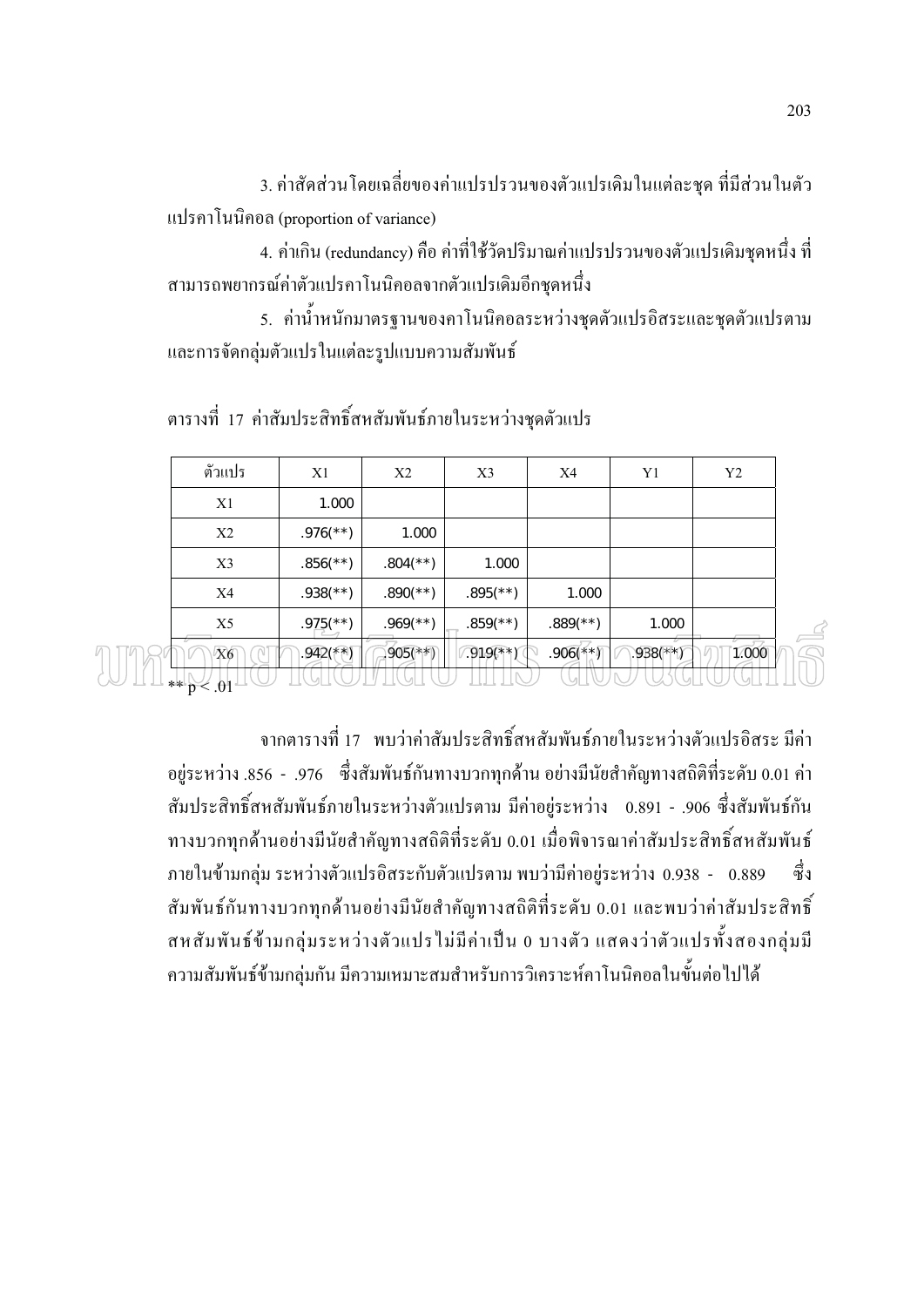3. ค่าสัดส่วนโดยเฉลี่ยของค่าแปรปรวนของตัวแปรเดิมในแต่ละชุด ที่มีส่วนในตัวแปรคาโนนิคอล (proportion of variance)

4. ค่าเกิน (redundancy) คือ ค่าที่ใช้วัดปริมาณค่าแปรปรวนของตัวแปรเดิมชุดหนึ่ง ที่สามารถพยากรณ์ค่าตัวแปรคาโนนิคอลจากตัวแปรเดิมอีกชุดหนึ่ง

5. ค่าน้ำหนักมาตรฐานของคาโนนิคอลระหว่างชุดตัวแปรอิสระและชุดตัวแปรตาม และการจัดกลุ่มตัวแปรในแต่ละรูปแบบความสัมพันธ์

ตารางที่ 17 ค่าสัมประสิทธิ์สหสัมพันธ์ภายในระหว่างชุดตัวแปร

| ตัวแปร | X1 | X2 | X3 | X4 | Y1 | Y2 |
|---|---|---|---|---|---|---|
| X1 | 1.000 | | | | | |
| X2 | .976(**) | 1.000 | | | | |
| X3 | .856(**) | .804(**) | 1.000 | | | |
| X4 | .938(**) | .890(**) | .895(**) | 1.000 | | |
| X5 | .975(**) | .969(**) | .859(**) | .889(**) | 1.000 | |
| X6 | .942(**) | .905(**) | .919(**) | .906(**) | .938(**) | 1.000 |

** $p < .01$

จากตารางที่ 17 พบว่าค่าสัมประสิทธิ์สหสัมพันธ์ภายในระหว่างตัวแปรอิสระ มีค่าอยู่ระหว่าง .856 - .976 ซึ่งสัมพันธ์กันทางบวกทุกด้าน อย่างมีนัยสำคัญทางสถิติที่ระดับ 0.01 ค่าสัมประสิทธิ์สหสัมพันธ์ภายในระหว่างตัวแปรตาม มีค่าอยู่ระหว่าง 0.891 - .906 ซึ่งสัมพันธ์กันทางบวกทุกด้านอย่างมีนัยสำคัญทางสถิติที่ระดับ 0.01 เมื่อพิจารณาค่าสัมประสิทธิ์สหสัมพันธ์ภายในข้ามกลุ่ม ระหว่างตัวแปรอิสระกับตัวแปรตาม พบว่ามีค่าอยู่ระหว่าง 0.938 - 0.889 ซึ่งสัมพันธ์กันทางบวกทุกด้านอย่างมีนัยสำคัญทางสถิติที่ระดับ 0.01 และพบว่าค่าสัมประสิทธิ์สหสัมพันธ์ข้ามกลุ่มระหว่างตัวแปรไม่มีค่าเป็น 0 บางตัว แสดงว่าตัวแปรทั้งสองกลุ่มมีความสัมพันธ์ข้ามกลุ่มกัน มีความเหมาะสมสำหรับการวิเคราะห์คาโนนิคอลในขั้นต่อไปได้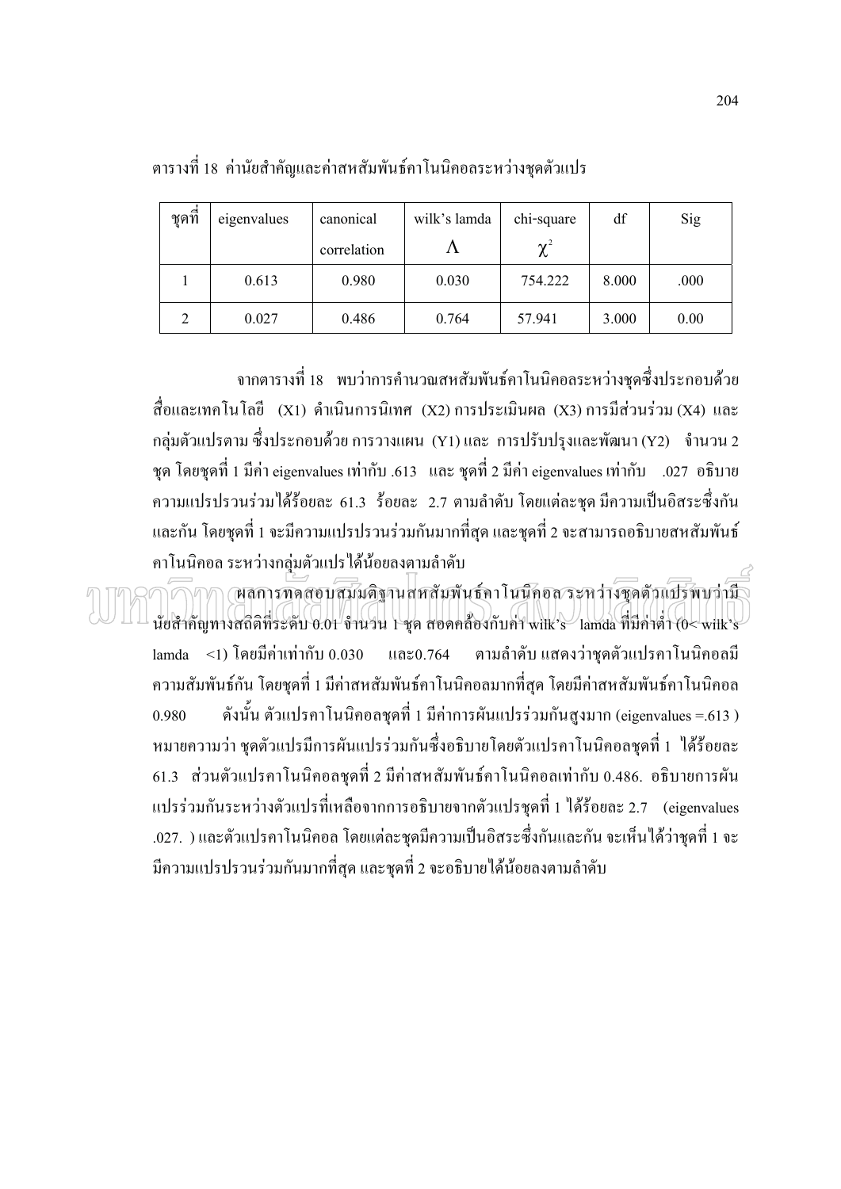ตารางที่ 18 ค่านัยสำคัญและค่าสหสัมพันธ์คาโนนิคอลระหว่างชุดตัวแปร

| ชุดที่ | eigenvalues | canonical correlation | wilk's lamda $\Lambda$ | chi-square $\chi^2$ | df | Sig |
|---|---|---|---|---|---|---|
| 1 | 0.613 | 0.980 | 0.030 | 754.222 | 8.000 | .000 |
| 2 | 0.027 | 0.486 | 0.764 | 57.941 | 3.000 | 0.00 |

จากตารางที่ 18 พบว่าการคำนวณสหสัมพันธ์คาโนนิคอลระหว่างชุดซึ่งประกอบด้วย สื่อและเทคโนโลยี (X1) ดำเนินการนิเทศ (X2) การประเมินผล (X3) การมีส่วนร่วม (X4) และกลุ่มตัวแปรตาม ซึ่งประกอบด้วย การวางแผน (Y1) และ การปรับปรุงและพัฒนา (Y2) จำนวน 2 ชุด โดยชุดที่ 1 มีค่า eigenvalues เท่ากับ .613 และ ชุดที่ 2 มีค่า eigenvalues เท่ากับ .027 อธิบายความแปรปรวนร่วมได้ร้อยละ 61.3 ร้อยละ 2.7 ตามลำดับ โดยแต่ละชุด มีความเป็นอิสระซึ่งกันและกัน โดยชุดที่ 1 จะมีความแปรปรวนร่วมกันมากที่สุด และชุดที่ 2 จะสามารถอธิบายสหสัมพันธ์คาโนนิคอล ระหว่างกลุ่มตัวแปรได้น้อยลงตามลำดับ

ผลการทดสอบสมมติฐานสหสัมพันธ์คาโนนิคอล ระหว่างชุดตัวแปรพบว่ามีนัยสำคัญทางสถิติที่ระดับ 0.01 จำนวน 1 ชุด สอดคล้องกับค่า wilk's lamda ที่มีค่าต่ำ (0< wilk's lamda <1) โดยมีค่าเท่ากับ 0.030 และ0.764 ตามลำดับ แสดงว่าชุดตัวแปรคาโนนิคอลมีความสัมพันธ์กัน โดยชุดที่ 1 มีค่าสหสัมพันธ์คาโนนิคอลมากที่สุด โดยมีค่าสหสัมพันธ์คาโนนิคอล 0.980 ดังนั้น ตัวแปรคาโนนิคอลชุดที่ 1 มีค่าการผันแปรร่วมกันสูงมาก (eigenvalues =.613 ) หมายความว่า ชุดตัวแปรมีการผันแปรร่วมกันซึ่งอธิบายโดยตัวแปรคาโนนิคอลชุดที่ 1 ได้ร้อยละ 61.3 ส่วนตัวแปรคาโนนิคอลชุดที่ 2 มีค่าสหสัมพันธ์คาโนนิคอลเท่ากับ 0.486. อธิบายการผันแปรร่วมกันระหว่างตัวแปรที่เหลือจากการอธิบายจากตัวแปรชุดที่ 1 ได้ร้อยละ 2.7 (eigenvalues .027. ) และตัวแปรคาโนนิคอล โดยแต่ละชุดมีความเป็นอิสระซึ่งกันและกัน จะเห็นได้ว่าชุดที่ 1 จะมีความแปรปรวนร่วมกันมากที่สุด และชุดที่ 2 จะอธิบายได้น้อยลงตามลำดับ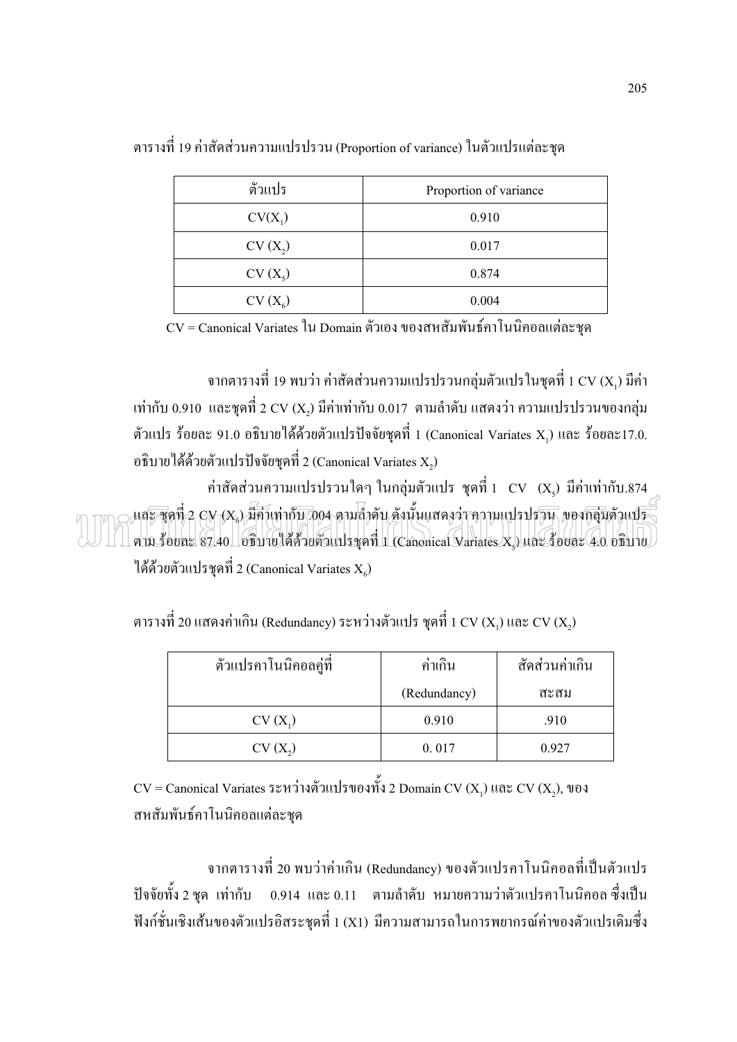ตารางที่ 19 ค่าสัดส่วนความแปรปรวน (Proportion of variance) ในตัวแปรแต่ละชุด

| ตัวแปร | Proportion of variance |
|---|---|
| $CV(X_1)$ | 0.910 |
| $CV(X_2)$ | 0.017 |
| $CV(X_5)$ | 0.874 |
| $CV(X_6)$ | 0.004 |

CV = Canonical Variates ใน Domain ตัวเอง ของสหสัมพันธ์คาโนนิคอลแต่ละชุด

จากตารางที่ 19 พบว่า ค่าสัดส่วนความแปรปรวนกลุ่มตัวแปรในชุดที่ 1 CV ($X_1$) มีค่าเท่ากับ 0.910 และชุดที่ 2 CV ($X_2$) มีค่าเท่ากับ 0.017 ตามลำดับ แสดงว่า ความแปรปรวนของกลุ่มตัวแปร ร้อยละ 91.0 อธิบายได้ด้วยตัวแปรปัจจัยชุดที่ 1 (Canonical Variates $X_1$) และ ร้อยละ17.0. อธิบายได้ด้วยตัวแปรปัจจัยชุดที่ 2 (Canonical Variates $X_2$)

ค่าสัดส่วนความแปรปรวนใดๆ ในกลุ่มตัวแปร ชุดที่ 1 CV ($X_5$) มีค่าเท่ากับ.874 และ ชุดที่ 2 CV ($X_6$) มีค่าเท่ากับ .004 ตามลำดับ ดังนั้นแสดงว่า ความแปรปรวน ของกลุ่มตัวแปรตาม ร้อยละ 87.40 อธิบายได้ด้วยตัวแปรชุดที่ 1 (Canonical Variates $X_5$) และ ร้อยละ 4.0 อธิบายได้ด้วยตัวแปรชุดที่ 2 (Canonical Variates $X_6$)

ตารางที่ 20 แสดงค่าเกิน (Redundancy) ระหว่างตัวแปร ชุดที่ 1 CV ($X_1$) และ CV ($X_2$)

| ตัวแปรคาโนนิคอลคู่ที่ | ค่าเกิน (Redundancy) | สัดส่วนค่าเกินสะสม |
|---|---|---|
| $CV(X_1)$ | 0.910 | .910 |
| $CV(X_2)$ | 0. 017 | 0.927 |

CV = Canonical Variates ระหว่างตัวแปรของทั้ง 2 Domain CV ($X_1$) และ CV ($X_2$), ของสหสัมพันธ์คาโนนิคอลแต่ละชุด

จากตารางที่ 20 พบว่าค่าเกิน (Redundancy) ของตัวแปรคาโนนิคอลที่เป็นตัวแปรปัจจัยทั้ง 2 ชุด เท่ากับ 0.914 และ 0.11 ตามลำดับ หมายความว่าตัวแปรคาโนนิคอล ซึ่งเป็นฟังก์ชั่นเชิงเส้นของตัวแปรอิสระชุดที่ 1 (X1) มีความสามารถในการพยากรณ์ค่าของตัวแปรเดิมซึ่ง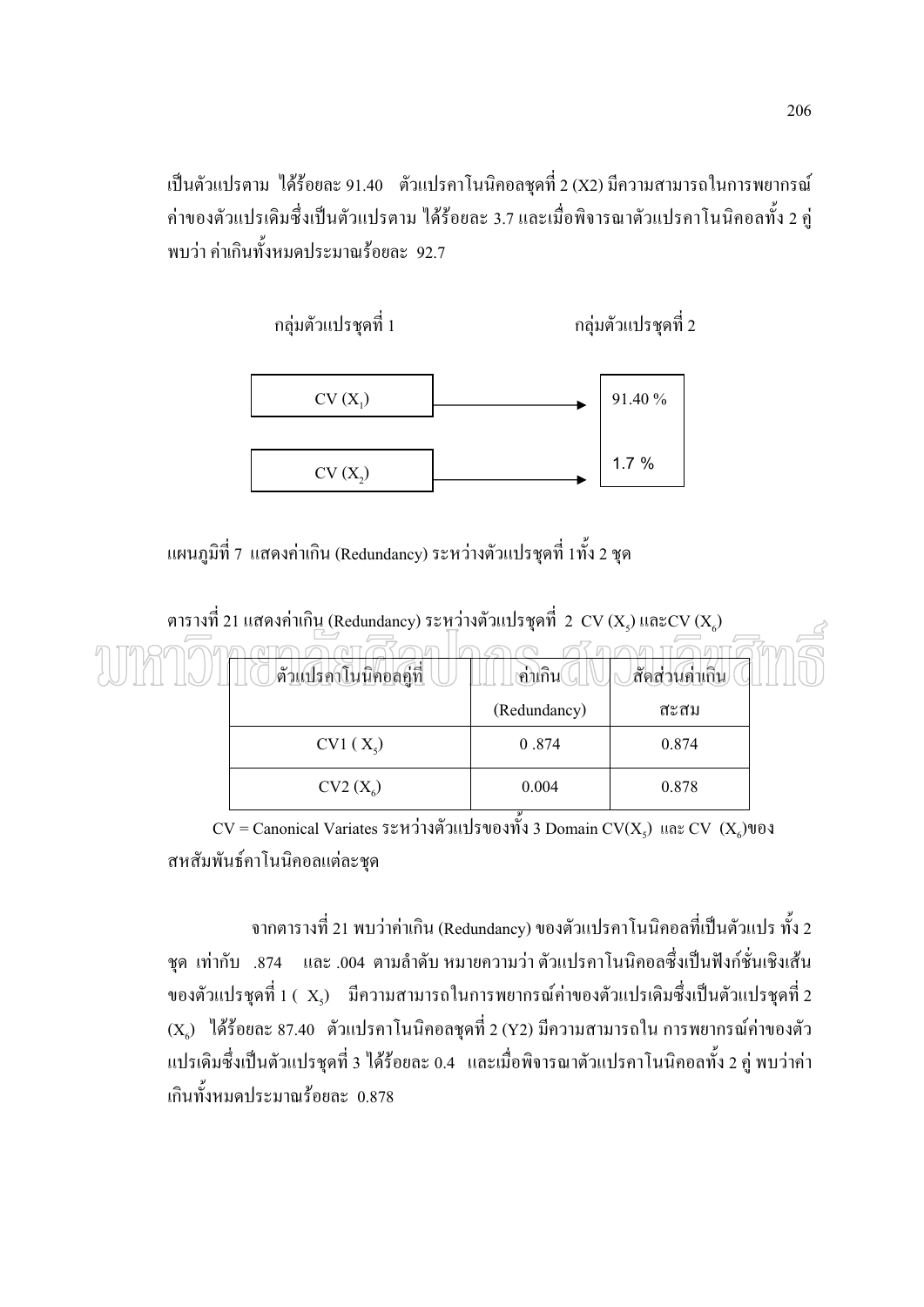เป็นตัวแปรตาม ได้ร้อยละ 91.40 ตัวแปรคาโนนิคอลชุดที่ 2 (X2) มีความสามารถในการพยากรณ์ค่าของตัวแปรเดิมซึ่งเป็นตัวแปรตาม ได้ร้อยละ 3.7 และเมื่อพิจารณาตัวแปรคาโนนิคอลทั้ง 2 คู่ พบว่า ค่าเกินทั้งหมดประมาณร้อยละ 92.7

| กลุ่มตัวแปรชุดที่ 1 | | กลุ่มตัวแปรชุดที่ 2 |
|---|---|---|
| CV ($X_1$) | → | 91.40 % |
| CV ($X_2$) | → | 1.7 % |

แผนภูมิที่ 7 แสดงค่าเกิน (Redundancy) ระหว่างตัวแปรชุดที่ 1ทั้ง 2 ชุด

ตารางที่ 21 แสดงค่าเกิน (Redundancy) ระหว่างตัวแปรชุดที่ 2 CV ($X_5$) และCV ($X_6$)

| ตัวแปรคาโนนิคอลคู่ที่ | ค่าเกิน (Redundancy) | สัดส่วนค่าเกินสะสม |
|---|---|---|
| CV1 ( $X_5$) | 0 .874 | 0.874 |
| CV2 ($X_6$) | 0.004 | 0.878 |

CV = Canonical Variates ระหว่างตัวแปรของทั้ง 3 Domain CV($X_5$) และ CV ($X_6$)ของสหสัมพันธ์คาโนนิคอลแต่ละชุด

จากตารางที่ 21 พบว่าค่าเกิน (Redundancy) ของตัวแปรคาโนนิคอลที่เป็นตัวแปร ทั้ง 2 ชุด เท่ากับ .874 และ .004 ตามลำดับ หมายความว่า ตัวแปรคาโนนิคอลซึ่งเป็นฟังก์ชั่นเชิงเส้นของตัวแปรชุดที่ 1 ( $X_5$) มีความสามารถในการพยากรณ์ค่าของตัวแปรเดิมซึ่งเป็นตัวแปรชุดที่ 2 ($X_6$) ได้ร้อยละ 87.40 ตัวแปรคาโนนิคอลชุดที่ 2 (Y2) มีความสามารถใน การพยากรณ์ค่าของตัวแปรเดิมซึ่งเป็นตัวแปรชุดที่ 3 ได้ร้อยละ 0.4 และเมื่อพิจารณาตัวแปรคาโนนิคอลทั้ง 2 คู่ พบว่าค่าเกินทั้งหมดประมาณร้อยละ 0.878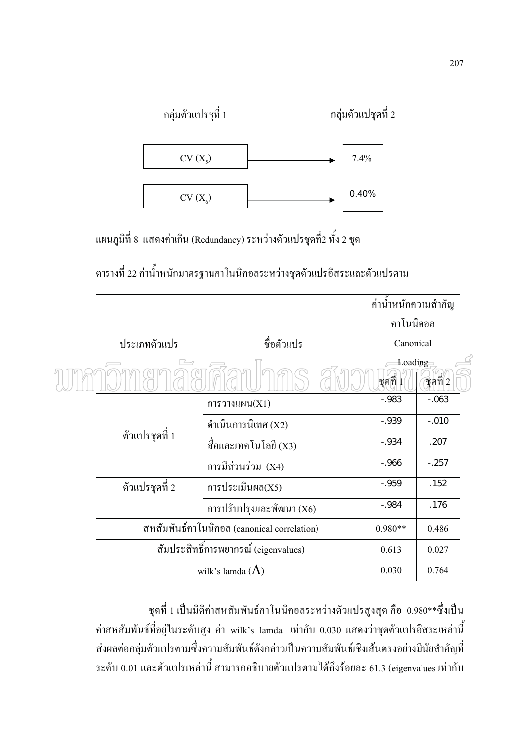กลุ่มตัวแปรชุที่ 1 กลุ่มตัวแปชุดที่ 2

| | | |
|---|---|---|
| CV ($X_5$) | → | 7.4% |
| CV ($X_6$) | → | 0.40% |

แผนภูมิที่ 8 แสดงค่าเกิน (Redundancy) ระหว่างตัวแปรชุดที่2 ทั้ง 2 ชุด

ตารางที่ 22 ค่าน้ำหนักมาตรฐานคาโนนิคอลระหว่างชุดตัวแปรอิสระและตัวแปรตาม

| ประเภทตัวแปร | ชื่อตัวแปร | ค่าน้ำหนักความสำคัญ คาโนนิคอล Canonical Loading | |
|---|---|---|---|
| | | ชุดที่ 1 | ชุดที่ 2 |
| ตัวแปรชุดที่ 1 | การวางแผน(X1) | -.983 | -.063 |
| | ดำเนินการนิเทศ (X2) | -.939 | -.010 |
| | สื่อและเทคโนโลยี (X3) | -.934 | .207 |
| | การมีส่วนร่วม (X4) | -.966 | -.257 |
| ตัวแปรชุดที่ 2 | การประเมินผล(X5) | -.959 | .152 |
| | การปรับปรุงและพัฒนา (X6) | -.984 | .176 |
| สหสัมพันธ์คาโนนิคอล (canonical correlation) | | 0.980** | 0.486 |
| สัมประสิทธิ์การพยากรณ์ (eigenvalues) | | 0.613 | 0.027 |
| wilk's lamda ($\Lambda$) | | 0.030 | 0.764 |

ชุดที่ 1 เป็นมิติค่าสหสัมพันธ์คาโนนิคอลระหว่างตัวแปรสูงสุด คือ 0.980**ซึ่งเป็นค่าสหสัมพันธ์ที่อยู่ในระดับสูง ค่า wilk's lamda เท่ากับ 0.030 แสดงว่าชุดตัวแปรอิสระเหล่านี้ส่งผลต่อกลุ่มตัวแปรตามซึ่งความสัมพันธ์ดังกล่าวเป็นความสัมพันธ์เชิงเส้นตรงอย่างมีนัยสำคัญที่ระดับ 0.01 และตัวแปรเหล่านี้ สามารถอธิบายตัวแปรตามได้ถึงร้อยละ 61.3 (eigenvalues เท่ากับ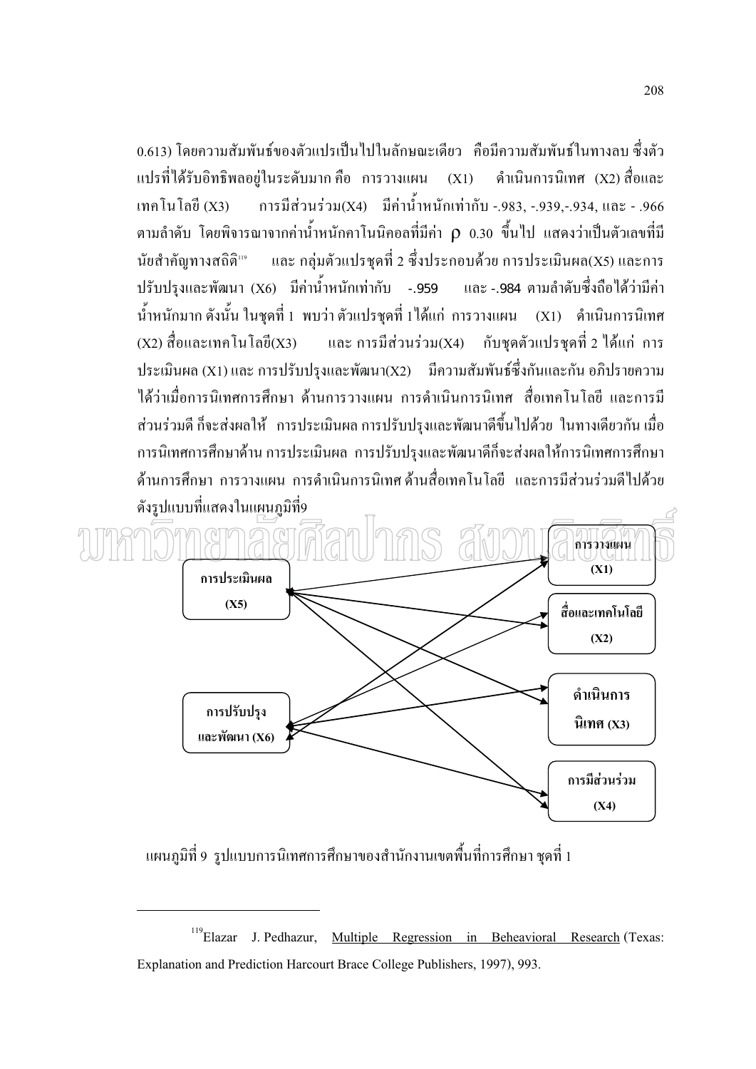0.613) โดยความสัมพันธ์ของตัวแปรเป็นไปในลักษณะเดียว คือมีความสัมพันธ์ในทางลบ ซึ่งตัวแปรที่ได้รับอิทธิพลอยู่ในระดับมาก คือ การวางแผน (X1) ดำเนินการนิเทศ (X2) สื่อและเทคโนโลยี (X3) การมีส่วนร่วม(X4) มีค่าน้ำหนักเท่ากับ -.983, -.939,-.934, และ - .966 ตามลำดับ โดยพิจารณาจากค่าน้ำหนักคาโนนิคอลที่มีค่า $\rho$ 0.30 ขึ้นไป แสดงว่าเป็นตัวเลขที่มีนัยสำคัญทางสถิติ[119] และ กลุ่มตัวแปรชุดที่ 2 ซึ่งประกอบด้วย การประเมินผล(X5) และการปรับปรุงและพัฒนา (X6) มีค่าน้ำหนักเท่ากับ -.959 และ -.984 ตามลำดับซึ่งถือได้ว่ามีค่าน้ำหนักมาก ดังนั้น ในชุดที่ 1 พบว่า ตัวแปรชุดที่ 1ได้แก่ การวางแผน (X1) ดำเนินการนิเทศ (X2) สื่อและเทคโนโลยี(X3) และ การมีส่วนร่วม(X4) กับชุดตัวแปรชุดที่ 2 ได้แก่ การประเมินผล (X1) และ การปรับปรุงและพัฒนา(X2) มีความสัมพันธ์ซึ่งกันและกัน อภิปรายความได้ว่าเมื่อการนิเทศการศึกษา ด้านการวางแผน การดำเนินการนิเทศ สื่อเทคโนโลยี และการมีส่วนร่วมดี ก็จะส่งผลให้ การประเมินผล การปรับปรุงและพัฒนาดีขึ้นไปด้วย ในทางเดียวกัน เมื่อการนิเทศการศึกษาด้าน การประเมินผล การปรับปรุงและพัฒนาดีก็จะส่งผลให้การนิเทศการศึกษาด้านการศึกษา การวางแผน การดำเนินการนิเทศ ด้านสื่อเทคโนโลยี และการมีส่วนร่วมดีไปด้วย ดังรูปแบบที่แสดงในแผนภูมิที่9

การประเมินผล (X5)

การปรับปรุงและพัฒนา (X6)

การวางแผน (X1)

สื่อและเทคโนโลยี (X2)

ดำเนินการนิเทศ (X3)

การมีส่วนร่วม (X4)

แผนภูมิที่ 9 รูปแบบการนิเทศการศึกษาของสำนักงานเขตพื้นที่การศึกษา ชุดที่ 1

---

[119] Elazar J. Pedhazur, Multiple Regression in Beheavioral Research (Texas: Explanation and Prediction Harcourt Brace College Publishers, 1997), 993.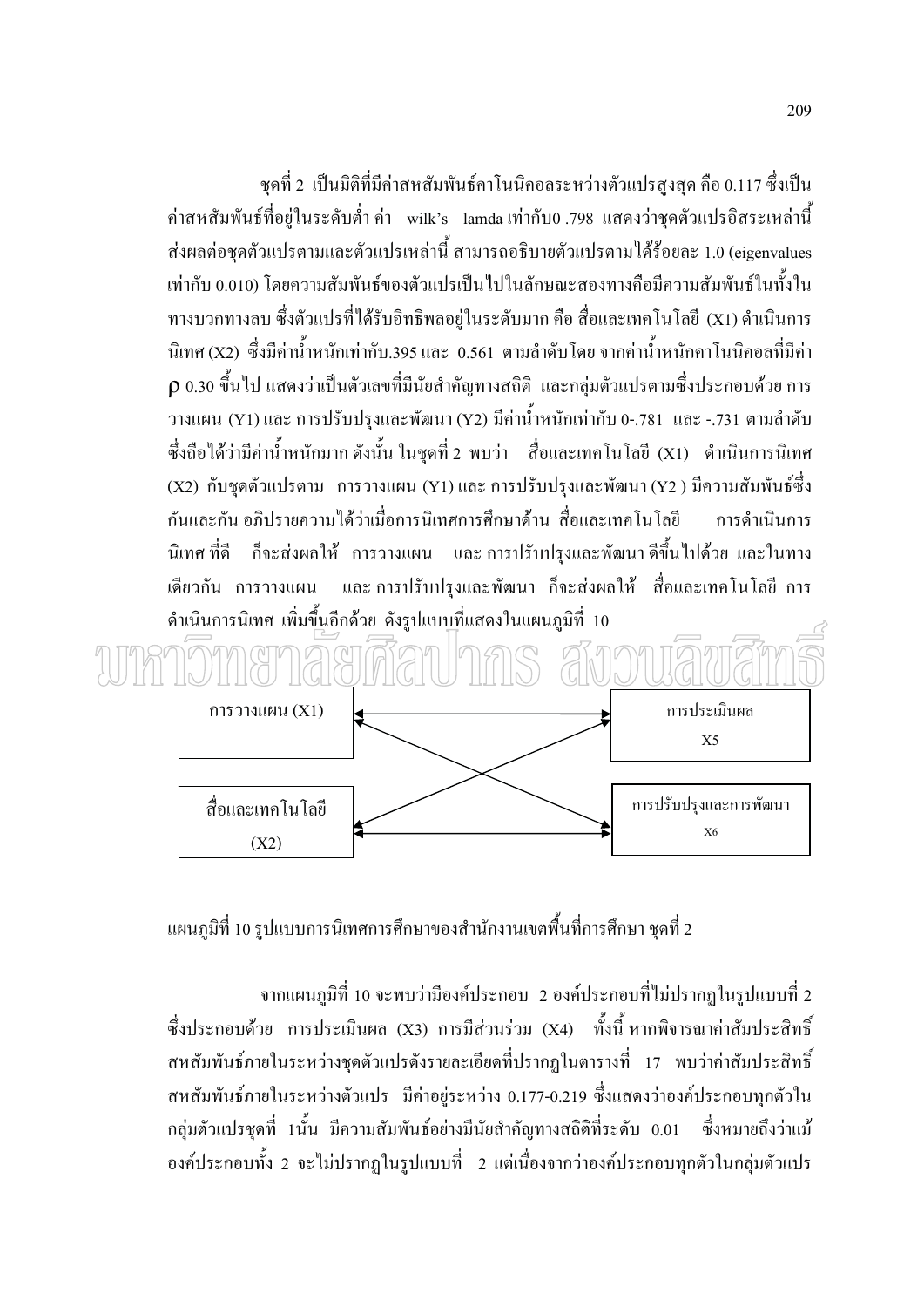ชุดที่ 2 เป็นมิติที่มีค่าสหสัมพันธ์คาโนนิคอลระหว่างตัวแปรสูงสุด คือ 0.117 ซึ่งเป็นค่าสหสัมพันธ์ที่อยู่ในระดับต่ำ ค่า wilk's lamda เท่ากับ0 .798 แสดงว่าชุดตัวแปรอิสระเหล่านี้ส่งผลต่อชุดตัวแปรตามและตัวแปรเหล่านี้ สามารถอธิบายตัวแปรตามได้ร้อยละ 1.0 (eigenvalues เท่ากับ 0.010) โดยความสัมพันธ์ของตัวแปรเป็นไปในลักษณะสองทางคือมีความสัมพันธ์ในทั้งในทางบวกทางลบ ซึ่งตัวแปรที่ได้รับอิทธิพลอยู่ในระดับมาก คือ สื่อและเทคโนโลยี (X1) ดำเนินการนิเทศ (X2) ซึ่งมีค่าน้ำหนักเท่ากับ.395 และ 0.561 ตามลำดับโดย จากค่าน้ำหนักคาโนนิคอลที่มีค่า $\rho$ 0.30 ขึ้นไป แสดงว่าเป็นตัวเลขที่มีนัยสำคัญทางสถิติ และกลุ่มตัวแปรตามซึ่งประกอบด้วย การวางแผน (Y1) และ การปรับปรุงและพัฒนา (Y2) มีค่าน้ำหนักเท่ากับ 0-.781 และ -.731 ตามลำดับ ซึ่งถือได้ว่ามีค่าน้ำหนักมาก ดังนั้น ในชุดที่ 2 พบว่า สื่อและเทคโนโลยี (X1) ดำเนินการนิเทศ (X2) กับชุดตัวแปรตาม การวางแผน (Y1) และ การปรับปรุงและพัฒนา (Y2 ) มีความสัมพันธ์ซึ่งกันและกัน อภิปรายความได้ว่าเมื่อการนิเทศการศึกษาด้าน สื่อและเทคโนโลยี การดำเนินการนิเทศ ที่ดี ก็จะส่งผลให้ การวางแผน และ การปรับปรุงและพัฒนา ดีขึ้นไปด้วย และในทางเดียวกัน การวางแผน และ การปรับปรุงและพัฒนา ก็จะส่งผลให้ สื่อและเทคโนโลยี การดำเนินการนิเทศ เพิ่มขึ้นอีกด้วย ดังรูปแบบที่แสดงในแผนภูมิที่ 10

การวางแผน (X1) ↔ การประเมินผล X5

สื่อและเทคโนโลยี (X2) ↔ การปรับปรุงและการพัฒนา X6

แผนภูมิที่ 10 รูปแบบการนิเทศการศึกษาของสำนักงานเขตพื้นที่การศึกษา ชุดที่ 2

จากแผนภูมิที่ 10 จะพบว่ามีองค์ประกอบ 2 องค์ประกอบที่ไม่ปรากฏในรูปแบบที่ 2 ซึ่งประกอบด้วย การประเมินผล (X3) การมีส่วนร่วม (X4) ทั้งนี้ หากพิจารณาค่าสัมประสิทธิ์สหสัมพันธ์ภายในระหว่างชุดตัวแปรดังรายละเอียดที่ปรากฏในตารางที่ 17 พบว่าค่าสัมประสิทธิ์สหสัมพันธ์ภายในระหว่างตัวแปร มีค่าอยู่ระหว่าง 0.177-0.219 ซึ่งแสดงว่าองค์ประกอบทุกตัวในกลุ่มตัวแปรชุดที่ 1นั้น มีความสัมพันธ์อย่างมีนัยสำคัญทางสถิติที่ระดับ 0.01 ซึ่งหมายถึงว่าแม้องค์ประกอบทั้ง 2 จะไม่ปรากฏในรูปแบบที่ 2 แต่เนื่องจากว่าองค์ประกอบทุกตัวในกลุ่มตัวแปร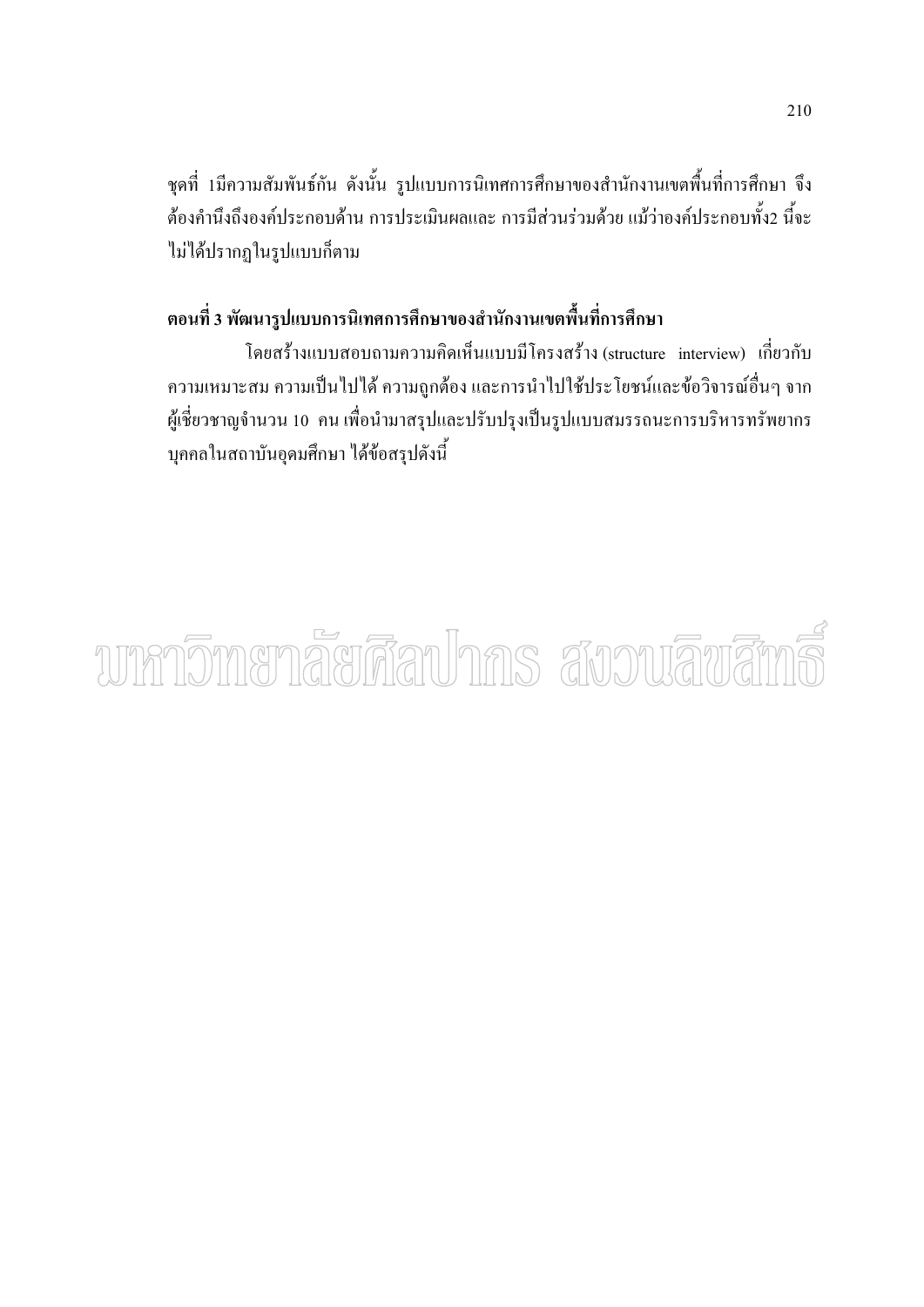ชุดที่ 1มีความสัมพันธ์กัน ดังนั้น รูปแบบการนิเทศการศึกษาของสำนักงานเขตพื้นที่การศึกษา จึงต้องคำนึงถึงองค์ประกอบด้าน การประเมินผลและ การมีส่วนร่วมด้วย แม้ว่าองค์ประกอบทั้ง2 นี้จะไม่ได้ปรากฏในรูปแบบก็ตาม

**ตอนที่ 3 พัฒนารูปแบบการนิเทศการศึกษาของสำนักงานเขตพื้นที่การศึกษา**

โดยสร้างแบบสอบถามความคิดเห็นแบบมีโครงสร้าง (structure interview) เกี่ยวกับความเหมาะสม ความเป็นไปได้ ความถูกต้อง และการนำไปใช้ประโยชน์และข้อวิจารณ์อื่นๆ จากผู้เชี่ยวชาญจำนวน 10 คน เพื่อนำมาสรุปและปรับปรุงเป็นรูปแบบสมรรถนะการบริหารทรัพยากรบุคคลในสถาบันอุดมศึกษา ได้ข้อสรุปดังนี้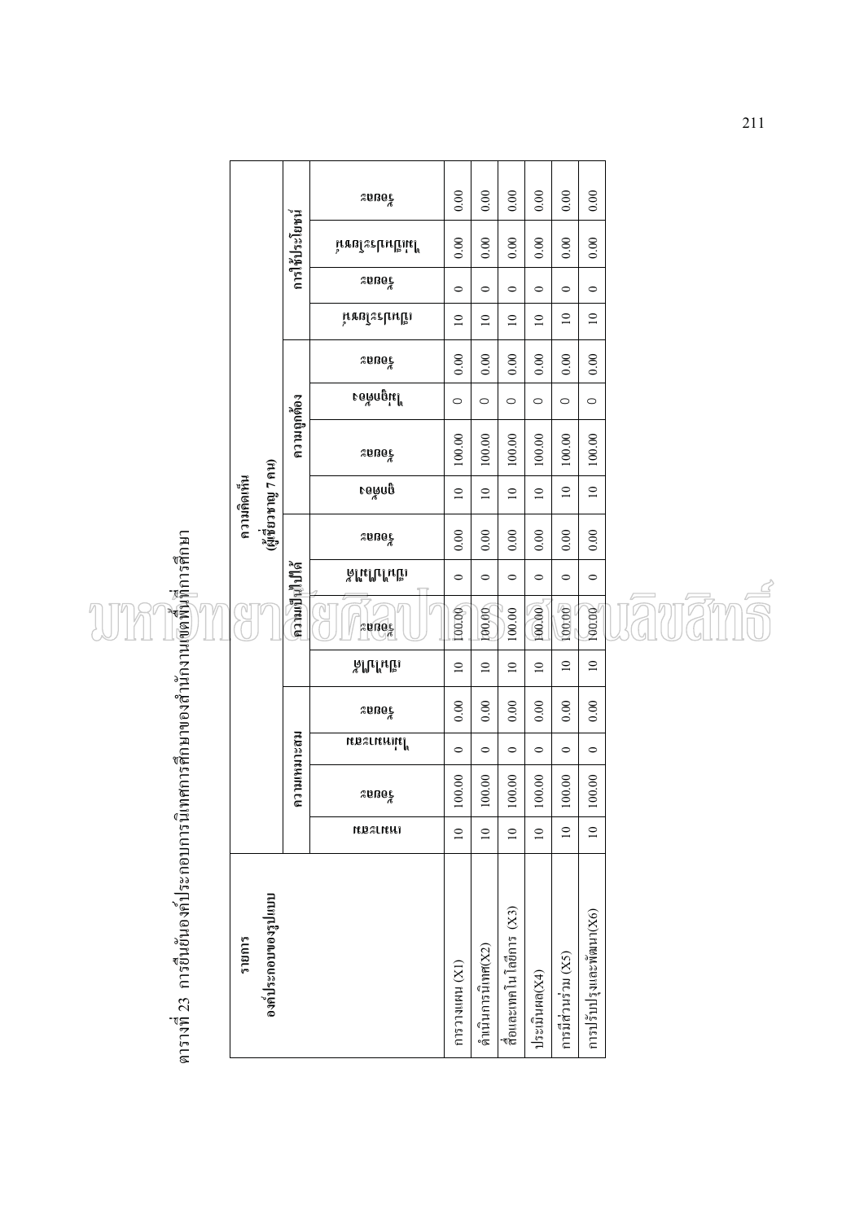ตารางที่ 23 การยืนยันองค์ประกอบการนิเทศการศึกษาของสำนักงานเขตพื้นที่การศึกษา

| รายการ องค์ประกอบของรูปแบบ | ความคิดเห็น (ผู้เชี่ยวชาญ 7 คน) | | | | | | | | | | | | | | | |
|---|---|---|---|---|---|---|---|---|---|---|---|---|---|---|---|---|
| | ความเหมาะสม | | | | ความเป็นไปได้ | | | | ความถูกต้อง | | | | การใช้ประโยชน์ | | | |
| | เหมาะสม | ร้อยละ | ไม่เหมาะสม | ร้อยละ | เป็นไปได้ | ร้อยละ | เป็นไปไม่ได้ | ร้อยละ | ถูกต้อง | ร้อยละ | ไม่ถูกต้อง | ร้อยละ | เป็นประโยชน์ | ร้อยละ | ไม่เป็นประโยชน์ | ร้อยละ |
| การวางแผน (X1) | 10 | 100.00 | 0 | 0.00 | 10 | 100.00 | 0 | 0.00 | 10 | 100.00 | 0 | 0.00 | 10 | 0 | 0.00 | 0.00 |
| ดำเนินการนิเทศ(X2) | 10 | 100.00 | 0 | 0.00 | 10 | 100.00 | 0 | 0.00 | 10 | 100.00 | 0 | 0.00 | 10 | 0 | 0.00 | 0.00 |
| สื่อและเทคโนโลยีการ (X3) | 10 | 100.00 | 0 | 0.00 | 10 | 100.00 | 0 | 0.00 | 10 | 100.00 | 0 | 0.00 | 10 | 0 | 0.00 | 0.00 |
| ประเมินผล(X4) | 10 | 100.00 | 0 | 0.00 | 10 | 100.00 | 0 | 0.00 | 10 | 100.00 | 0 | 0.00 | 10 | 0 | 0.00 | 0.00 |
| การมีส่วนร่วม (X5) | 10 | 100.00 | 0 | 0.00 | 10 | 100.00 | 0 | 0.00 | 10 | 100.00 | 0 | 0.00 | 10 | 0 | 0.00 | 0.00 |
| การปรับปรุงและพัฒนา(X6) | 10 | 100.00 | 0 | 0.00 | 10 | 100.00 | 0 | 0.00 | 10 | 100.00 | 0 | 0.00 | 10 | 0 | 0.00 | 0.00 |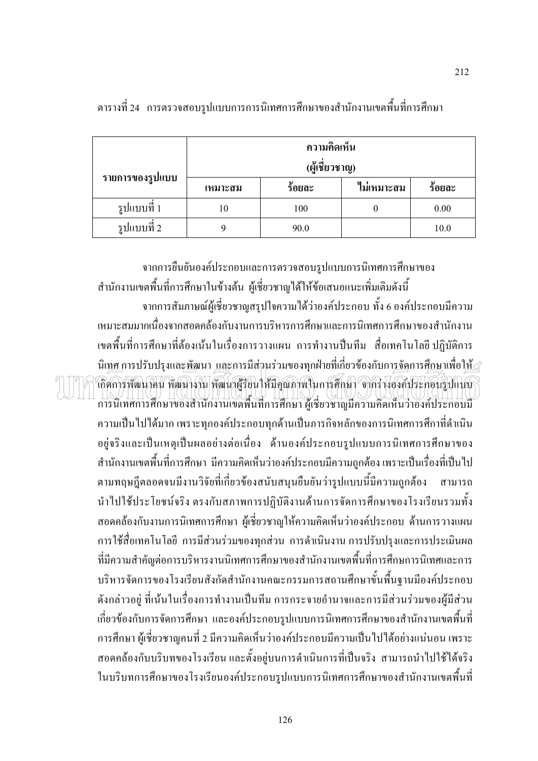ตารางที่ 24 การตรวจสอบรูปแบบการการนิเทศการศึกษาของสำนักงานเขตพื้นที่การศึกษา

| **รายการของรูปแบบ** | **ความคิดเห็น (ผู้เชี่ยวชาญ)** | | | |
|---|---|---|---|---|
| | **เหมาะสม** | **ร้อยละ** | **ไม่เหมาะสม** | **ร้อยละ** |
| รูปแบบที่ 1 | 10 | 100 | 0 | 0.00 |
| รูปแบบที่ 2 | 9 | 90.0 | | 10.0 |

จากการยืนยันองค์ประกอบและการตรวจสอบรูปแบบการนิเทศการศึกษาของสำนักงานเขตพื้นที่การศึกษาในข้างต้น ผู้เชี่ยวชาญได้ให้ข้อเสนอแนะเพิ่มเติมดังนี้

จากการสัมภาษณ์ผู้เชี่ยวชาญสรุปใจความได้ว่าองค์ประกอบ ทั้ง 6 องค์ประกอบมีความเหมาะสมมากเนื่องจากสอดคล้องกับงานการบริหารการศึกษาและการนิเทศการศึกษาของสำนักงานเขตพื้นที่การศึกษาที่ต้องเน้นในเรื่องการวางแผน การทำงานเป็นทีม สื่อเทคโนโลยี ปฏิบัติการนิเทศ การปรับปรุงและพัฒนา และการมีส่วนร่วมของทุกฝ่ายที่เกี่ยวข้องกับการจัดการศึกษาเพื่อให้เกิดการพัฒนาคน พัฒนางาน พัฒนาผู้เรียนให้มีคุณภาพในการศึกษา จากร่างองค์ประกอบรูปแบบการนิเทศการศึกษาของสำนักงานเขตพื้นที่การศึกษา ผู้เชี่ยวชาญมีความคิดเห็นว่าองค์ประกอบมีความเป็นไปได้มาก เพราะทุกองค์ประกอบทุกด้านเป็นภารกิจหลักของการนิเทศการศึกาที่ดำเนินอยู่จริงและเป็นเหตุเป็นผลอย่างต่อเนื่อง ด้านองค์ประกอบรูปแบบการนิเทศการศึกษาของสำนักงานเขตพื้นที่การศึกษา มีความคิดเห็นว่าองค์ประกอบมีความถูกต้อง เพราะเป็นเรื่องที่เป็นไปตามทฤษฎีตลอดจนมีงานวิจัยที่เกี่ยวข้องสนับสนุนยืนยันว่ารูปแบบนี้มีความถูกต้อง สามารถนำไปใช้ประโยชน์จริง ตรงกับสภาพการปฏิบัติงานด้านการจัดการศึกษาของโรงเรียนรวมทั้งสอดคล้องกับงานการนิเทศการศึกษา ผู้เชี่ยวชาญให้ความคิดเห็นว่าองค์ประกอบ ด้านการวางแผน การใช้สื่อเทคโนโลยี การมีส่วนร่วมของทุกส่วน การดำเนินงาน การปรับปรุงและการประเมินผลที่มีความสำคัญต่อการบริหารงานนิเทศการศึกษาของสำนักงานเขตพื้นที่การศึกษการนิเทศและการบริหารจัดการของโรงเรียนสังกัดสำนักงานคณะกรรมการสถานศึกษาขั้นพื้นฐานมีองค์ประกอบดังกล่าวอยู่ ที่เน้นในเรื่องการทำงานเป็นทีม การกระจายอำนาจและการมีส่วนร่วมของผู้มีส่วนเกี่ยวข้องกับการจัดการศึกษา และองค์ประกอบรูปแบบการนิเทศการศึกษาของสำนักงานเขตพื้นที่การศึกษา ผู้เชี่ยวชาญคนที่ 2 มีความคิดเห็นว่าองค์ประกอบมีความเป็นไปได้อย่างแน่นอน เพราะสอดคล้องกับบริบทของโรงเรียน และตั้งอยู่บนการดำเนินการที่เป็นจริง สามารถนำไปใช้ได้จริงในบริบทการศึกษาของโรงเรียนองค์ประกอบรูปแบบการนิเทศการศึกษาของสำนักงานเขตพื้นที่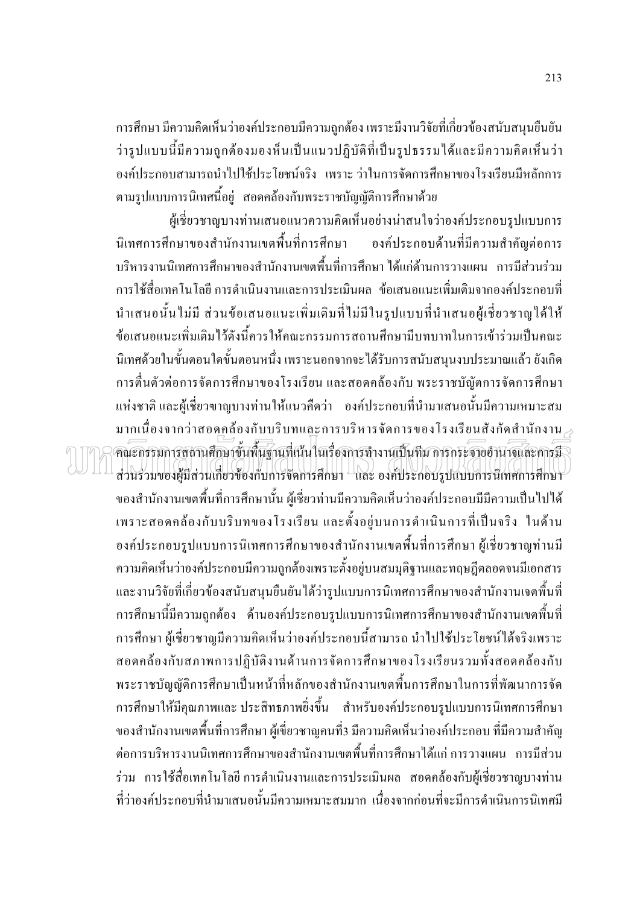การศึกษา มีความคิดเห็นว่าองค์ประกอบมีความถูกต้อง เพราะมีงานวิจัยที่เกี่ยวข้องสนับสนุนยืนยันว่ารูปแบบนี้มีความถูกต้องมองเห็นเป็นแนวปฏิบัติที่เป็นรูปธรรมได้และมีความคิดเห็นว่าองค์ประกอบสามารถนำไปใช้ประโยชน์จริง เพราะ ว่าในการจัดการศึกษาของโรงเรียนมีหลักการตามรูปแบบการนิเทศนี้อยู่ สอดคล้องกับพระราชบัญญัติการศึกษาด้วย

ผู้เชี่ยวชาญบางท่านเสนอแนวความคิดเห็นอย่างน่าสนใจว่าองค์ประกอบรูปแบบการนิเทศการศึกษาของสำนักงานเขตพื้นที่การศึกษา องค์ประกอบด้านที่มีความสำคัญต่อการบริหารงานนิเทศการศึกษาของสำนักงานเขตพื้นที่การศึกษา ได้แก่ด้านการวางแผน การมีส่วนร่วม การใช้สื่อเทคโนโลยี การดำเนินงานและการประเมินผล ข้อเสนอแนะเพิ่มเติมจากองค์ประกอบที่นำเสนอนั้นไม่มี ส่วนข้อเสนอแนะเพิ่มเติมที่ไม่มีในรูปแบบที่นำเสนอผู้เชี่ยวชาญได้ให้ข้อเสนอแนะเพิ่มเติมไว้ดังนี้ควรให้คณะกรรมการสถานศึกษามีบทบาทในการเข้าร่วมเป็นคณะนิเทศด้วยในขั้นตอนใดขั้นตอนหนึ่ง เพราะนอกจากจะได้รับการสนับสนุนงบประมาณแล้ว ยังเกิดการตื่นตัวต่อการจัดการศึกษาของโรงเรียน และสอดคล้องกับ พระราชบัญัตการจัดการศึกษาแห่งชาติ และผู้เชี่ยวชาญบางท่านให้แนวคิดว่า องค์ประกอบที่นำมาเสนอนั้นมีความเหมาะสมมากเนื่องจากว่าสอดคล้องกับบริบทและการบริหารจัดการของโรงเรียนสังกัดสำนักงานคณะกรรมการสถานศึกษาขั้นพื้นฐานที่เน้นในเรื่องการทำงานเป็นทีม การกระจายอำนาจและการมีส่วนร่วมของผู้มีส่วนเกี่ยวข้องกับการจัดการศึกษา และ องค์ประกอบรูปแบบการนิเทศการศึกษาของสำนักงานเขตพื้นที่การศึกษานั้น ผู้เชี่ยวท่านมีความคิดเห็นว่าองค์ประกอบมีความเป็นไปได้เพราะสอดคล้องกับบริบทของโรงเรียน และตั้งอยู่บนการดำเนินการที่เป็นจริง ในด้านองค์ประกอบรูปแบบการนิเทศการศึกษาของสำนักงานเขตพื้นที่การศึกษา ผู้เชี่ยวชาญท่านมีความคิดเห็นว่าองค์ประกอบมีความถูกต้องเพราะตั้งอยู่บนสมมุติฐานและทฤษฎีตลอดจนมีเอกสารและงานวิจัยที่เกี่ยวข้องสนับสนุนยืนยันได้ว่ารูปแบบการนิเทศการศึกษาของสำนักงานเขตพื้นที่การศึกษานี้มีความถูกต้อง ด้านองค์ประกอบรูปแบบการนิเทศการศึกษาของสำนักงานเขตพื้นที่การศึกษา ผู้เชี่ยวชาญมีความคิดเห็นว่าองค์ประกอบนี้สามารถ นำไปใช้ประโยชน์ได้จริงเพราะสอดคล้องกับสภาพการปฏิบัติงานด้านการจัดการศึกษาของโรงเรียนรวมทั้งสอดคล้องกับพระราชบัญญัติการศึกษาเป็นหน้าที่หลักของสำนักงานเขตพื้นการศึกษาในการที่พัฒนาการจัดการศึกษาให้มีคุณภาพและ ประสิทธิภาพยิ่งขึ้น สำหรับองค์ประกอบรูปแบบการนิเทศการศึกษาของสำนักงานเขตพื้นที่การศึกษา ผู้เชี่ยวชาญคนที่3 มีความคิดเห็นว่าองค์ประกอบ ที่มีความสำคัญต่อการบริหารงานนิเทศการศึกษาของสำนักงานเขตพื้นที่การศึกษาได้แก่ การวางแผน การมีส่วนร่วม การใช้สื่อเทคโนโลยี การดำเนินงานและการประเมินผล สอดคล้องกับผู้เชี่ยวชาญบางท่านที่ว่าองค์ประกอบที่นำมาเสนอนั้นมีความเหมาะสมมาก เนื่องจากก่อนที่จะมีการดำเนินการนิเทศมี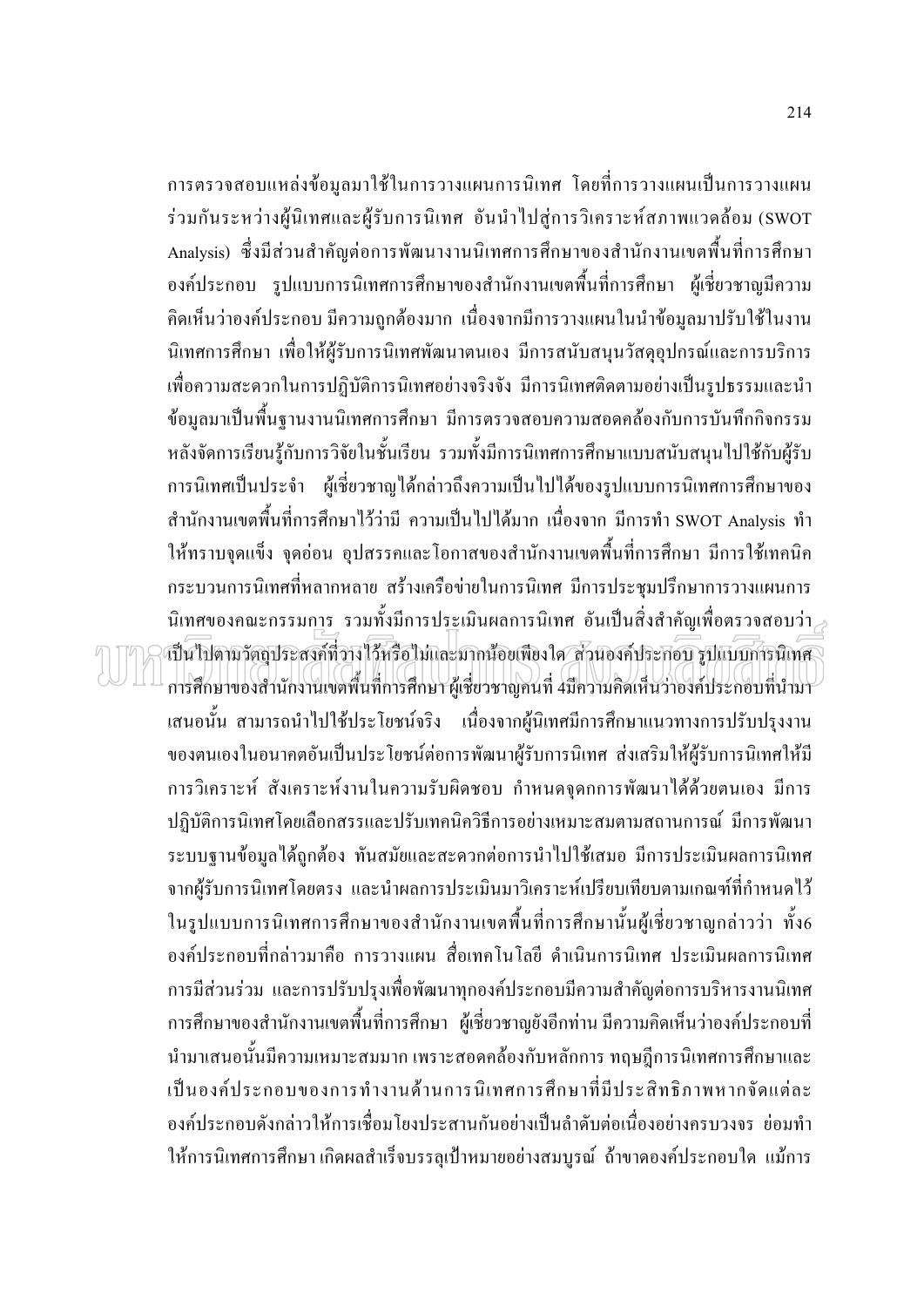การตรวจสอบแหล่งข้อมูลมาใช้ในการวางแผนการนิเทศ โดยที่การวางแผนเป็นการวางแผนร่วมกันระหว่างผู้นิเทศและผู้รับการนิเทศ อันนำไปสู่การวิเคราะห์สภาพแวดล้อม (SWOT Analysis) ซึ่งมีส่วนสำคัญต่อการพัฒนางานนิเทศการศึกษาของสำนักงานเขตพื้นที่การศึกษา องค์ประกอบ รูปแบบการนิเทศการศึกษาของสำนักงานเขตพื้นที่การศึกษา ผู้เชี่ยวชาญมีความคิดเห็นว่าองค์ประกอบ มีความถูกต้องมาก เนื่องจากมีการวางแผนในนำข้อมูลมาปรับใช้ในงานนิเทศการศึกษา เพื่อให้ผู้รับการนิเทศพัฒนาตนเอง มีการสนับสนุนวัสดุอุปกรณ์และการบริการเพื่อความสะดวกในการปฏิบัติการนิเทศอย่างจริงจัง มีการนิเทศติดตามอย่างเป็นรูปธรรมและนำข้อมูลมาเป็นพื้นฐานงานนิเทศการศึกษา มีการตรวจสอบความสอดคล้องกับการบันทึกกิจกรรมหลังจัดการเรียนรู้กับการวิจัยในชั้นเรียน รวมทั้งมีการนิเทศการศึกษาแบบสนับสนุนไปใช้กับผู้รับการนิเทศเป็นประจำ ผู้เชี่ยวชาญได้กล่าวถึงความเป็นไปได้ของรูปแบบการนิเทศการศึกษาของสำนักงานเขตพื้นที่การศึกษาไว้ว่ามี ความเป็นไปได้มาก เนื่องจาก มีการทำ SWOT Analysis ทำให้ทราบจุดแข็ง จุดอ่อน อุปสรรคและโอกาสของสำนักงานเขตพื้นที่การศึกษา มีการใช้เทคนิคกระบวนการนิเทศที่หลากหลาย สร้างเครือข่ายในการนิเทศ มีการประชุมปรึกษาการวางแผนการนิเทศของคณะกรรมการ รวมทั้งมีการประเมินผลการนิเทศ อันเป็นสิ่งสำคัญเพื่อตรวจสอบว่าเป็นไปตามวัตถุประสงค์ที่วางไว้หรือไม่และมากน้อยเพียงใด ส่วนองค์ประกอบ รูปแบบการนิเทศการศึกษาของสำนักงานเขตพื้นที่การศึกษา ผู้เชี่ยวชาญคนที่ 4มีความคิดเห็นว่าองค์ประกอบที่นำมาเสนอนั้น สามารถนำไปใช้ประโยชน์จริง เนื่องจากผู้นิเทศมีการศึกษาแนวทางการปรับปรุงงานของตนเองในอนาคตอันเป็นประโยชน์ต่อการพัฒนาผู้รับการนิเทศ ส่งเสริมให้ผู้รับการนิเทศให้มีการวิเคราะห์ สังเคราะห์งานในความรับผิดชอบ กำหนดจุดกการพัฒนาได้ด้วยตนเอง มีการปฏิบัติการนิเทศโดยเลือกสรรและปรับเทคนิควิธีการอย่างเหมาะสมตามสถานการณ์ มีการพัฒนาระบบฐานข้อมูลได้ถูกต้อง ทันสมัยและสะดวกต่อการนำไปใช้เสมอ มีการประเมินผลการนิเทศจากผู้รับการนิเทศโดยตรง และนำผลการประเมินมาวิเคราะห์เปรียบเทียบตามเกณฑ์ที่กำหนดไว้ในรูปแบบการนิเทศการศึกษาของสำนักงานเขตพื้นที่การศึกษานั้นผู้เชี่ยวชาญกล่าวว่า ทั้ง6 องค์ประกอบที่กล่าวมาคือ การวางแผน สื่อเทคโนโลยี ดำเนินการนิเทศ ประเมินผลการนิเทศ การมีส่วนร่วม และการปรับปรุงเพื่อพัฒนาทุกองค์ประกอบมีความสำคัญต่อการบริหารงานนิเทศการศึกษาของสำนักงานเขตพื้นที่การศึกษา ผู้เชี่ยวชาญยังอีกท่าน มีความคิดเห็นว่าองค์ประกอบที่นำมาเสนอนั้นมีความเหมาะสมมาก เพราะสอดคล้องกับหลักการ ทฤษฎีการนิเทศการศึกษาและเป็นองค์ประกอบของการทำงานด้านการนิเทศการศึกษาที่มีประสิทธิภาพหากจัดแต่ละองค์ประกอบดังกล่าวให้การเชื่อมโยงประสานกันอย่างเป็นลำดับต่อเนื่องอย่างครบวงจร ย่อมทำให้การนิเทศการศึกษา เกิดผลสำเร็จบรรลุเป้าหมายอย่างสมบูรณ์ ถ้าขาดองค์ประกอบใด แม้การ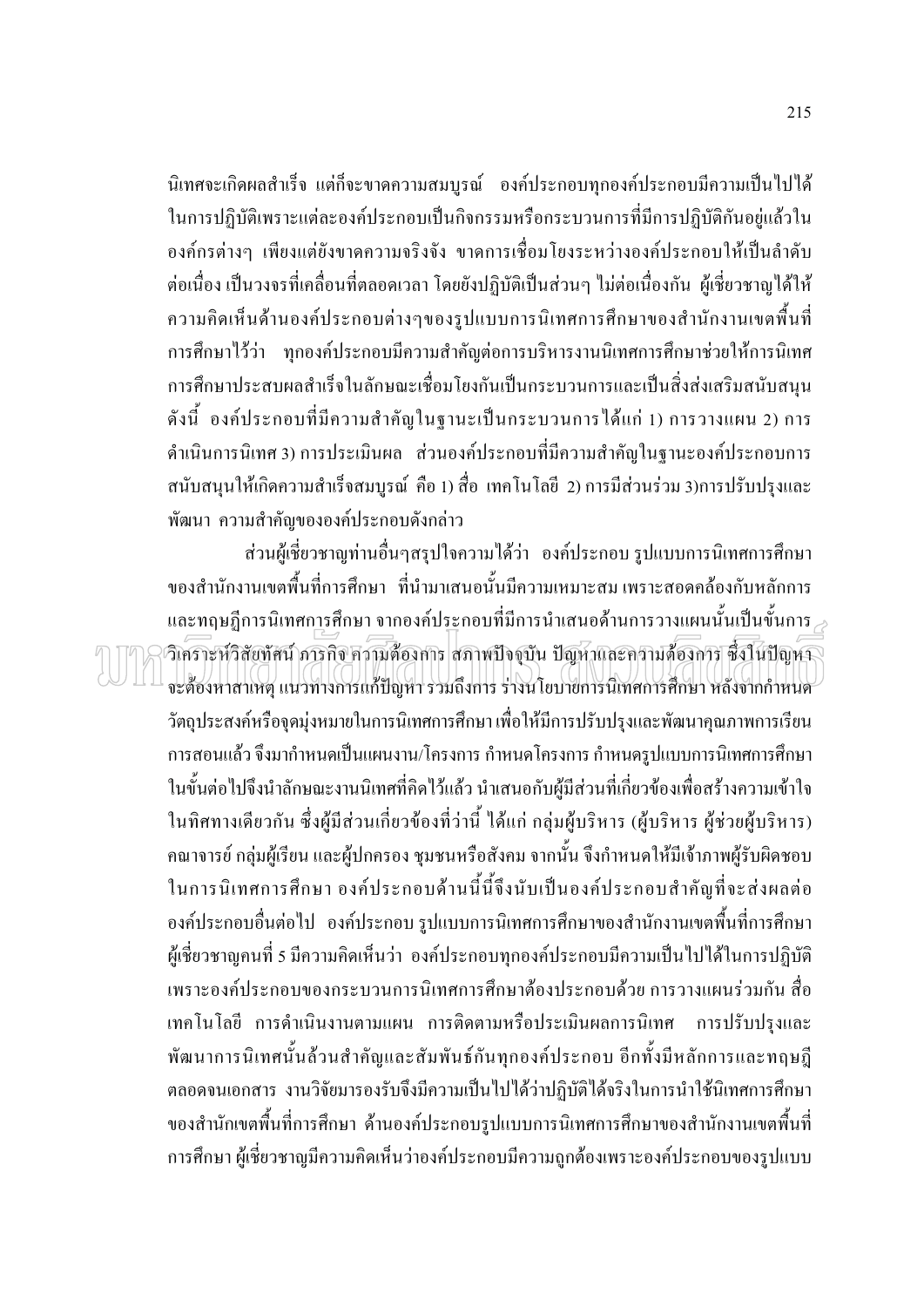นิเทศจะเกิดผลสำเร็จ แต่ก็จะขาดความสมบูรณ์ องค์ประกอบทุกองค์ประกอบมีความเป็นไปได้ในการปฏิบัติเพราะแต่ละองค์ประกอบเป็นกิจกรรมหรือกระบวนการที่มีการปฏิบัติกันอยู่แล้วในองค์กรต่างๆ เพียงแต่ยังขาดความจริงจัง ขาดการเชื่อมโยงระหว่างองค์ประกอบให้เป็นลำดับต่อเนื่อง เป็นวงจรที่เคลื่อนที่ตลอดเวลา โดยยังปฏิบัติเป็นส่วนๆ ไม่ต่อเนื่องกัน ผู้เชี่ยวชาญได้ให้ความคิดเห็นด้านองค์ประกอบต่างๆของรูปแบบการนิเทศการศึกษาของสำนักงานเขตพื้นที่การศึกษาไว้ว่า ทุกองค์ประกอบมีความสำคัญต่อการบริหารงานนิเทศการศึกษาช่วยให้การนิเทศการศึกษาประสบผลสำเร็จในลักษณะเชื่อมโยงกันเป็นกระบวนการและเป็นสิ่งส่งเสริมสนับสนุน ดังนี้ องค์ประกอบที่มีความสำคัญในฐานะเป็นกระบวนการได้แก่ 1) การวางแผน 2) การดำเนินการนิเทศ 3) การประเมินผล ส่วนองค์ประกอบที่มีความสำคัญในฐานะองค์ประกอบการสนับสนุนให้เกิดความสำเร็จสมบูรณ์ คือ 1) สื่อ เทคโนโลยี 2) การมีส่วนร่วม 3)การปรับปรุงและพัฒนา ความสำคัญขององค์ประกอบดังกล่าว

ส่วนผู้เชี่ยวชาญท่านอื่นๆสรุปใจความได้ว่า องค์ประกอบ รูปแบบการนิเทศการศึกษาของสำนักงานเขตพื้นที่การศึกษา ที่นำมาเสนอนั้นมีความเหมาะสม เพราะสอดคล้องกับหลักการและทฤษฎีการนิเทศการศึกษา จากองค์ประกอบที่มีการนำเสนอด้านการวางแผนนั้นเป็นขั้นการวิเคราะห์วิสัยทัศน์ ภารกิจ ความต้องการ สภาพปัจจุบัน ปัญหาและความต้องการ ซึ่งในปัญหาจะต้องหาสาเหตุ แนวทางการแก้ปัญหา รวมถึงการ ร่างนโยบายการนิเทศการศึกษา หลังจากกำหนดวัตถุประสงค์หรือจุดมุ่งหมายในการนิเทศการศึกษา เพื่อให้มีการปรับปรุงและพัฒนาคุณภาพการเรียนการสอนแล้ว จึงมากำหนดเป็นแผนงาน/โครงการ กำหนดโครงการ กำหนดรูปแบบการนิเทศการศึกษาในขั้นต่อไปจึงนำลักษณะงานนิเทศที่คิดไว้แล้ว นำเสนอกับผู้มีส่วนที่เกี่ยวข้องเพื่อสร้างความเข้าใจในทิศทางเดียวกัน ซึ่งผู้มีส่วนเกี่ยวข้องที่ว่านี้ ได้แก่ กลุ่มผู้บริหาร (ผู้บริหาร ผู้ช่วยผู้บริหาร) คณาจารย์ กลุ่มผู้เรียน และผู้ปกครอง ชุมชนหรือสังคม จากนั้น จึงกำหนดให้มีเจ้าภาพผู้รับผิดชอบในการนิเทศการศึกษา องค์ประกอบด้านนี้นี้จึงนับเป็นองค์ประกอบสำคัญที่จะส่งผลต่อองค์ประกอบอื่นต่อไป องค์ประกอบ รูปแบบการนิเทศการศึกษาของสำนักงานเขตพื้นที่การศึกษา ผู้เชี่ยวชาญคนที่ 5 มีความคิดเห็นว่า องค์ประกอบทุกองค์ประกอบมีความเป็นไปได้ในการปฏิบัติเพราะองค์ประกอบของกระบวนการนิเทศการศึกษาต้องประกอบด้วย การวางแผนร่วมกัน สื่อเทคโนโลยี การดำเนินงานตามแผน การติดตามหรือประเมินผลการนิเทศ การปรับปรุงและพัฒนาการนิเทศนั้นล้วนสำคัญและสัมพันธ์กันทุกองค์ประกอบ อีกทั้งมีหลักการและทฤษฎีตลอดจนเอกสาร งานวิจัยมารองรับจึงมีความเป็นไปได้ว่าปฏิบัติได้จริงในการนำใช้นิเทศการศึกษาของสำนักเขตพื้นที่การศึกษา ด้านองค์ประกอบรูปแบบการนิเทศการศึกษาของสำนักงานเขตพื้นที่การศึกษา ผู้เชี่ยวชาญมีความคิดเห็นว่าองค์ประกอบมีความถูกต้องเพราะองค์ประกอบของรูปแบบ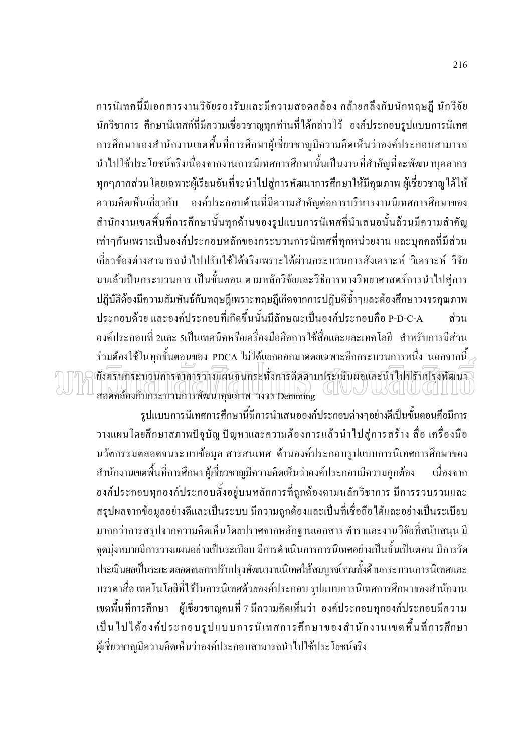การนิเทศนี้มีเอกสารงานวิจัยรองรับและมีความสอดคล้อง คล้ายคลึงกับนักทฤษฎี นักวิจัย นักวิชาการ ศึกษานิเทศก์ที่มีความเชี่ยวชาญทุกท่านที่ได้กล่าวไว้ องค์ประกอบรูปแบบการนิเทศการศึกษาของสำนักงานเขตพื้นที่การศึกษาผู้เชี่ยวชาญมีความคิดเห็นว่าองค์ประกอบสามารถนำไปใช้ประโยชน์จริงเนื่องจากงานการนิเทศการศึกษานั้นเป็นงานที่สำคัญที่จะพัฒนาบุคลากรทุกๆภาคส่วนโดยเฉพาะผู้เรียนอันที่จะนำไปสู่การพัฒนาการศึกษาให้มีคุณภาพ ผู้เชี่ยวชาญได้ให้ความคิดเห็นเกี่ยวกับ องค์ประกอบด้านที่มีความสำคัญต่อการบริหารงานนิเทศการศึกษาของสำนักงานเขตพื้นที่การศึกษานั้นทุกด้านของรูปแบบการนิเทศที่นำเสนอนั้นล้วนมีความสำคัญเท่าๆกันเพราะเป็นองค์ประกอบหลักของกระบวนการนิเทศที่ทุกหน่วยงาน และบุคคลที่มีส่วนเกี่ยวข้องต่างสามารถนำไปปรับใช้ได้จริงเพราะได้ผ่านกระบวนการสังเคราะห์ วิเคราะห์ วิจัยมาแล้วเป็นกระบวนการ เป็นขั้นตอน ตามหลักวิจัยและวิธีการทางวิทยาศาสตร์การนำไปสู่การปฏิบัติต้องมีความสัมพันธ์กับทฤษฎีเพราะทฤษฎีเกิดจากการปฏิบัติซ้ำๆและต้องศึกษาวงจรคุณภาพประกอบด้วย และองค์ประกอบที่เกิดขึ้นนั้นมีลักษณะเป็นองค์ประกอบคือ P-D-C-A ส่วนองค์ประกอบที่ 2และ 5เป็นเทคนิคหรือเครื่องมือคือการใช้สื่อและและเทคโลยี สำหรับการมีส่วนร่วมต้องใช้ในทุกขั้นตอนของ PDCA ไม่ได้แยกออกมาคดยเฉพาะอีกกระบวนการหนึ่ง นอกจากนี้ยังครบกระบวนการจาการวางแผนจนกระทั่งการติดตามประเมินผลและนำไปปรับปรุงพัฒนาสอดคล้องกับกระบวนการพัฒนาคุณภาพ วงจร Demming

รูปแบบการนิเทศการศึกษานี้มีการนำเสนอองค์ประกอบต่างๆอย่างดีเป็นขั้นตอนคือมีการวางแผนโดยศึกษาสภาพปัจุบัญ ปัญหาและความต้องการแล้วนำไปสู่การสร้าง สื่อ เครื่องมือ นวัตกรรมตลอดจนระบบข้อมูล สารสนเทศ ด้านองค์ประกอบรูปแบบการนิเทศการศึกษาของสำนักงานเขตพื้นที่การศึกษา ผู้เชี่ยวชาญมีความคิดเห็นว่าองค์ประกอบมีความถูกต้อง เนื่องจากองค์ประกอบทุกองค์ประกอบตั้งอยู่บนหลักการที่ถูกต้องตามหลักวิชาการ มีการรวบรวมและสรุปผลจากข้อมูลอย่างดีและเป็นระบบ มีความถูกต้องและเป็นที่เชื่อถือได้และอย่างเป็นระเบียบมากกว่าการสรุปจากความคิดเห็นโดยปราศจากหลักฐานเอกสาร ตำราและงานวิจัยที่สนับสนุน มีจุดมุ่งหมายมีการวางแผนอย่างเป็นระเบียบ มีการดำเนินการการนิเทศอย่างเป็นขั้นเป็นตอน มีการวัดประเมินผลเป็นระยะ ตลอดจนการปรับปรุงพัฒนางานนิเทศให้สมบูรณ์รวมทั้งด้านกระบวนการนิเทศและบรรดาสื่อ เทคโนโลยีที่ใช้ในการนิเทศด้วยองค์ประกอบ รูปแบบการนิเทศการศึกษาของสำนักงานเขตพื้นที่การศึกษา ผู้เชี่ยวชาญคนที่ 7 มีความคิดเห็นว่า องค์ประกอบทุกองค์ประกอบมีความเป็นไปได้องค์ประกอบรูปแบบการนิเทศการศึกษาของสำนักงานเขตพื้นที่การศึกษา ผู้เชี่ยวชาญมีความคิดเห็นว่าองค์ประกอบสามารถนำไปใช้ประโยชน์จริง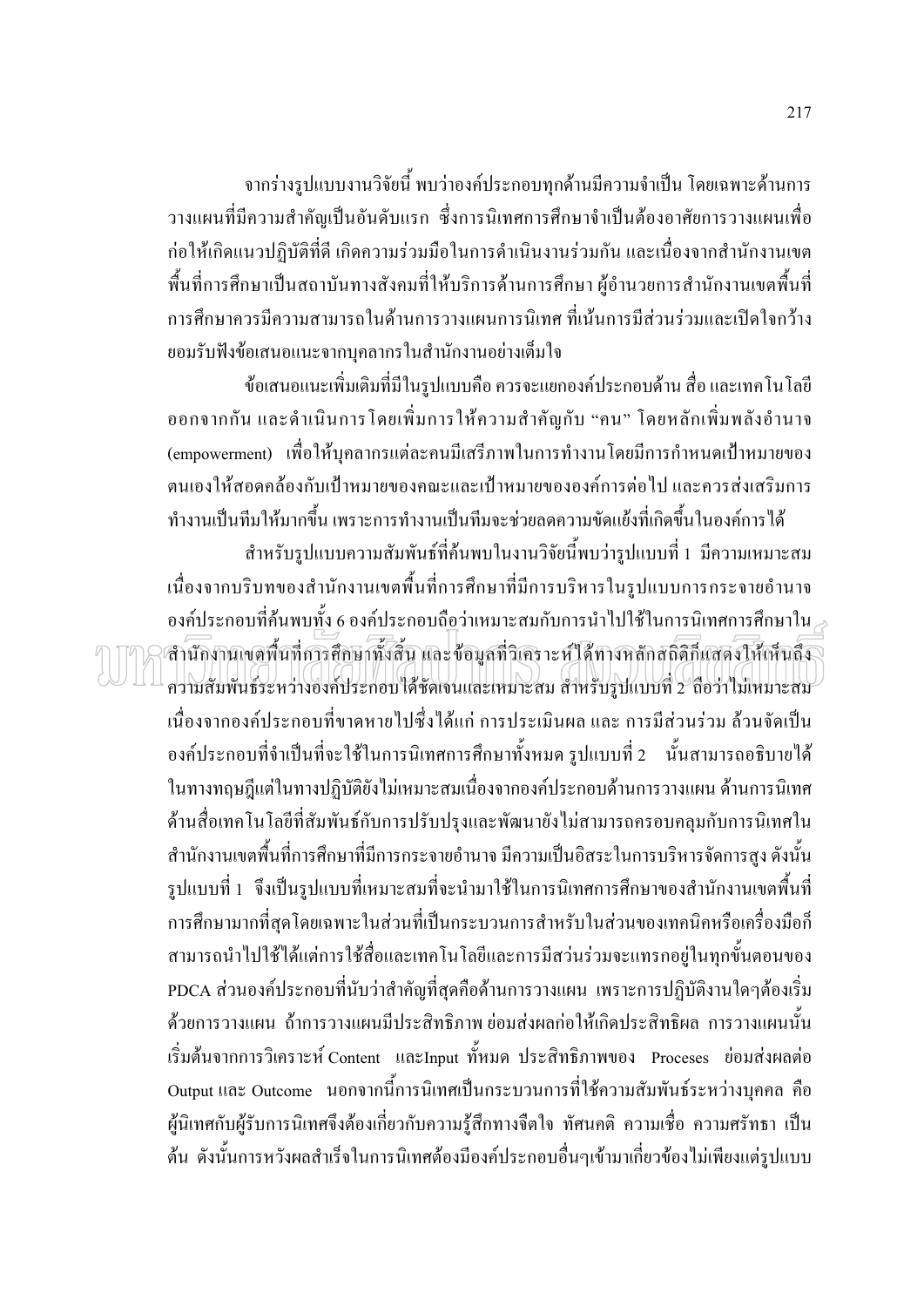จากร่างรูปแบบงานวิจัยนี้ พบว่าองค์ประกอบทุกด้านมีความจำเป็น โดยเฉพาะด้านการวางแผนที่มีความสำคัญเป็นอันดับแรก ซึ่งการนิเทศการศึกษาจำเป็นต้องอาศัยการวางแผนเพื่อก่อให้เกิดแนวปฏิบัติที่ดี เกิดความร่วมมือในการดำเนินงานร่วมกัน และเนื่องจากสำนักงานเขตพื้นที่การศึกษาเป็นสถาบันทางสังคมที่ให้บริการด้านการศึกษา ผู้อำนวยการสำนักงานเขตพื้นที่การศึกษาควรมีความสามารถในด้านการวางแผนการนิเทศ ที่เน้นการมีส่วนร่วมและเปิดใจกว้างยอมรับฟังข้อเสนอแนะจากบุคลากรในสำนักงานอย่างเต็มใจ

ข้อเสนอแนะเพิ่มเติมที่มีในรูปแบบคือ ควรจะแยกองค์ประกอบด้าน สื่อ และเทคโนโลยีออกจากกัน และดำเนินการโดยเพิ่มการให้ความสำคัญกับ "คน" โดยหลักเพิ่มพลังอำนาจ (empowerment) เพื่อให้บุคลากรแต่ละคนมีเสรีภาพในการทำงานโดยมีการกำหนดเป้าหมายของตนเองให้สอดคล้องกับเป้าหมายของคณะและเป้าหมายขององค์การต่อไป และควรส่งเสริมการทำงานเป็นทีมให้มากขึ้น เพราะการทำงานเป็นทีมจะช่วยลดความขัดแย้งที่เกิดขึ้นในองค์การได้

สำหรับรูปแบบความสัมพันธ์ที่ค้นพบในงานวิจัยนี้พบว่ารูปแบบที่ 1 มีความเหมาะสม เนื่องจากบริบทของสำนักงานเขตพื้นที่การศึกษาที่มีการบริหารในรูปแบบการกระจายอำนาจ องค์ประกอบที่ค้นพบทั้ง 6 องค์ประกอบถือว่าเหมาะสมกับการนำไปใช้ในการนิเทศการศึกษาในสำนักงานเขตพื้นที่การศึกษาทั้งสิ้น และข้อมูลที่วิเคราะห์ได้ทางหลักสถิติก็แสดงให้เห็นถึงความสัมพันธ์ระหว่างองค์ประกอบได้ชัดเจนและเหมาะสม สำหรับรูปแบบที่ 2 ถือว่าไม่เหมาะสม เนื่องจากองค์ประกอบที่ขาดหายไปซึ่งได้แก่ การประเมินผล และ การมีส่วนร่วม ล้วนจัดเป็นองค์ประกอบที่จำเป็นที่จะใช้ในการนิเทศการศึกษาทั้งหมด รูปแบบที่ 2 นั้นสามารถอธิบายได้ในทางทฤษฎีแต่ในทางปฏิบัติยังไม่เหมาะสมเนื่องจากองค์ประกอบด้านการวางแผน ด้านการนิเทศ ด้านสื่อเทคโนโลยีที่สัมพันธ์กับการปรับปรุงและพัฒนายังไม่สามารถครอบคลุมกับการนิเทศในสำนักงานเขตพื้นที่การศึกษาที่มีการกระจายอำนาจ มีความเป็นอิสระในการบริหารจัดการสูง ดังนั้น รูปแบบที่ 1 จึงเป็นรูปแบบที่เหมาะสมที่จะนำมาใช้ในการนิเทศการศึกษาของสำนักงานเขตพื้นที่การศึกษามากที่สุดโดยเฉพาะในส่วนที่เป็นกระบวนการสำหรับในส่วนของเทคนิคหรือเครื่องมือก็สามารถนำไปใช้ได้แต่การใช้สื่อและเทคโนโลยีและการมีส่วนร่วมจะแทรกอยู่ในทุกขั้นตอนของ PDCA ส่วนองค์ประกอบที่นับว่าสำคัญที่สุดคือด้านการวางแผน เพราะการปฏิบัติงานใดๆต้องเริ่มด้วยการวางแผน ถ้าการวางแผนมีประสิทธิภาพ ย่อมส่งผลก่อให้เกิดประสิทธิผล การวางแผนนั้นเริ่มต้นจากการวิเคราะห์ Content และInput ทั้งหมด ประสิทธิภาพของ Proceses ย่อมส่งผลต่อ Output และ Outcome นอกจากนี้การนิเทศเป็นกระบวนการที่ใช้ความสัมพันธ์ระหว่างบุคคล คือ ผู้นิเทศกับผู้รับการนิเทศจึงต้องเกี่ยวกับความรู้สึกทางจิตใจ ทัศนคติ ความเชื่อ ความศรัทธา เป็นต้น ดังนั้นการหวังผลสำเร็จในการนิเทศต้องมีองค์ประกอบอื่นๆเข้ามาเกี่ยวข้องไม่เพียงแต่รูปแบบ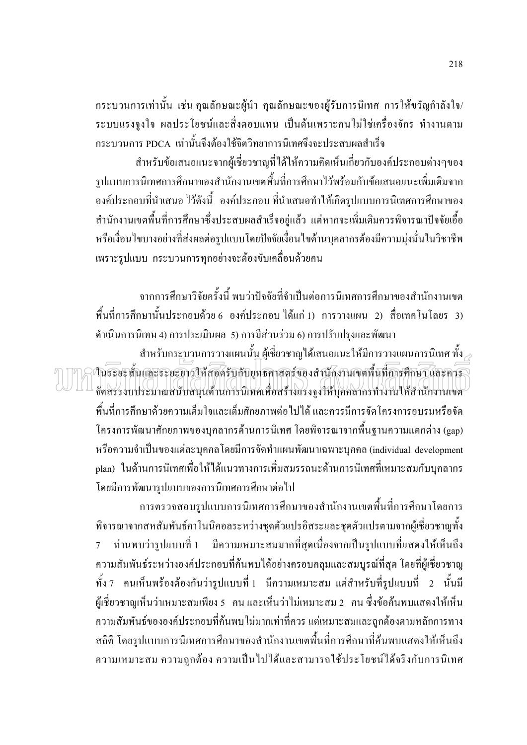กระบวนการเท่านั้น เช่น คุณลักษณะผู้นำ คุณลักษณะของผู้รับการนิเทศ การให้ขวัญกำลังใจ/ระบบแรงจูงใจ ผลประโยชน์และสิ่งตอบแทน เป็นต้นเพราะคนไม่ใช่เครื่องจักร ทำงานตามกระบวนการ PDCA เท่านั้นจึงต้องใช้จิตวิทยาการนิเทศจึงจะประสบผลสำเร็จ

สำหรับข้อเสนอแนะจากผู้เชี่ยวชาญที่ได้ให้ความคิดเห็นเกี่ยวกับองค์ประกอบต่างๆของรูปแบบการนิเทศการศึกษาของสำนักงานเขตพื้นที่การศึกษาไว้พร้อมกับข้อเสนอแนะเพิ่มเติมจากองค์ประกอบที่นำเสนอ ไว้ดังนี้ องค์ประกอบ ที่นำเสนอทำให้เกิดรูปแบบการนิเทศการศึกษาของสำนักงานเขตพื้นที่การศึกษาซึ่งประสบผลสำเร็จอยู่แล้ว แต่หากจะเพิ่มเติมควรพิจารณาปัจจัยเอื้อหรือเงื่อนไขบางอย่างที่ส่งผลต่อรูปแบบโดยปัจจัยเงื่อนไขด้านบุคลากรต้องมีความมุ่งมั่นในวิชาชีพเพราะรูปแบบ กระบวนการทุกอย่างจะต้องขับเคลื่อนด้วยคน

จากการศึกษาวิจัยครั้งนี้ พบว่าปัจจัยที่จำเป็นต่อการนิเทศการศึกษาของสำนักงานเขตพื้นที่การศึกษานั้นประกอบด้วย 6 องค์ประกอบ ได้แก่ 1) การวางแผน 2) สื่อเทคโนโลยร 3) ดำเนินการนิเทษ 4) การประเมินผล 5) การมีส่วนร่วม 6) การปรับปรุงและพัฒนา

สำหรับกระบวนการวางแผนนั้น ผู้เชี่ยวชาญได้เสนอแนะให้มีการวางแผนการนิเทศ ทั้งในระยะสั้นและระยะยาวให้สอดรับกับยุทธศาสตร์ของสำนักงานเขตพื้นที่การศึกษา และควรจัดสรรงบประมาณสนับสนุนด้านการนิเทศเพื่อสร้างแรงจูงให้บุคคลากรทำงานให้สำนักงานเขตพื้นที่การศึกษาด้วยความเต็มใจและเต็มศักยภาพต่อไปได้ และควรมีการจัดโครงการอบรมหรือจัดโครงการพัฒนาศักยภาพของบุคลากรด้านการนิเทศ โดยพิจารณาจากพื้นฐานความแตกต่าง (gap) หรือความจำเป็นของแต่ละบุคคลโดยมีการจัดทำแผนพัฒนาเฉพาะบุคคล (individual development plan) ในด้านการนิเทศเพื่อให้ได้แนวทางการเพิ่มสมรรถนะด้านการนิเทศที่เหมาะสมกับบุคลากร โดยมีการพัฒนารูปแบบของการนิเทศการศึกษาต่อไป

การตรวจสอบรูปแบบการนิเทศการศึกษาของสำนักงานเขตพื้นที่การศึกษาโดยการพิจารณาจากสหสัมพันธ์คาโนนิคอลระหว่างชุดตัวแปรอิสระและชุดตัวแปรตามจากผู้เชี่ยวชาญทั้ง 7 ท่านพบว่ารูปแบบที่ 1 มีความเหมาะสมมากที่สุดเนื่องจากเป็นรูปแบบที่แสดงให้เห็นถึงความสัมพันธ์ระหว่างองค์ประกอบที่ค้นพบได้อย่างครอบคลุมและสมบูรณ์ที่สุด โดยที่ผู้เชี่ยวชาญทั้ง 7 คนเห็นพร้องต้องกันว่ารูปแบบที่ 1 มีความเหมาะสม แต่สำหรับที่รูปแบบที่ 2 นั้นมีผู้เชี่ยวชาญเห็นว่าเหมาะสมเพียง 5 คน และเห็นว่าไม่เหมาะสม 2 คน ซึ่งข้อค้นพบแสดงให้เห็นความสัมพันธ์ขององค์ประกอบที่ค้นพบไม่มากเท่าที่ควร แต่เหมาะสมและถูกต้องตามหลักการทางสถิติ โดยรูปแบบการนิเทศการศึกษาของสำนักงานเขตพื้นที่การศึกษาที่ค้นพบแสดงให้เห็นถึงความเหมาะสม ความถูกต้อง ความเป็นไปได้และสามารถใช้ประโยชน์ได้จริงกับการนิเทศ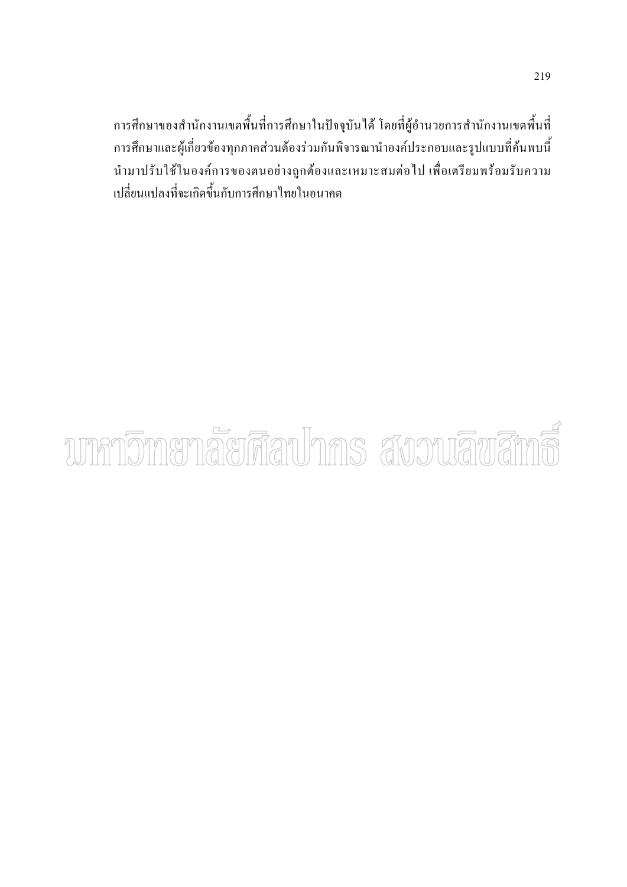การศึกษาของสำนักงานเขตพื้นที่การศึกษาในปัจจุบันได้ โดยที่ผู้อำนวยการสำนักงานเขตพื้นที่การศึกษาและผู้เกี่ยวข้องทุกภาคส่วนต้องร่วมกันพิจารณานำองค์ประกอบและรูปแบบที่ค้นพบนี้นำมาปรับใช้ในองค์การของตนอย่างถูกต้องและเหมาะสมต่อไป เพื่อเตรียมพร้อมรับความเปลี่ยนแปลงที่จะเกิดขึ้นกับการศึกษาไทยในอนาคต